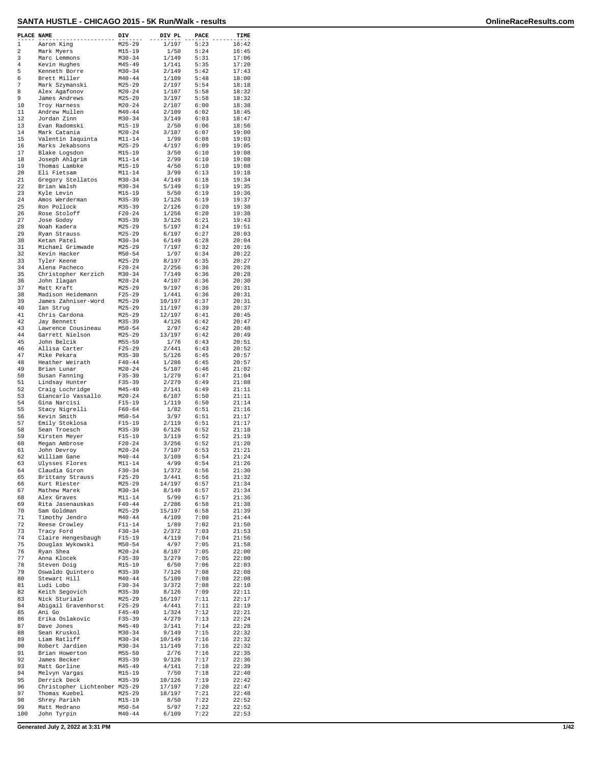# SANTA HUSTLE - CHICAGO 2015 - 5K Run/Walk - results

OnlineRaceResults.com

| PLACE | NAME | DIV | DIV PL | PACE | TIME |
|---|---|---|---|---|---|
| 1 | Aaron King | M25-29 | 1/197 | 5:23 | 16:42 |
| 2 | Mark Myers | M15-19 | 1/50 | 5:24 | 16:45 |
| 3 | Marc Lemmons | M30-34 | 1/149 | 5:31 | 17:06 |
| 4 | Kevin Hughes | M45-49 | 1/141 | 5:35 | 17:20 |
| 5 | Kenneth Borre | M30-34 | 2/149 | 5:42 | 17:43 |
| 6 | Brett Miller | M40-44 | 1/109 | 5:48 | 18:00 |
| 7 | Mark Szymanski | M25-29 | 2/197 | 5:54 | 18:18 |
| 8 | Alex Agafonov | M20-24 | 1/107 | 5:58 | 18:32 |
| 9 | James Andrews | M25-29 | 3/197 | 5:58 | 18:32 |
| 10 | Troy Harness | M20-24 | 2/107 | 6:00 | 18:38 |
| 11 | Andrew Mullen | M40-44 | 2/109 | 6:02 | 18:45 |
| 12 | Jordan Zinn | M30-34 | 3/149 | 6:03 | 18:47 |
| 13 | Evan Radomski | M15-19 | 2/50 | 6:06 | 18:56 |
| 14 | Mark Catania | M20-24 | 3/107 | 6:07 | 19:00 |
| 15 | Valentin Iaquinta | M11-14 | 1/99 | 6:08 | 19:03 |
| 16 | Marks Jekabsons | M25-29 | 4/197 | 6:09 | 19:05 |
| 17 | Blake Logsdon | M15-19 | 3/50 | 6:10 | 19:08 |
| 18 | Joseph Ahlgrim | M11-14 | 2/99 | 6:10 | 19:08 |
| 19 | Thomas Lambke | M15-19 | 4/50 | 6:10 | 19:08 |
| 20 | Eli Fietsam | M11-14 | 3/99 | 6:13 | 19:18 |
| 21 | Gregory Stellatos | M30-34 | 4/149 | 6:18 | 19:34 |
| 22 | Brian Walsh | M30-34 | 5/149 | 6:19 | 19:35 |
| 23 | Kyle Levin | M15-19 | 5/50 | 6:19 | 19:36 |
| 24 | Amos Werderman | M35-39 | 1/126 | 6:19 | 19:37 |
| 25 | Ron Pollock | M35-39 | 2/126 | 6:20 | 19:38 |
| 26 | Rose Stoloff | F20-24 | 1/256 | 6:20 | 19:38 |
| 27 | Jose Godoy | M35-39 | 3/126 | 6:21 | 19:43 |
| 28 | Noah Kadera | M25-29 | 5/197 | 6:24 | 19:51 |
| 29 | Ryan Strauss | M25-29 | 6/197 | 6:27 | 20:03 |
| 30 | Ketan Patel | M30-34 | 6/149 | 6:28 | 20:04 |
| 31 | Michael Grimwade | M25-29 | 7/197 | 6:32 | 20:16 |
| 32 | Kevin Hacker | M50-54 | 1/97 | 6:34 | 20:22 |
| 33 | Tyler Keene | M25-29 | 8/197 | 6:35 | 20:27 |
| 34 | Alena Pacheco | F20-24 | 2/256 | 6:36 | 20:28 |
| 35 | Christopher Kerzich | M30-34 | 7/149 | 6:36 | 20:28 |
| 36 | John Ilagan | M20-24 | 4/107 | 6:36 | 20:30 |
| 37 | Matt Kraft | M25-29 | 9/197 | 6:36 | 20:31 |
| 38 | Madison Heidemann | F25-29 | 1/441 | 6:36 | 20:31 |
| 39 | James Zahniser-Word | M25-29 | 10/197 | 6:37 | 20:31 |
| 40 | Ian Strug | M25-29 | 11/197 | 6:39 | 20:37 |
| 41 | Chris Cardona | M25-29 | 12/197 | 6:41 | 20:45 |
| 42 | Jay Bennett | M35-39 | 4/126 | 6:42 | 20:47 |
| 43 | Lawrence Cousineau | M50-54 | 2/97 | 6:42 | 20:48 |
| 44 | Garrett Nielson | M25-29 | 13/197 | 6:42 | 20:49 |
| 45 | John Belcik | M55-59 | 1/76 | 6:43 | 20:51 |
| 46 | Allisa Carter | F25-29 | 2/441 | 6:43 | 20:52 |
| 47 | Mike Pekara | M35-39 | 5/126 | 6:45 | 20:57 |
| 48 | Heather Weirath | F40-44 | 1/286 | 6:45 | 20:57 |
| 49 | Brian Lunar | M20-24 | 5/107 | 6:46 | 21:02 |
| 50 | Susan Fanning | F35-39 | 1/279 | 6:47 | 21:04 |
| 51 | Lindsay Hunter | F35-39 | 2/279 | 6:49 | 21:08 |
| 52 | Craig Lochridge | M45-49 | 2/141 | 6:49 | 21:11 |
| 53 | Giancarlo Vassallo | M20-24 | 6/107 | 6:50 | 21:11 |
| 54 | Gina Narcisi | F15-19 | 1/119 | 6:50 | 21:14 |
| 55 | Stacy Nigrelli | F60-64 | 1/82 | 6:51 | 21:16 |
| 56 | Kevin Smith | M50-54 | 3/97 | 6:51 | 21:17 |
| 57 | Emily Stoklosa | F15-19 | 2/119 | 6:51 | 21:17 |
| 58 | Sean Troesch | M35-39 | 6/126 | 6:52 | 21:18 |
| 59 | Kirsten Meyer | F15-19 | 3/119 | 6:52 | 21:19 |
| 60 | Megan Ambrose | F20-24 | 3/256 | 6:52 | 21:20 |
| 61 | John Devroy | M20-24 | 7/107 | 6:53 | 21:21 |
| 62 | William Gane | M40-44 | 3/109 | 6:54 | 21:24 |
| 63 | Ulysses Flores | M11-14 | 4/99 | 6:54 | 21:26 |
| 64 | Claudia Giron | F30-34 | 1/372 | 6:56 | 21:30 |
| 65 | Brittany Strauss | F25-29 | 3/441 | 6:56 | 21:32 |
| 66 | Kurt Riester | M25-29 | 14/197 | 6:57 | 21:34 |
| 67 | Mathew Marek | M30-34 | 8/149 | 6:57 | 21:34 |
| 68 | Alex Graves | M11-14 | 5/99 | 6:57 | 21:36 |
| 69 | Rita Jasenauskas | F40-44 | 2/286 | 6:58 | 21:38 |
| 70 | Sam Goldman | M25-29 | 15/197 | 6:58 | 21:39 |
| 71 | Timothy Jendro | M40-44 | 4/109 | 7:00 | 21:44 |
| 72 | Reese Crowley | F11-14 | 1/89 | 7:02 | 21:50 |
| 73 | Tracy Ford | F30-34 | 2/372 | 7:03 | 21:53 |
| 74 | Claire Hengesbaugh | F15-19 | 4/119 | 7:04 | 21:56 |
| 75 | Douglas Wykowski | M50-54 | 4/97 | 7:05 | 21:58 |
| 76 | Ryan Shea | M20-24 | 8/107 | 7:05 | 22:00 |
| 77 | Anna Klocek | F35-39 | 3/279 | 7:05 | 22:00 |
| 78 | Steven Doig | M15-19 | 6/50 | 7:06 | 22:03 |
| 79 | Oswaldo Quintero | M35-39 | 7/126 | 7:08 | 22:08 |
| 80 | Stewart Hill | M40-44 | 5/109 | 7:08 | 22:08 |
| 81 | Ludi Lobo | F30-34 | 3/372 | 7:08 | 22:10 |
| 82 | Keith Segovich | M35-39 | 8/126 | 7:09 | 22:11 |
| 83 | Nick Sturiale | M25-29 | 16/197 | 7:11 | 22:17 |
| 84 | Abigail Gravenhorst | F25-29 | 4/441 | 7:11 | 22:19 |
| 85 | Ani Go | F45-49 | 1/324 | 7:12 | 22:21 |
| 86 | Erika Oslakovic | F35-39 | 4/279 | 7:13 | 22:24 |
| 87 | Dave Jones | M45-49 | 3/141 | 7:14 | 22:28 |
| 88 | Sean Kruskol | M30-34 | 9/149 | 7:15 | 22:32 |
| 89 | Liam Ratliff | M30-34 | 10/149 | 7:16 | 22:32 |
| 90 | Robert Jardien | M30-34 | 11/149 | 7:16 | 22:32 |
| 91 | Brian Howerton | M55-59 | 2/76 | 7:16 | 22:35 |
| 92 | James Becker | M35-39 | 9/126 | 7:17 | 22:36 |
| 93 | Matt Gorline | M45-49 | 4/141 | 7:18 | 22:39 |
| 94 | Melvyn Vargas | M15-19 | 7/50 | 7:18 | 22:40 |
| 95 | Derrick Deck | M35-39 | 10/126 | 7:19 | 22:42 |
| 96 | Christopher Lichtenber | M25-29 | 17/197 | 7:20 | 22:47 |
| 97 | Thomas Kuebel | M25-29 | 18/197 | 7:21 | 22:48 |
| 98 | Shrey Parikh | M15-19 | 8/50 | 7:22 | 22:52 |
| 99 | Matt Medrano | M50-54 | 5/97 | 7:22 | 22:52 |
| 100 | John Tyrpin | M40-44 | 6/109 | 7:22 | 22:53 |

Generated July 2, 2022 at 3:31 PM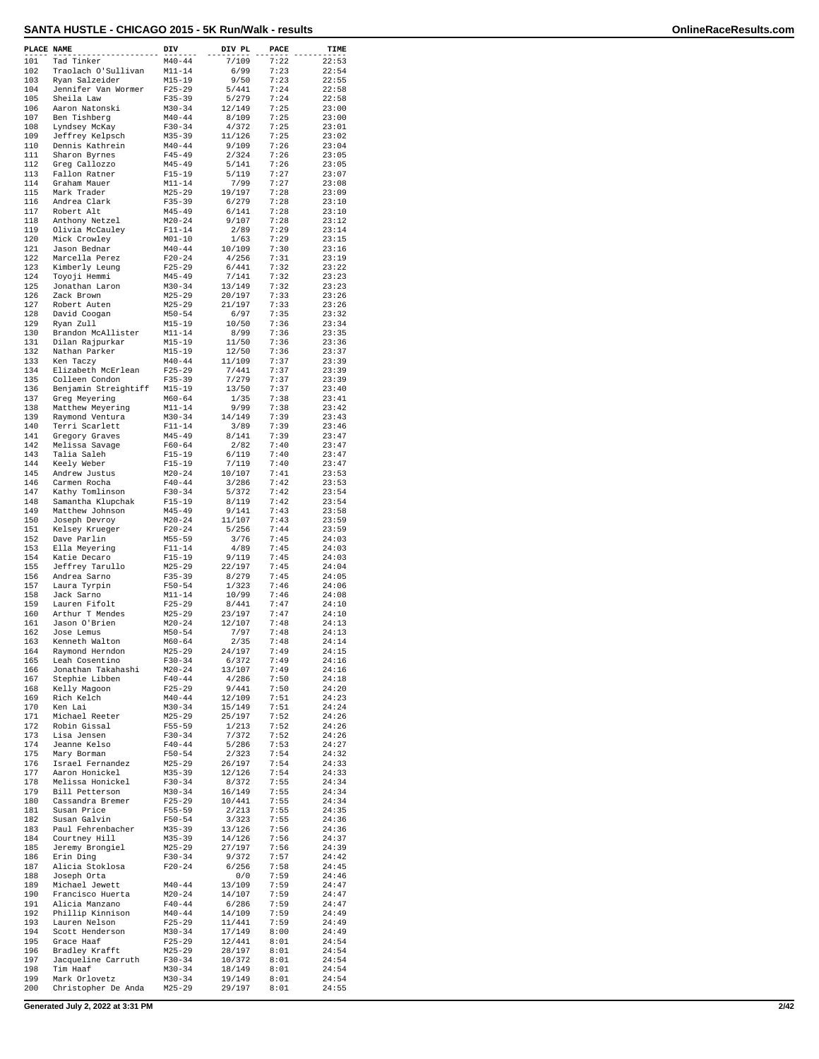# SANTA HUSTLE - CHICAGO 2015 - 5K Run/Walk - results

| PLACE | NAME | DIV | DIV PL | PACE | TIME |
|---|---|---|---|---|---|
| 101 | Tad Tinker | M40-44 | 7/109 | 7:22 | 22:53 |
| 102 | Traolach O'Sullivan | M11-14 | 6/99 | 7:23 | 22:54 |
| 103 | Ryan Salzeider | M15-19 | 9/50 | 7:23 | 22:55 |
| 104 | Jennifer Van Wormer | F25-29 | 5/441 | 7:24 | 22:58 |
| 105 | Sheila Law | F35-39 | 5/279 | 7:24 | 22:58 |
| 106 | Aaron Natonski | M30-34 | 12/149 | 7:25 | 23:00 |
| 107 | Ben Tishberg | M40-44 | 8/109 | 7:25 | 23:00 |
| 108 | Lyndsey McKay | F30-34 | 4/372 | 7:25 | 23:01 |
| 109 | Jeffrey Kelpsch | M35-39 | 11/126 | 7:25 | 23:02 |
| 110 | Dennis Kathrein | M40-44 | 9/109 | 7:26 | 23:04 |
| 111 | Sharon Byrnes | F45-49 | 2/324 | 7:26 | 23:05 |
| 112 | Greg Callozzo | M45-49 | 5/141 | 7:26 | 23:05 |
| 113 | Fallon Ratner | F15-19 | 5/119 | 7:27 | 23:07 |
| 114 | Graham Mauer | M11-14 | 7/99 | 7:27 | 23:08 |
| 115 | Mark Trader | M25-29 | 19/197 | 7:28 | 23:09 |
| 116 | Andrea Clark | F35-39 | 6/279 | 7:28 | 23:10 |
| 117 | Robert Alt | M45-49 | 6/141 | 7:28 | 23:10 |
| 118 | Anthony Netzel | M20-24 | 9/107 | 7:28 | 23:12 |
| 119 | Olivia McCauley | F11-14 | 2/89 | 7:29 | 23:14 |
| 120 | Mick Crowley | M01-10 | 1/63 | 7:29 | 23:15 |
| 121 | Jason Bednar | M40-44 | 10/109 | 7:30 | 23:16 |
| 122 | Marcella Perez | F20-24 | 4/256 | 7:31 | 23:19 |
| 123 | Kimberly Leung | F25-29 | 6/441 | 7:32 | 23:22 |
| 124 | Toyoji Hemmi | M45-49 | 7/141 | 7:32 | 23:23 |
| 125 | Jonathan Laron | M30-34 | 13/149 | 7:32 | 23:23 |
| 126 | Zack Brown | M25-29 | 20/197 | 7:33 | 23:26 |
| 127 | Robert Auten | M25-29 | 21/197 | 7:33 | 23:26 |
| 128 | David Coogan | M50-54 | 6/97 | 7:35 | 23:32 |
| 129 | Ryan Zull | M15-19 | 10/50 | 7:36 | 23:34 |
| 130 | Brandon McAllister | M11-14 | 8/99 | 7:36 | 23:35 |
| 131 | Dilan Rajpurkar | M15-19 | 11/50 | 7:36 | 23:36 |
| 132 | Nathan Parker | M15-19 | 12/50 | 7:36 | 23:37 |
| 133 | Ken Taczy | M40-44 | 11/109 | 7:37 | 23:39 |
| 134 | Elizabeth McErlean | F25-29 | 7/441 | 7:37 | 23:39 |
| 135 | Colleen Condon | F35-39 | 7/279 | 7:37 | 23:39 |
| 136 | Benjamin Streightiff | M15-19 | 13/50 | 7:37 | 23:40 |
| 137 | Greg Meyering | M60-64 | 1/35 | 7:38 | 23:41 |
| 138 | Matthew Meyering | M11-14 | 9/99 | 7:38 | 23:42 |
| 139 | Raymond Ventura | M30-34 | 14/149 | 7:39 | 23:43 |
| 140 | Terri Scarlett | F11-14 | 3/89 | 7:39 | 23:46 |
| 141 | Gregory Graves | M45-49 | 8/141 | 7:39 | 23:47 |
| 142 | Melissa Savage | F60-64 | 2/82 | 7:40 | 23:47 |
| 143 | Talia Saleh | F15-19 | 6/119 | 7:40 | 23:47 |
| 144 | Keely Weber | F15-19 | 7/119 | 7:40 | 23:47 |
| 145 | Andrew Justus | M20-24 | 10/107 | 7:41 | 23:53 |
| 146 | Carmen Rocha | F40-44 | 3/286 | 7:42 | 23:53 |
| 147 | Kathy Tomlinson | F30-34 | 5/372 | 7:42 | 23:54 |
| 148 | Samantha Klupchak | F15-19 | 8/119 | 7:42 | 23:54 |
| 149 | Matthew Johnson | M45-49 | 9/141 | 7:43 | 23:58 |
| 150 | Joseph Devroy | M20-24 | 11/107 | 7:43 | 23:59 |
| 151 | Kelsey Krueger | F20-24 | 5/256 | 7:44 | 23:59 |
| 152 | Dave Parlin | M55-59 | 3/76 | 7:45 | 24:03 |
| 153 | Ella Meyering | F11-14 | 4/89 | 7:45 | 24:03 |
| 154 | Katie Decaro | F15-19 | 9/119 | 7:45 | 24:03 |
| 155 | Jeffrey Tarullo | M25-29 | 22/197 | 7:45 | 24:04 |
| 156 | Andrea Sarno | F35-39 | 8/279 | 7:45 | 24:05 |
| 157 | Laura Tyrpin | F50-54 | 1/323 | 7:46 | 24:06 |
| 158 | Jack Sarno | M11-14 | 10/99 | 7:46 | 24:08 |
| 159 | Lauren Fifolt | F25-29 | 8/441 | 7:47 | 24:10 |
| 160 | Arthur T Mendes | M25-29 | 23/197 | 7:47 | 24:10 |
| 161 | Jason O'Brien | M20-24 | 12/107 | 7:48 | 24:13 |
| 162 | Jose Lemus | M50-54 | 7/97 | 7:48 | 24:13 |
| 163 | Kenneth Walton | M60-64 | 2/35 | 7:48 | 24:14 |
| 164 | Raymond Herndon | M25-29 | 24/197 | 7:49 | 24:15 |
| 165 | Leah Cosentino | F30-34 | 6/372 | 7:49 | 24:16 |
| 166 | Jonathan Takahashi | M20-24 | 13/107 | 7:49 | 24:16 |
| 167 | Stephie Libben | F40-44 | 4/286 | 7:50 | 24:18 |
| 168 | Kelly Magoon | F25-29 | 9/441 | 7:50 | 24:20 |
| 169 | Rich Kelch | M40-44 | 12/109 | 7:51 | 24:23 |
| 170 | Ken Lai | M30-34 | 15/149 | 7:51 | 24:24 |
| 171 | Michael Reeter | M25-29 | 25/197 | 7:52 | 24:26 |
| 172 | Robin Gissal | F55-59 | 1/213 | 7:52 | 24:26 |
| 173 | Lisa Jensen | F30-34 | 7/372 | 7:52 | 24:26 |
| 174 | Jeanne Kelso | F40-44 | 5/286 | 7:53 | 24:27 |
| 175 | Mary Borman | F50-54 | 2/323 | 7:54 | 24:32 |
| 176 | Israel Fernandez | M25-29 | 26/197 | 7:54 | 24:33 |
| 177 | Aaron Honickel | M35-39 | 12/126 | 7:54 | 24:33 |
| 178 | Melissa Honickel | F30-34 | 8/372 | 7:55 | 24:34 |
| 179 | Bill Petterson | M30-34 | 16/149 | 7:55 | 24:34 |
| 180 | Cassandra Bremer | F25-29 | 10/441 | 7:55 | 24:34 |
| 181 | Susan Price | F55-59 | 2/213 | 7:55 | 24:35 |
| 182 | Susan Galvin | F50-54 | 3/323 | 7:55 | 24:36 |
| 183 | Paul Fehrenbacher | M35-39 | 13/126 | 7:56 | 24:36 |
| 184 | Courtney Hill | M35-39 | 14/126 | 7:56 | 24:37 |
| 185 | Jeremy Brongiel | M25-29 | 27/197 | 7:56 | 24:39 |
| 186 | Erin Ding | F30-34 | 9/372 | 7:57 | 24:42 |
| 187 | Alicia Stoklosa | F20-24 | 6/256 | 7:58 | 24:45 |
| 188 | Joseph Orta | | 0/0 | 7:59 | 24:46 |
| 189 | Michael Jewett | M40-44 | 13/109 | 7:59 | 24:47 |
| 190 | Francisco Huerta | M20-24 | 14/107 | 7:59 | 24:47 |
| 191 | Alicia Manzano | F40-44 | 6/286 | 7:59 | 24:47 |
| 192 | Phillip Kinnison | M40-44 | 14/109 | 7:59 | 24:49 |
| 193 | Lauren Nelson | F25-29 | 11/441 | 7:59 | 24:49 |
| 194 | Scott Henderson | M30-34 | 17/149 | 8:00 | 24:49 |
| 195 | Grace Haaf | F25-29 | 12/441 | 8:01 | 24:54 |
| 196 | Bradley Krafft | M25-29 | 28/197 | 8:01 | 24:54 |
| 197 | Jacqueline Carruth | F30-34 | 10/372 | 8:01 | 24:54 |
| 198 | Tim Haaf | M30-34 | 18/149 | 8:01 | 24:54 |
| 199 | Mark Orlovetz | M30-34 | 19/149 | 8:01 | 24:54 |
| 200 | Christopher De Anda | M25-29 | 29/197 | 8:01 | 24:55 |

Generated July 2, 2022 at 3:31 PM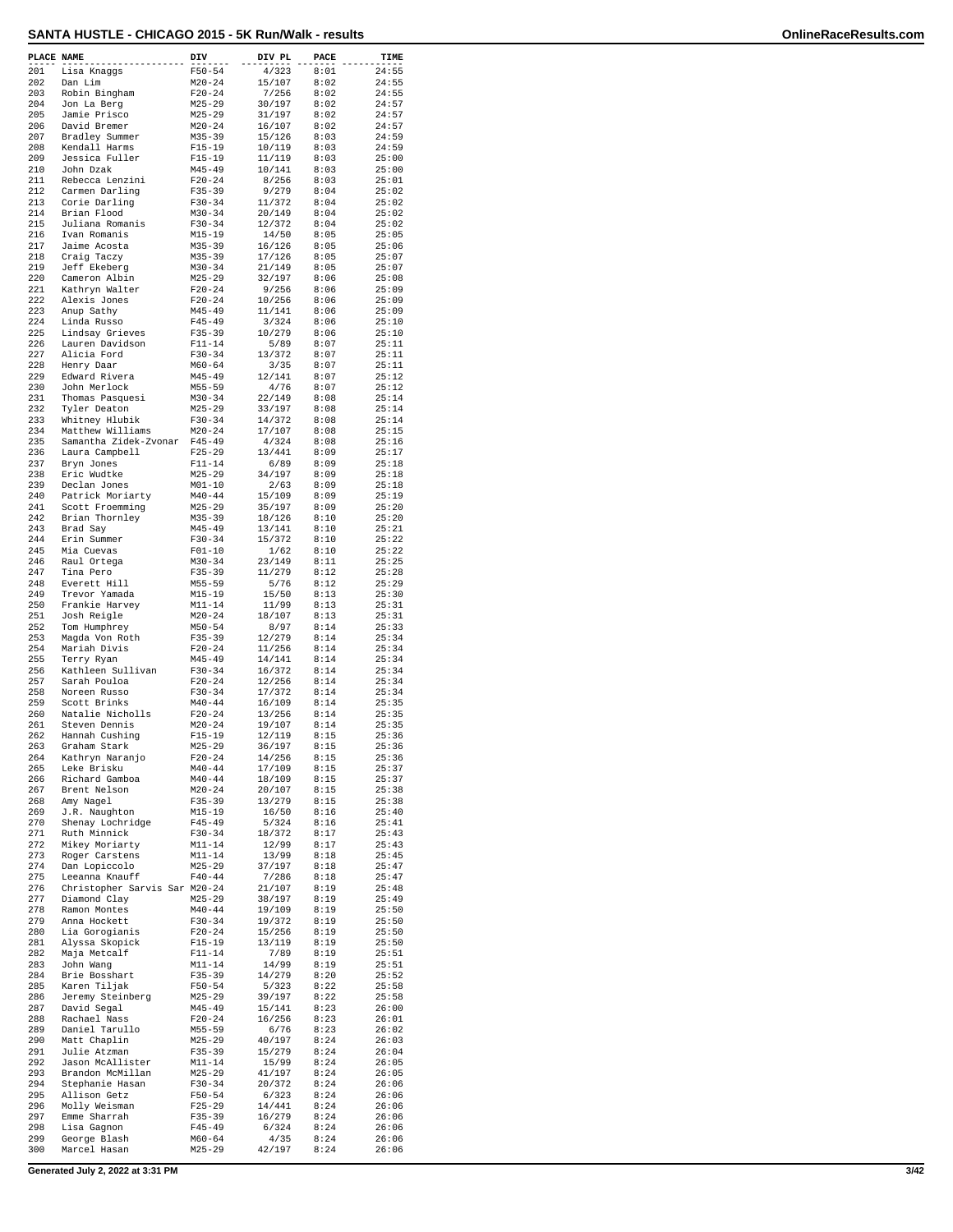# SANTA HUSTLE - CHICAGO 2015 - 5K Run/Walk - results

| PLACE | NAME | DIV | DIV PL | PACE | TIME |
|---|---|---|---|---|---|
| 201 | Lisa Knaggs | F50-54 | 4/323 | 8:01 | 24:55 |
| 202 | Dan Lim | M20-24 | 15/107 | 8:02 | 24:55 |
| 203 | Robin Bingham | F20-24 | 7/256 | 8:02 | 24:55 |
| 204 | Jon La Berg | M25-29 | 30/197 | 8:02 | 24:57 |
| 205 | Jamie Prisco | M25-29 | 31/197 | 8:02 | 24:57 |
| 206 | David Bremer | M20-24 | 16/107 | 8:02 | 24:57 |
| 207 | Bradley Summer | M35-39 | 15/126 | 8:03 | 24:59 |
| 208 | Kendall Harms | F15-19 | 10/119 | 8:03 | 24:59 |
| 209 | Jessica Fuller | F15-19 | 11/119 | 8:03 | 25:00 |
| 210 | John Dzak | M45-49 | 10/141 | 8:03 | 25:00 |
| 211 | Rebecca Lenzini | F20-24 | 8/256 | 8:03 | 25:01 |
| 212 | Carmen Darling | F35-39 | 9/279 | 8:04 | 25:02 |
| 213 | Corie Darling | F30-34 | 11/372 | 8:04 | 25:02 |
| 214 | Brian Flood | M30-34 | 20/149 | 8:04 | 25:02 |
| 215 | Juliana Romanis | F30-34 | 12/372 | 8:04 | 25:02 |
| 216 | Ivan Romanis | M15-19 | 14/50 | 8:05 | 25:05 |
| 217 | Jaime Acosta | M35-39 | 16/126 | 8:05 | 25:06 |
| 218 | Craig Taczy | M35-39 | 17/126 | 8:05 | 25:07 |
| 219 | Jeff Ekeberg | M30-34 | 21/149 | 8:05 | 25:07 |
| 220 | Cameron Albin | M25-29 | 32/197 | 8:06 | 25:08 |
| 221 | Kathryn Walter | F20-24 | 9/256 | 8:06 | 25:09 |
| 222 | Alexis Jones | F20-24 | 10/256 | 8:06 | 25:09 |
| 223 | Anup Sathy | M45-49 | 11/141 | 8:06 | 25:09 |
| 224 | Linda Russo | F45-49 | 3/324 | 8:06 | 25:10 |
| 225 | Lindsay Grieves | F35-39 | 10/279 | 8:06 | 25:10 |
| 226 | Lauren Davidson | F11-14 | 5/89 | 8:07 | 25:11 |
| 227 | Alicia Ford | F30-34 | 13/372 | 8:07 | 25:11 |
| 228 | Henry Daar | M60-64 | 3/35 | 8:07 | 25:11 |
| 229 | Edward Rivera | M45-49 | 12/141 | 8:07 | 25:12 |
| 230 | John Merlock | M55-59 | 4/76 | 8:07 | 25:12 |
| 231 | Thomas Pasquesi | M30-34 | 22/149 | 8:08 | 25:14 |
| 232 | Tyler Deaton | M25-29 | 33/197 | 8:08 | 25:14 |
| 233 | Whitney Hlubik | F30-34 | 14/372 | 8:08 | 25:14 |
| 234 | Matthew Williams | M20-24 | 17/107 | 8:08 | 25:15 |
| 235 | Samantha Zidek-Zvonar | F45-49 | 4/324 | 8:08 | 25:16 |
| 236 | Laura Campbell | F25-29 | 13/441 | 8:09 | 25:17 |
| 237 | Bryn Jones | F11-14 | 6/89 | 8:09 | 25:18 |
| 238 | Eric Wudtke | M25-29 | 34/197 | 8:09 | 25:18 |
| 239 | Declan Jones | M01-10 | 2/63 | 8:09 | 25:18 |
| 240 | Patrick Moriarty | M40-44 | 15/109 | 8:09 | 25:19 |
| 241 | Scott Froemming | M25-29 | 35/197 | 8:09 | 25:20 |
| 242 | Brian Thornley | M35-39 | 18/126 | 8:10 | 25:20 |
| 243 | Brad Say | M45-49 | 13/141 | 8:10 | 25:21 |
| 244 | Erin Summer | F30-34 | 15/372 | 8:10 | 25:22 |
| 245 | Mia Cuevas | F01-10 | 1/62 | 8:10 | 25:22 |
| 246 | Raul Ortega | M30-34 | 23/149 | 8:11 | 25:25 |
| 247 | Tina Pero | F35-39 | 11/279 | 8:12 | 25:28 |
| 248 | Everett Hill | M55-59 | 5/76 | 8:12 | 25:29 |
| 249 | Trevor Yamada | M15-19 | 15/50 | 8:13 | 25:30 |
| 250 | Frankie Harvey | M11-14 | 11/99 | 8:13 | 25:31 |
| 251 | Josh Reigle | M20-24 | 18/107 | 8:13 | 25:31 |
| 252 | Tom Humphrey | M50-54 | 8/97 | 8:14 | 25:33 |
| 253 | Magda Von Roth | F35-39 | 12/279 | 8:14 | 25:34 |
| 254 | Mariah Divis | F20-24 | 11/256 | 8:14 | 25:34 |
| 255 | Terry Ryan | M45-49 | 14/141 | 8:14 | 25:34 |
| 256 | Kathleen Sullivan | F30-34 | 16/372 | 8:14 | 25:34 |
| 257 | Sarah Pouloa | F20-24 | 12/256 | 8:14 | 25:34 |
| 258 | Noreen Russo | F30-34 | 17/372 | 8:14 | 25:34 |
| 259 | Scott Brinks | M40-44 | 16/109 | 8:14 | 25:35 |
| 260 | Natalie Nicholls | F20-24 | 13/256 | 8:14 | 25:35 |
| 261 | Steven Dennis | M20-24 | 19/107 | 8:14 | 25:35 |
| 262 | Hannah Cushing | F15-19 | 12/119 | 8:15 | 25:36 |
| 263 | Graham Stark | M25-29 | 36/197 | 8:15 | 25:36 |
| 264 | Kathryn Naranjo | F20-24 | 14/256 | 8:15 | 25:36 |
| 265 | Leke Brisku | M40-44 | 17/109 | 8:15 | 25:37 |
| 266 | Richard Gamboa | M40-44 | 18/109 | 8:15 | 25:37 |
| 267 | Brent Nelson | M20-24 | 20/107 | 8:15 | 25:38 |
| 268 | Amy Nagel | F35-39 | 13/279 | 8:15 | 25:38 |
| 269 | J.R. Naughton | M15-19 | 16/50 | 8:16 | 25:40 |
| 270 | Shenay Lochridge | F45-49 | 5/324 | 8:16 | 25:41 |
| 271 | Ruth Minnick | F30-34 | 18/372 | 8:17 | 25:43 |
| 272 | Mikey Moriarty | M11-14 | 12/99 | 8:17 | 25:43 |
| 273 | Roger Carstens | M11-14 | 13/99 | 8:18 | 25:45 |
| 274 | Dan Lopiccolo | M25-29 | 37/197 | 8:18 | 25:47 |
| 275 | Leeanna Knauff | F40-44 | 7/286 | 8:18 | 25:47 |
| 276 | Christopher Sarvis Sar | M20-24 | 21/107 | 8:19 | 25:48 |
| 277 | Diamond Clay | M25-29 | 38/197 | 8:19 | 25:49 |
| 278 | Ramon Montes | M40-44 | 19/109 | 8:19 | 25:50 |
| 279 | Anna Hockett | F30-34 | 19/372 | 8:19 | 25:50 |
| 280 | Lia Gorogianis | F20-24 | 15/256 | 8:19 | 25:50 |
| 281 | Alyssa Skopick | F15-19 | 13/119 | 8:19 | 25:50 |
| 282 | Maja Metcalf | F11-14 | 7/89 | 8:19 | 25:51 |
| 283 | John Wang | M11-14 | 14/99 | 8:19 | 25:51 |
| 284 | Brie Bosshart | F35-39 | 14/279 | 8:20 | 25:52 |
| 285 | Karen Tiljak | F50-54 | 5/323 | 8:22 | 25:58 |
| 286 | Jeremy Steinberg | M25-29 | 39/197 | 8:22 | 25:58 |
| 287 | David Segal | M45-49 | 15/141 | 8:23 | 26:00 |
| 288 | Rachael Nass | F20-24 | 16/256 | 8:23 | 26:01 |
| 289 | Daniel Tarullo | M55-59 | 6/76 | 8:23 | 26:02 |
| 290 | Matt Chaplin | M25-29 | 40/197 | 8:24 | 26:03 |
| 291 | Julie Atzman | F35-39 | 15/279 | 8:24 | 26:04 |
| 292 | Jason McAllister | M11-14 | 15/99 | 8:24 | 26:05 |
| 293 | Brandon McMillan | M25-29 | 41/197 | 8:24 | 26:05 |
| 294 | Stephanie Hasan | F30-34 | 20/372 | 8:24 | 26:06 |
| 295 | Allison Getz | F50-54 | 6/323 | 8:24 | 26:06 |
| 296 | Molly Weisman | F25-29 | 14/441 | 8:24 | 26:06 |
| 297 | Emme Sharrah | F35-39 | 16/279 | 8:24 | 26:06 |
| 298 | Lisa Gagnon | F45-49 | 6/324 | 8:24 | 26:06 |
| 299 | George Blash | M60-64 | 4/35 | 8:24 | 26:06 |
| 300 | Marcel Hasan | M25-29 | 42/197 | 8:24 | 26:06 |

Generated July 2, 2022 at 3:31 PM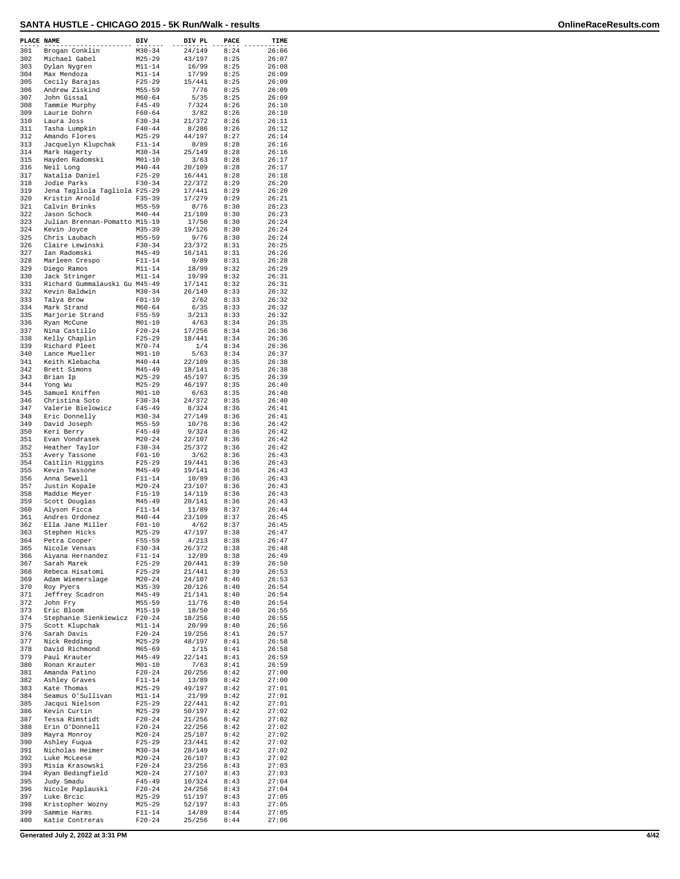# SANTA HUSTLE - CHICAGO 2015 - 5K Run/Walk - results

| PLACE | NAME | DIV | DIV PL | PACE | TIME |
|---|---|---|---|---|---|
| 301 | Brogan Conklin | M30-34 | 24/149 | 8:24 | 26:06 |
| 302 | Michael Gabel | M25-29 | 43/197 | 8:25 | 26:07 |
| 303 | Dylan Nygren | M11-14 | 16/99 | 8:25 | 26:08 |
| 304 | Max Mendoza | M11-14 | 17/99 | 8:25 | 26:09 |
| 305 | Cecily Barajas | F25-29 | 15/441 | 8:25 | 26:09 |
| 306 | Andrew Ziskind | M55-59 | 7/76 | 8:25 | 26:09 |
| 307 | John Gissal | M60-64 | 5/35 | 8:25 | 26:09 |
| 308 | Tammie Murphy | F45-49 | 7/324 | 8:26 | 26:10 |
| 309 | Laurie Dohrn | F60-64 | 3/82 | 8:26 | 26:10 |
| 310 | Laura Joss | F30-34 | 21/372 | 8:26 | 26:11 |
| 311 | Tasha Lumpkin | F40-44 | 8/286 | 8:26 | 26:12 |
| 312 | Amando Flores | M25-29 | 44/197 | 8:27 | 26:14 |
| 313 | Jacquelyn Klupchak | F11-14 | 8/89 | 8:28 | 26:16 |
| 314 | Mark Hagerty | M30-34 | 25/149 | 8:28 | 26:16 |
| 315 | Hayden Radomski | M01-10 | 3/63 | 8:28 | 26:17 |
| 316 | Neil Long | M40-44 | 20/109 | 8:28 | 26:17 |
| 317 | Natalia Daniel | F25-29 | 16/441 | 8:28 | 26:18 |
| 318 | Jodie Parks | F30-34 | 22/372 | 8:29 | 26:20 |
| 319 | Jena Tagliola Tagliola | F25-29 | 17/441 | 8:29 | 26:20 |
| 320 | Kristin Arnold | F35-39 | 17/279 | 8:29 | 26:21 |
| 321 | Calvin Brinks | M55-59 | 8/76 | 8:30 | 26:23 |
| 322 | Jason Schock | M40-44 | 21/109 | 8:30 | 26:23 |
| 323 | Julian Brennan-Pomatto | M15-19 | 17/50 | 8:30 | 26:24 |
| 324 | Kevin Joyce | M35-39 | 19/126 | 8:30 | 26:24 |
| 325 | Chris Laubach | M55-59 | 9/76 | 8:30 | 26:24 |
| 326 | Claire Lewinski | F30-34 | 23/372 | 8:31 | 26:25 |
| 327 | Ian Radomski | M45-49 | 16/141 | 8:31 | 26:26 |
| 328 | Marleen Crespo | F11-14 | 9/89 | 8:31 | 26:28 |
| 329 | Diego Ramos | M11-14 | 18/99 | 8:32 | 26:29 |
| 330 | Jack Stringer | M11-14 | 19/99 | 8:32 | 26:31 |
| 331 | Richard Gummalauski Gu | M45-49 | 17/141 | 8:32 | 26:31 |
| 332 | Kevin Baldwin | M30-34 | 26/149 | 8:33 | 26:32 |
| 333 | Talya Brow | F01-10 | 2/62 | 8:33 | 26:32 |
| 334 | Mark Strand | M60-64 | 6/35 | 8:33 | 26:32 |
| 335 | Marjorie Strand | F55-59 | 3/213 | 8:33 | 26:32 |
| 336 | Ryan McCune | M01-10 | 4/63 | 8:34 | 26:35 |
| 337 | Nina Castillo | F20-24 | 17/256 | 8:34 | 26:36 |
| 338 | Kelly Chaplin | F25-29 | 18/441 | 8:34 | 26:36 |
| 339 | Richard Pleet | M70-74 | 1/4 | 8:34 | 26:36 |
| 340 | Lance Mueller | M01-10 | 5/63 | 8:34 | 26:37 |
| 341 | Keith Klebacha | M40-44 | 22/109 | 8:35 | 26:38 |
| 342 | Brett Simons | M45-49 | 18/141 | 8:35 | 26:38 |
| 343 | Brian Ip | M25-29 | 45/197 | 8:35 | 26:39 |
| 344 | Yong Wu | M25-29 | 46/197 | 8:35 | 26:40 |
| 345 | Samuel Kniffen | M01-10 | 6/63 | 8:35 | 26:40 |
| 346 | Christina Soto | F30-34 | 24/372 | 8:35 | 26:40 |
| 347 | Valerie Bielowicz | F45-49 | 8/324 | 8:36 | 26:41 |
| 348 | Eric Donnelly | M30-34 | 27/149 | 8:36 | 26:41 |
| 349 | David Joseph | M55-59 | 10/76 | 8:36 | 26:42 |
| 350 | Keri Berry | F45-49 | 9/324 | 8:36 | 26:42 |
| 351 | Evan Vondrasek | M20-24 | 22/107 | 8:36 | 26:42 |
| 352 | Heather Taylor | F30-34 | 25/372 | 8:36 | 26:42 |
| 353 | Avery Tassone | F01-10 | 3/62 | 8:36 | 26:43 |
| 354 | Caitlin Higgins | F25-29 | 19/441 | 8:36 | 26:43 |
| 355 | Kevin Tassone | M45-49 | 19/141 | 8:36 | 26:43 |
| 356 | Anna Sewell | F11-14 | 10/89 | 8:36 | 26:43 |
| 357 | Justin Kopale | M20-24 | 23/107 | 8:36 | 26:43 |
| 358 | Maddie Meyer | F15-19 | 14/119 | 8:36 | 26:43 |
| 359 | Scott Douglas | M45-49 | 20/141 | 8:36 | 26:43 |
| 360 | Alyson Ficca | F11-14 | 11/89 | 8:37 | 26:44 |
| 361 | Andres Ordonez | M40-44 | 23/109 | 8:37 | 26:45 |
| 362 | Ella Jane Miller | F01-10 | 4/62 | 8:37 | 26:45 |
| 363 | Stephen Hicks | M25-29 | 47/197 | 8:38 | 26:47 |
| 364 | Petra Cooper | F55-59 | 4/213 | 8:38 | 26:47 |
| 365 | Nicole Vensas | F30-34 | 26/372 | 8:38 | 26:48 |
| 366 | Aiyana Hernandez | F11-14 | 12/89 | 8:38 | 26:49 |
| 367 | Sarah Marek | F25-29 | 20/441 | 8:39 | 26:50 |
| 368 | Rebeca Hisatomi | F25-29 | 21/441 | 8:39 | 26:53 |
| 369 | Adam Wiemerslage | M20-24 | 24/107 | 8:40 | 26:53 |
| 370 | Roy Pyers | M35-39 | 20/126 | 8:40 | 26:54 |
| 371 | Jeffrey Scadron | M45-49 | 21/141 | 8:40 | 26:54 |
| 372 | John Fry | M55-59 | 11/76 | 8:40 | 26:54 |
| 373 | Eric Bloom | M15-19 | 18/50 | 8:40 | 26:55 |
| 374 | Stephanie Sienkiewicz | F20-24 | 18/256 | 8:40 | 26:55 |
| 375 | Scott Klupchak | M11-14 | 20/99 | 8:40 | 26:56 |
| 376 | Sarah Davis | F20-24 | 19/256 | 8:41 | 26:57 |
| 377 | Nick Redding | M25-29 | 48/197 | 8:41 | 26:58 |
| 378 | David Richmond | M65-69 | 1/15 | 8:41 | 26:58 |
| 379 | Paul Krauter | M45-49 | 22/141 | 8:41 | 26:59 |
| 380 | Ronan Krauter | M01-10 | 7/63 | 8:41 | 26:59 |
| 381 | Amanda Patino | F20-24 | 20/256 | 8:42 | 27:00 |
| 382 | Ashley Graves | F11-14 | 13/89 | 8:42 | 27:00 |
| 383 | Kate Thomas | M25-29 | 49/197 | 8:42 | 27:01 |
| 384 | Seamus O'Sullivan | M11-14 | 21/99 | 8:42 | 27:01 |
| 385 | Jacqui Nielson | F25-29 | 22/441 | 8:42 | 27:01 |
| 386 | Kevin Curtin | M25-29 | 50/197 | 8:42 | 27:02 |
| 387 | Tessa Rimstidt | F20-24 | 21/256 | 8:42 | 27:02 |
| 388 | Erin O'Donnell | F20-24 | 22/256 | 8:42 | 27:02 |
| 389 | Mayra Monroy | M20-24 | 25/107 | 8:42 | 27:02 |
| 390 | Ashley Fuqua | F25-29 | 23/441 | 8:42 | 27:02 |
| 391 | Nicholas Heimer | M30-34 | 28/149 | 8:42 | 27:02 |
| 392 | Luke McLeese | M20-24 | 26/107 | 8:43 | 27:02 |
| 393 | Misia Krasowski | F20-24 | 23/256 | 8:43 | 27:03 |
| 394 | Ryan Bedingfield | M20-24 | 27/107 | 8:43 | 27:03 |
| 395 | Judy Smadu | F45-49 | 10/324 | 8:43 | 27:04 |
| 396 | Nicole Paplauski | F20-24 | 24/256 | 8:43 | 27:04 |
| 397 | Luke Brcic | M25-29 | 51/197 | 8:43 | 27:05 |
| 398 | Kristopher Wozny | M25-29 | 52/197 | 8:43 | 27:05 |
| 399 | Sammie Harms | F11-14 | 14/89 | 8:44 | 27:05 |
| 400 | Katie Contreras | F20-24 | 25/256 | 8:44 | 27:06 |

Generated July 2, 2022 at 3:31 PM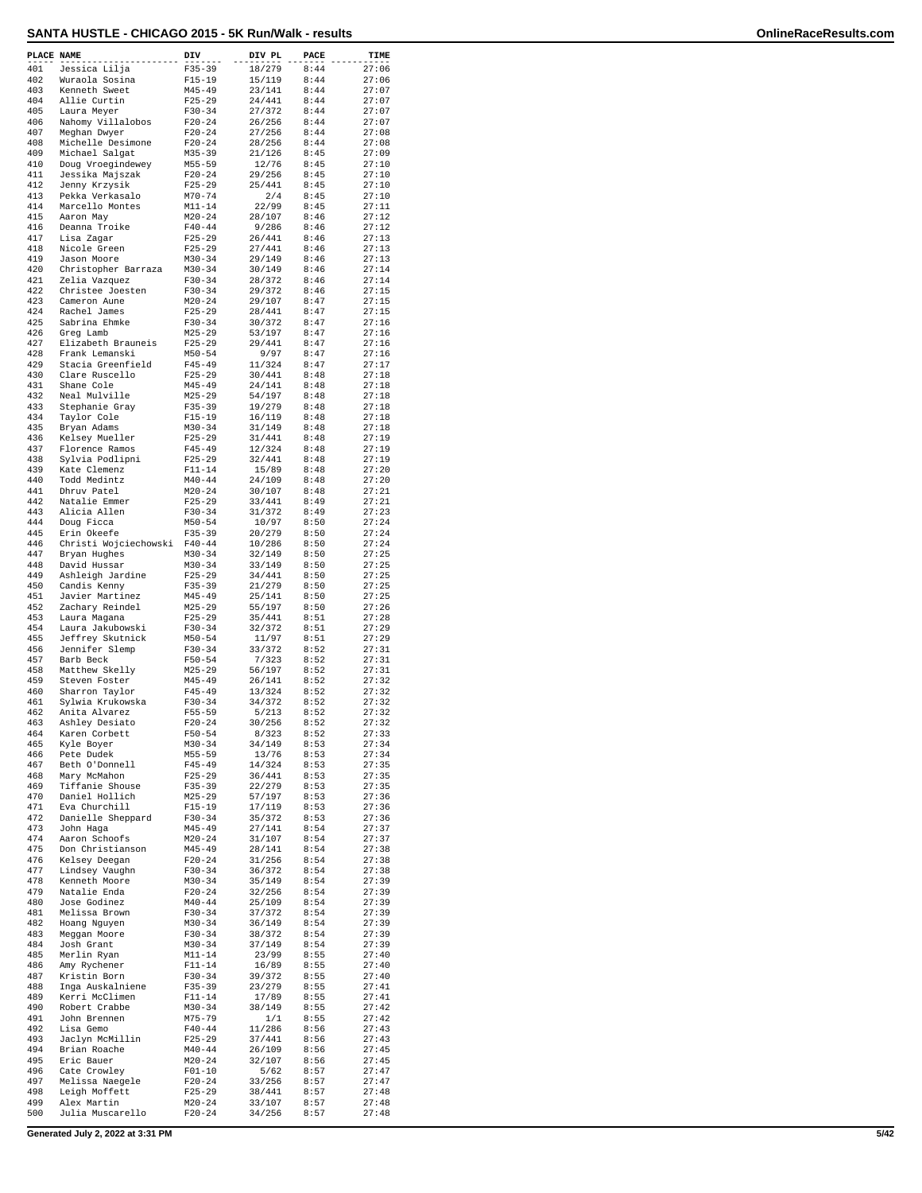# SANTA HUSTLE - CHICAGO 2015 - 5K Run/Walk - results

| PLACE | NAME | DIV | DIV PL | PACE | TIME |
|---|---|---|---|---|---|
| 401 | Jessica Lilja | F35-39 | 18/279 | 8:44 | 27:06 |
| 402 | Wuraola Sosina | F15-19 | 15/119 | 8:44 | 27:06 |
| 403 | Kenneth Sweet | M45-49 | 23/141 | 8:44 | 27:07 |
| 404 | Allie Curtin | F25-29 | 24/441 | 8:44 | 27:07 |
| 405 | Laura Meyer | F30-34 | 27/372 | 8:44 | 27:07 |
| 406 | Nahomy Villalobos | F20-24 | 26/256 | 8:44 | 27:07 |
| 407 | Meghan Dwyer | F20-24 | 27/256 | 8:44 | 27:08 |
| 408 | Michelle Desimone | F20-24 | 28/256 | 8:44 | 27:08 |
| 409 | Michael Salgat | M35-39 | 21/126 | 8:45 | 27:09 |
| 410 | Doug Vroegindewey | M55-59 | 12/76 | 8:45 | 27:10 |
| 411 | Jessika Majszak | F20-24 | 29/256 | 8:45 | 27:10 |
| 412 | Jenny Krzysik | F25-29 | 25/441 | 8:45 | 27:10 |
| 413 | Pekka Verkasalo | M70-74 | 2/4 | 8:45 | 27:10 |
| 414 | Marcello Montes | M11-14 | 22/99 | 8:45 | 27:11 |
| 415 | Aaron May | M20-24 | 28/107 | 8:46 | 27:12 |
| 416 | Deanna Troike | F40-44 | 9/286 | 8:46 | 27:12 |
| 417 | Lisa Zagar | F25-29 | 26/441 | 8:46 | 27:13 |
| 418 | Nicole Green | F25-29 | 27/441 | 8:46 | 27:13 |
| 419 | Jason Moore | M30-34 | 29/149 | 8:46 | 27:13 |
| 420 | Christopher Barraza | M30-34 | 30/149 | 8:46 | 27:14 |
| 421 | Zelia Vazquez | F30-34 | 28/372 | 8:46 | 27:14 |
| 422 | Christee Joesten | F30-34 | 29/372 | 8:46 | 27:15 |
| 423 | Cameron Aune | M20-24 | 29/107 | 8:47 | 27:15 |
| 424 | Rachel James | F25-29 | 28/441 | 8:47 | 27:15 |
| 425 | Sabrina Ehmke | F30-34 | 30/372 | 8:47 | 27:16 |
| 426 | Greg Lamb | M25-29 | 53/197 | 8:47 | 27:16 |
| 427 | Elizabeth Brauneis | F25-29 | 29/441 | 8:47 | 27:16 |
| 428 | Frank Lemanski | M50-54 | 9/97 | 8:47 | 27:16 |
| 429 | Stacia Greenfield | F45-49 | 11/324 | 8:47 | 27:17 |
| 430 | Clare Ruscello | F25-29 | 30/441 | 8:48 | 27:18 |
| 431 | Shane Cole | M45-49 | 24/141 | 8:48 | 27:18 |
| 432 | Neal Mulville | M25-29 | 54/197 | 8:48 | 27:18 |
| 433 | Stephanie Gray | F35-39 | 19/279 | 8:48 | 27:18 |
| 434 | Taylor Cole | F15-19 | 16/119 | 8:48 | 27:18 |
| 435 | Bryan Adams | M30-34 | 31/149 | 8:48 | 27:18 |
| 436 | Kelsey Mueller | F25-29 | 31/441 | 8:48 | 27:19 |
| 437 | Florence Ramos | F45-49 | 12/324 | 8:48 | 27:19 |
| 438 | Sylvia Podlipni | F25-29 | 32/441 | 8:48 | 27:19 |
| 439 | Kate Clemenz | F11-14 | 15/89 | 8:48 | 27:20 |
| 440 | Todd Medintz | M40-44 | 24/109 | 8:48 | 27:20 |
| 441 | Dhruv Patel | M20-24 | 30/107 | 8:48 | 27:21 |
| 442 | Natalie Emmer | F25-29 | 33/441 | 8:49 | 27:21 |
| 443 | Alicia Allen | F30-34 | 31/372 | 8:49 | 27:23 |
| 444 | Doug Ficca | M50-54 | 10/97 | 8:50 | 27:24 |
| 445 | Erin Okeefe | F35-39 | 20/279 | 8:50 | 27:24 |
| 446 | Christi Wojciechowski | F40-44 | 10/286 | 8:50 | 27:24 |
| 447 | Bryan Hughes | M30-34 | 32/149 | 8:50 | 27:25 |
| 448 | David Hussar | M30-34 | 33/149 | 8:50 | 27:25 |
| 449 | Ashleigh Jardine | F25-29 | 34/441 | 8:50 | 27:25 |
| 450 | Candis Kenny | F35-39 | 21/279 | 8:50 | 27:25 |
| 451 | Javier Martinez | M45-49 | 25/141 | 8:50 | 27:25 |
| 452 | Zachary Reindel | M25-29 | 55/197 | 8:50 | 27:26 |
| 453 | Laura Magana | F25-29 | 35/441 | 8:51 | 27:28 |
| 454 | Laura Jakubowski | F30-34 | 32/372 | 8:51 | 27:29 |
| 455 | Jeffrey Skutnick | M50-54 | 11/97 | 8:51 | 27:29 |
| 456 | Jennifer Slemp | F30-34 | 33/372 | 8:52 | 27:31 |
| 457 | Barb Beck | F50-54 | 7/323 | 8:52 | 27:31 |
| 458 | Matthew Skelly | M25-29 | 56/197 | 8:52 | 27:31 |
| 459 | Steven Foster | M45-49 | 26/141 | 8:52 | 27:32 |
| 460 | Sharron Taylor | F45-49 | 13/324 | 8:52 | 27:32 |
| 461 | Sylwia Krukowska | F30-34 | 34/372 | 8:52 | 27:32 |
| 462 | Anita Alvarez | F55-59 | 5/213 | 8:52 | 27:32 |
| 463 | Ashley Desiato | F20-24 | 30/256 | 8:52 | 27:32 |
| 464 | Karen Corbett | F50-54 | 8/323 | 8:52 | 27:33 |
| 465 | Kyle Boyer | M30-34 | 34/149 | 8:53 | 27:34 |
| 466 | Pete Dudek | M55-59 | 13/76 | 8:53 | 27:34 |
| 467 | Beth O'Donnell | F45-49 | 14/324 | 8:53 | 27:35 |
| 468 | Mary McMahon | F25-29 | 36/441 | 8:53 | 27:35 |
| 469 | Tiffanie Shouse | F35-39 | 22/279 | 8:53 | 27:35 |
| 470 | Daniel Hollich | M25-29 | 57/197 | 8:53 | 27:36 |
| 471 | Eva Churchill | F15-19 | 17/119 | 8:53 | 27:36 |
| 472 | Danielle Sheppard | F30-34 | 35/372 | 8:53 | 27:36 |
| 473 | John Haga | M45-49 | 27/141 | 8:54 | 27:37 |
| 474 | Aaron Schoofs | M20-24 | 31/107 | 8:54 | 27:37 |
| 475 | Don Christianson | M45-49 | 28/141 | 8:54 | 27:38 |
| 476 | Kelsey Deegan | F20-24 | 31/256 | 8:54 | 27:38 |
| 477 | Lindsey Vaughn | F30-34 | 36/372 | 8:54 | 27:38 |
| 478 | Kenneth Moore | M30-34 | 35/149 | 8:54 | 27:39 |
| 479 | Natalie Enda | F20-24 | 32/256 | 8:54 | 27:39 |
| 480 | Jose Godinez | M40-44 | 25/109 | 8:54 | 27:39 |
| 481 | Melissa Brown | F30-34 | 37/372 | 8:54 | 27:39 |
| 482 | Hoang Nguyen | M30-34 | 36/149 | 8:54 | 27:39 |
| 483 | Meggan Moore | F30-34 | 38/372 | 8:54 | 27:39 |
| 484 | Josh Grant | M30-34 | 37/149 | 8:54 | 27:39 |
| 485 | Merlin Ryan | M11-14 | 23/99 | 8:55 | 27:40 |
| 486 | Amy Rychener | F11-14 | 16/89 | 8:55 | 27:40 |
| 487 | Kristin Born | F30-34 | 39/372 | 8:55 | 27:40 |
| 488 | Inga Auskalniene | F35-39 | 23/279 | 8:55 | 27:41 |
| 489 | Kerri McClimen | F11-14 | 17/89 | 8:55 | 27:41 |
| 490 | Robert Crabbe | M30-34 | 38/149 | 8:55 | 27:42 |
| 491 | John Brennen | M75-79 | 1/1 | 8:55 | 27:42 |
| 492 | Lisa Gemo | F40-44 | 11/286 | 8:56 | 27:43 |
| 493 | Jaclyn McMillin | F25-29 | 37/441 | 8:56 | 27:43 |
| 494 | Brian Roache | M40-44 | 26/109 | 8:56 | 27:45 |
| 495 | Eric Bauer | M20-24 | 32/107 | 8:56 | 27:45 |
| 496 | Cate Crowley | F01-10 | 5/62 | 8:57 | 27:47 |
| 497 | Melissa Naegele | F20-24 | 33/256 | 8:57 | 27:47 |
| 498 | Leigh Moffett | F25-29 | 38/441 | 8:57 | 27:48 |
| 499 | Alex Martin | M20-24 | 33/107 | 8:57 | 27:48 |
| 500 | Julia Muscarello | F20-24 | 34/256 | 8:57 | 27:48 |

Generated July 2, 2022 at 3:31 PM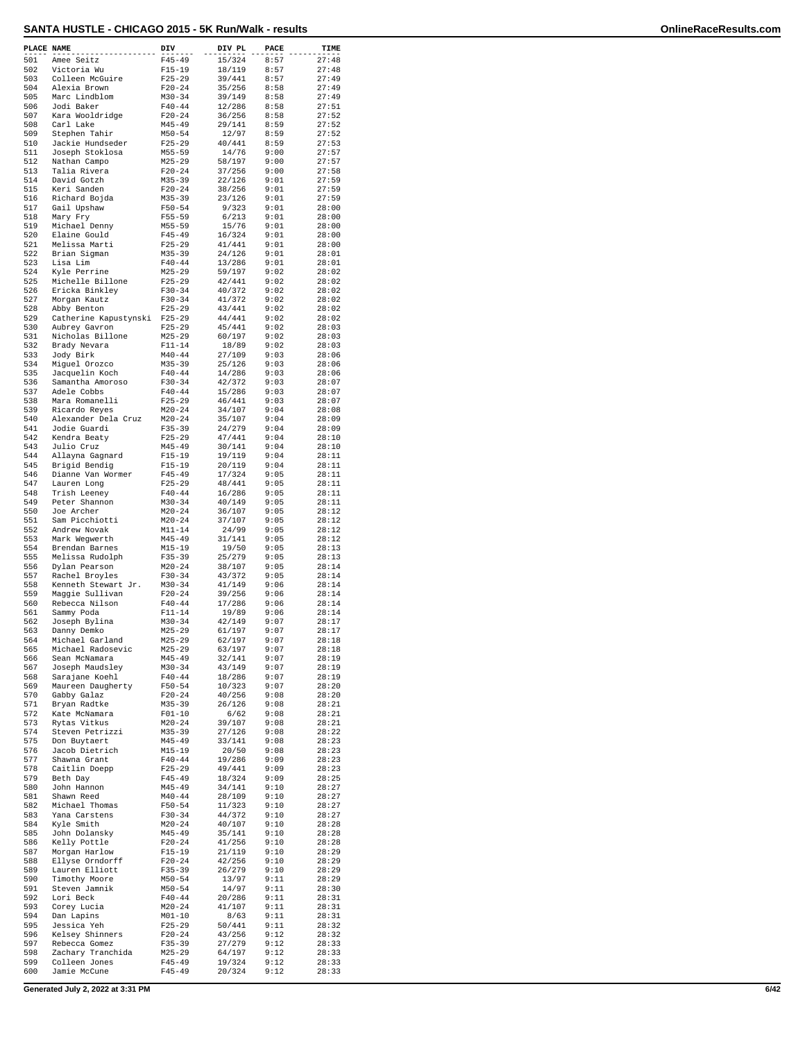# SANTA HUSTLE - CHICAGO 2015 - 5K Run/Walk - results

| PLACE | NAME | DIV | DIV PL | PACE | TIME |
|---|---|---|---|---|---|
| 501 | Amee Seitz | F45-49 | 15/324 | 8:57 | 27:48 |
| 502 | Victoria Wu | F15-19 | 18/119 | 8:57 | 27:48 |
| 503 | Colleen McGuire | F25-29 | 39/441 | 8:57 | 27:49 |
| 504 | Alexia Brown | F20-24 | 35/256 | 8:58 | 27:49 |
| 505 | Marc Lindblom | M30-34 | 39/149 | 8:58 | 27:49 |
| 506 | Jodi Baker | F40-44 | 12/286 | 8:58 | 27:51 |
| 507 | Kara Wooldridge | F20-24 | 36/256 | 8:58 | 27:52 |
| 508 | Carl Lake | M45-49 | 29/141 | 8:59 | 27:52 |
| 509 | Stephen Tahir | M50-54 | 12/97 | 8:59 | 27:52 |
| 510 | Jackie Hundseder | F25-29 | 40/441 | 8:59 | 27:53 |
| 511 | Joseph Stoklosa | M55-59 | 14/76 | 9:00 | 27:57 |
| 512 | Nathan Campo | M25-29 | 58/197 | 9:00 | 27:57 |
| 513 | Talia Rivera | F20-24 | 37/256 | 9:00 | 27:58 |
| 514 | David Gotzh | M35-39 | 22/126 | 9:01 | 27:59 |
| 515 | Keri Sanden | F20-24 | 38/256 | 9:01 | 27:59 |
| 516 | Richard Bojda | M35-39 | 23/126 | 9:01 | 27:59 |
| 517 | Gail Upshaw | F50-54 | 9/323 | 9:01 | 28:00 |
| 518 | Mary Fry | F55-59 | 6/213 | 9:01 | 28:00 |
| 519 | Michael Denny | M55-59 | 15/76 | 9:01 | 28:00 |
| 520 | Elaine Gould | F45-49 | 16/324 | 9:01 | 28:00 |
| 521 | Melissa Marti | F25-29 | 41/441 | 9:01 | 28:00 |
| 522 | Brian Sigman | M35-39 | 24/126 | 9:01 | 28:01 |
| 523 | Lisa Lim | F40-44 | 13/286 | 9:01 | 28:01 |
| 524 | Kyle Perrine | M25-29 | 59/197 | 9:02 | 28:02 |
| 525 | Michelle Billone | F25-29 | 42/441 | 9:02 | 28:02 |
| 526 | Ericka Binkley | F30-34 | 40/372 | 9:02 | 28:02 |
| 527 | Morgan Kautz | F30-34 | 41/372 | 9:02 | 28:02 |
| 528 | Abby Benton | F25-29 | 43/441 | 9:02 | 28:02 |
| 529 | Catherine Kapustynski | F25-29 | 44/441 | 9:02 | 28:02 |
| 530 | Aubrey Gavron | F25-29 | 45/441 | 9:02 | 28:03 |
| 531 | Nicholas Billone | M25-29 | 60/197 | 9:02 | 28:03 |
| 532 | Brady Nevara | F11-14 | 18/89 | 9:02 | 28:03 |
| 533 | Jody Birk | M40-44 | 27/109 | 9:03 | 28:06 |
| 534 | Miguel Orozco | M35-39 | 25/126 | 9:03 | 28:06 |
| 535 | Jacquelin Koch | F40-44 | 14/286 | 9:03 | 28:06 |
| 536 | Samantha Amoroso | F30-34 | 42/372 | 9:03 | 28:07 |
| 537 | Adele Cobbs | F40-44 | 15/286 | 9:03 | 28:07 |
| 538 | Mara Romanelli | F25-29 | 46/441 | 9:03 | 28:07 |
| 539 | Ricardo Reyes | M20-24 | 34/107 | 9:04 | 28:08 |
| 540 | Alexander Dela Cruz | M20-24 | 35/107 | 9:04 | 28:09 |
| 541 | Jodie Guardi | F35-39 | 24/279 | 9:04 | 28:09 |
| 542 | Kendra Beaty | F25-29 | 47/441 | 9:04 | 28:10 |
| 543 | Julio Cruz | M45-49 | 30/141 | 9:04 | 28:10 |
| 544 | Allayna Gagnard | F15-19 | 19/119 | 9:04 | 28:11 |
| 545 | Brigid Bendig | F15-19 | 20/119 | 9:04 | 28:11 |
| 546 | Dianne Van Wormer | F45-49 | 17/324 | 9:05 | 28:11 |
| 547 | Lauren Long | F25-29 | 48/441 | 9:05 | 28:11 |
| 548 | Trish Leeney | F40-44 | 16/286 | 9:05 | 28:11 |
| 549 | Peter Shannon | M30-34 | 40/149 | 9:05 | 28:11 |
| 550 | Joe Archer | M20-24 | 36/107 | 9:05 | 28:12 |
| 551 | Sam Picchiotti | M20-24 | 37/107 | 9:05 | 28:12 |
| 552 | Andrew Novak | M11-14 | 24/99 | 9:05 | 28:12 |
| 553 | Mark Wegwerth | M45-49 | 31/141 | 9:05 | 28:12 |
| 554 | Brendan Barnes | M15-19 | 19/50 | 9:05 | 28:13 |
| 555 | Melissa Rudolph | F35-39 | 25/279 | 9:05 | 28:13 |
| 556 | Dylan Pearson | M20-24 | 38/107 | 9:05 | 28:14 |
| 557 | Rachel Broyles | F30-34 | 43/372 | 9:05 | 28:14 |
| 558 | Kenneth Stewart Jr. | M30-34 | 41/149 | 9:06 | 28:14 |
| 559 | Maggie Sullivan | F20-24 | 39/256 | 9:06 | 28:14 |
| 560 | Rebecca Nilson | F40-44 | 17/286 | 9:06 | 28:14 |
| 561 | Sammy Poda | F11-14 | 19/89 | 9:06 | 28:14 |
| 562 | Joseph Bylina | M30-34 | 42/149 | 9:07 | 28:17 |
| 563 | Danny Demko | M25-29 | 61/197 | 9:07 | 28:17 |
| 564 | Michael Garland | M25-29 | 62/197 | 9:07 | 28:18 |
| 565 | Michael Radosevic | M25-29 | 63/197 | 9:07 | 28:18 |
| 566 | Sean McNamara | M45-49 | 32/141 | 9:07 | 28:19 |
| 567 | Joseph Maudsley | M30-34 | 43/149 | 9:07 | 28:19 |
| 568 | Sarajane Koehl | F40-44 | 18/286 | 9:07 | 28:19 |
| 569 | Maureen Daugherty | F50-54 | 10/323 | 9:07 | 28:20 |
| 570 | Gabby Galaz | F20-24 | 40/256 | 9:08 | 28:20 |
| 571 | Bryan Radtke | M35-39 | 26/126 | 9:08 | 28:21 |
| 572 | Kate McNamara | F01-10 | 6/62 | 9:08 | 28:21 |
| 573 | Rytas Vitkus | M20-24 | 39/107 | 9:08 | 28:21 |
| 574 | Steven Petrizzi | M35-39 | 27/126 | 9:08 | 28:22 |
| 575 | Don Buytaert | M45-49 | 33/141 | 9:08 | 28:23 |
| 576 | Jacob Dietrich | M15-19 | 20/50 | 9:08 | 28:23 |
| 577 | Shawna Grant | F40-44 | 19/286 | 9:09 | 28:23 |
| 578 | Caitlin Doepp | F25-29 | 49/441 | 9:09 | 28:23 |
| 579 | Beth Day | F45-49 | 18/324 | 9:09 | 28:25 |
| 580 | John Hannon | M45-49 | 34/141 | 9:10 | 28:27 |
| 581 | Shawn Reed | M40-44 | 28/109 | 9:10 | 28:27 |
| 582 | Michael Thomas | F50-54 | 11/323 | 9:10 | 28:27 |
| 583 | Yana Carstens | F30-34 | 44/372 | 9:10 | 28:27 |
| 584 | Kyle Smith | M20-24 | 40/107 | 9:10 | 28:28 |
| 585 | John Dolansky | M45-49 | 35/141 | 9:10 | 28:28 |
| 586 | Kelly Pottle | F20-24 | 41/256 | 9:10 | 28:28 |
| 587 | Morgan Harlow | F15-19 | 21/119 | 9:10 | 28:29 |
| 588 | Ellyse Orndorff | F20-24 | 42/256 | 9:10 | 28:29 |
| 589 | Lauren Elliott | F35-39 | 26/279 | 9:10 | 28:29 |
| 590 | Timothy Moore | M50-54 | 13/97 | 9:11 | 28:29 |
| 591 | Steven Jamnik | M50-54 | 14/97 | 9:11 | 28:30 |
| 592 | Lori Beck | F40-44 | 20/286 | 9:11 | 28:31 |
| 593 | Corey Lucia | M20-24 | 41/107 | 9:11 | 28:31 |
| 594 | Dan Lapins | M01-10 | 8/63 | 9:11 | 28:31 |
| 595 | Jessica Yeh | F25-29 | 50/441 | 9:11 | 28:32 |
| 596 | Kelsey Shinners | F20-24 | 43/256 | 9:12 | 28:32 |
| 597 | Rebecca Gomez | F35-39 | 27/279 | 9:12 | 28:33 |
| 598 | Zachary Tranchida | M25-29 | 64/197 | 9:12 | 28:33 |
| 599 | Colleen Jones | F45-49 | 19/324 | 9:12 | 28:33 |
| 600 | Jamie McCune | F45-49 | 20/324 | 9:12 | 28:33 |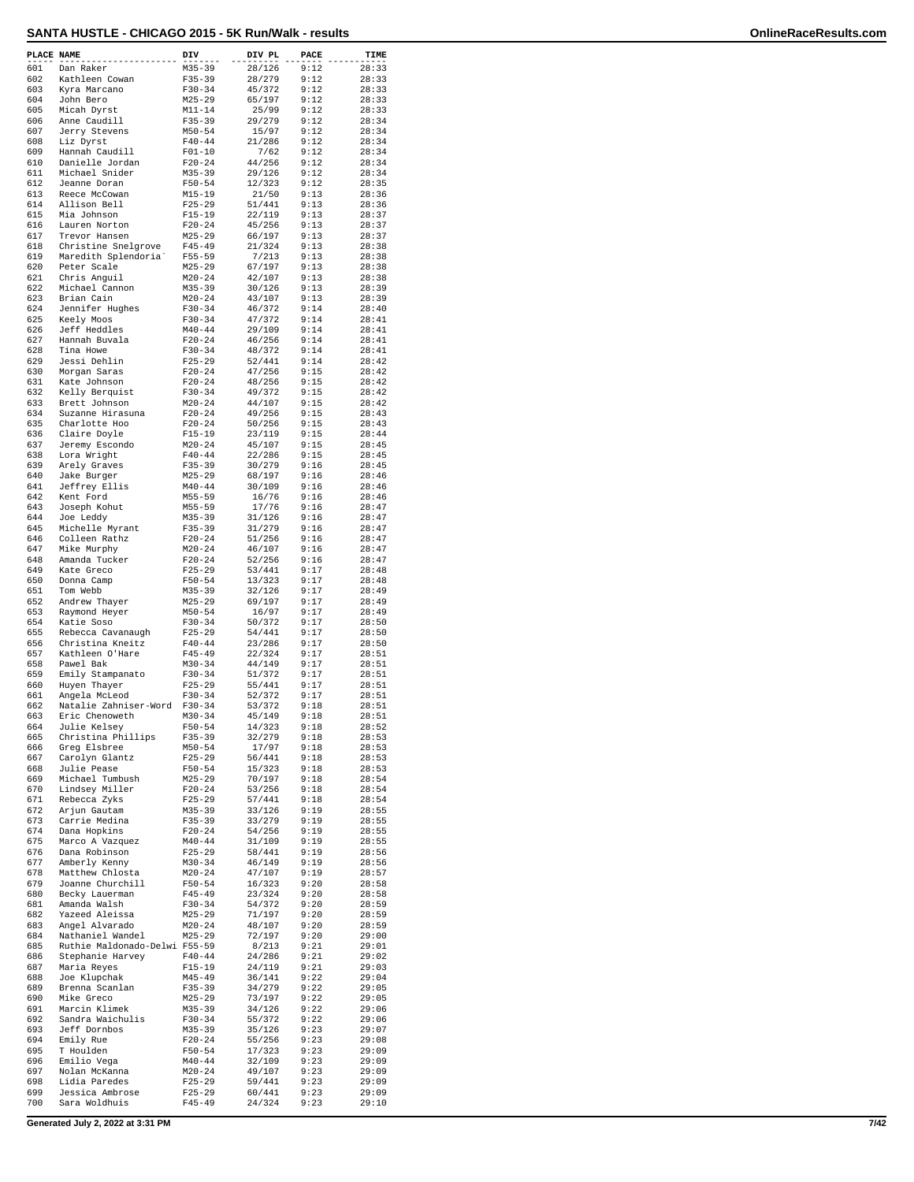# SANTA HUSTLE - CHICAGO 2015 - 5K Run/Walk - results

| PLACE | NAME | DIV | DIV PL | PACE | TIME |
|---|---|---|---|---|---|
| 601 | Dan Raker | M35-39 | 28/126 | 9:12 | 28:33 |
| 602 | Kathleen Cowan | F35-39 | 28/279 | 9:12 | 28:33 |
| 603 | Kyra Marcano | F30-34 | 45/372 | 9:12 | 28:33 |
| 604 | John Bero | M25-29 | 65/197 | 9:12 | 28:33 |
| 605 | Micah Dyrst | M11-14 | 25/99 | 9:12 | 28:33 |
| 606 | Anne Caudill | F35-39 | 29/279 | 9:12 | 28:34 |
| 607 | Jerry Stevens | M50-54 | 15/97 | 9:12 | 28:34 |
| 608 | Liz Dyrst | F40-44 | 21/286 | 9:12 | 28:34 |
| 609 | Hannah Caudill | F01-10 | 7/62 | 9:12 | 28:34 |
| 610 | Danielle Jordan | F20-24 | 44/256 | 9:12 | 28:34 |
| 611 | Michael Snider | M35-39 | 29/126 | 9:12 | 28:34 |
| 612 | Jeanne Doran | F50-54 | 12/323 | 9:12 | 28:35 |
| 613 | Reece McCowan | M15-19 | 21/50 | 9:13 | 28:36 |
| 614 | Allison Bell | F25-29 | 51/441 | 9:13 | 28:36 |
| 615 | Mia Johnson | F15-19 | 22/119 | 9:13 | 28:37 |
| 616 | Lauren Norton | F20-24 | 45/256 | 9:13 | 28:37 |
| 617 | Trevor Hansen | M25-29 | 66/197 | 9:13 | 28:37 |
| 618 | Christine Snelgrove | F45-49 | 21/324 | 9:13 | 28:38 |
| 619 | Maredith Splendoria` | F55-59 | 7/213 | 9:13 | 28:38 |
| 620 | Peter Scale | M25-29 | 67/197 | 9:13 | 28:38 |
| 621 | Chris Anguil | M20-24 | 42/107 | 9:13 | 28:38 |
| 622 | Michael Cannon | M35-39 | 30/126 | 9:13 | 28:39 |
| 623 | Brian Cain | M20-24 | 43/107 | 9:13 | 28:39 |
| 624 | Jennifer Hughes | F30-34 | 46/372 | 9:14 | 28:40 |
| 625 | Keely Moos | F30-34 | 47/372 | 9:14 | 28:41 |
| 626 | Jeff Heddles | M40-44 | 29/109 | 9:14 | 28:41 |
| 627 | Hannah Buvala | F20-24 | 46/256 | 9:14 | 28:41 |
| 628 | Tina Howe | F30-34 | 48/372 | 9:14 | 28:41 |
| 629 | Jessi Dehlin | F25-29 | 52/441 | 9:14 | 28:42 |
| 630 | Morgan Saras | F20-24 | 47/256 | 9:15 | 28:42 |
| 631 | Kate Johnson | F20-24 | 48/256 | 9:15 | 28:42 |
| 632 | Kelly Berquist | F30-34 | 49/372 | 9:15 | 28:42 |
| 633 | Brett Johnson | M20-24 | 44/107 | 9:15 | 28:42 |
| 634 | Suzanne Hirasuna | F20-24 | 49/256 | 9:15 | 28:43 |
| 635 | Charlotte Hoo | F20-24 | 50/256 | 9:15 | 28:43 |
| 636 | Claire Doyle | F15-19 | 23/119 | 9:15 | 28:44 |
| 637 | Jeremy Escondo | M20-24 | 45/107 | 9:15 | 28:45 |
| 638 | Lora Wright | F40-44 | 22/286 | 9:15 | 28:45 |
| 639 | Arely Graves | F35-39 | 30/279 | 9:16 | 28:45 |
| 640 | Jake Burger | M25-29 | 68/197 | 9:16 | 28:46 |
| 641 | Jeffrey Ellis | M40-44 | 30/109 | 9:16 | 28:46 |
| 642 | Kent Ford | M55-59 | 16/76 | 9:16 | 28:46 |
| 643 | Joseph Kohut | M55-59 | 17/76 | 9:16 | 28:47 |
| 644 | Joe Leddy | M35-39 | 31/126 | 9:16 | 28:47 |
| 645 | Michelle Myrant | F35-39 | 31/279 | 9:16 | 28:47 |
| 646 | Colleen Rathz | F20-24 | 51/256 | 9:16 | 28:47 |
| 647 | Mike Murphy | M20-24 | 46/107 | 9:16 | 28:47 |
| 648 | Amanda Tucker | F20-24 | 52/256 | 9:16 | 28:47 |
| 649 | Kate Greco | F25-29 | 53/441 | 9:17 | 28:48 |
| 650 | Donna Camp | F50-54 | 13/323 | 9:17 | 28:48 |
| 651 | Tom Webb | M35-39 | 32/126 | 9:17 | 28:49 |
| 652 | Andrew Thayer | M25-29 | 69/197 | 9:17 | 28:49 |
| 653 | Raymond Heyer | M50-54 | 16/97 | 9:17 | 28:49 |
| 654 | Katie Soso | F30-34 | 50/372 | 9:17 | 28:50 |
| 655 | Rebecca Cavanaugh | F25-29 | 54/441 | 9:17 | 28:50 |
| 656 | Christina Kneitz | F40-44 | 23/286 | 9:17 | 28:50 |
| 657 | Kathleen O'Hare | F45-49 | 22/324 | 9:17 | 28:51 |
| 658 | Pawel Bak | M30-34 | 44/149 | 9:17 | 28:51 |
| 659 | Emily Stampanato | F30-34 | 51/372 | 9:17 | 28:51 |
| 660 | Huyen Thayer | F25-29 | 55/441 | 9:17 | 28:51 |
| 661 | Angela McLeod | F30-34 | 52/372 | 9:17 | 28:51 |
| 662 | Natalie Zahniser-Word | F30-34 | 53/372 | 9:18 | 28:51 |
| 663 | Eric Chenoweth | M30-34 | 45/149 | 9:18 | 28:51 |
| 664 | Julie Kelsey | F50-54 | 14/323 | 9:18 | 28:52 |
| 665 | Christina Phillips | F35-39 | 32/279 | 9:18 | 28:53 |
| 666 | Greg Elsbree | M50-54 | 17/97 | 9:18 | 28:53 |
| 667 | Carolyn Glantz | F25-29 | 56/441 | 9:18 | 28:53 |
| 668 | Julie Pease | F50-54 | 15/323 | 9:18 | 28:53 |
| 669 | Michael Tumbush | M25-29 | 70/197 | 9:18 | 28:54 |
| 670 | Lindsey Miller | F20-24 | 53/256 | 9:18 | 28:54 |
| 671 | Rebecca Zyks | F25-29 | 57/441 | 9:18 | 28:54 |
| 672 | Arjun Gautam | M35-39 | 33/126 | 9:19 | 28:55 |
| 673 | Carrie Medina | F35-39 | 33/279 | 9:19 | 28:55 |
| 674 | Dana Hopkins | F20-24 | 54/256 | 9:19 | 28:55 |
| 675 | Marco A Vazquez | M40-44 | 31/109 | 9:19 | 28:55 |
| 676 | Dana Robinson | F25-29 | 58/441 | 9:19 | 28:56 |
| 677 | Amberly Kenny | M30-34 | 46/149 | 9:19 | 28:56 |
| 678 | Matthew Chlosta | M20-24 | 47/107 | 9:19 | 28:57 |
| 679 | Joanne Churchill | F50-54 | 16/323 | 9:20 | 28:58 |
| 680 | Becky Lauerman | F45-49 | 23/324 | 9:20 | 28:58 |
| 681 | Amanda Walsh | F30-34 | 54/372 | 9:20 | 28:59 |
| 682 | Yazeed Aleissa | M25-29 | 71/197 | 9:20 | 28:59 |
| 683 | Angel Alvarado | M20-24 | 48/107 | 9:20 | 28:59 |
| 684 | Nathaniel Wandel | M25-29 | 72/197 | 9:20 | 29:00 |
| 685 | Ruthie Maldonado-Delwi | F55-59 | 8/213 | 9:21 | 29:01 |
| 686 | Stephanie Harvey | F40-44 | 24/286 | 9:21 | 29:02 |
| 687 | Maria Reyes | F15-19 | 24/119 | 9:21 | 29:03 |
| 688 | Joe Klupchak | M45-49 | 36/141 | 9:22 | 29:04 |
| 689 | Brenna Scanlan | F35-39 | 34/279 | 9:22 | 29:05 |
| 690 | Mike Greco | M25-29 | 73/197 | 9:22 | 29:05 |
| 691 | Marcin Klimek | M35-39 | 34/126 | 9:22 | 29:06 |
| 692 | Sandra Waichulis | F30-34 | 55/372 | 9:22 | 29:06 |
| 693 | Jeff Dornbos | M35-39 | 35/126 | 9:23 | 29:07 |
| 694 | Emily Rue | F20-24 | 55/256 | 9:23 | 29:08 |
| 695 | T Houlden | F50-54 | 17/323 | 9:23 | 29:09 |
| 696 | Emilio Vega | M40-44 | 32/109 | 9:23 | 29:09 |
| 697 | Nolan McKanna | M20-24 | 49/107 | 9:23 | 29:09 |
| 698 | Lidia Paredes | F25-29 | 59/441 | 9:23 | 29:09 |
| 699 | Jessica Ambrose | F25-29 | 60/441 | 9:23 | 29:09 |
| 700 | Sara Woldhuis | F45-49 | 24/324 | 9:23 | 29:10 |

Generated July 2, 2022 at 3:31 PM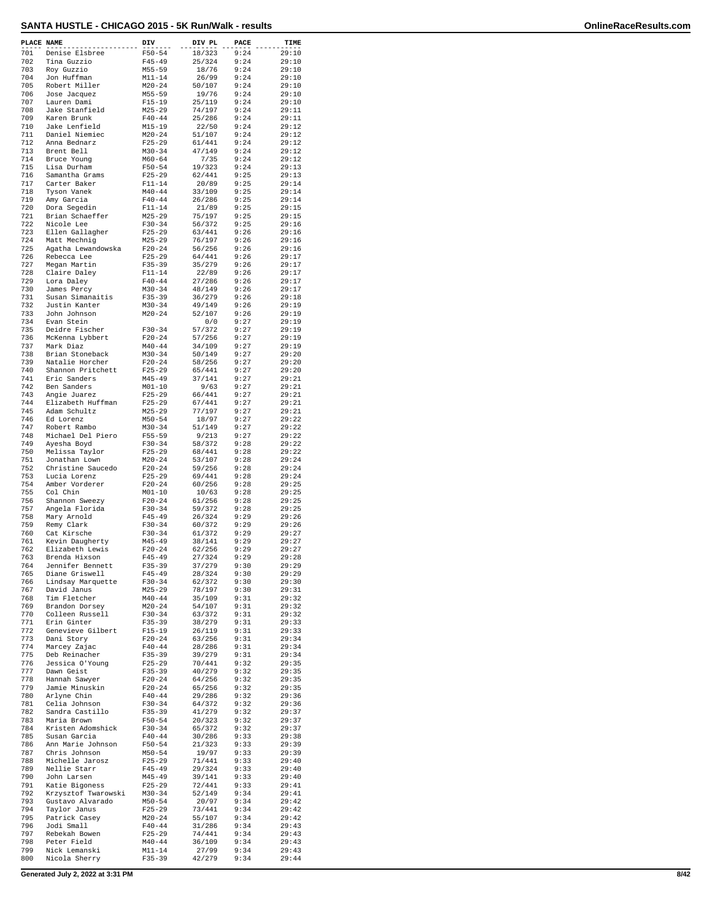## SANTA HUSTLE - CHICAGO 2015 - 5K Run/Walk - results

| PLACE | NAME | DIV | DIV PL | PACE | TIME |
|---|---|---|---|---|---|
| 701 | Denise Elsbree | F50-54 | 18/323 | 9:24 | 29:10 |
| 702 | Tina Guzzio | F45-49 | 25/324 | 9:24 | 29:10 |
| 703 | Roy Guzzio | M55-59 | 18/76 | 9:24 | 29:10 |
| 704 | Jon Huffman | M11-14 | 26/99 | 9:24 | 29:10 |
| 705 | Robert Miller | M20-24 | 50/107 | 9:24 | 29:10 |
| 706 | Jose Jacquez | M55-59 | 19/76 | 9:24 | 29:10 |
| 707 | Lauren Dami | F15-19 | 25/119 | 9:24 | 29:10 |
| 708 | Jake Stanfield | M25-29 | 74/197 | 9:24 | 29:11 |
| 709 | Karen Brunk | F40-44 | 25/286 | 9:24 | 29:11 |
| 710 | Jake Lenfield | M15-19 | 22/50 | 9:24 | 29:12 |
| 711 | Daniel Niemiec | M20-24 | 51/107 | 9:24 | 29:12 |
| 712 | Anna Bednarz | F25-29 | 61/441 | 9:24 | 29:12 |
| 713 | Brent Bell | M30-34 | 47/149 | 9:24 | 29:12 |
| 714 | Bruce Young | M60-64 | 7/35 | 9:24 | 29:12 |
| 715 | Lisa Durham | F50-54 | 19/323 | 9:24 | 29:13 |
| 716 | Samantha Grams | F25-29 | 62/441 | 9:25 | 29:13 |
| 717 | Carter Baker | F11-14 | 20/89 | 9:25 | 29:14 |
| 718 | Tyson Vanek | M40-44 | 33/109 | 9:25 | 29:14 |
| 719 | Amy Garcia | F40-44 | 26/286 | 9:25 | 29:14 |
| 720 | Dora Segedin | F11-14 | 21/89 | 9:25 | 29:15 |
| 721 | Brian Schaeffer | M25-29 | 75/197 | 9:25 | 29:15 |
| 722 | Nicole Lee | F30-34 | 56/372 | 9:25 | 29:16 |
| 723 | Ellen Gallagher | F25-29 | 63/441 | 9:26 | 29:16 |
| 724 | Matt Mechnig | M25-29 | 76/197 | 9:26 | 29:16 |
| 725 | Agatha Lewandowska | F20-24 | 56/256 | 9:26 | 29:16 |
| 726 | Rebecca Lee | F25-29 | 64/441 | 9:26 | 29:17 |
| 727 | Megan Martin | F35-39 | 35/279 | 9:26 | 29:17 |
| 728 | Claire Daley | F11-14 | 22/89 | 9:26 | 29:17 |
| 729 | Lora Daley | F40-44 | 27/286 | 9:26 | 29:17 |
| 730 | James Percy | M30-34 | 48/149 | 9:26 | 29:17 |
| 731 | Susan Simanaitis | F35-39 | 36/279 | 9:26 | 29:18 |
| 732 | Justin Kanter | M30-34 | 49/149 | 9:26 | 29:19 |
| 733 | John Johnson | M20-24 | 52/107 | 9:26 | 29:19 |
| 734 | Evan Stein | | 0/0 | 9:27 | 29:19 |
| 735 | Deidre Fischer | F30-34 | 57/372 | 9:27 | 29:19 |
| 736 | McKenna Lybbert | F20-24 | 57/256 | 9:27 | 29:19 |
| 737 | Mark Diaz | M40-44 | 34/109 | 9:27 | 29:19 |
| 738 | Brian Stoneback | M30-34 | 50/149 | 9:27 | 29:20 |
| 739 | Natalie Horcher | F20-24 | 58/256 | 9:27 | 29:20 |
| 740 | Shannon Pritchett | F25-29 | 65/441 | 9:27 | 29:20 |
| 741 | Eric Sanders | M45-49 | 37/141 | 9:27 | 29:21 |
| 742 | Ben Sanders | M01-10 | 9/63 | 9:27 | 29:21 |
| 743 | Angie Juarez | F25-29 | 66/441 | 9:27 | 29:21 |
| 744 | Elizabeth Huffman | F25-29 | 67/441 | 9:27 | 29:21 |
| 745 | Adam Schultz | M25-29 | 77/197 | 9:27 | 29:21 |
| 746 | Ed Lorenz | M50-54 | 18/97 | 9:27 | 29:22 |
| 747 | Robert Rambo | M30-34 | 51/149 | 9:27 | 29:22 |
| 748 | Michael Del Piero | F55-59 | 9/213 | 9:27 | 29:22 |
| 749 | Ayesha Boyd | F30-34 | 58/372 | 9:28 | 29:22 |
| 750 | Melissa Taylor | F25-29 | 68/441 | 9:28 | 29:22 |
| 751 | Jonathan Lown | M20-24 | 53/107 | 9:28 | 29:24 |
| 752 | Christine Saucedo | F20-24 | 59/256 | 9:28 | 29:24 |
| 753 | Lucia Lorenz | F25-29 | 69/441 | 9:28 | 29:24 |
| 754 | Amber Vorderer | F20-24 | 60/256 | 9:28 | 29:25 |
| 755 | Col Chin | M01-10 | 10/63 | 9:28 | 29:25 |
| 756 | Shannon Sweezy | F20-24 | 61/256 | 9:28 | 29:25 |
| 757 | Angela Florida | F30-34 | 59/372 | 9:28 | 29:25 |
| 758 | Mary Arnold | F45-49 | 26/324 | 9:29 | 29:26 |
| 759 | Remy Clark | F30-34 | 60/372 | 9:29 | 29:26 |
| 760 | Cat Kirsche | F30-34 | 61/372 | 9:29 | 29:27 |
| 761 | Kevin Daugherty | M45-49 | 38/141 | 9:29 | 29:27 |
| 762 | Elizabeth Lewis | F20-24 | 62/256 | 9:29 | 29:27 |
| 763 | Brenda Hixson | F45-49 | 27/324 | 9:29 | 29:28 |
| 764 | Jennifer Bennett | F35-39 | 37/279 | 9:30 | 29:29 |
| 765 | Diane Griswell | F45-49 | 28/324 | 9:30 | 29:29 |
| 766 | Lindsay Marquette | F30-34 | 62/372 | 9:30 | 29:30 |
| 767 | David Janus | M25-29 | 78/197 | 9:30 | 29:31 |
| 768 | Tim Fletcher | M40-44 | 35/109 | 9:31 | 29:32 |
| 769 | Brandon Dorsey | M20-24 | 54/107 | 9:31 | 29:32 |
| 770 | Colleen Russell | F30-34 | 63/372 | 9:31 | 29:32 |
| 771 | Erin Ginter | F35-39 | 38/279 | 9:31 | 29:33 |
| 772 | Genevieve Gilbert | F15-19 | 26/119 | 9:31 | 29:33 |
| 773 | Dani Story | F20-24 | 63/256 | 9:31 | 29:34 |
| 774 | Marcey Zajac | F40-44 | 28/286 | 9:31 | 29:34 |
| 775 | Deb Reinacher | F35-39 | 39/279 | 9:31 | 29:34 |
| 776 | Jessica O'Young | F25-29 | 70/441 | 9:32 | 29:35 |
| 777 | Dawn Geist | F35-39 | 40/279 | 9:32 | 29:35 |
| 778 | Hannah Sawyer | F20-24 | 64/256 | 9:32 | 29:35 |
| 779 | Jamie Minuskin | F20-24 | 65/256 | 9:32 | 29:35 |
| 780 | Arlyne Chin | F40-44 | 29/286 | 9:32 | 29:36 |
| 781 | Celia Johnson | F30-34 | 64/372 | 9:32 | 29:36 |
| 782 | Sandra Castillo | F35-39 | 41/279 | 9:32 | 29:37 |
| 783 | Maria Brown | F50-54 | 20/323 | 9:32 | 29:37 |
| 784 | Kristen Adomshick | F30-34 | 65/372 | 9:32 | 29:37 |
| 785 | Susan Garcia | F40-44 | 30/286 | 9:33 | 29:38 |
| 786 | Ann Marie Johnson | F50-54 | 21/323 | 9:33 | 29:39 |
| 787 | Chris Johnson | M50-54 | 19/97 | 9:33 | 29:39 |
| 788 | Michelle Jarosz | F25-29 | 71/441 | 9:33 | 29:40 |
| 789 | Nellie Starr | F45-49 | 29/324 | 9:33 | 29:40 |
| 790 | John Larsen | M45-49 | 39/141 | 9:33 | 29:40 |
| 791 | Katie Bigoness | F25-29 | 72/441 | 9:33 | 29:41 |
| 792 | Krzysztof Twarowski | M30-34 | 52/149 | 9:34 | 29:41 |
| 793 | Gustavo Alvarado | M50-54 | 20/97 | 9:34 | 29:42 |
| 794 | Taylor Janus | F25-29 | 73/441 | 9:34 | 29:42 |
| 795 | Patrick Casey | M20-24 | 55/107 | 9:34 | 29:42 |
| 796 | Jodi Small | F40-44 | 31/286 | 9:34 | 29:43 |
| 797 | Rebekah Bowen | F25-29 | 74/441 | 9:34 | 29:43 |
| 798 | Peter Field | M40-44 | 36/109 | 9:34 | 29:43 |
| 799 | Nick Lemanski | M11-14 | 27/99 | 9:34 | 29:43 |
| 800 | Nicola Sherry | F35-39 | 42/279 | 9:34 | 29:44 |

Generated July 2, 2022 at 3:31 PM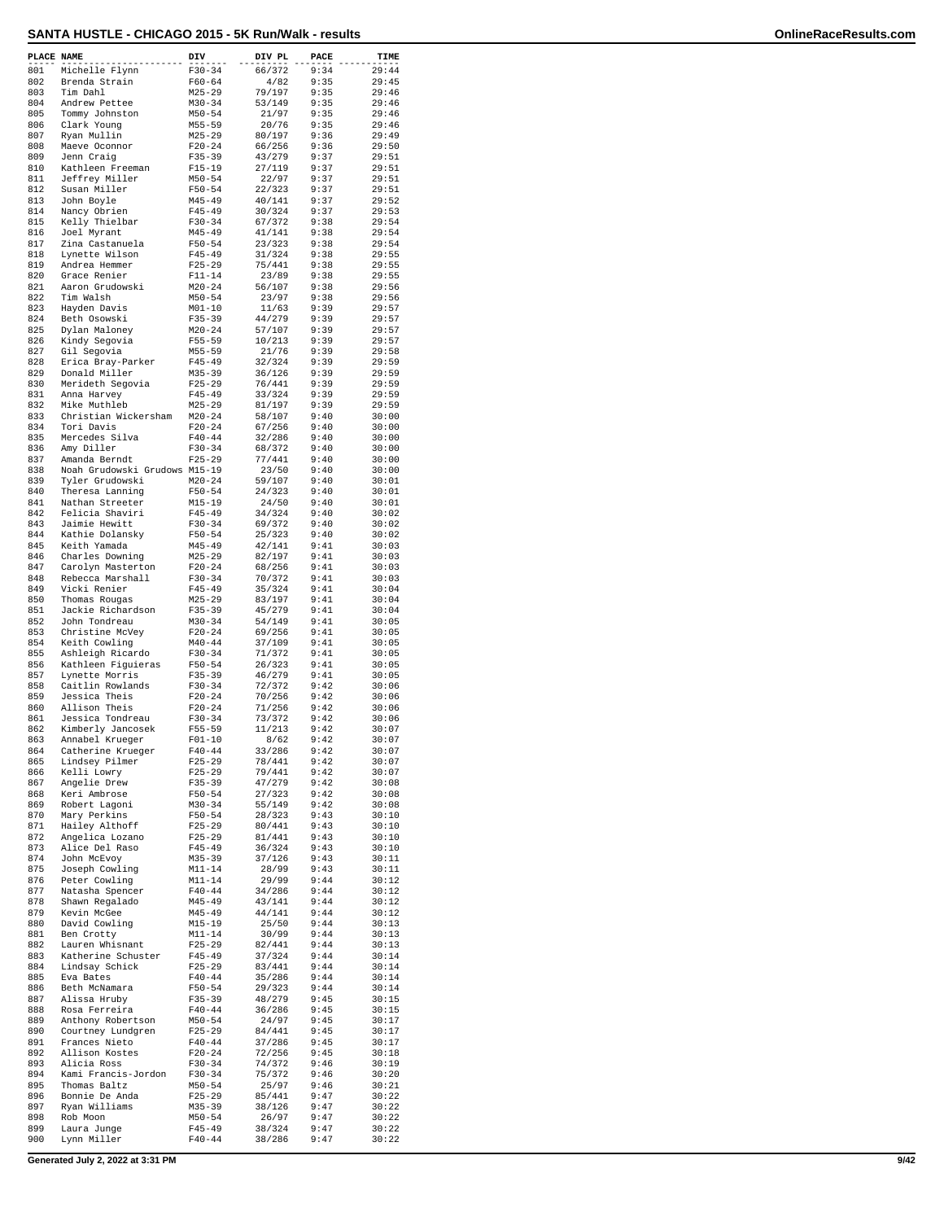# SANTA HUSTLE - CHICAGO 2015 - 5K Run/Walk - results

| PLACE | NAME | DIV | DIV PL | PACE | TIME |
|---|---|---|---|---|---|
| 801 | Michelle Flynn | F30-34 | 66/372 | 9:34 | 29:44 |
| 802 | Brenda Strain | F60-64 | 4/82 | 9:35 | 29:45 |
| 803 | Tim Dahl | M25-29 | 79/197 | 9:35 | 29:46 |
| 804 | Andrew Pettee | M30-34 | 53/149 | 9:35 | 29:46 |
| 805 | Tommy Johnston | M50-54 | 21/97 | 9:35 | 29:46 |
| 806 | Clark Young | M55-59 | 20/76 | 9:35 | 29:46 |
| 807 | Ryan Mullin | M25-29 | 80/197 | 9:36 | 29:49 |
| 808 | Maeve Oconnor | F20-24 | 66/256 | 9:36 | 29:50 |
| 809 | Jenn Craig | F35-39 | 43/279 | 9:37 | 29:51 |
| 810 | Kathleen Freeman | F15-19 | 27/119 | 9:37 | 29:51 |
| 811 | Jeffrey Miller | M50-54 | 22/97 | 9:37 | 29:51 |
| 812 | Susan Miller | F50-54 | 22/323 | 9:37 | 29:51 |
| 813 | John Boyle | M45-49 | 40/141 | 9:37 | 29:52 |
| 814 | Nancy Obrien | F45-49 | 30/324 | 9:37 | 29:53 |
| 815 | Kelly Thielbar | F30-34 | 67/372 | 9:38 | 29:54 |
| 816 | Joel Myrant | M45-49 | 41/141 | 9:38 | 29:54 |
| 817 | Zina Castanuela | F50-54 | 23/323 | 9:38 | 29:54 |
| 818 | Lynette Wilson | F45-49 | 31/324 | 9:38 | 29:55 |
| 819 | Andrea Hemmer | F25-29 | 75/441 | 9:38 | 29:55 |
| 820 | Grace Renier | F11-14 | 23/89 | 9:38 | 29:55 |
| 821 | Aaron Grudowski | M20-24 | 56/107 | 9:38 | 29:56 |
| 822 | Tim Walsh | M50-54 | 23/97 | 9:38 | 29:56 |
| 823 | Hayden Davis | M01-10 | 11/63 | 9:39 | 29:57 |
| 824 | Beth Osowski | F35-39 | 44/279 | 9:39 | 29:57 |
| 825 | Dylan Maloney | M20-24 | 57/107 | 9:39 | 29:57 |
| 826 | Kindy Segovia | F55-59 | 10/213 | 9:39 | 29:57 |
| 827 | Gil Segovia | M55-59 | 21/76 | 9:39 | 29:58 |
| 828 | Erica Bray-Parker | F45-49 | 32/324 | 9:39 | 29:59 |
| 829 | Donald Miller | M35-39 | 36/126 | 9:39 | 29:59 |
| 830 | Merideth Segovia | F25-29 | 76/441 | 9:39 | 29:59 |
| 831 | Anna Harvey | F45-49 | 33/324 | 9:39 | 29:59 |
| 832 | Mike Muthleb | M25-29 | 81/197 | 9:39 | 29:59 |
| 833 | Christian Wickersham | M20-24 | 58/107 | 9:40 | 30:00 |
| 834 | Tori Davis | F20-24 | 67/256 | 9:40 | 30:00 |
| 835 | Mercedes Silva | F40-44 | 32/286 | 9:40 | 30:00 |
| 836 | Amy Diller | F30-34 | 68/372 | 9:40 | 30:00 |
| 837 | Amanda Berndt | F25-29 | 77/441 | 9:40 | 30:00 |
| 838 | Noah Grudowski Grudows | M15-19 | 23/50 | 9:40 | 30:00 |
| 839 | Tyler Grudowski | M20-24 | 59/107 | 9:40 | 30:01 |
| 840 | Theresa Lanning | F50-54 | 24/323 | 9:40 | 30:01 |
| 841 | Nathan Streeter | M15-19 | 24/50 | 9:40 | 30:01 |
| 842 | Felicia Shaviri | F45-49 | 34/324 | 9:40 | 30:02 |
| 843 | Jaimie Hewitt | F30-34 | 69/372 | 9:40 | 30:02 |
| 844 | Kathie Dolansky | F50-54 | 25/323 | 9:40 | 30:02 |
| 845 | Keith Yamada | M45-49 | 42/141 | 9:41 | 30:03 |
| 846 | Charles Downing | M25-29 | 82/197 | 9:41 | 30:03 |
| 847 | Carolyn Masterton | F20-24 | 68/256 | 9:41 | 30:03 |
| 848 | Rebecca Marshall | F30-34 | 70/372 | 9:41 | 30:03 |
| 849 | Vicki Renier | F45-49 | 35/324 | 9:41 | 30:04 |
| 850 | Thomas Rougas | M25-29 | 83/197 | 9:41 | 30:04 |
| 851 | Jackie Richardson | F35-39 | 45/279 | 9:41 | 30:04 |
| 852 | John Tondreau | M30-34 | 54/149 | 9:41 | 30:05 |
| 853 | Christine McVey | F20-24 | 69/256 | 9:41 | 30:05 |
| 854 | Keith Cowling | M40-44 | 37/109 | 9:41 | 30:05 |
| 855 | Ashleigh Ricardo | F30-34 | 71/372 | 9:41 | 30:05 |
| 856 | Kathleen Figuieras | F50-54 | 26/323 | 9:41 | 30:05 |
| 857 | Lynette Morris | F35-39 | 46/279 | 9:41 | 30:05 |
| 858 | Caitlin Rowlands | F30-34 | 72/372 | 9:42 | 30:06 |
| 859 | Jessica Theis | F20-24 | 70/256 | 9:42 | 30:06 |
| 860 | Allison Theis | F20-24 | 71/256 | 9:42 | 30:06 |
| 861 | Jessica Tondreau | F30-34 | 73/372 | 9:42 | 30:06 |
| 862 | Kimberly Jancosek | F55-59 | 11/213 | 9:42 | 30:07 |
| 863 | Annabel Krueger | F01-10 | 8/62 | 9:42 | 30:07 |
| 864 | Catherine Krueger | F40-44 | 33/286 | 9:42 | 30:07 |
| 865 | Lindsey Pilmer | F25-29 | 78/441 | 9:42 | 30:07 |
| 866 | Kelli Lowry | F25-29 | 79/441 | 9:42 | 30:07 |
| 867 | Angelie Drew | F35-39 | 47/279 | 9:42 | 30:08 |
| 868 | Keri Ambrose | F50-54 | 27/323 | 9:42 | 30:08 |
| 869 | Robert Lagoni | M30-34 | 55/149 | 9:42 | 30:08 |
| 870 | Mary Perkins | F50-54 | 28/323 | 9:43 | 30:10 |
| 871 | Hailey Althoff | F25-29 | 80/441 | 9:43 | 30:10 |
| 872 | Angelica Lozano | F25-29 | 81/441 | 9:43 | 30:10 |
| 873 | Alice Del Raso | F45-49 | 36/324 | 9:43 | 30:10 |
| 874 | John McEvoy | M35-39 | 37/126 | 9:43 | 30:11 |
| 875 | Joseph Cowling | M11-14 | 28/99 | 9:43 | 30:11 |
| 876 | Peter Cowling | M11-14 | 29/99 | 9:44 | 30:12 |
| 877 | Natasha Spencer | F40-44 | 34/286 | 9:44 | 30:12 |
| 878 | Shawn Regalado | M45-49 | 43/141 | 9:44 | 30:12 |
| 879 | Kevin McGee | M45-49 | 44/141 | 9:44 | 30:12 |
| 880 | David Cowling | M15-19 | 25/50 | 9:44 | 30:13 |
| 881 | Ben Crotty | M11-14 | 30/99 | 9:44 | 30:13 |
| 882 | Lauren Whisnant | F25-29 | 82/441 | 9:44 | 30:13 |
| 883 | Katherine Schuster | F45-49 | 37/324 | 9:44 | 30:14 |
| 884 | Lindsay Schick | F25-29 | 83/441 | 9:44 | 30:14 |
| 885 | Eva Bates | F40-44 | 35/286 | 9:44 | 30:14 |
| 886 | Beth McNamara | F50-54 | 29/323 | 9:44 | 30:14 |
| 887 | Alissa Hruby | F35-39 | 48/279 | 9:45 | 30:15 |
| 888 | Rosa Ferreira | F40-44 | 36/286 | 9:45 | 30:15 |
| 889 | Anthony Robertson | M50-54 | 24/97 | 9:45 | 30:17 |
| 890 | Courtney Lundgren | F25-29 | 84/441 | 9:45 | 30:17 |
| 891 | Frances Nieto | F40-44 | 37/286 | 9:45 | 30:17 |
| 892 | Allison Kostes | F20-24 | 72/256 | 9:45 | 30:18 |
| 893 | Alicia Ross | F30-34 | 74/372 | 9:46 | 30:19 |
| 894 | Kami Francis-Jordon | F30-34 | 75/372 | 9:46 | 30:20 |
| 895 | Thomas Baltz | M50-54 | 25/97 | 9:46 | 30:21 |
| 896 | Bonnie De Anda | F25-29 | 85/441 | 9:47 | 30:22 |
| 897 | Ryan Williams | M35-39 | 38/126 | 9:47 | 30:22 |
| 898 | Rob Moon | M50-54 | 26/97 | 9:47 | 30:22 |
| 899 | Laura Junge | F45-49 | 38/324 | 9:47 | 30:22 |
| 900 | Lynn Miller | F40-44 | 38/286 | 9:47 | 30:22 |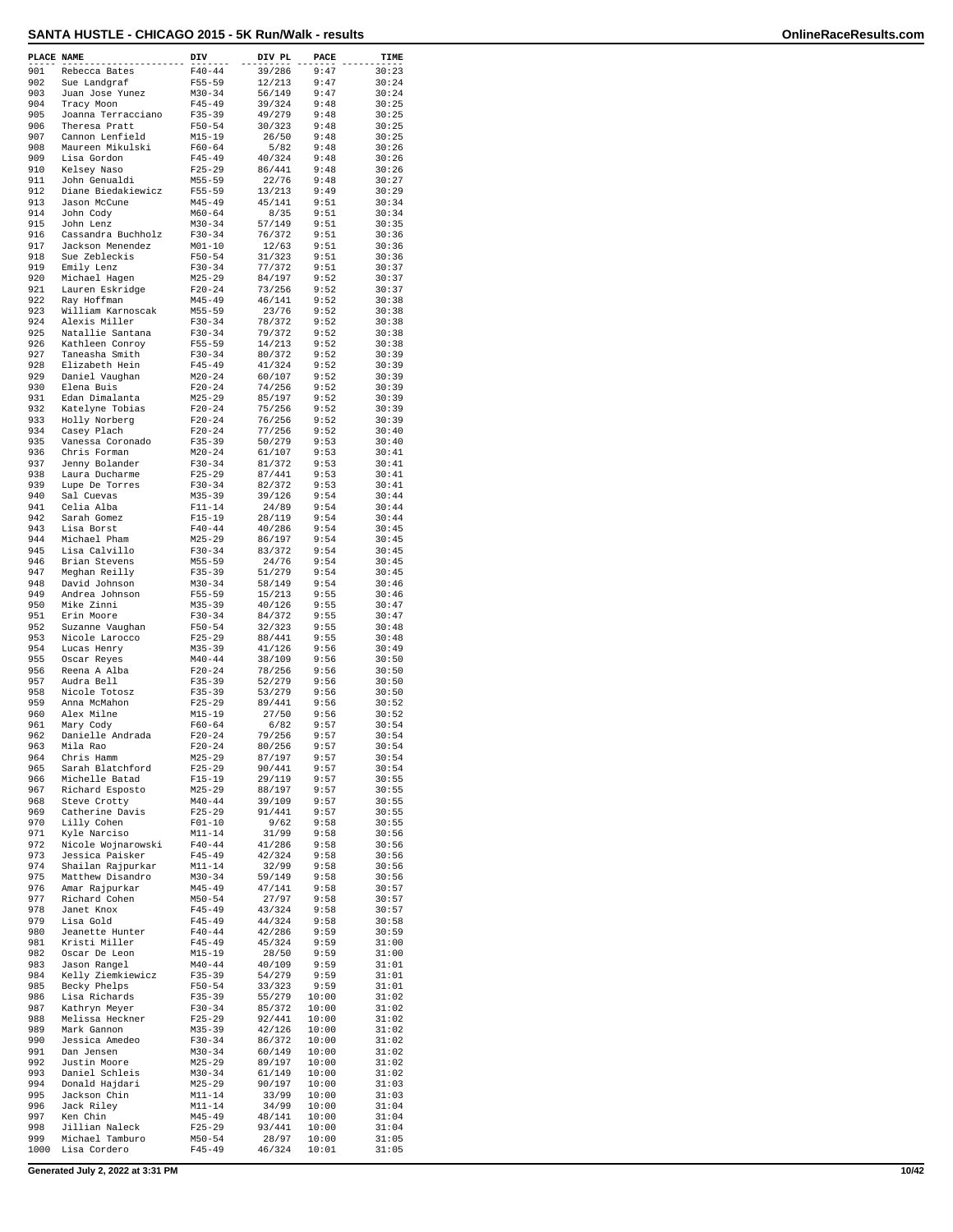## SANTA HUSTLE - CHICAGO 2015 - 5K Run/Walk - results

| PLACE | NAME | DIV | DIV PL | PACE | TIME |
|---|---|---|---|---|---|
| 901 | Rebecca Bates | F40-44 | 39/286 | 9:47 | 30:23 |
| 902 | Sue Landgraf | F55-59 | 12/213 | 9:47 | 30:24 |
| 903 | Juan Jose Yunez | M30-34 | 56/149 | 9:47 | 30:24 |
| 904 | Tracy Moon | F45-49 | 39/324 | 9:48 | 30:25 |
| 905 | Joanna Terracciano | F35-39 | 49/279 | 9:48 | 30:25 |
| 906 | Theresa Pratt | F50-54 | 30/323 | 9:48 | 30:25 |
| 907 | Cannon Lenfield | M15-19 | 26/50 | 9:48 | 30:25 |
| 908 | Maureen Mikulski | F60-64 | 5/82 | 9:48 | 30:26 |
| 909 | Lisa Gordon | F45-49 | 40/324 | 9:48 | 30:26 |
| 910 | Kelsey Naso | F25-29 | 86/441 | 9:48 | 30:26 |
| 911 | John Genualdi | M55-59 | 22/76 | 9:48 | 30:27 |
| 912 | Diane Biedakiewicz | F55-59 | 13/213 | 9:49 | 30:29 |
| 913 | Jason McCune | M45-49 | 45/141 | 9:51 | 30:34 |
| 914 | John Cody | M60-64 | 8/35 | 9:51 | 30:34 |
| 915 | John Lenz | M30-34 | 57/149 | 9:51 | 30:35 |
| 916 | Cassandra Buchholz | F30-34 | 76/372 | 9:51 | 30:36 |
| 917 | Jackson Menendez | M01-10 | 12/63 | 9:51 | 30:36 |
| 918 | Sue Zebleckis | F50-54 | 31/323 | 9:51 | 30:36 |
| 919 | Emily Lenz | F30-34 | 77/372 | 9:51 | 30:37 |
| 920 | Michael Hagen | M25-29 | 84/197 | 9:52 | 30:37 |
| 921 | Lauren Eskridge | F20-24 | 73/256 | 9:52 | 30:37 |
| 922 | Ray Hoffman | M45-49 | 46/141 | 9:52 | 30:38 |
| 923 | William Karnoscak | M55-59 | 23/76 | 9:52 | 30:38 |
| 924 | Alexis Miller | F30-34 | 78/372 | 9:52 | 30:38 |
| 925 | Natallie Santana | F30-34 | 79/372 | 9:52 | 30:38 |
| 926 | Kathleen Conroy | F55-59 | 14/213 | 9:52 | 30:38 |
| 927 | Taneasha Smith | F30-34 | 80/372 | 9:52 | 30:39 |
| 928 | Elizabeth Hein | F45-49 | 41/324 | 9:52 | 30:39 |
| 929 | Daniel Vaughan | M20-24 | 60/107 | 9:52 | 30:39 |
| 930 | Elena Buis | F20-24 | 74/256 | 9:52 | 30:39 |
| 931 | Edan Dimalanta | M25-29 | 85/197 | 9:52 | 30:39 |
| 932 | Katelyne Tobias | F20-24 | 75/256 | 9:52 | 30:39 |
| 933 | Holly Norberg | F20-24 | 76/256 | 9:52 | 30:39 |
| 934 | Casey Plach | F20-24 | 77/256 | 9:52 | 30:40 |
| 935 | Vanessa Coronado | F35-39 | 50/279 | 9:52 | 30:40 |
| 936 | Chris Forman | M20-24 | 61/107 | 9:53 | 30:41 |
| 937 | Jenny Bolander | F30-34 | 81/372 | 9:53 | 30:41 |
| 938 | Laura Ducharme | F25-29 | 87/441 | 9:53 | 30:41 |
| 939 | Lupe De Torres | F30-34 | 82/372 | 9:53 | 30:41 |
| 940 | Sal Cuevas | M35-39 | 39/126 | 9:54 | 30:44 |
| 941 | Celia Alba | F11-14 | 24/89 | 9:54 | 30:44 |
| 942 | Sarah Gomez | F15-19 | 28/119 | 9:54 | 30:44 |
| 943 | Lisa Borst | F40-44 | 40/286 | 9:54 | 30:45 |
| 944 | Michael Pham | M25-29 | 86/197 | 9:54 | 30:45 |
| 945 | Lisa Calvillo | F30-34 | 83/372 | 9:54 | 30:45 |
| 946 | Brian Stevens | M55-59 | 24/76 | 9:54 | 30:45 |
| 947 | Meghan Reilly | F35-39 | 51/279 | 9:54 | 30:45 |
| 948 | David Johnson | M30-34 | 58/149 | 9:54 | 30:46 |
| 949 | Andrea Johnson | F55-59 | 15/213 | 9:55 | 30:46 |
| 950 | Mike Zinni | M35-39 | 40/126 | 9:55 | 30:47 |
| 951 | Erin Moore | F30-34 | 84/372 | 9:55 | 30:47 |
| 952 | Suzanne Vaughan | F50-54 | 32/323 | 9:55 | 30:48 |
| 953 | Nicole Larocco | F25-29 | 88/441 | 9:55 | 30:48 |
| 954 | Lucas Henry | M35-39 | 41/126 | 9:56 | 30:49 |
| 955 | Oscar Reyes | M40-44 | 38/109 | 9:56 | 30:50 |
| 956 | Reena A Alba | F20-24 | 78/256 | 9:56 | 30:50 |
| 957 | Audra Bell | F35-39 | 52/279 | 9:56 | 30:50 |
| 958 | Nicole Totosz | F35-39 | 53/279 | 9:56 | 30:50 |
| 959 | Anna McMahon | F25-29 | 89/441 | 9:56 | 30:52 |
| 960 | Alex Milne | M15-19 | 27/50 | 9:56 | 30:52 |
| 961 | Mary Cody | F60-64 | 6/82 | 9:57 | 30:54 |
| 962 | Danielle Andrada | F20-24 | 79/256 | 9:57 | 30:54 |
| 963 | Mila Rao | F20-24 | 80/256 | 9:57 | 30:54 |
| 964 | Chris Hamm | M25-29 | 87/197 | 9:57 | 30:54 |
| 965 | Sarah Blatchford | F25-29 | 90/441 | 9:57 | 30:54 |
| 966 | Michelle Batad | F15-19 | 29/119 | 9:57 | 30:55 |
| 967 | Richard Esposto | M25-29 | 88/197 | 9:57 | 30:55 |
| 968 | Steve Crotty | M40-44 | 39/109 | 9:57 | 30:55 |
| 969 | Catherine Davis | F25-29 | 91/441 | 9:57 | 30:55 |
| 970 | Lilly Cohen | F01-10 | 9/62 | 9:58 | 30:55 |
| 971 | Kyle Narciso | M11-14 | 31/99 | 9:58 | 30:56 |
| 972 | Nicole Wojnarowski | F40-44 | 41/286 | 9:58 | 30:56 |
| 973 | Jessica Paisker | F45-49 | 42/324 | 9:58 | 30:56 |
| 974 | Shailan Rajpurkar | M11-14 | 32/99 | 9:58 | 30:56 |
| 975 | Matthew Disandro | M30-34 | 59/149 | 9:58 | 30:56 |
| 976 | Amar Rajpurkar | M45-49 | 47/141 | 9:58 | 30:57 |
| 977 | Richard Cohen | M50-54 | 27/97 | 9:58 | 30:57 |
| 978 | Janet Knox | F45-49 | 43/324 | 9:58 | 30:57 |
| 979 | Lisa Gold | F45-49 | 44/324 | 9:58 | 30:58 |
| 980 | Jeanette Hunter | F40-44 | 42/286 | 9:59 | 30:59 |
| 981 | Kristi Miller | F45-49 | 45/324 | 9:59 | 31:00 |
| 982 | Oscar De Leon | M15-19 | 28/50 | 9:59 | 31:00 |
| 983 | Jason Rangel | M40-44 | 40/109 | 9:59 | 31:01 |
| 984 | Kelly Ziemkiewicz | F35-39 | 54/279 | 9:59 | 31:01 |
| 985 | Becky Phelps | F50-54 | 33/323 | 9:59 | 31:01 |
| 986 | Lisa Richards | F35-39 | 55/279 | 10:00 | 31:02 |
| 987 | Kathryn Meyer | F30-34 | 85/372 | 10:00 | 31:02 |
| 988 | Melissa Heckner | F25-29 | 92/441 | 10:00 | 31:02 |
| 989 | Mark Gannon | M35-39 | 42/126 | 10:00 | 31:02 |
| 990 | Jessica Amedeo | F30-34 | 86/372 | 10:00 | 31:02 |
| 991 | Dan Jensen | M30-34 | 60/149 | 10:00 | 31:02 |
| 992 | Justin Moore | M25-29 | 89/197 | 10:00 | 31:02 |
| 993 | Daniel Schleis | M30-34 | 61/149 | 10:00 | 31:02 |
| 994 | Donald Hajdari | M25-29 | 90/197 | 10:00 | 31:03 |
| 995 | Jackson Chin | M11-14 | 33/99 | 10:00 | 31:03 |
| 996 | Jack Riley | M11-14 | 34/99 | 10:00 | 31:04 |
| 997 | Ken Chin | M45-49 | 48/141 | 10:00 | 31:04 |
| 998 | Jillian Naleck | F25-29 | 93/441 | 10:00 | 31:04 |
| 999 | Michael Tamburo | M50-54 | 28/97 | 10:00 | 31:05 |
| 1000 | Lisa Cordero | F45-49 | 46/324 | 10:01 | 31:05 |

Generated July 2, 2022 at 3:31 PM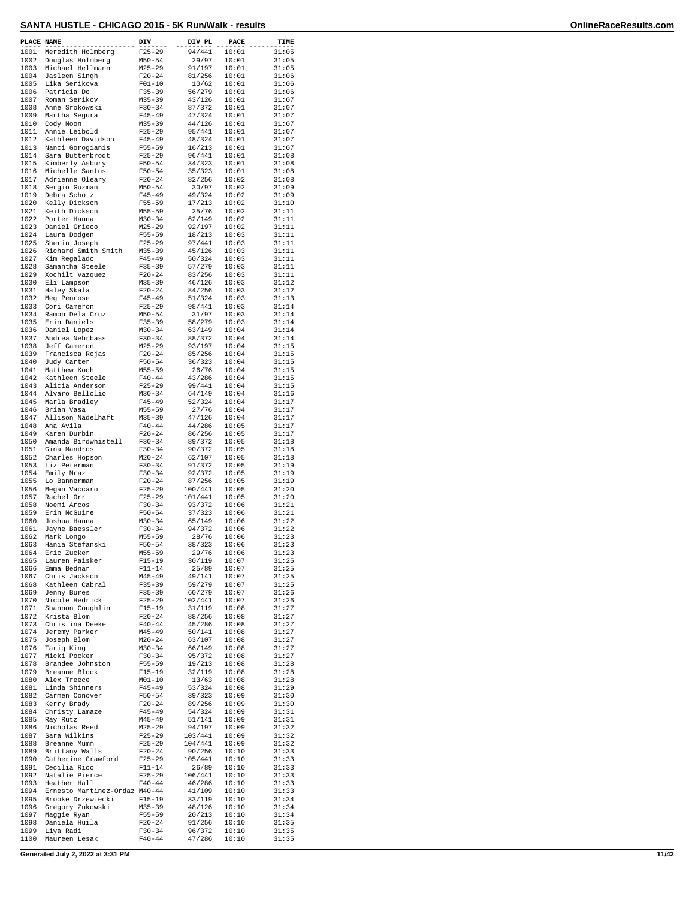# SANTA HUSTLE - CHICAGO 2015 - 5K Run/Walk - results

| PLACE | NAME | DIV | DIV PL | PACE | TIME |
|---|---|---|---|---|---|
| 1001 | Meredith Holmberg | F25-29 | 94/441 | 10:01 | 31:05 |
| 1002 | Douglas Holmberg | M50-54 | 29/97 | 10:01 | 31:05 |
| 1003 | Michael Hellmann | M25-29 | 91/197 | 10:01 | 31:05 |
| 1004 | Jasleen Singh | F20-24 | 81/256 | 10:01 | 31:06 |
| 1005 | Lika Serikova | F01-10 | 10/62 | 10:01 | 31:06 |
| 1006 | Patricia Do | F35-39 | 56/279 | 10:01 | 31:06 |
| 1007 | Roman Serikov | M35-39 | 43/126 | 10:01 | 31:07 |
| 1008 | Anne Srokowski | F30-34 | 87/372 | 10:01 | 31:07 |
| 1009 | Martha Segura | F45-49 | 47/324 | 10:01 | 31:07 |
| 1010 | Cody Moon | M35-39 | 44/126 | 10:01 | 31:07 |
| 1011 | Annie Leibold | F25-29 | 95/441 | 10:01 | 31:07 |
| 1012 | Kathleen Davidson | F45-49 | 48/324 | 10:01 | 31:07 |
| 1013 | Nanci Gorogianis | F55-59 | 16/213 | 10:01 | 31:07 |
| 1014 | Sara Butterbrodt | F25-29 | 96/441 | 10:01 | 31:08 |
| 1015 | Kimberly Asbury | F50-54 | 34/323 | 10:01 | 31:08 |
| 1016 | Michelle Santos | F50-54 | 35/323 | 10:01 | 31:08 |
| 1017 | Adrienne Oleary | F20-24 | 82/256 | 10:02 | 31:08 |
| 1018 | Sergio Guzman | M50-54 | 30/97 | 10:02 | 31:09 |
| 1019 | Debra Schotz | F45-49 | 49/324 | 10:02 | 31:09 |
| 1020 | Kelly Dickson | F55-59 | 17/213 | 10:02 | 31:10 |
| 1021 | Keith Dickson | M55-59 | 25/76 | 10:02 | 31:11 |
| 1022 | Porter Hanna | M30-34 | 62/149 | 10:02 | 31:11 |
| 1023 | Daniel Grieco | M25-29 | 92/197 | 10:02 | 31:11 |
| 1024 | Laura Dodgen | F55-59 | 18/213 | 10:03 | 31:11 |
| 1025 | Sherin Joseph | F25-29 | 97/441 | 10:03 | 31:11 |
| 1026 | Richard Smith Smith | M35-39 | 45/126 | 10:03 | 31:11 |
| 1027 | Kim Regalado | F45-49 | 50/324 | 10:03 | 31:11 |
| 1028 | Samantha Steele | F35-39 | 57/279 | 10:03 | 31:11 |
| 1029 | Xochilt Vazquez | F20-24 | 83/256 | 10:03 | 31:11 |
| 1030 | Eli Lampson | M35-39 | 46/126 | 10:03 | 31:12 |
| 1031 | Haley Skala | F20-24 | 84/256 | 10:03 | 31:12 |
| 1032 | Meg Penrose | F45-49 | 51/324 | 10:03 | 31:13 |
| 1033 | Cori Cameron | F25-29 | 98/441 | 10:03 | 31:14 |
| 1034 | Ramon Dela Cruz | M50-54 | 31/97 | 10:03 | 31:14 |
| 1035 | Erin Daniels | F35-39 | 58/279 | 10:03 | 31:14 |
| 1036 | Daniel Lopez | M30-34 | 63/149 | 10:04 | 31:14 |
| 1037 | Andrea Nehrbass | F30-34 | 88/372 | 10:04 | 31:14 |
| 1038 | Jeff Cameron | M25-29 | 93/197 | 10:04 | 31:15 |
| 1039 | Francisca Rojas | F20-24 | 85/256 | 10:04 | 31:15 |
| 1040 | Judy Carter | F50-54 | 36/323 | 10:04 | 31:15 |
| 1041 | Matthew Koch | M55-59 | 26/76 | 10:04 | 31:15 |
| 1042 | Kathleen Steele | F40-44 | 43/286 | 10:04 | 31:15 |
| 1043 | Alicia Anderson | F25-29 | 99/441 | 10:04 | 31:15 |
| 1044 | Alvaro Bellolio | M30-34 | 64/149 | 10:04 | 31:16 |
| 1045 | Marla Bradley | F45-49 | 52/324 | 10:04 | 31:17 |
| 1046 | Brian Vasa | M55-59 | 27/76 | 10:04 | 31:17 |
| 1047 | Allison Nadelhaft | M35-39 | 47/126 | 10:04 | 31:17 |
| 1048 | Ana Avila | F40-44 | 44/286 | 10:05 | 31:17 |
| 1049 | Karen Durbin | F20-24 | 86/256 | 10:05 | 31:17 |
| 1050 | Amanda Birdwhistell | F30-34 | 89/372 | 10:05 | 31:18 |
| 1051 | Gina Mandros | F30-34 | 90/372 | 10:05 | 31:18 |
| 1052 | Charles Hopson | M20-24 | 62/107 | 10:05 | 31:18 |
| 1053 | Liz Peterman | F30-34 | 91/372 | 10:05 | 31:19 |
| 1054 | Emily Mraz | F30-34 | 92/372 | 10:05 | 31:19 |
| 1055 | Lo Bannerman | F20-24 | 87/256 | 10:05 | 31:19 |
| 1056 | Megan Vaccaro | F25-29 | 100/441 | 10:05 | 31:20 |
| 1057 | Rachel Orr | F25-29 | 101/441 | 10:05 | 31:20 |
| 1058 | Noemi Arcos | F30-34 | 93/372 | 10:06 | 31:21 |
| 1059 | Erin McGuire | F50-54 | 37/323 | 10:06 | 31:21 |
| 1060 | Joshua Hanna | M30-34 | 65/149 | 10:06 | 31:22 |
| 1061 | Jayne Baessler | F30-34 | 94/372 | 10:06 | 31:22 |
| 1062 | Mark Longo | M55-59 | 28/76 | 10:06 | 31:23 |
| 1063 | Hania Stefanski | F50-54 | 38/323 | 10:06 | 31:23 |
| 1064 | Eric Zucker | M55-59 | 29/76 | 10:06 | 31:23 |
| 1065 | Lauren Paisker | F15-19 | 30/119 | 10:07 | 31:25 |
| 1066 | Emma Bednar | F11-14 | 25/89 | 10:07 | 31:25 |
| 1067 | Chris Jackson | M45-49 | 49/141 | 10:07 | 31:25 |
| 1068 | Kathleen Cabral | F35-39 | 59/279 | 10:07 | 31:25 |
| 1069 | Jenny Bures | F35-39 | 60/279 | 10:07 | 31:26 |
| 1070 | Nicole Hedrick | F25-29 | 102/441 | 10:07 | 31:26 |
| 1071 | Shannon Coughlin | F15-19 | 31/119 | 10:08 | 31:27 |
| 1072 | Krista Blom | F20-24 | 88/256 | 10:08 | 31:27 |
| 1073 | Christina Deeke | F40-44 | 45/286 | 10:08 | 31:27 |
| 1074 | Jeremy Parker | M45-49 | 50/141 | 10:08 | 31:27 |
| 1075 | Joseph Blom | M20-24 | 63/107 | 10:08 | 31:27 |
| 1076 | Tariq King | M30-34 | 66/149 | 10:08 | 31:27 |
| 1077 | Micki Pocker | F30-34 | 95/372 | 10:08 | 31:27 |
| 1078 | Brandee Johnston | F55-59 | 19/213 | 10:08 | 31:28 |
| 1079 | Breanne Block | F15-19 | 32/119 | 10:08 | 31:28 |
| 1080 | Alex Treece | M01-10 | 13/63 | 10:08 | 31:28 |
| 1081 | Linda Shinners | F45-49 | 53/324 | 10:08 | 31:29 |
| 1082 | Carmen Conover | F50-54 | 39/323 | 10:09 | 31:30 |
| 1083 | Kerry Brady | F20-24 | 89/256 | 10:09 | 31:30 |
| 1084 | Christy Lamaze | F45-49 | 54/324 | 10:09 | 31:31 |
| 1085 | Ray Rutz | M45-49 | 51/141 | 10:09 | 31:31 |
| 1086 | Nicholas Reed | M25-29 | 94/197 | 10:09 | 31:32 |
| 1087 | Sara Wilkins | F25-29 | 103/441 | 10:09 | 31:32 |
| 1088 | Breanne Mumm | F25-29 | 104/441 | 10:09 | 31:32 |
| 1089 | Brittany Walls | F20-24 | 90/256 | 10:10 | 31:33 |
| 1090 | Catherine Crawford | F25-29 | 105/441 | 10:10 | 31:33 |
| 1091 | Cecilia Rico | F11-14 | 26/89 | 10:10 | 31:33 |
| 1092 | Natalie Pierce | F25-29 | 106/441 | 10:10 | 31:33 |
| 1093 | Heather Hall | F40-44 | 46/286 | 10:10 | 31:33 |
| 1094 | Ernesto Martinez-Ordaz | M40-44 | 41/109 | 10:10 | 31:33 |
| 1095 | Brooke Drzewiecki | F15-19 | 33/119 | 10:10 | 31:34 |
| 1096 | Gregory Zukowski | M35-39 | 48/126 | 10:10 | 31:34 |
| 1097 | Maggie Ryan | F55-59 | 20/213 | 10:10 | 31:34 |
| 1098 | Daniela Huila | F20-24 | 91/256 | 10:10 | 31:35 |
| 1099 | Liya Radi | F30-34 | 96/372 | 10:10 | 31:35 |
| 1100 | Maureen Lesak | F40-44 | 47/286 | 10:10 | 31:35 |

Generated July 2, 2022 at 3:31 PM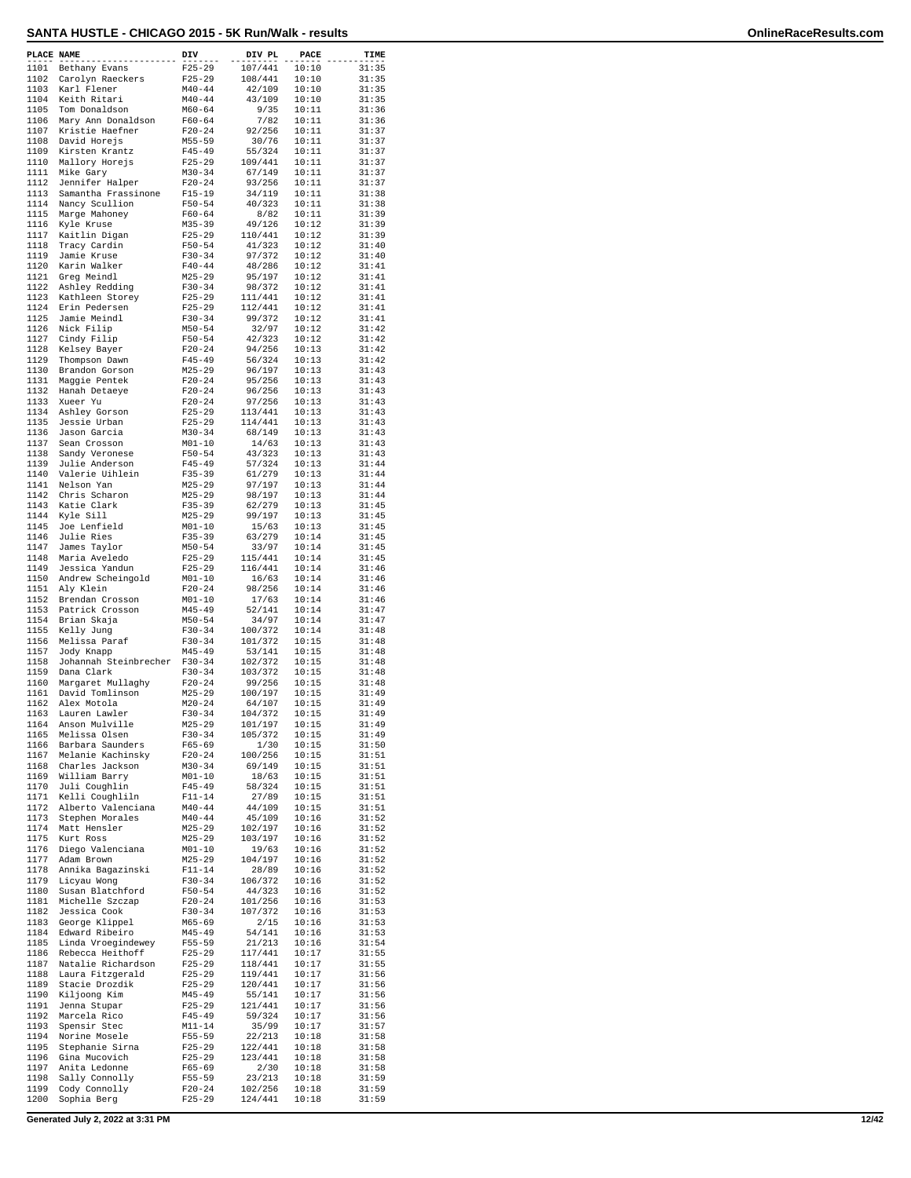# SANTA HUSTLE - CHICAGO 2015 - 5K Run/Walk - results

| PLACE | NAME | DIV | DIV PL | PACE | TIME |
|---|---|---|---|---|---|
| 1101 | Bethany Evans | F25-29 | 107/441 | 10:10 | 31:35 |
| 1102 | Carolyn Raeckers | F25-29 | 108/441 | 10:10 | 31:35 |
| 1103 | Karl Flener | M40-44 | 42/109 | 10:10 | 31:35 |
| 1104 | Keith Ritari | M40-44 | 43/109 | 10:10 | 31:35 |
| 1105 | Tom Donaldson | M60-64 | 9/35 | 10:11 | 31:36 |
| 1106 | Mary Ann Donaldson | F60-64 | 7/82 | 10:11 | 31:36 |
| 1107 | Kristie Haefner | F20-24 | 92/256 | 10:11 | 31:37 |
| 1108 | David Horejs | M55-59 | 30/76 | 10:11 | 31:37 |
| 1109 | Kirsten Krantz | F45-49 | 55/324 | 10:11 | 31:37 |
| 1110 | Mallory Horejs | F25-29 | 109/441 | 10:11 | 31:37 |
| 1111 | Mike Gary | M30-34 | 67/149 | 10:11 | 31:37 |
| 1112 | Jennifer Halper | F20-24 | 93/256 | 10:11 | 31:37 |
| 1113 | Samantha Frassinone | F15-19 | 34/119 | 10:11 | 31:38 |
| 1114 | Nancy Scullion | F50-54 | 40/323 | 10:11 | 31:38 |
| 1115 | Marge Mahoney | F60-64 | 8/82 | 10:11 | 31:39 |
| 1116 | Kyle Kruse | M35-39 | 49/126 | 10:12 | 31:39 |
| 1117 | Kaitlin Digan | F25-29 | 110/441 | 10:12 | 31:39 |
| 1118 | Tracy Cardin | F50-54 | 41/323 | 10:12 | 31:40 |
| 1119 | Jamie Kruse | F30-34 | 97/372 | 10:12 | 31:40 |
| 1120 | Karin Walker | F40-44 | 48/286 | 10:12 | 31:41 |
| 1121 | Greg Meindl | M25-29 | 95/197 | 10:12 | 31:41 |
| 1122 | Ashley Redding | F30-34 | 98/372 | 10:12 | 31:41 |
| 1123 | Kathleen Storey | F25-29 | 111/441 | 10:12 | 31:41 |
| 1124 | Erin Pedersen | F25-29 | 112/441 | 10:12 | 31:41 |
| 1125 | Jamie Meindl | F30-34 | 99/372 | 10:12 | 31:41 |
| 1126 | Nick Filip | M50-54 | 32/97 | 10:12 | 31:42 |
| 1127 | Cindy Filip | F50-54 | 42/323 | 10:12 | 31:42 |
| 1128 | Kelsey Bayer | F20-24 | 94/256 | 10:13 | 31:42 |
| 1129 | Thompson Dawn | F45-49 | 56/324 | 10:13 | 31:42 |
| 1130 | Brandon Gorson | M25-29 | 96/197 | 10:13 | 31:43 |
| 1131 | Maggie Pentek | F20-24 | 95/256 | 10:13 | 31:43 |
| 1132 | Hanah Detaeye | F20-24 | 96/256 | 10:13 | 31:43 |
| 1133 | Xueer Yu | F20-24 | 97/256 | 10:13 | 31:43 |
| 1134 | Ashley Gorson | F25-29 | 113/441 | 10:13 | 31:43 |
| 1135 | Jessie Urban | F25-29 | 114/441 | 10:13 | 31:43 |
| 1136 | Jason Garcia | M30-34 | 68/149 | 10:13 | 31:43 |
| 1137 | Sean Crosson | M01-10 | 14/63 | 10:13 | 31:43 |
| 1138 | Sandy Veronese | F50-54 | 43/323 | 10:13 | 31:43 |
| 1139 | Julie Anderson | F45-49 | 57/324 | 10:13 | 31:44 |
| 1140 | Valerie Uihlein | F35-39 | 61/279 | 10:13 | 31:44 |
| 1141 | Nelson Yan | M25-29 | 97/197 | 10:13 | 31:44 |
| 1142 | Chris Scharon | M25-29 | 98/197 | 10:13 | 31:44 |
| 1143 | Katie Clark | F35-39 | 62/279 | 10:13 | 31:45 |
| 1144 | Kyle Sill | M25-29 | 99/197 | 10:13 | 31:45 |
| 1145 | Joe Lenfield | M01-10 | 15/63 | 10:13 | 31:45 |
| 1146 | Julie Ries | F35-39 | 63/279 | 10:14 | 31:45 |
| 1147 | James Taylor | M50-54 | 33/97 | 10:14 | 31:45 |
| 1148 | Maria Aveledo | F25-29 | 115/441 | 10:14 | 31:45 |
| 1149 | Jessica Yandun | F25-29 | 116/441 | 10:14 | 31:46 |
| 1150 | Andrew Scheingold | M01-10 | 16/63 | 10:14 | 31:46 |
| 1151 | Aly Klein | F20-24 | 98/256 | 10:14 | 31:46 |
| 1152 | Brendan Crosson | M01-10 | 17/63 | 10:14 | 31:46 |
| 1153 | Patrick Crosson | M45-49 | 52/141 | 10:14 | 31:47 |
| 1154 | Brian Skaja | M50-54 | 34/97 | 10:14 | 31:47 |
| 1155 | Kelly Jung | F30-34 | 100/372 | 10:14 | 31:48 |
| 1156 | Melissa Paraf | F30-34 | 101/372 | 10:15 | 31:48 |
| 1157 | Jody Knapp | M45-49 | 53/141 | 10:15 | 31:48 |
| 1158 | Johannah Steinbrecher | F30-34 | 102/372 | 10:15 | 31:48 |
| 1159 | Dana Clark | F30-34 | 103/372 | 10:15 | 31:48 |
| 1160 | Margaret Mullaghy | F20-24 | 99/256 | 10:15 | 31:48 |
| 1161 | David Tomlinson | M25-29 | 100/197 | 10:15 | 31:49 |
| 1162 | Alex Motola | M20-24 | 64/107 | 10:15 | 31:49 |
| 1163 | Lauren Lawler | F30-34 | 104/372 | 10:15 | 31:49 |
| 1164 | Anson Mulville | M25-29 | 101/197 | 10:15 | 31:49 |
| 1165 | Melissa Olsen | F30-34 | 105/372 | 10:15 | 31:49 |
| 1166 | Barbara Saunders | F65-69 | 1/30 | 10:15 | 31:50 |
| 1167 | Melanie Kachinsky | F20-24 | 100/256 | 10:15 | 31:51 |
| 1168 | Charles Jackson | M30-34 | 69/149 | 10:15 | 31:51 |
| 1169 | William Barry | M01-10 | 18/63 | 10:15 | 31:51 |
| 1170 | Juli Coughlin | F45-49 | 58/324 | 10:15 | 31:51 |
| 1171 | Kelli Coughliln | F11-14 | 27/89 | 10:15 | 31:51 |
| 1172 | Alberto Valenciana | M40-44 | 44/109 | 10:15 | 31:51 |
| 1173 | Stephen Morales | M40-44 | 45/109 | 10:16 | 31:52 |
| 1174 | Matt Hensler | M25-29 | 102/197 | 10:16 | 31:52 |
| 1175 | Kurt Ross | M25-29 | 103/197 | 10:16 | 31:52 |
| 1176 | Diego Valenciana | M01-10 | 19/63 | 10:16 | 31:52 |
| 1177 | Adam Brown | M25-29 | 104/197 | 10:16 | 31:52 |
| 1178 | Annika Bagazinski | F11-14 | 28/89 | 10:16 | 31:52 |
| 1179 | Licyau Wong | F30-34 | 106/372 | 10:16 | 31:52 |
| 1180 | Susan Blatchford | F50-54 | 44/323 | 10:16 | 31:52 |
| 1181 | Michelle Szczap | F20-24 | 101/256 | 10:16 | 31:53 |
| 1182 | Jessica Cook | F30-34 | 107/372 | 10:16 | 31:53 |
| 1183 | George Klippel | M65-69 | 2/15 | 10:16 | 31:53 |
| 1184 | Edward Ribeiro | M45-49 | 54/141 | 10:16 | 31:53 |
| 1185 | Linda Vroegindewey | F55-59 | 21/213 | 10:16 | 31:54 |
| 1186 | Rebecca Heithoff | F25-29 | 117/441 | 10:17 | 31:55 |
| 1187 | Natalie Richardson | F25-29 | 118/441 | 10:17 | 31:55 |
| 1188 | Laura Fitzgerald | F25-29 | 119/441 | 10:17 | 31:56 |
| 1189 | Stacie Drozdik | F25-29 | 120/441 | 10:17 | 31:56 |
| 1190 | Kiljoong Kim | M45-49 | 55/141 | 10:17 | 31:56 |
| 1191 | Jenna Stupar | F25-29 | 121/441 | 10:17 | 31:56 |
| 1192 | Marcela Rico | F45-49 | 59/324 | 10:17 | 31:56 |
| 1193 | Spensir Stec | M11-14 | 35/99 | 10:17 | 31:57 |
| 1194 | Norine Mosele | F55-59 | 22/213 | 10:18 | 31:58 |
| 1195 | Stephanie Sirna | F25-29 | 122/441 | 10:18 | 31:58 |
| 1196 | Gina Mucovich | F25-29 | 123/441 | 10:18 | 31:58 |
| 1197 | Anita Ledonne | F65-69 | 2/30 | 10:18 | 31:58 |
| 1198 | Sally Connolly | F55-59 | 23/213 | 10:18 | 31:59 |
| 1199 | Cody Connolly | F20-24 | 102/256 | 10:18 | 31:59 |
| 1200 | Sophia Berg | F25-29 | 124/441 | 10:18 | 31:59 |

Generated July 2, 2022 at 3:31 PM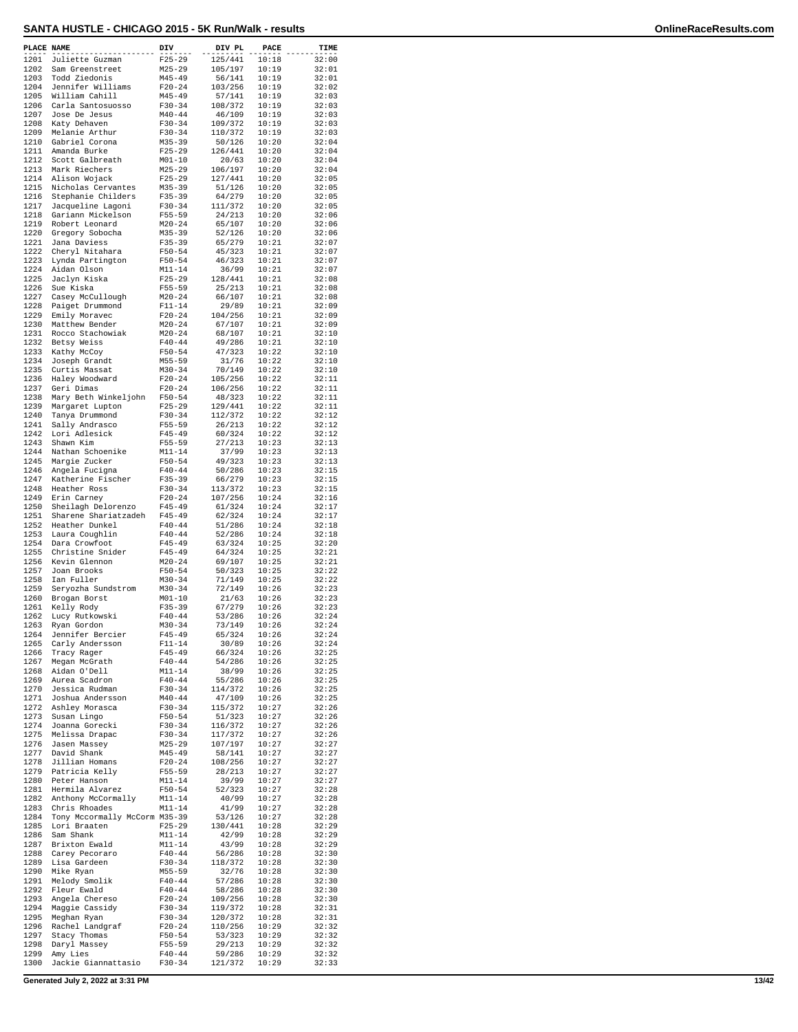# SANTA HUSTLE - CHICAGO 2015 - 5K Run/Walk - results

| PLACE | NAME | DIV | DIV PL | PACE | TIME |
|---|---|---|---|---|---|
| 1201 | Juliette Guzman | F25-29 | 125/441 | 10:18 | 32:00 |
| 1202 | Sam Greenstreet | M25-29 | 105/197 | 10:19 | 32:01 |
| 1203 | Todd Ziedonis | M45-49 | 56/141 | 10:19 | 32:01 |
| 1204 | Jennifer Williams | F20-24 | 103/256 | 10:19 | 32:02 |
| 1205 | William Cahill | M45-49 | 57/141 | 10:19 | 32:03 |
| 1206 | Carla Santosuosso | F30-34 | 108/372 | 10:19 | 32:03 |
| 1207 | Jose De Jesus | M40-44 | 46/109 | 10:19 | 32:03 |
| 1208 | Katy Dehaven | F30-34 | 109/372 | 10:19 | 32:03 |
| 1209 | Melanie Arthur | F30-34 | 110/372 | 10:19 | 32:03 |
| 1210 | Gabriel Corona | M35-39 | 50/126 | 10:20 | 32:04 |
| 1211 | Amanda Burke | F25-29 | 126/441 | 10:20 | 32:04 |
| 1212 | Scott Galbreath | M01-10 | 20/63 | 10:20 | 32:04 |
| 1213 | Mark Riechers | M25-29 | 106/197 | 10:20 | 32:04 |
| 1214 | Alison Wojack | F25-29 | 127/441 | 10:20 | 32:05 |
| 1215 | Nicholas Cervantes | M35-39 | 51/126 | 10:20 | 32:05 |
| 1216 | Stephanie Childers | F35-39 | 64/279 | 10:20 | 32:05 |
| 1217 | Jacqueline Lagoni | F30-34 | 111/372 | 10:20 | 32:05 |
| 1218 | Gariann Mickelson | F55-59 | 24/213 | 10:20 | 32:06 |
| 1219 | Robert Leonard | M20-24 | 65/107 | 10:20 | 32:06 |
| 1220 | Gregory Sobocha | M35-39 | 52/126 | 10:20 | 32:06 |
| 1221 | Jana Daviess | F35-39 | 65/279 | 10:21 | 32:07 |
| 1222 | Cheryl Nitahara | F50-54 | 45/323 | 10:21 | 32:07 |
| 1223 | Lynda Partington | F50-54 | 46/323 | 10:21 | 32:07 |
| 1224 | Aidan Olson | M11-14 | 36/99 | 10:21 | 32:07 |
| 1225 | Jaclyn Kiska | F25-29 | 128/441 | 10:21 | 32:08 |
| 1226 | Sue Kiska | F55-59 | 25/213 | 10:21 | 32:08 |
| 1227 | Casey McCullough | M20-24 | 66/107 | 10:21 | 32:08 |
| 1228 | Paiget Drummond | F11-14 | 29/89 | 10:21 | 32:09 |
| 1229 | Emily Moravec | F20-24 | 104/256 | 10:21 | 32:09 |
| 1230 | Matthew Bender | M20-24 | 67/107 | 10:21 | 32:09 |
| 1231 | Rocco Stachowiak | M20-24 | 68/107 | 10:21 | 32:10 |
| 1232 | Betsy Weiss | F40-44 | 49/286 | 10:21 | 32:10 |
| 1233 | Kathy McCoy | F50-54 | 47/323 | 10:22 | 32:10 |
| 1234 | Joseph Grandt | M55-59 | 31/76 | 10:22 | 32:10 |
| 1235 | Curtis Massat | M30-34 | 70/149 | 10:22 | 32:10 |
| 1236 | Haley Woodward | F20-24 | 105/256 | 10:22 | 32:11 |
| 1237 | Geri Dimas | F20-24 | 106/256 | 10:22 | 32:11 |
| 1238 | Mary Beth Winkeljohn | F50-54 | 48/323 | 10:22 | 32:11 |
| 1239 | Margaret Lupton | F25-29 | 129/441 | 10:22 | 32:11 |
| 1240 | Tanya Drummond | F30-34 | 112/372 | 10:22 | 32:12 |
| 1241 | Sally Andrasco | F55-59 | 26/213 | 10:22 | 32:12 |
| 1242 | Lori Adlesick | F45-49 | 60/324 | 10:22 | 32:12 |
| 1243 | Shawn Kim | F55-59 | 27/213 | 10:23 | 32:13 |
| 1244 | Nathan Schoenike | M11-14 | 37/99 | 10:23 | 32:13 |
| 1245 | Margie Zucker | F50-54 | 49/323 | 10:23 | 32:13 |
| 1246 | Angela Fucigna | F40-44 | 50/286 | 10:23 | 32:15 |
| 1247 | Katherine Fischer | F35-39 | 66/279 | 10:23 | 32:15 |
| 1248 | Heather Ross | F30-34 | 113/372 | 10:23 | 32:15 |
| 1249 | Erin Carney | F20-24 | 107/256 | 10:24 | 32:16 |
| 1250 | Sheilagh Delorenzo | F45-49 | 61/324 | 10:24 | 32:17 |
| 1251 | Sharene Shariatzadeh | F45-49 | 62/324 | 10:24 | 32:17 |
| 1252 | Heather Dunkel | F40-44 | 51/286 | 10:24 | 32:18 |
| 1253 | Laura Coughlin | F40-44 | 52/286 | 10:24 | 32:18 |
| 1254 | Dara Crowfoot | F45-49 | 63/324 | 10:25 | 32:20 |
| 1255 | Christine Snider | F45-49 | 64/324 | 10:25 | 32:21 |
| 1256 | Kevin Glennon | M20-24 | 69/107 | 10:25 | 32:21 |
| 1257 | Joan Brooks | F50-54 | 50/323 | 10:25 | 32:22 |
| 1258 | Ian Fuller | M30-34 | 71/149 | 10:25 | 32:22 |
| 1259 | Seryozha Sundstrom | M30-34 | 72/149 | 10:26 | 32:23 |
| 1260 | Brogan Borst | M01-10 | 21/63 | 10:26 | 32:23 |
| 1261 | Kelly Rody | F35-39 | 67/279 | 10:26 | 32:23 |
| 1262 | Lucy Rutkowski | F40-44 | 53/286 | 10:26 | 32:24 |
| 1263 | Ryan Gordon | M30-34 | 73/149 | 10:26 | 32:24 |
| 1264 | Jennifer Bercier | F45-49 | 65/324 | 10:26 | 32:24 |
| 1265 | Carly Andersson | F11-14 | 30/89 | 10:26 | 32:24 |
| 1266 | Tracy Rager | F45-49 | 66/324 | 10:26 | 32:25 |
| 1267 | Megan McGrath | F40-44 | 54/286 | 10:26 | 32:25 |
| 1268 | Aidan O'Dell | M11-14 | 38/99 | 10:26 | 32:25 |
| 1269 | Aurea Scadron | F40-44 | 55/286 | 10:26 | 32:25 |
| 1270 | Jessica Rudman | F30-34 | 114/372 | 10:26 | 32:25 |
| 1271 | Joshua Andersson | M40-44 | 47/109 | 10:26 | 32:25 |
| 1272 | Ashley Morasca | F30-34 | 115/372 | 10:27 | 32:26 |
| 1273 | Susan Lingo | F50-54 | 51/323 | 10:27 | 32:26 |
| 1274 | Joanna Gorecki | F30-34 | 116/372 | 10:27 | 32:26 |
| 1275 | Melissa Drapac | F30-34 | 117/372 | 10:27 | 32:26 |
| 1276 | Jasen Massey | M25-29 | 107/197 | 10:27 | 32:27 |
| 1277 | David Shank | M45-49 | 58/141 | 10:27 | 32:27 |
| 1278 | Jillian Homans | F20-24 | 108/256 | 10:27 | 32:27 |
| 1279 | Patricia Kelly | F55-59 | 28/213 | 10:27 | 32:27 |
| 1280 | Peter Hanson | M11-14 | 39/99 | 10:27 | 32:27 |
| 1281 | Hermila Alvarez | F50-54 | 52/323 | 10:27 | 32:28 |
| 1282 | Anthony McCormally | M11-14 | 40/99 | 10:27 | 32:28 |
| 1283 | Chris Rhoades | M11-14 | 41/99 | 10:27 | 32:28 |
| 1284 | Tony Mccormally McCorm | M35-39 | 53/126 | 10:27 | 32:28 |
| 1285 | Lori Braaten | F25-29 | 130/441 | 10:28 | 32:29 |
| 1286 | Sam Shank | M11-14 | 42/99 | 10:28 | 32:29 |
| 1287 | Brixton Ewald | M11-14 | 43/99 | 10:28 | 32:29 |
| 1288 | Carey Pecoraro | F40-44 | 56/286 | 10:28 | 32:30 |
| 1289 | Lisa Gardeen | F30-34 | 118/372 | 10:28 | 32:30 |
| 1290 | Mike Ryan | M55-59 | 32/76 | 10:28 | 32:30 |
| 1291 | Melody Smolik | F40-44 | 57/286 | 10:28 | 32:30 |
| 1292 | Fleur Ewald | F40-44 | 58/286 | 10:28 | 32:30 |
| 1293 | Angela Chereso | F20-24 | 109/256 | 10:28 | 32:30 |
| 1294 | Maggie Cassidy | F30-34 | 119/372 | 10:28 | 32:31 |
| 1295 | Meghan Ryan | F30-34 | 120/372 | 10:28 | 32:31 |
| 1296 | Rachel Landgraf | F20-24 | 110/256 | 10:29 | 32:32 |
| 1297 | Stacy Thomas | F50-54 | 53/323 | 10:29 | 32:32 |
| 1298 | Daryl Massey | F55-59 | 29/213 | 10:29 | 32:32 |
| 1299 | Amy Lies | F40-44 | 59/286 | 10:29 | 32:32 |
| 1300 | Jackie Giannattasio | F30-34 | 121/372 | 10:29 | 32:33 |

Generated July 2, 2022 at 3:31 PM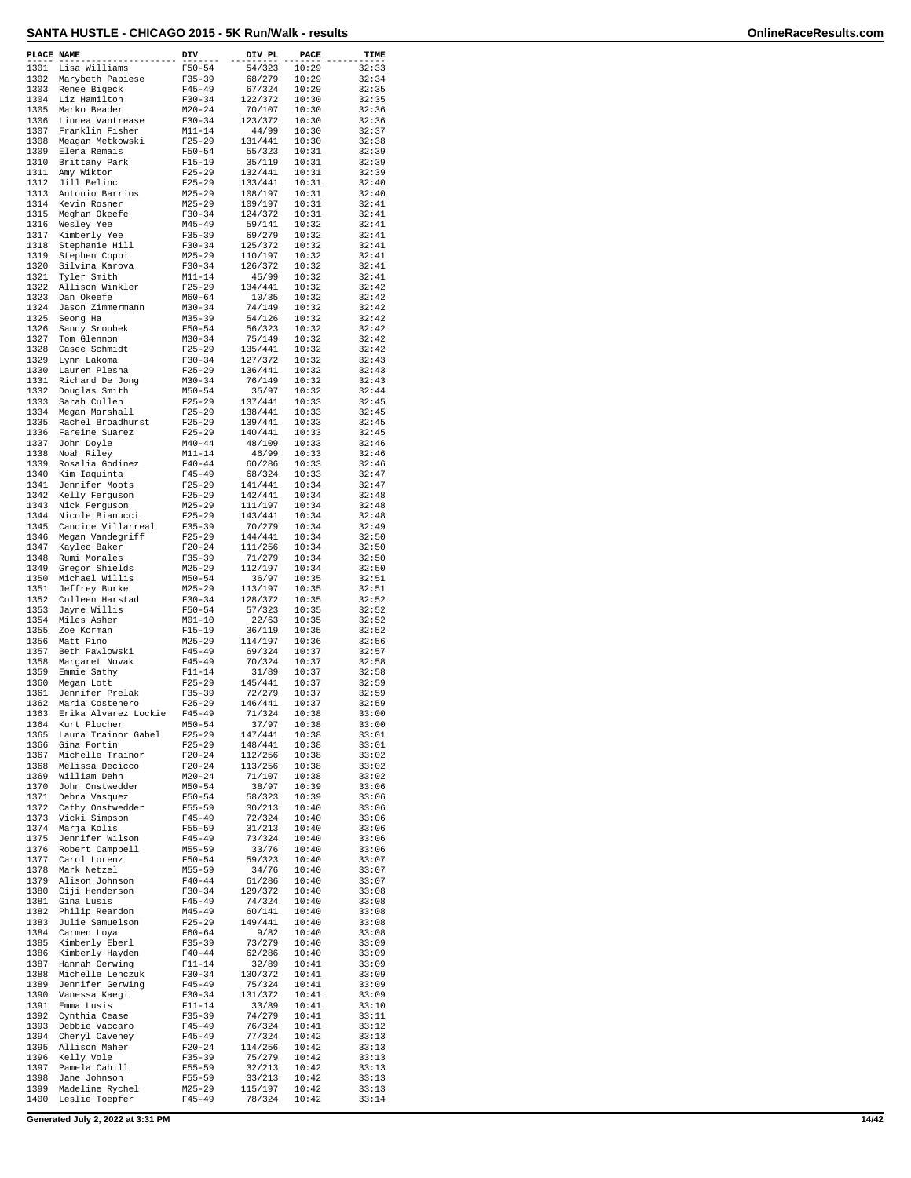# SANTA HUSTLE - CHICAGO 2015 - 5K Run/Walk - results

| PLACE | NAME | DIV | DIV PL | PACE | TIME |
|---|---|---|---|---|---|
| 1301 | Lisa Williams | F50-54 | 54/323 | 10:29 | 32:33 |
| 1302 | Marybeth Papiese | F35-39 | 68/279 | 10:29 | 32:34 |
| 1303 | Renee Bigeck | F45-49 | 67/324 | 10:29 | 32:35 |
| 1304 | Liz Hamilton | F30-34 | 122/372 | 10:30 | 32:35 |
| 1305 | Marko Beader | M20-24 | 70/107 | 10:30 | 32:36 |
| 1306 | Linnea Vantrease | F30-34 | 123/372 | 10:30 | 32:36 |
| 1307 | Franklin Fisher | M11-14 | 44/99 | 10:30 | 32:37 |
| 1308 | Meagan Metkowski | F25-29 | 131/441 | 10:30 | 32:38 |
| 1309 | Elena Remais | F50-54 | 55/323 | 10:31 | 32:39 |
| 1310 | Brittany Park | F15-19 | 35/119 | 10:31 | 32:39 |
| 1311 | Amy Wiktor | F25-29 | 132/441 | 10:31 | 32:39 |
| 1312 | Jill Belinc | F25-29 | 133/441 | 10:31 | 32:40 |
| 1313 | Antonio Barrios | M25-29 | 108/197 | 10:31 | 32:40 |
| 1314 | Kevin Rosner | M25-29 | 109/197 | 10:31 | 32:41 |
| 1315 | Meghan Okeefe | F30-34 | 124/372 | 10:31 | 32:41 |
| 1316 | Wesley Yee | M45-49 | 59/141 | 10:32 | 32:41 |
| 1317 | Kimberly Yee | F35-39 | 69/279 | 10:32 | 32:41 |
| 1318 | Stephanie Hill | F30-34 | 125/372 | 10:32 | 32:41 |
| 1319 | Stephen Coppi | M25-29 | 110/197 | 10:32 | 32:41 |
| 1320 | Silvina Karova | F30-34 | 126/372 | 10:32 | 32:41 |
| 1321 | Tyler Smith | M11-14 | 45/99 | 10:32 | 32:41 |
| 1322 | Allison Winkler | F25-29 | 134/441 | 10:32 | 32:42 |
| 1323 | Dan Okeefe | M60-64 | 10/35 | 10:32 | 32:42 |
| 1324 | Jason Zimmermann | M30-34 | 74/149 | 10:32 | 32:42 |
| 1325 | Seong Ha | M35-39 | 54/126 | 10:32 | 32:42 |
| 1326 | Sandy Sroubek | F50-54 | 56/323 | 10:32 | 32:42 |
| 1327 | Tom Glennon | M30-34 | 75/149 | 10:32 | 32:42 |
| 1328 | Casee Schmidt | F25-29 | 135/441 | 10:32 | 32:42 |
| 1329 | Lynn Lakoma | F30-34 | 127/372 | 10:32 | 32:43 |
| 1330 | Lauren Plesha | F25-29 | 136/441 | 10:32 | 32:43 |
| 1331 | Richard De Jong | M30-34 | 76/149 | 10:32 | 32:43 |
| 1332 | Douglas Smith | M50-54 | 35/97 | 10:32 | 32:44 |
| 1333 | Sarah Cullen | F25-29 | 137/441 | 10:33 | 32:45 |
| 1334 | Megan Marshall | F25-29 | 138/441 | 10:33 | 32:45 |
| 1335 | Rachel Broadhurst | F25-29 | 139/441 | 10:33 | 32:45 |
| 1336 | Fareine Suarez | F25-29 | 140/441 | 10:33 | 32:45 |
| 1337 | John Doyle | M40-44 | 48/109 | 10:33 | 32:46 |
| 1338 | Noah Riley | M11-14 | 46/99 | 10:33 | 32:46 |
| 1339 | Rosalia Godinez | F40-44 | 60/286 | 10:33 | 32:46 |
| 1340 | Kim Iaquinta | F45-49 | 68/324 | 10:33 | 32:47 |
| 1341 | Jennifer Moots | F25-29 | 141/441 | 10:34 | 32:47 |
| 1342 | Kelly Ferguson | F25-29 | 142/441 | 10:34 | 32:48 |
| 1343 | Nick Ferguson | M25-29 | 111/197 | 10:34 | 32:48 |
| 1344 | Nicole Bianucci | F25-29 | 143/441 | 10:34 | 32:48 |
| 1345 | Candice Villarreal | F35-39 | 70/279 | 10:34 | 32:49 |
| 1346 | Megan Vandegriff | F25-29 | 144/441 | 10:34 | 32:50 |
| 1347 | Kaylee Baker | F20-24 | 111/256 | 10:34 | 32:50 |
| 1348 | Rumi Morales | F35-39 | 71/279 | 10:34 | 32:50 |
| 1349 | Gregor Shields | M25-29 | 112/197 | 10:34 | 32:50 |
| 1350 | Michael Willis | M50-54 | 36/97 | 10:35 | 32:51 |
| 1351 | Jeffrey Burke | M25-29 | 113/197 | 10:35 | 32:51 |
| 1352 | Colleen Harstad | F30-34 | 128/372 | 10:35 | 32:52 |
| 1353 | Jayne Willis | F50-54 | 57/323 | 10:35 | 32:52 |
| 1354 | Miles Asher | M01-10 | 22/63 | 10:35 | 32:52 |
| 1355 | Zoe Korman | F15-19 | 36/119 | 10:35 | 32:52 |
| 1356 | Matt Pino | M25-29 | 114/197 | 10:36 | 32:56 |
| 1357 | Beth Pawlowski | F45-49 | 69/324 | 10:37 | 32:57 |
| 1358 | Margaret Novak | F45-49 | 70/324 | 10:37 | 32:58 |
| 1359 | Emmie Sathy | F11-14 | 31/89 | 10:37 | 32:58 |
| 1360 | Megan Lott | F25-29 | 145/441 | 10:37 | 32:59 |
| 1361 | Jennifer Prelak | F35-39 | 72/279 | 10:37 | 32:59 |
| 1362 | Maria Costenero | F25-29 | 146/441 | 10:37 | 32:59 |
| 1363 | Erika Alvarez Lockie | F45-49 | 71/324 | 10:38 | 33:00 |
| 1364 | Kurt Plocher | M50-54 | 37/97 | 10:38 | 33:00 |
| 1365 | Laura Trainor Gabel | F25-29 | 147/441 | 10:38 | 33:01 |
| 1366 | Gina Fortin | F25-29 | 148/441 | 10:38 | 33:01 |
| 1367 | Michelle Trainor | F20-24 | 112/256 | 10:38 | 33:02 |
| 1368 | Melissa Decicco | F20-24 | 113/256 | 10:38 | 33:02 |
| 1369 | William Dehn | M20-24 | 71/107 | 10:38 | 33:02 |
| 1370 | John Onstwedder | M50-54 | 38/97 | 10:39 | 33:06 |
| 1371 | Debra Vasquez | F50-54 | 58/323 | 10:39 | 33:06 |
| 1372 | Cathy Onstwedder | F55-59 | 30/213 | 10:40 | 33:06 |
| 1373 | Vicki Simpson | F45-49 | 72/324 | 10:40 | 33:06 |
| 1374 | Marja Kolis | F55-59 | 31/213 | 10:40 | 33:06 |
| 1375 | Jennifer Wilson | F45-49 | 73/324 | 10:40 | 33:06 |
| 1376 | Robert Campbell | M55-59 | 33/76 | 10:40 | 33:06 |
| 1377 | Carol Lorenz | F50-54 | 59/323 | 10:40 | 33:07 |
| 1378 | Mark Netzel | M55-59 | 34/76 | 10:40 | 33:07 |
| 1379 | Alison Johnson | F40-44 | 61/286 | 10:40 | 33:07 |
| 1380 | Ciji Henderson | F30-34 | 129/372 | 10:40 | 33:08 |
| 1381 | Gina Lusis | F45-49 | 74/324 | 10:40 | 33:08 |
| 1382 | Philip Reardon | M45-49 | 60/141 | 10:40 | 33:08 |
| 1383 | Julie Samuelson | F25-29 | 149/441 | 10:40 | 33:08 |
| 1384 | Carmen Loya | F60-64 | 9/82 | 10:40 | 33:08 |
| 1385 | Kimberly Eberl | F35-39 | 73/279 | 10:40 | 33:09 |
| 1386 | Kimberly Hayden | F40-44 | 62/286 | 10:40 | 33:09 |
| 1387 | Hannah Gerwing | F11-14 | 32/89 | 10:41 | 33:09 |
| 1388 | Michelle Lenczuk | F30-34 | 130/372 | 10:41 | 33:09 |
| 1389 | Jennifer Gerwing | F45-49 | 75/324 | 10:41 | 33:09 |
| 1390 | Vanessa Kaegi | F30-34 | 131/372 | 10:41 | 33:09 |
| 1391 | Emma Lusis | F11-14 | 33/89 | 10:41 | 33:10 |
| 1392 | Cynthia Cease | F35-39 | 74/279 | 10:41 | 33:11 |
| 1393 | Debbie Vaccaro | F45-49 | 76/324 | 10:41 | 33:12 |
| 1394 | Cheryl Caveney | F45-49 | 77/324 | 10:42 | 33:13 |
| 1395 | Allison Maher | F20-24 | 114/256 | 10:42 | 33:13 |
| 1396 | Kelly Vole | F35-39 | 75/279 | 10:42 | 33:13 |
| 1397 | Pamela Cahill | F55-59 | 32/213 | 10:42 | 33:13 |
| 1398 | Jane Johnson | F55-59 | 33/213 | 10:42 | 33:13 |
| 1399 | Madeline Rychel | M25-29 | 115/197 | 10:42 | 33:13 |
| 1400 | Leslie Toepfer | F45-49 | 78/324 | 10:42 | 33:14 |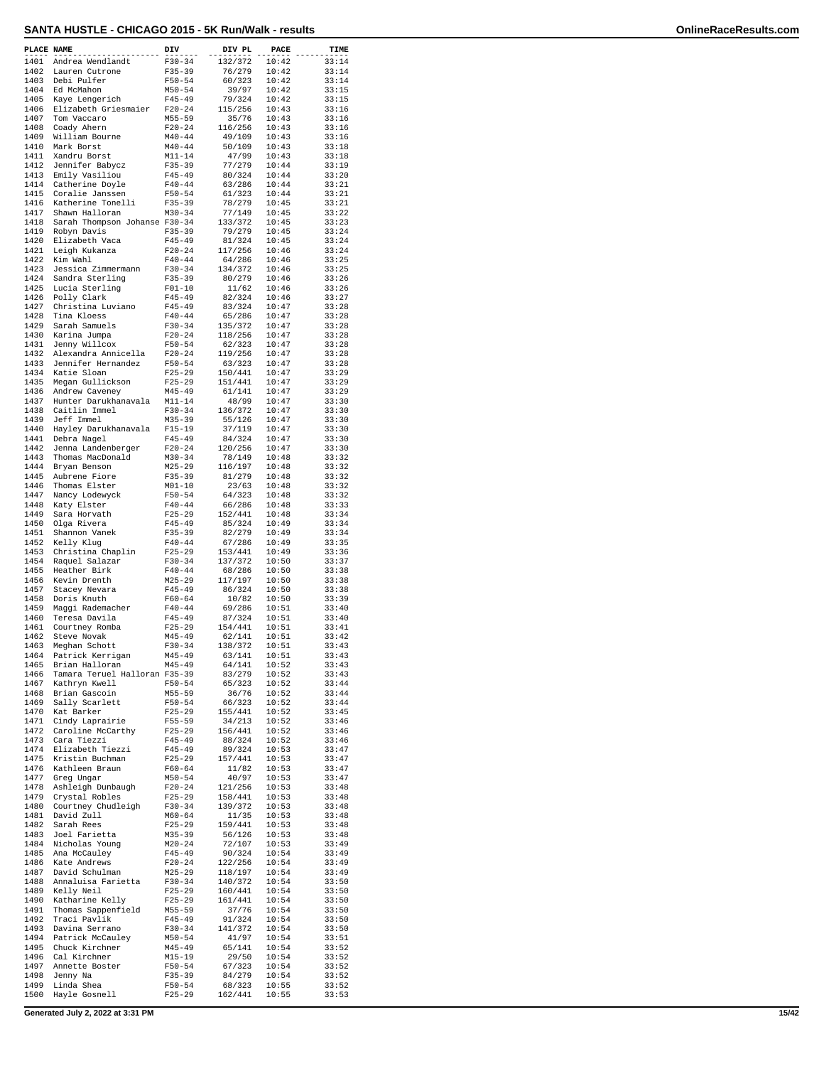# SANTA HUSTLE - CHICAGO 2015 - 5K Run/Walk - results

| PLACE | NAME | DIV | DIV PL | PACE | TIME |
|---|---|---|---|---|---|
| 1401 | Andrea Wendlandt | F30-34 | 132/372 | 10:42 | 33:14 |
| 1402 | Lauren Cutrone | F35-39 | 76/279 | 10:42 | 33:14 |
| 1403 | Debi Pulfer | F50-54 | 60/323 | 10:42 | 33:14 |
| 1404 | Ed McMahon | M50-54 | 39/97 | 10:42 | 33:15 |
| 1405 | Kaye Lengerich | F45-49 | 79/324 | 10:42 | 33:15 |
| 1406 | Elizabeth Griesmaier | F20-24 | 115/256 | 10:43 | 33:16 |
| 1407 | Tom Vaccaro | M55-59 | 35/76 | 10:43 | 33:16 |
| 1408 | Coady Ahern | F20-24 | 116/256 | 10:43 | 33:16 |
| 1409 | William Bourne | M40-44 | 49/109 | 10:43 | 33:16 |
| 1410 | Mark Borst | M40-44 | 50/109 | 10:43 | 33:18 |
| 1411 | Xandru Borst | M11-14 | 47/99 | 10:43 | 33:18 |
| 1412 | Jennifer Babycz | F35-39 | 77/279 | 10:44 | 33:19 |
| 1413 | Emily Vasiliou | F45-49 | 80/324 | 10:44 | 33:20 |
| 1414 | Catherine Doyle | F40-44 | 63/286 | 10:44 | 33:21 |
| 1415 | Coralie Janssen | F50-54 | 61/323 | 10:44 | 33:21 |
| 1416 | Katherine Tonelli | F35-39 | 78/279 | 10:45 | 33:21 |
| 1417 | Shawn Halloran | M30-34 | 77/149 | 10:45 | 33:22 |
| 1418 | Sarah Thompson Johanse | F30-34 | 133/372 | 10:45 | 33:23 |
| 1419 | Robyn Davis | F35-39 | 79/279 | 10:45 | 33:24 |
| 1420 | Elizabeth Vaca | F45-49 | 81/324 | 10:45 | 33:24 |
| 1421 | Leigh Kukanza | F20-24 | 117/256 | 10:46 | 33:24 |
| 1422 | Kim Wahl | F40-44 | 64/286 | 10:46 | 33:25 |
| 1423 | Jessica Zimmermann | F30-34 | 134/372 | 10:46 | 33:25 |
| 1424 | Sandra Sterling | F35-39 | 80/279 | 10:46 | 33:26 |
| 1425 | Lucia Sterling | F01-10 | 11/62 | 10:46 | 33:26 |
| 1426 | Polly Clark | F45-49 | 82/324 | 10:46 | 33:27 |
| 1427 | Christina Luviano | F45-49 | 83/324 | 10:47 | 33:28 |
| 1428 | Tina Kloess | F40-44 | 65/286 | 10:47 | 33:28 |
| 1429 | Sarah Samuels | F30-34 | 135/372 | 10:47 | 33:28 |
| 1430 | Karina Jumpa | F20-24 | 118/256 | 10:47 | 33:28 |
| 1431 | Jenny Willcox | F50-54 | 62/323 | 10:47 | 33:28 |
| 1432 | Alexandra Annicella | F20-24 | 119/256 | 10:47 | 33:28 |
| 1433 | Jennifer Hernandez | F50-54 | 63/323 | 10:47 | 33:28 |
| 1434 | Katie Sloan | F25-29 | 150/441 | 10:47 | 33:29 |
| 1435 | Megan Gullickson | F25-29 | 151/441 | 10:47 | 33:29 |
| 1436 | Andrew Caveney | M45-49 | 61/141 | 10:47 | 33:29 |
| 1437 | Hunter Darukhanavala | M11-14 | 48/99 | 10:47 | 33:30 |
| 1438 | Caitlin Immel | F30-34 | 136/372 | 10:47 | 33:30 |
| 1439 | Jeff Immel | M35-39 | 55/126 | 10:47 | 33:30 |
| 1440 | Hayley Darukhanavala | F15-19 | 37/119 | 10:47 | 33:30 |
| 1441 | Debra Nagel | F45-49 | 84/324 | 10:47 | 33:30 |
| 1442 | Jenna Landenberger | F20-24 | 120/256 | 10:47 | 33:30 |
| 1443 | Thomas MacDonald | M30-34 | 78/149 | 10:48 | 33:32 |
| 1444 | Bryan Benson | M25-29 | 116/197 | 10:48 | 33:32 |
| 1445 | Aubrene Fiore | F35-39 | 81/279 | 10:48 | 33:32 |
| 1446 | Thomas Elster | M01-10 | 23/63 | 10:48 | 33:32 |
| 1447 | Nancy Lodewyck | F50-54 | 64/323 | 10:48 | 33:32 |
| 1448 | Katy Elster | F40-44 | 66/286 | 10:48 | 33:33 |
| 1449 | Sara Horvath | F25-29 | 152/441 | 10:48 | 33:34 |
| 1450 | Olga Rivera | F45-49 | 85/324 | 10:49 | 33:34 |
| 1451 | Shannon Vanek | F35-39 | 82/279 | 10:49 | 33:34 |
| 1452 | Kelly Klug | F40-44 | 67/286 | 10:49 | 33:35 |
| 1453 | Christina Chaplin | F25-29 | 153/441 | 10:49 | 33:36 |
| 1454 | Raquel Salazar | F30-34 | 137/372 | 10:50 | 33:37 |
| 1455 | Heather Birk | F40-44 | 68/286 | 10:50 | 33:38 |
| 1456 | Kevin Drenth | M25-29 | 117/197 | 10:50 | 33:38 |
| 1457 | Stacey Nevara | F45-49 | 86/324 | 10:50 | 33:38 |
| 1458 | Doris Knuth | F60-64 | 10/82 | 10:50 | 33:39 |
| 1459 | Maggi Rademacher | F40-44 | 69/286 | 10:51 | 33:40 |
| 1460 | Teresa Davila | F45-49 | 87/324 | 10:51 | 33:40 |
| 1461 | Courtney Romba | F25-29 | 154/441 | 10:51 | 33:41 |
| 1462 | Steve Novak | M45-49 | 62/141 | 10:51 | 33:42 |
| 1463 | Meghan Schott | F30-34 | 138/372 | 10:51 | 33:43 |
| 1464 | Patrick Kerrigan | M45-49 | 63/141 | 10:51 | 33:43 |
| 1465 | Brian Halloran | M45-49 | 64/141 | 10:52 | 33:43 |
| 1466 | Tamara Teruel Halloran | F35-39 | 83/279 | 10:52 | 33:43 |
| 1467 | Kathryn Kwell | F50-54 | 65/323 | 10:52 | 33:44 |
| 1468 | Brian Gascoin | M55-59 | 36/76 | 10:52 | 33:44 |
| 1469 | Sally Scarlett | F50-54 | 66/323 | 10:52 | 33:44 |
| 1470 | Kat Barker | F25-29 | 155/441 | 10:52 | 33:45 |
| 1471 | Cindy Laprairie | F55-59 | 34/213 | 10:52 | 33:46 |
| 1472 | Caroline McCarthy | F25-29 | 156/441 | 10:52 | 33:46 |
| 1473 | Cara Tiezzi | F45-49 | 88/324 | 10:52 | 33:46 |
| 1474 | Elizabeth Tiezzi | F45-49 | 89/324 | 10:53 | 33:47 |
| 1475 | Kristin Buchman | F25-29 | 157/441 | 10:53 | 33:47 |
| 1476 | Kathleen Braun | F60-64 | 11/82 | 10:53 | 33:47 |
| 1477 | Greg Ungar | M50-54 | 40/97 | 10:53 | 33:47 |
| 1478 | Ashleigh Dunbaugh | F20-24 | 121/256 | 10:53 | 33:48 |
| 1479 | Crystal Robles | F25-29 | 158/441 | 10:53 | 33:48 |
| 1480 | Courtney Chudleigh | F30-34 | 139/372 | 10:53 | 33:48 |
| 1481 | David Zull | M60-64 | 11/35 | 10:53 | 33:48 |
| 1482 | Sarah Rees | F25-29 | 159/441 | 10:53 | 33:48 |
| 1483 | Joel Farietta | M35-39 | 56/126 | 10:53 | 33:48 |
| 1484 | Nicholas Young | M20-24 | 72/107 | 10:53 | 33:49 |
| 1485 | Ana McCauley | F45-49 | 90/324 | 10:54 | 33:49 |
| 1486 | Kate Andrews | F20-24 | 122/256 | 10:54 | 33:49 |
| 1487 | David Schulman | M25-29 | 118/197 | 10:54 | 33:49 |
| 1488 | Annaluisa Farietta | F30-34 | 140/372 | 10:54 | 33:50 |
| 1489 | Kelly Neil | F25-29 | 160/441 | 10:54 | 33:50 |
| 1490 | Katharine Kelly | F25-29 | 161/441 | 10:54 | 33:50 |
| 1491 | Thomas Sappenfield | M55-59 | 37/76 | 10:54 | 33:50 |
| 1492 | Traci Pavlik | F45-49 | 91/324 | 10:54 | 33:50 |
| 1493 | Davina Serrano | F30-34 | 141/372 | 10:54 | 33:50 |
| 1494 | Patrick McCauley | M50-54 | 41/97 | 10:54 | 33:51 |
| 1495 | Chuck Kirchner | M45-49 | 65/141 | 10:54 | 33:52 |
| 1496 | Cal Kirchner | M15-19 | 29/50 | 10:54 | 33:52 |
| 1497 | Annette Boster | F50-54 | 67/323 | 10:54 | 33:52 |
| 1498 | Jenny Na | F35-39 | 84/279 | 10:54 | 33:52 |
| 1499 | Linda Shea | F50-54 | 68/323 | 10:55 | 33:52 |
| 1500 | Hayle Gosnell | F25-29 | 162/441 | 10:55 | 33:53 |

Generated July 2, 2022 at 3:31 PM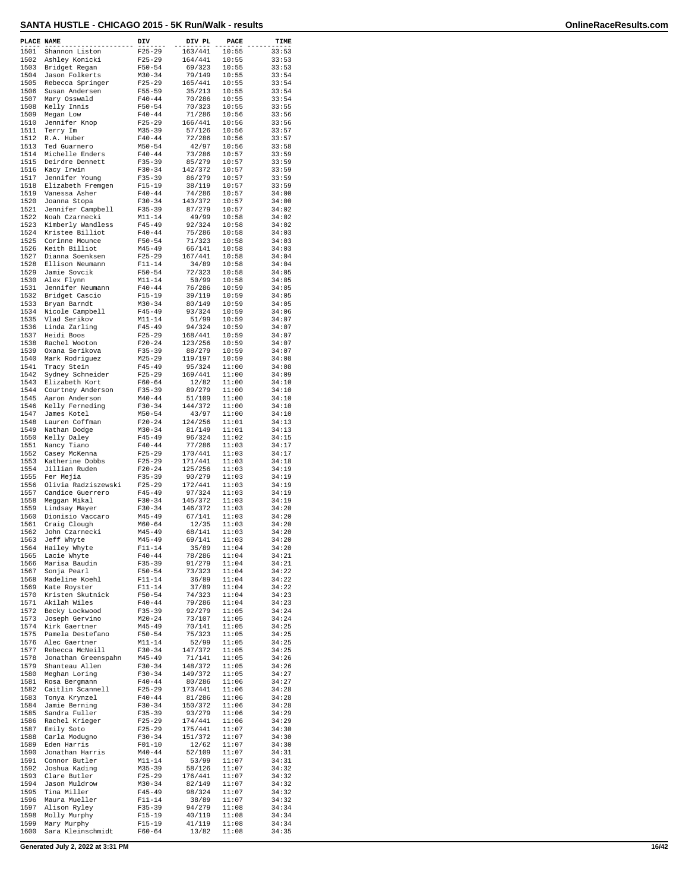# SANTA HUSTLE - CHICAGO 2015 - 5K Run/Walk - results

| PLACE | NAME | DIV | DIV PL | PACE | TIME |
|---|---|---|---|---|---|
| 1501 | Shannon Liston | F25-29 | 163/441 | 10:55 | 33:53 |
| 1502 | Ashley Konicki | F25-29 | 164/441 | 10:55 | 33:53 |
| 1503 | Bridget Regan | F50-54 | 69/323 | 10:55 | 33:53 |
| 1504 | Jason Folkerts | M30-34 | 79/149 | 10:55 | 33:54 |
| 1505 | Rebecca Springer | F25-29 | 165/441 | 10:55 | 33:54 |
| 1506 | Susan Andersen | F55-59 | 35/213 | 10:55 | 33:54 |
| 1507 | Mary Osswald | F40-44 | 70/286 | 10:55 | 33:54 |
| 1508 | Kelly Innis | F50-54 | 70/323 | 10:55 | 33:55 |
| 1509 | Megan Low | F40-44 | 71/286 | 10:56 | 33:56 |
| 1510 | Jennifer Knop | F25-29 | 166/441 | 10:56 | 33:56 |
| 1511 | Terry Im | M35-39 | 57/126 | 10:56 | 33:57 |
| 1512 | R.A. Huber | F40-44 | 72/286 | 10:56 | 33:57 |
| 1513 | Ted Guarnero | M50-54 | 42/97 | 10:56 | 33:58 |
| 1514 | Michelle Enders | F40-44 | 73/286 | 10:57 | 33:59 |
| 1515 | Deirdre Dennett | F35-39 | 85/279 | 10:57 | 33:59 |
| 1516 | Kacy Irwin | F30-34 | 142/372 | 10:57 | 33:59 |
| 1517 | Jennifer Young | F35-39 | 86/279 | 10:57 | 33:59 |
| 1518 | Elizabeth Fremgen | F15-19 | 38/119 | 10:57 | 33:59 |
| 1519 | Vanessa Asher | F40-44 | 74/286 | 10:57 | 34:00 |
| 1520 | Joanna Stopa | F30-34 | 143/372 | 10:57 | 34:00 |
| 1521 | Jennifer Campbell | F35-39 | 87/279 | 10:57 | 34:02 |
| 1522 | Noah Czarnecki | M11-14 | 49/99 | 10:58 | 34:02 |
| 1523 | Kimberly Wandless | F45-49 | 92/324 | 10:58 | 34:02 |
| 1524 | Kristee Billiot | F40-44 | 75/286 | 10:58 | 34:03 |
| 1525 | Corinne Mounce | F50-54 | 71/323 | 10:58 | 34:03 |
| 1526 | Keith Billiot | M45-49 | 66/141 | 10:58 | 34:03 |
| 1527 | Dianna Soenksen | F25-29 | 167/441 | 10:58 | 34:04 |
| 1528 | Ellison Neumann | F11-14 | 34/89 | 10:58 | 34:04 |
| 1529 | Jamie Sovcik | F50-54 | 72/323 | 10:58 | 34:05 |
| 1530 | Alex Flynn | M11-14 | 50/99 | 10:58 | 34:05 |
| 1531 | Jennifer Neumann | F40-44 | 76/286 | 10:59 | 34:05 |
| 1532 | Bridget Cascio | F15-19 | 39/119 | 10:59 | 34:05 |
| 1533 | Bryan Barndt | M30-34 | 80/149 | 10:59 | 34:05 |
| 1534 | Nicole Campbell | F45-49 | 93/324 | 10:59 | 34:06 |
| 1535 | Vlad Serikov | M11-14 | 51/99 | 10:59 | 34:07 |
| 1536 | Linda Zarling | F45-49 | 94/324 | 10:59 | 34:07 |
| 1537 | Heidi Boos | F25-29 | 168/441 | 10:59 | 34:07 |
| 1538 | Rachel Wooton | F20-24 | 123/256 | 10:59 | 34:07 |
| 1539 | Oxana Serikova | F35-39 | 88/279 | 10:59 | 34:07 |
| 1540 | Mark Rodriguez | M25-29 | 119/197 | 10:59 | 34:08 |
| 1541 | Tracy Stein | F45-49 | 95/324 | 11:00 | 34:08 |
| 1542 | Sydney Schneider | F25-29 | 169/441 | 11:00 | 34:09 |
| 1543 | Elizabeth Kort | F60-64 | 12/82 | 11:00 | 34:10 |
| 1544 | Courtney Anderson | F35-39 | 89/279 | 11:00 | 34:10 |
| 1545 | Aaron Anderson | M40-44 | 51/109 | 11:00 | 34:10 |
| 1546 | Kelly Ferneding | F30-34 | 144/372 | 11:00 | 34:10 |
| 1547 | James Kotel | M50-54 | 43/97 | 11:00 | 34:10 |
| 1548 | Lauren Coffman | F20-24 | 124/256 | 11:01 | 34:13 |
| 1549 | Nathan Dodge | M30-34 | 81/149 | 11:01 | 34:13 |
| 1550 | Kelly Daley | F45-49 | 96/324 | 11:02 | 34:15 |
| 1551 | Nancy Tiano | F40-44 | 77/286 | 11:03 | 34:17 |
| 1552 | Casey McKenna | F25-29 | 170/441 | 11:03 | 34:17 |
| 1553 | Katherine Dobbs | F25-29 | 171/441 | 11:03 | 34:18 |
| 1554 | Jillian Ruden | F20-24 | 125/256 | 11:03 | 34:19 |
| 1555 | Fer Mejia | F35-39 | 90/279 | 11:03 | 34:19 |
| 1556 | Olivia Radziszewski | F25-29 | 172/441 | 11:03 | 34:19 |
| 1557 | Candice Guerrero | F45-49 | 97/324 | 11:03 | 34:19 |
| 1558 | Meggan Mikal | F30-34 | 145/372 | 11:03 | 34:19 |
| 1559 | Lindsay Mayer | F30-34 | 146/372 | 11:03 | 34:20 |
| 1560 | Dionisio Vaccaro | M45-49 | 67/141 | 11:03 | 34:20 |
| 1561 | Craig Clough | M60-64 | 12/35 | 11:03 | 34:20 |
| 1562 | John Czarnecki | M45-49 | 68/141 | 11:03 | 34:20 |
| 1563 | Jeff Whyte | M45-49 | 69/141 | 11:03 | 34:20 |
| 1564 | Hailey Whyte | F11-14 | 35/89 | 11:04 | 34:20 |
| 1565 | Lacie Whyte | F40-44 | 78/286 | 11:04 | 34:21 |
| 1566 | Marisa Baudin | F35-39 | 91/279 | 11:04 | 34:21 |
| 1567 | Sonja Pearl | F50-54 | 73/323 | 11:04 | 34:22 |
| 1568 | Madeline Koehl | F11-14 | 36/89 | 11:04 | 34:22 |
| 1569 | Kate Royster | F11-14 | 37/89 | 11:04 | 34:22 |
| 1570 | Kristen Skutnick | F50-54 | 74/323 | 11:04 | 34:23 |
| 1571 | Akilah Wiles | F40-44 | 79/286 | 11:04 | 34:23 |
| 1572 | Becky Lockwood | F35-39 | 92/279 | 11:05 | 34:24 |
| 1573 | Joseph Gervino | M20-24 | 73/107 | 11:05 | 34:24 |
| 1574 | Kirk Gaertner | M45-49 | 70/141 | 11:05 | 34:25 |
| 1575 | Pamela Destefano | F50-54 | 75/323 | 11:05 | 34:25 |
| 1576 | Alec Gaertner | M11-14 | 52/99 | 11:05 | 34:25 |
| 1577 | Rebecca McNeill | F30-34 | 147/372 | 11:05 | 34:25 |
| 1578 | Jonathan Greenspahn | M45-49 | 71/141 | 11:05 | 34:26 |
| 1579 | Shanteau Allen | F30-34 | 148/372 | 11:05 | 34:26 |
| 1580 | Meghan Loring | F30-34 | 149/372 | 11:05 | 34:27 |
| 1581 | Rosa Bergmann | F40-44 | 80/286 | 11:06 | 34:27 |
| 1582 | Caitlin Scannell | F25-29 | 173/441 | 11:06 | 34:28 |
| 1583 | Tonya Krynzel | F40-44 | 81/286 | 11:06 | 34:28 |
| 1584 | Jamie Berning | F30-34 | 150/372 | 11:06 | 34:28 |
| 1585 | Sandra Fuller | F35-39 | 93/279 | 11:06 | 34:29 |
| 1586 | Rachel Krieger | F25-29 | 174/441 | 11:06 | 34:29 |
| 1587 | Emily Soto | F25-29 | 175/441 | 11:07 | 34:30 |
| 1588 | Carla Modugno | F30-34 | 151/372 | 11:07 | 34:30 |
| 1589 | Eden Harris | F01-10 | 12/62 | 11:07 | 34:30 |
| 1590 | Jonathan Harris | M40-44 | 52/109 | 11:07 | 34:31 |
| 1591 | Connor Butler | M11-14 | 53/99 | 11:07 | 34:31 |
| 1592 | Joshua Kading | M35-39 | 58/126 | 11:07 | 34:32 |
| 1593 | Clare Butler | F25-29 | 176/441 | 11:07 | 34:32 |
| 1594 | Jason Muldrow | M30-34 | 82/149 | 11:07 | 34:32 |
| 1595 | Tina Miller | F45-49 | 98/324 | 11:07 | 34:32 |
| 1596 | Maura Mueller | F11-14 | 38/89 | 11:07 | 34:32 |
| 1597 | Alison Ryley | F35-39 | 94/279 | 11:08 | 34:34 |
| 1598 | Molly Murphy | F15-19 | 40/119 | 11:08 | 34:34 |
| 1599 | Mary Murphy | F15-19 | 41/119 | 11:08 | 34:34 |
| 1600 | Sara Kleinschmidt | F60-64 | 13/82 | 11:08 | 34:35 |

Generated July 2, 2022 at 3:31 PM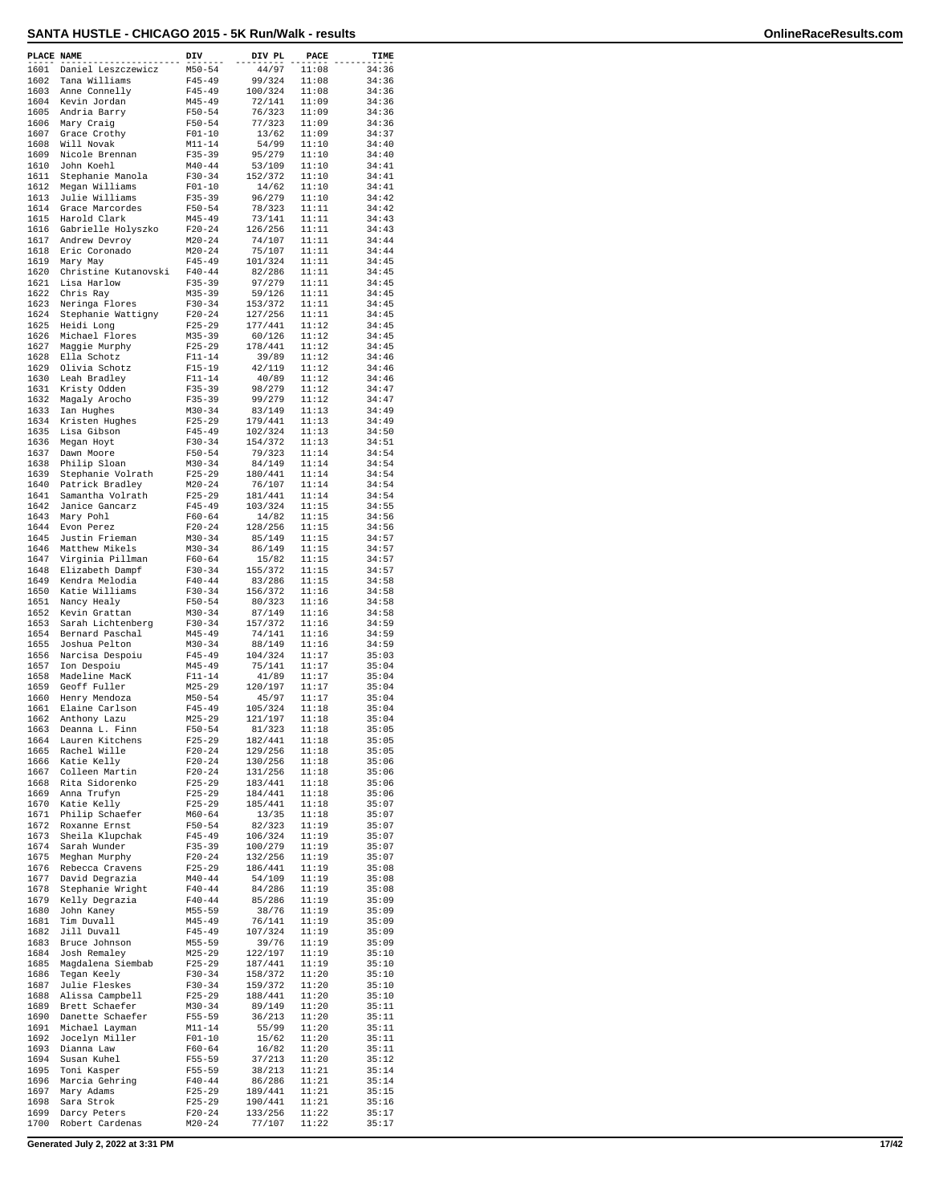## SANTA HUSTLE - CHICAGO 2015 - 5K Run/Walk - results

| PLACE | NAME | DIV | DIV PL | PACE | TIME |
|---|---|---|---|---|---|
| 1601 | Daniel Leszczewicz | M50-54 | 44/97 | 11:08 | 34:36 |
| 1602 | Tana Williams | F45-49 | 99/324 | 11:08 | 34:36 |
| 1603 | Anne Connelly | F45-49 | 100/324 | 11:08 | 34:36 |
| 1604 | Kevin Jordan | M45-49 | 72/141 | 11:09 | 34:36 |
| 1605 | Andria Barry | F50-54 | 76/323 | 11:09 | 34:36 |
| 1606 | Mary Craig | F50-54 | 77/323 | 11:09 | 34:36 |
| 1607 | Grace Crothy | F01-10 | 13/62 | 11:09 | 34:37 |
| 1608 | Will Novak | M11-14 | 54/99 | 11:10 | 34:40 |
| 1609 | Nicole Brennan | F35-39 | 95/279 | 11:10 | 34:40 |
| 1610 | John Koehl | M40-44 | 53/109 | 11:10 | 34:41 |
| 1611 | Stephanie Manola | F30-34 | 152/372 | 11:10 | 34:41 |
| 1612 | Megan Williams | F01-10 | 14/62 | 11:10 | 34:41 |
| 1613 | Julie Williams | F35-39 | 96/279 | 11:10 | 34:42 |
| 1614 | Grace Marcordes | F50-54 | 78/323 | 11:11 | 34:42 |
| 1615 | Harold Clark | M45-49 | 73/141 | 11:11 | 34:43 |
| 1616 | Gabrielle Holyszko | F20-24 | 126/256 | 11:11 | 34:43 |
| 1617 | Andrew Devroy | M20-24 | 74/107 | 11:11 | 34:44 |
| 1618 | Eric Coronado | M20-24 | 75/107 | 11:11 | 34:44 |
| 1619 | Mary May | F45-49 | 101/324 | 11:11 | 34:45 |
| 1620 | Christine Kutanovski | F40-44 | 82/286 | 11:11 | 34:45 |
| 1621 | Lisa Harlow | F35-39 | 97/279 | 11:11 | 34:45 |
| 1622 | Chris Ray | M35-39 | 59/126 | 11:11 | 34:45 |
| 1623 | Neringa Flores | F30-34 | 153/372 | 11:11 | 34:45 |
| 1624 | Stephanie Wattigny | F20-24 | 127/256 | 11:11 | 34:45 |
| 1625 | Heidi Long | F25-29 | 177/441 | 11:12 | 34:45 |
| 1626 | Michael Flores | M35-39 | 60/126 | 11:12 | 34:45 |
| 1627 | Maggie Murphy | F25-29 | 178/441 | 11:12 | 34:45 |
| 1628 | Ella Schotz | F11-14 | 39/89 | 11:12 | 34:46 |
| 1629 | Olivia Schotz | F15-19 | 42/119 | 11:12 | 34:46 |
| 1630 | Leah Bradley | F11-14 | 40/89 | 11:12 | 34:46 |
| 1631 | Kristy Odden | F35-39 | 98/279 | 11:12 | 34:47 |
| 1632 | Magaly Arocho | F35-39 | 99/279 | 11:12 | 34:47 |
| 1633 | Ian Hughes | M30-34 | 83/149 | 11:13 | 34:49 |
| 1634 | Kristen Hughes | F25-29 | 179/441 | 11:13 | 34:49 |
| 1635 | Lisa Gibson | F45-49 | 102/324 | 11:13 | 34:50 |
| 1636 | Megan Hoyt | F30-34 | 154/372 | 11:13 | 34:51 |
| 1637 | Dawn Moore | F50-54 | 79/323 | 11:14 | 34:54 |
| 1638 | Philip Sloan | M30-34 | 84/149 | 11:14 | 34:54 |
| 1639 | Stephanie Volrath | F25-29 | 180/441 | 11:14 | 34:54 |
| 1640 | Patrick Bradley | M20-24 | 76/107 | 11:14 | 34:54 |
| 1641 | Samantha Volrath | F25-29 | 181/441 | 11:14 | 34:54 |
| 1642 | Janice Gancarz | F45-49 | 103/324 | 11:15 | 34:55 |
| 1643 | Mary Pohl | F60-64 | 14/82 | 11:15 | 34:56 |
| 1644 | Evon Perez | F20-24 | 128/256 | 11:15 | 34:56 |
| 1645 | Justin Frieman | M30-34 | 85/149 | 11:15 | 34:57 |
| 1646 | Matthew Mikels | M30-34 | 86/149 | 11:15 | 34:57 |
| 1647 | Virginia Pillman | F60-64 | 15/82 | 11:15 | 34:57 |
| 1648 | Elizabeth Dampf | F30-34 | 155/372 | 11:15 | 34:57 |
| 1649 | Kendra Melodia | F40-44 | 83/286 | 11:15 | 34:58 |
| 1650 | Katie Williams | F30-34 | 156/372 | 11:16 | 34:58 |
| 1651 | Nancy Healy | F50-54 | 80/323 | 11:16 | 34:58 |
| 1652 | Kevin Grattan | M30-34 | 87/149 | 11:16 | 34:58 |
| 1653 | Sarah Lichtenberg | F30-34 | 157/372 | 11:16 | 34:59 |
| 1654 | Bernard Paschal | M45-49 | 74/141 | 11:16 | 34:59 |
| 1655 | Joshua Pelton | M30-34 | 88/149 | 11:16 | 34:59 |
| 1656 | Narcisa Despoiu | F45-49 | 104/324 | 11:17 | 35:03 |
| 1657 | Ion Despoiu | M45-49 | 75/141 | 11:17 | 35:04 |
| 1658 | Madeline MacK | F11-14 | 41/89 | 11:17 | 35:04 |
| 1659 | Geoff Fuller | M25-29 | 120/197 | 11:17 | 35:04 |
| 1660 | Henry Mendoza | M50-54 | 45/97 | 11:17 | 35:04 |
| 1661 | Elaine Carlson | F45-49 | 105/324 | 11:18 | 35:04 |
| 1662 | Anthony Lazu | M25-29 | 121/197 | 11:18 | 35:04 |
| 1663 | Deanna L. Finn | F50-54 | 81/323 | 11:18 | 35:05 |
| 1664 | Lauren Kitchens | F25-29 | 182/441 | 11:18 | 35:05 |
| 1665 | Rachel Wille | F20-24 | 129/256 | 11:18 | 35:05 |
| 1666 | Katie Kelly | F20-24 | 130/256 | 11:18 | 35:06 |
| 1667 | Colleen Martin | F20-24 | 131/256 | 11:18 | 35:06 |
| 1668 | Rita Sidorenko | F25-29 | 183/441 | 11:18 | 35:06 |
| 1669 | Anna Trufyn | F25-29 | 184/441 | 11:18 | 35:06 |
| 1670 | Katie Kelly | F25-29 | 185/441 | 11:18 | 35:07 |
| 1671 | Philip Schaefer | M60-64 | 13/35 | 11:18 | 35:07 |
| 1672 | Roxanne Ernst | F50-54 | 82/323 | 11:19 | 35:07 |
| 1673 | Sheila Klupchak | F45-49 | 106/324 | 11:19 | 35:07 |
| 1674 | Sarah Wunder | F35-39 | 100/279 | 11:19 | 35:07 |
| 1675 | Meghan Murphy | F20-24 | 132/256 | 11:19 | 35:07 |
| 1676 | Rebecca Cravens | F25-29 | 186/441 | 11:19 | 35:08 |
| 1677 | David Degrazia | M40-44 | 54/109 | 11:19 | 35:08 |
| 1678 | Stephanie Wright | F40-44 | 84/286 | 11:19 | 35:08 |
| 1679 | Kelly Degrazia | F40-44 | 85/286 | 11:19 | 35:09 |
| 1680 | John Kaney | M55-59 | 38/76 | 11:19 | 35:09 |
| 1681 | Tim Duvall | M45-49 | 76/141 | 11:19 | 35:09 |
| 1682 | Jill Duvall | F45-49 | 107/324 | 11:19 | 35:09 |
| 1683 | Bruce Johnson | M55-59 | 39/76 | 11:19 | 35:09 |
| 1684 | Josh Remaley | M25-29 | 122/197 | 11:19 | 35:10 |
| 1685 | Magdalena Siembab | F25-29 | 187/441 | 11:19 | 35:10 |
| 1686 | Tegan Keely | F30-34 | 158/372 | 11:20 | 35:10 |
| 1687 | Julie Fleskes | F30-34 | 159/372 | 11:20 | 35:10 |
| 1688 | Alissa Campbell | F25-29 | 188/441 | 11:20 | 35:10 |
| 1689 | Brett Schaefer | M30-34 | 89/149 | 11:20 | 35:11 |
| 1690 | Danette Schaefer | F55-59 | 36/213 | 11:20 | 35:11 |
| 1691 | Michael Layman | M11-14 | 55/99 | 11:20 | 35:11 |
| 1692 | Jocelyn Miller | F01-10 | 15/62 | 11:20 | 35:11 |
| 1693 | Dianna Law | F60-64 | 16/82 | 11:20 | 35:11 |
| 1694 | Susan Kuhel | F55-59 | 37/213 | 11:20 | 35:12 |
| 1695 | Toni Kasper | F55-59 | 38/213 | 11:21 | 35:14 |
| 1696 | Marcia Gehring | F40-44 | 86/286 | 11:21 | 35:14 |
| 1697 | Mary Adams | F25-29 | 189/441 | 11:21 | 35:15 |
| 1698 | Sara Strok | F25-29 | 190/441 | 11:21 | 35:16 |
| 1699 | Darcy Peters | F20-24 | 133/256 | 11:22 | 35:17 |
| 1700 | Robert Cardenas | M20-24 | 77/107 | 11:22 | 35:17 |

Generated July 2, 2022 at 3:31 PM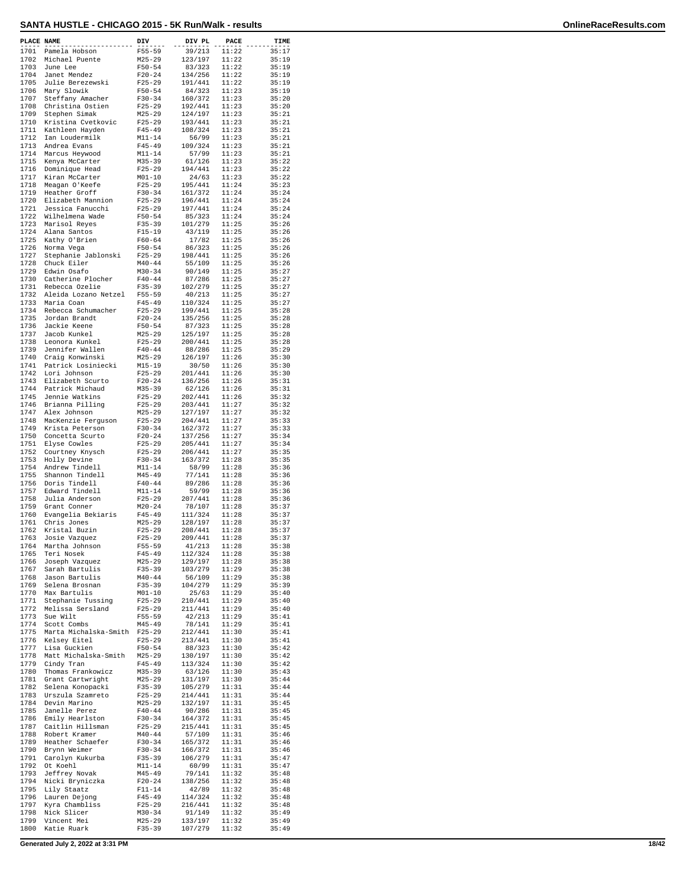# SANTA HUSTLE - CHICAGO 2015 - 5K Run/Walk - results

| PLACE | NAME | DIV | DIV PL | PACE | TIME |
|---|---|---|---|---|---|
| 1701 | Pamela Hobson | F55-59 | 39/213 | 11:22 | 35:17 |
| 1702 | Michael Puente | M25-29 | 123/197 | 11:22 | 35:19 |
| 1703 | June Lee | F50-54 | 83/323 | 11:22 | 35:19 |
| 1704 | Janet Mendez | F20-24 | 134/256 | 11:22 | 35:19 |
| 1705 | Julie Berezewski | F25-29 | 191/441 | 11:22 | 35:19 |
| 1706 | Mary Slowik | F50-54 | 84/323 | 11:23 | 35:19 |
| 1707 | Steffany Amacher | F30-34 | 160/372 | 11:23 | 35:20 |
| 1708 | Christina Ostien | F25-29 | 192/441 | 11:23 | 35:20 |
| 1709 | Stephen Simak | M25-29 | 124/197 | 11:23 | 35:21 |
| 1710 | Kristina Cvetkovic | F25-29 | 193/441 | 11:23 | 35:21 |
| 1711 | Kathleen Hayden | F45-49 | 108/324 | 11:23 | 35:21 |
| 1712 | Ian Loudermilk | M11-14 | 56/99 | 11:23 | 35:21 |
| 1713 | Andrea Evans | F45-49 | 109/324 | 11:23 | 35:21 |
| 1714 | Marcus Heywood | M11-14 | 57/99 | 11:23 | 35:21 |
| 1715 | Kenya McCarter | M35-39 | 61/126 | 11:23 | 35:22 |
| 1716 | Dominique Head | F25-29 | 194/441 | 11:23 | 35:22 |
| 1717 | Kiran McCarter | M01-10 | 24/63 | 11:23 | 35:22 |
| 1718 | Meagan O'Keefe | F25-29 | 195/441 | 11:24 | 35:23 |
| 1719 | Heather Groff | F30-34 | 161/372 | 11:24 | 35:24 |
| 1720 | Elizabeth Mannion | F25-29 | 196/441 | 11:24 | 35:24 |
| 1721 | Jessica Fanucchi | F25-29 | 197/441 | 11:24 | 35:24 |
| 1722 | Wilhelmena Wade | F50-54 | 85/323 | 11:24 | 35:24 |
| 1723 | Marisol Reyes | F35-39 | 101/279 | 11:25 | 35:26 |
| 1724 | Alana Santos | F15-19 | 43/119 | 11:25 | 35:26 |
| 1725 | Kathy O'Brien | F60-64 | 17/82 | 11:25 | 35:26 |
| 1726 | Norma Vega | F50-54 | 86/323 | 11:25 | 35:26 |
| 1727 | Stephanie Jablonski | F25-29 | 198/441 | 11:25 | 35:26 |
| 1728 | Chuck Eiler | M40-44 | 55/109 | 11:25 | 35:26 |
| 1729 | Edwin Osafo | M30-34 | 90/149 | 11:25 | 35:27 |
| 1730 | Catherine Plocher | F40-44 | 87/286 | 11:25 | 35:27 |
| 1731 | Rebecca Ozelie | F35-39 | 102/279 | 11:25 | 35:27 |
| 1732 | Aleida Lozano Netzel | F55-59 | 40/213 | 11:25 | 35:27 |
| 1733 | Maria Coan | F45-49 | 110/324 | 11:25 | 35:27 |
| 1734 | Rebecca Schumacher | F25-29 | 199/441 | 11:25 | 35:28 |
| 1735 | Jordan Brandt | F20-24 | 135/256 | 11:25 | 35:28 |
| 1736 | Jackie Keene | F50-54 | 87/323 | 11:25 | 35:28 |
| 1737 | Jacob Kunkel | M25-29 | 125/197 | 11:25 | 35:28 |
| 1738 | Leonora Kunkel | F25-29 | 200/441 | 11:25 | 35:28 |
| 1739 | Jennifer Wallen | F40-44 | 88/286 | 11:25 | 35:29 |
| 1740 | Craig Konwinski | M25-29 | 126/197 | 11:26 | 35:30 |
| 1741 | Patrick Losiniecki | M15-19 | 30/50 | 11:26 | 35:30 |
| 1742 | Lori Johnson | F25-29 | 201/441 | 11:26 | 35:30 |
| 1743 | Elizabeth Scurto | F20-24 | 136/256 | 11:26 | 35:31 |
| 1744 | Patrick Michaud | M35-39 | 62/126 | 11:26 | 35:31 |
| 1745 | Jennie Watkins | F25-29 | 202/441 | 11:26 | 35:32 |
| 1746 | Brianna Pilling | F25-29 | 203/441 | 11:27 | 35:32 |
| 1747 | Alex Johnson | M25-29 | 127/197 | 11:27 | 35:32 |
| 1748 | MacKenzie Ferguson | F25-29 | 204/441 | 11:27 | 35:33 |
| 1749 | Krista Peterson | F30-34 | 162/372 | 11:27 | 35:33 |
| 1750 | Concetta Scurto | F20-24 | 137/256 | 11:27 | 35:34 |
| 1751 | Elyse Cowles | F25-29 | 205/441 | 11:27 | 35:34 |
| 1752 | Courtney Knysch | F25-29 | 206/441 | 11:27 | 35:35 |
| 1753 | Holly Devine | F30-34 | 163/372 | 11:28 | 35:35 |
| 1754 | Andrew Tindell | M11-14 | 58/99 | 11:28 | 35:36 |
| 1755 | Shannon Tindell | M45-49 | 77/141 | 11:28 | 35:36 |
| 1756 | Doris Tindell | F40-44 | 89/286 | 11:28 | 35:36 |
| 1757 | Edward Tindell | M11-14 | 59/99 | 11:28 | 35:36 |
| 1758 | Julia Anderson | F25-29 | 207/441 | 11:28 | 35:36 |
| 1759 | Grant Conner | M20-24 | 78/107 | 11:28 | 35:37 |
| 1760 | Evangelia Bekiaris | F45-49 | 111/324 | 11:28 | 35:37 |
| 1761 | Chris Jones | M25-29 | 128/197 | 11:28 | 35:37 |
| 1762 | Kristal Buzin | F25-29 | 208/441 | 11:28 | 35:37 |
| 1763 | Josie Vazquez | F25-29 | 209/441 | 11:28 | 35:37 |
| 1764 | Martha Johnson | F55-59 | 41/213 | 11:28 | 35:38 |
| 1765 | Teri Nosek | F45-49 | 112/324 | 11:28 | 35:38 |
| 1766 | Joseph Vazquez | M25-29 | 129/197 | 11:28 | 35:38 |
| 1767 | Sarah Bartulis | F35-39 | 103/279 | 11:29 | 35:38 |
| 1768 | Jason Bartulis | M40-44 | 56/109 | 11:29 | 35:38 |
| 1769 | Selena Brosnan | F35-39 | 104/279 | 11:29 | 35:39 |
| 1770 | Max Bartulis | M01-10 | 25/63 | 11:29 | 35:40 |
| 1771 | Stephanie Tussing | F25-29 | 210/441 | 11:29 | 35:40 |
| 1772 | Melissa Sersland | F25-29 | 211/441 | 11:29 | 35:40 |
| 1773 | Sue Wilt | F55-59 | 42/213 | 11:29 | 35:41 |
| 1774 | Scott Combs | M45-49 | 78/141 | 11:29 | 35:41 |
| 1775 | Marta Michalska-Smith | F25-29 | 212/441 | 11:30 | 35:41 |
| 1776 | Kelsey Eitel | F25-29 | 213/441 | 11:30 | 35:41 |
| 1777 | Lisa Guckien | F50-54 | 88/323 | 11:30 | 35:42 |
| 1778 | Matt Michalska-Smith | M25-29 | 130/197 | 11:30 | 35:42 |
| 1779 | Cindy Tran | F45-49 | 113/324 | 11:30 | 35:42 |
| 1780 | Thomas Frankowicz | M35-39 | 63/126 | 11:30 | 35:43 |
| 1781 | Grant Cartwright | M25-29 | 131/197 | 11:30 | 35:44 |
| 1782 | Selena Konopacki | F35-39 | 105/279 | 11:31 | 35:44 |
| 1783 | Urszula Szamreto | F25-29 | 214/441 | 11:31 | 35:44 |
| 1784 | Devin Marino | M25-29 | 132/197 | 11:31 | 35:45 |
| 1785 | Janelle Perez | F40-44 | 90/286 | 11:31 | 35:45 |
| 1786 | Emily Hearlston | F30-34 | 164/372 | 11:31 | 35:45 |
| 1787 | Caitlin Hillsman | F25-29 | 215/441 | 11:31 | 35:45 |
| 1788 | Robert Kramer | M40-44 | 57/109 | 11:31 | 35:46 |
| 1789 | Heather Schaefer | F30-34 | 165/372 | 11:31 | 35:46 |
| 1790 | Brynn Weimer | F30-34 | 166/372 | 11:31 | 35:46 |
| 1791 | Carolyn Kukurba | F35-39 | 106/279 | 11:31 | 35:47 |
| 1792 | Ot Koehl | M11-14 | 60/99 | 11:31 | 35:47 |
| 1793 | Jeffrey Novak | M45-49 | 79/141 | 11:32 | 35:48 |
| 1794 | Nicki Bryniczka | F20-24 | 138/256 | 11:32 | 35:48 |
| 1795 | Lily Staatz | F11-14 | 42/89 | 11:32 | 35:48 |
| 1796 | Lauren Dejong | F45-49 | 114/324 | 11:32 | 35:48 |
| 1797 | Kyra Chambliss | F25-29 | 216/441 | 11:32 | 35:48 |
| 1798 | Nick Slicer | M30-34 | 91/149 | 11:32 | 35:49 |
| 1799 | Vincent Mei | M25-29 | 133/197 | 11:32 | 35:49 |
| 1800 | Katie Ruark | F35-39 | 107/279 | 11:32 | 35:49 |

Generated July 2, 2022 at 3:31 PM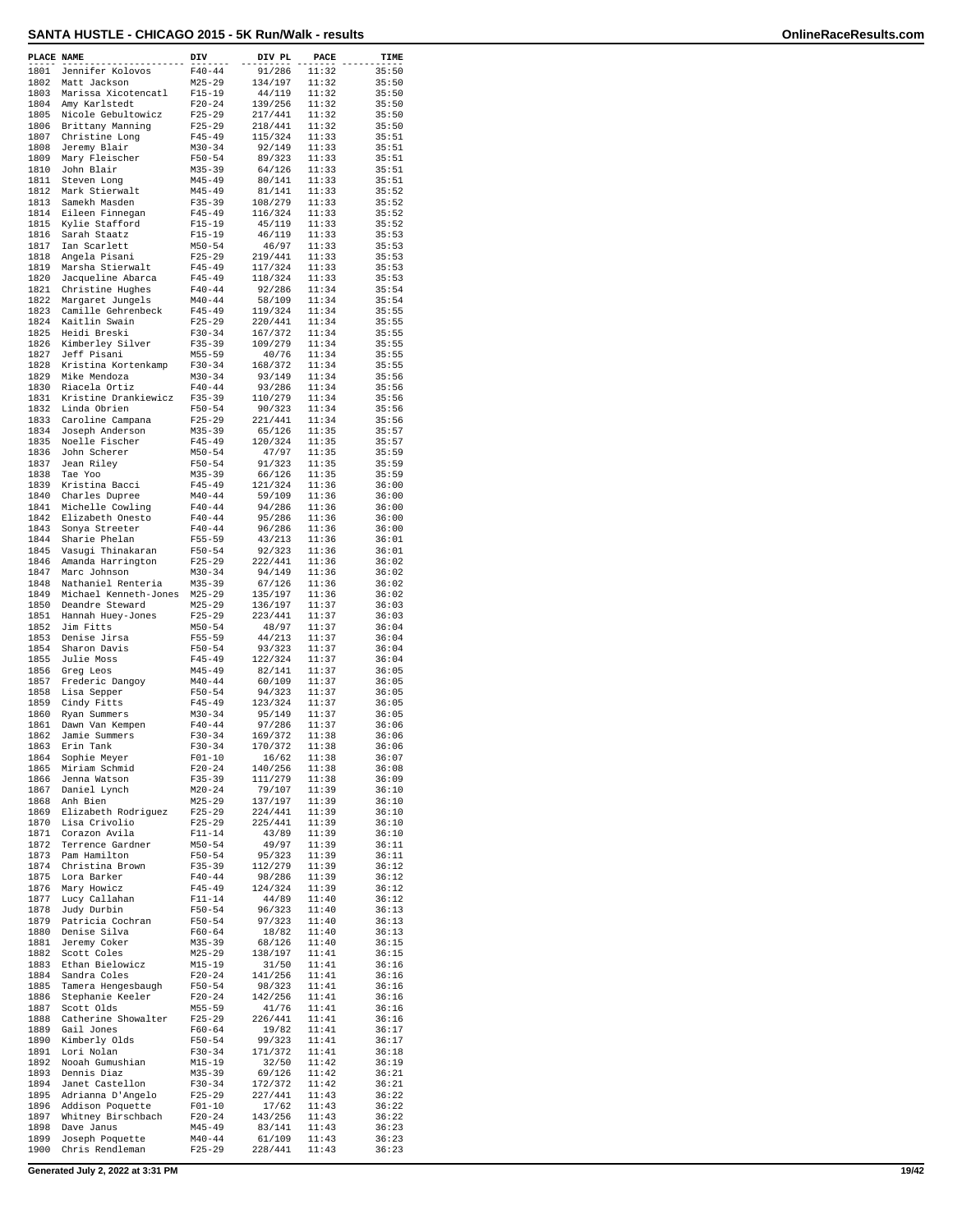## SANTA HUSTLE - CHICAGO 2015 - 5K Run/Walk - results

| PLACE | NAME | DIV | DIV PL | PACE | TIME |
|---|---|---|---|---|---|
| 1801 | Jennifer Kolovos | F40-44 | 91/286 | 11:32 | 35:50 |
| 1802 | Matt Jackson | M25-29 | 134/197 | 11:32 | 35:50 |
| 1803 | Marissa Xicotencatl | F15-19 | 44/119 | 11:32 | 35:50 |
| 1804 | Amy Karlstedt | F20-24 | 139/256 | 11:32 | 35:50 |
| 1805 | Nicole Gebultowicz | F25-29 | 217/441 | 11:32 | 35:50 |
| 1806 | Brittany Manning | F25-29 | 218/441 | 11:32 | 35:50 |
| 1807 | Christine Long | F45-49 | 115/324 | 11:33 | 35:51 |
| 1808 | Jeremy Blair | M30-34 | 92/149 | 11:33 | 35:51 |
| 1809 | Mary Fleischer | F50-54 | 89/323 | 11:33 | 35:51 |
| 1810 | John Blair | M35-39 | 64/126 | 11:33 | 35:51 |
| 1811 | Steven Long | M45-49 | 80/141 | 11:33 | 35:51 |
| 1812 | Mark Stierwalt | M45-49 | 81/141 | 11:33 | 35:52 |
| 1813 | Samekh Masden | F35-39 | 108/279 | 11:33 | 35:52 |
| 1814 | Eileen Finnegan | F45-49 | 116/324 | 11:33 | 35:52 |
| 1815 | Kylie Stafford | F15-19 | 45/119 | 11:33 | 35:52 |
| 1816 | Sarah Staatz | F15-19 | 46/119 | 11:33 | 35:53 |
| 1817 | Ian Scarlett | M50-54 | 46/97 | 11:33 | 35:53 |
| 1818 | Angela Pisani | F25-29 | 219/441 | 11:33 | 35:53 |
| 1819 | Marsha Stierwalt | F45-49 | 117/324 | 11:33 | 35:53 |
| 1820 | Jacqueline Abarca | F45-49 | 118/324 | 11:33 | 35:53 |
| 1821 | Christine Hughes | F40-44 | 92/286 | 11:34 | 35:54 |
| 1822 | Margaret Jungels | M40-44 | 58/109 | 11:34 | 35:54 |
| 1823 | Camille Gehrenbeck | F45-49 | 119/324 | 11:34 | 35:55 |
| 1824 | Kaitlin Swain | F25-29 | 220/441 | 11:34 | 35:55 |
| 1825 | Heidi Breski | F30-34 | 167/372 | 11:34 | 35:55 |
| 1826 | Kimberley Silver | F35-39 | 109/279 | 11:34 | 35:55 |
| 1827 | Jeff Pisani | M55-59 | 40/76 | 11:34 | 35:55 |
| 1828 | Kristina Kortenkamp | F30-34 | 168/372 | 11:34 | 35:55 |
| 1829 | Mike Mendoza | M30-34 | 93/149 | 11:34 | 35:56 |
| 1830 | Riacela Ortiz | F40-44 | 93/286 | 11:34 | 35:56 |
| 1831 | Kristine Drankiewicz | F35-39 | 110/279 | 11:34 | 35:56 |
| 1832 | Linda Obrien | F50-54 | 90/323 | 11:34 | 35:56 |
| 1833 | Caroline Campana | F25-29 | 221/441 | 11:34 | 35:56 |
| 1834 | Joseph Anderson | M35-39 | 65/126 | 11:35 | 35:57 |
| 1835 | Noelle Fischer | F45-49 | 120/324 | 11:35 | 35:57 |
| 1836 | John Scherer | M50-54 | 47/97 | 11:35 | 35:59 |
| 1837 | Jean Riley | F50-54 | 91/323 | 11:35 | 35:59 |
| 1838 | Tae Yoo | M35-39 | 66/126 | 11:35 | 35:59 |
| 1839 | Kristina Bacci | F45-49 | 121/324 | 11:36 | 36:00 |
| 1840 | Charles Dupree | M40-44 | 59/109 | 11:36 | 36:00 |
| 1841 | Michelle Cowling | F40-44 | 94/286 | 11:36 | 36:00 |
| 1842 | Elizabeth Onesto | F40-44 | 95/286 | 11:36 | 36:00 |
| 1843 | Sonya Streeter | F40-44 | 96/286 | 11:36 | 36:00 |
| 1844 | Sharie Phelan | F55-59 | 43/213 | 11:36 | 36:01 |
| 1845 | Vasugi Thinakaran | F50-54 | 92/323 | 11:36 | 36:01 |
| 1846 | Amanda Harrington | F25-29 | 222/441 | 11:36 | 36:02 |
| 1847 | Marc Johnson | M30-34 | 94/149 | 11:36 | 36:02 |
| 1848 | Nathaniel Renteria | M35-39 | 67/126 | 11:36 | 36:02 |
| 1849 | Michael Kenneth-Jones | M25-29 | 135/197 | 11:36 | 36:02 |
| 1850 | Deandre Steward | M25-29 | 136/197 | 11:37 | 36:03 |
| 1851 | Hannah Huey-Jones | F25-29 | 223/441 | 11:37 | 36:03 |
| 1852 | Jim Fitts | M50-54 | 48/97 | 11:37 | 36:04 |
| 1853 | Denise Jirsa | F55-59 | 44/213 | 11:37 | 36:04 |
| 1854 | Sharon Davis | F50-54 | 93/323 | 11:37 | 36:04 |
| 1855 | Julie Moss | F45-49 | 122/324 | 11:37 | 36:04 |
| 1856 | Greg Leos | M45-49 | 82/141 | 11:37 | 36:05 |
| 1857 | Frederic Dangoy | M40-44 | 60/109 | 11:37 | 36:05 |
| 1858 | Lisa Sepper | F50-54 | 94/323 | 11:37 | 36:05 |
| 1859 | Cindy Fitts | F45-49 | 123/324 | 11:37 | 36:05 |
| 1860 | Ryan Summers | M30-34 | 95/149 | 11:37 | 36:05 |
| 1861 | Dawn Van Kempen | F40-44 | 97/286 | 11:37 | 36:06 |
| 1862 | Jamie Summers | F30-34 | 169/372 | 11:38 | 36:06 |
| 1863 | Erin Tank | F30-34 | 170/372 | 11:38 | 36:06 |
| 1864 | Sophie Meyer | F01-10 | 16/62 | 11:38 | 36:07 |
| 1865 | Miriam Schmid | F20-24 | 140/256 | 11:38 | 36:08 |
| 1866 | Jenna Watson | F35-39 | 111/279 | 11:38 | 36:09 |
| 1867 | Daniel Lynch | M20-24 | 79/107 | 11:39 | 36:10 |
| 1868 | Anh Bien | M25-29 | 137/197 | 11:39 | 36:10 |
| 1869 | Elizabeth Rodriguez | F25-29 | 224/441 | 11:39 | 36:10 |
| 1870 | Lisa Crivolio | F25-29 | 225/441 | 11:39 | 36:10 |
| 1871 | Corazon Avila | F11-14 | 43/89 | 11:39 | 36:10 |
| 1872 | Terrence Gardner | M50-54 | 49/97 | 11:39 | 36:11 |
| 1873 | Pam Hamilton | F50-54 | 95/323 | 11:39 | 36:11 |
| 1874 | Christina Brown | F35-39 | 112/279 | 11:39 | 36:12 |
| 1875 | Lora Barker | F40-44 | 98/286 | 11:39 | 36:12 |
| 1876 | Mary Howicz | F45-49 | 124/324 | 11:39 | 36:12 |
| 1877 | Lucy Callahan | F11-14 | 44/89 | 11:40 | 36:12 |
| 1878 | Judy Durbin | F50-54 | 96/323 | 11:40 | 36:13 |
| 1879 | Patricia Cochran | F50-54 | 97/323 | 11:40 | 36:13 |
| 1880 | Denise Silva | F60-64 | 18/82 | 11:40 | 36:13 |
| 1881 | Jeremy Coker | M35-39 | 68/126 | 11:40 | 36:15 |
| 1882 | Scott Coles | M25-29 | 138/197 | 11:41 | 36:15 |
| 1883 | Ethan Bielowicz | M15-19 | 31/50 | 11:41 | 36:16 |
| 1884 | Sandra Coles | F20-24 | 141/256 | 11:41 | 36:16 |
| 1885 | Tamera Hengesbaugh | F50-54 | 98/323 | 11:41 | 36:16 |
| 1886 | Stephanie Keeler | F20-24 | 142/256 | 11:41 | 36:16 |
| 1887 | Scott Olds | M55-59 | 41/76 | 11:41 | 36:16 |
| 1888 | Catherine Showalter | F25-29 | 226/441 | 11:41 | 36:16 |
| 1889 | Gail Jones | F60-64 | 19/82 | 11:41 | 36:17 |
| 1890 | Kimberly Olds | F50-54 | 99/323 | 11:41 | 36:17 |
| 1891 | Lori Nolan | F30-34 | 171/372 | 11:41 | 36:18 |
| 1892 | Nooah Gumushian | M15-19 | 32/50 | 11:42 | 36:19 |
| 1893 | Dennis Diaz | M35-39 | 69/126 | 11:42 | 36:21 |
| 1894 | Janet Castellon | F30-34 | 172/372 | 11:42 | 36:21 |
| 1895 | Adrianna D'Angelo | F25-29 | 227/441 | 11:43 | 36:22 |
| 1896 | Addison Poquette | F01-10 | 17/62 | 11:43 | 36:22 |
| 1897 | Whitney Birschbach | F20-24 | 143/256 | 11:43 | 36:22 |
| 1898 | Dave Janus | M45-49 | 83/141 | 11:43 | 36:23 |
| 1899 | Joseph Poquette | M40-44 | 61/109 | 11:43 | 36:23 |
| 1900 | Chris Rendleman | F25-29 | 228/441 | 11:43 | 36:23 |

Generated July 2, 2022 at 3:31 PM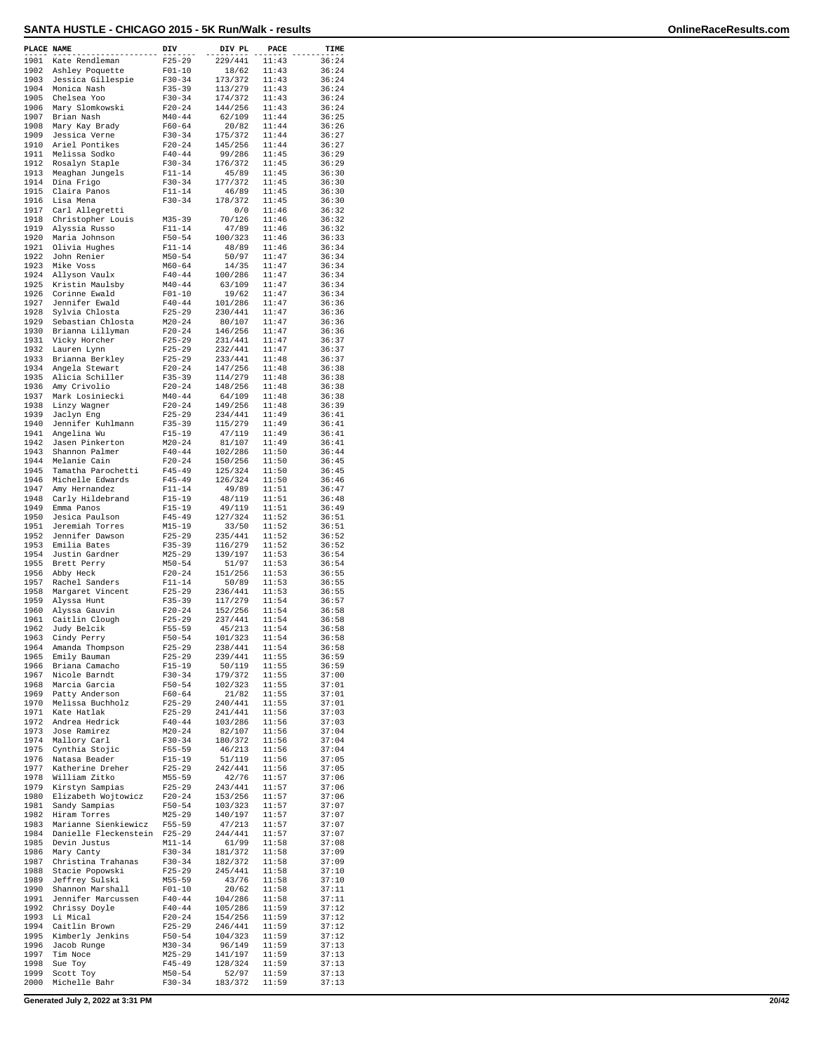# SANTA HUSTLE - CHICAGO 2015 - 5K Run/Walk - results

| PLACE | NAME | DIV | DIV PL | PACE | TIME |
|---|---|---|---|---|---|
| 1901 | Kate Rendleman | F25-29 | 229/441 | 11:43 | 36:24 |
| 1902 | Ashley Poquette | F01-10 | 18/62 | 11:43 | 36:24 |
| 1903 | Jessica Gillespie | F30-34 | 173/372 | 11:43 | 36:24 |
| 1904 | Monica Nash | F35-39 | 113/279 | 11:43 | 36:24 |
| 1905 | Chelsea Yoo | F30-34 | 174/372 | 11:43 | 36:24 |
| 1906 | Mary Slomkowski | F20-24 | 144/256 | 11:43 | 36:24 |
| 1907 | Brian Nash | M40-44 | 62/109 | 11:44 | 36:25 |
| 1908 | Mary Kay Brady | F60-64 | 20/82 | 11:44 | 36:26 |
| 1909 | Jessica Verne | F30-34 | 175/372 | 11:44 | 36:27 |
| 1910 | Ariel Pontikes | F20-24 | 145/256 | 11:44 | 36:27 |
| 1911 | Melissa Sodko | F40-44 | 99/286 | 11:45 | 36:29 |
| 1912 | Rosalyn Staple | F30-34 | 176/372 | 11:45 | 36:29 |
| 1913 | Meaghan Jungels | F11-14 | 45/89 | 11:45 | 36:30 |
| 1914 | Dina Frigo | F30-34 | 177/372 | 11:45 | 36:30 |
| 1915 | Claira Panos | F11-14 | 46/89 | 11:45 | 36:30 |
| 1916 | Lisa Mena | F30-34 | 178/372 | 11:45 | 36:30 |
| 1917 | Carl Allegretti | | 0/0 | 11:46 | 36:32 |
| 1918 | Christopher Louis | M35-39 | 70/126 | 11:46 | 36:32 |
| 1919 | Alyssia Russo | F11-14 | 47/89 | 11:46 | 36:32 |
| 1920 | Maria Johnson | F50-54 | 100/323 | 11:46 | 36:33 |
| 1921 | Olivia Hughes | F11-14 | 48/89 | 11:46 | 36:34 |
| 1922 | John Renier | M50-54 | 50/97 | 11:47 | 36:34 |
| 1923 | Mike Voss | M60-64 | 14/35 | 11:47 | 36:34 |
| 1924 | Allyson Vaulx | F40-44 | 100/286 | 11:47 | 36:34 |
| 1925 | Kristin Maulsby | M40-44 | 63/109 | 11:47 | 36:34 |
| 1926 | Corinne Ewald | F01-10 | 19/62 | 11:47 | 36:34 |
| 1927 | Jennifer Ewald | F40-44 | 101/286 | 11:47 | 36:36 |
| 1928 | Sylvia Chlosta | F25-29 | 230/441 | 11:47 | 36:36 |
| 1929 | Sebastian Chlosta | M20-24 | 80/107 | 11:47 | 36:36 |
| 1930 | Brianna Lillyman | F20-24 | 146/256 | 11:47 | 36:36 |
| 1931 | Vicky Horcher | F25-29 | 231/441 | 11:47 | 36:37 |
| 1932 | Lauren Lynn | F25-29 | 232/441 | 11:47 | 36:37 |
| 1933 | Brianna Berkley | F25-29 | 233/441 | 11:48 | 36:37 |
| 1934 | Angela Stewart | F20-24 | 147/256 | 11:48 | 36:38 |
| 1935 | Alicia Schiller | F35-39 | 114/279 | 11:48 | 36:38 |
| 1936 | Amy Crivolio | F20-24 | 148/256 | 11:48 | 36:38 |
| 1937 | Mark Losiniecki | M40-44 | 64/109 | 11:48 | 36:38 |
| 1938 | Linzy Wagner | F20-24 | 149/256 | 11:48 | 36:39 |
| 1939 | Jaclyn Eng | F25-29 | 234/441 | 11:49 | 36:41 |
| 1940 | Jennifer Kuhlmann | F35-39 | 115/279 | 11:49 | 36:41 |
| 1941 | Angelina Wu | F15-19 | 47/119 | 11:49 | 36:41 |
| 1942 | Jasen Pinkerton | M20-24 | 81/107 | 11:49 | 36:41 |
| 1943 | Shannon Palmer | F40-44 | 102/286 | 11:50 | 36:44 |
| 1944 | Melanie Cain | F20-24 | 150/256 | 11:50 | 36:45 |
| 1945 | Tamatha Parochetti | F45-49 | 125/324 | 11:50 | 36:45 |
| 1946 | Michelle Edwards | F45-49 | 126/324 | 11:50 | 36:46 |
| 1947 | Amy Hernandez | F11-14 | 49/89 | 11:51 | 36:47 |
| 1948 | Carly Hildebrand | F15-19 | 48/119 | 11:51 | 36:48 |
| 1949 | Emma Panos | F15-19 | 49/119 | 11:51 | 36:49 |
| 1950 | Jesica Paulson | F45-49 | 127/324 | 11:52 | 36:51 |
| 1951 | Jeremiah Torres | M15-19 | 33/50 | 11:52 | 36:51 |
| 1952 | Jennifer Dawson | F25-29 | 235/441 | 11:52 | 36:52 |
| 1953 | Emilia Bates | F35-39 | 116/279 | 11:52 | 36:52 |
| 1954 | Justin Gardner | M25-29 | 139/197 | 11:53 | 36:54 |
| 1955 | Brett Perry | M50-54 | 51/97 | 11:53 | 36:54 |
| 1956 | Abby Heck | F20-24 | 151/256 | 11:53 | 36:55 |
| 1957 | Rachel Sanders | F11-14 | 50/89 | 11:53 | 36:55 |
| 1958 | Margaret Vincent | F25-29 | 236/441 | 11:53 | 36:55 |
| 1959 | Alyssa Hunt | F35-39 | 117/279 | 11:54 | 36:57 |
| 1960 | Alyssa Gauvin | F20-24 | 152/256 | 11:54 | 36:58 |
| 1961 | Caitlin Clough | F25-29 | 237/441 | 11:54 | 36:58 |
| 1962 | Judy Belcik | F55-59 | 45/213 | 11:54 | 36:58 |
| 1963 | Cindy Perry | F50-54 | 101/323 | 11:54 | 36:58 |
| 1964 | Amanda Thompson | F25-29 | 238/441 | 11:54 | 36:58 |
| 1965 | Emily Bauman | F25-29 | 239/441 | 11:55 | 36:59 |
| 1966 | Briana Camacho | F15-19 | 50/119 | 11:55 | 36:59 |
| 1967 | Nicole Barndt | F30-34 | 179/372 | 11:55 | 37:00 |
| 1968 | Marcia Garcia | F50-54 | 102/323 | 11:55 | 37:01 |
| 1969 | Patty Anderson | F60-64 | 21/82 | 11:55 | 37:01 |
| 1970 | Melissa Buchholz | F25-29 | 240/441 | 11:55 | 37:01 |
| 1971 | Kate Hatlak | F25-29 | 241/441 | 11:56 | 37:03 |
| 1972 | Andrea Hedrick | F40-44 | 103/286 | 11:56 | 37:03 |
| 1973 | Jose Ramirez | M20-24 | 82/107 | 11:56 | 37:04 |
| 1974 | Mallory Carl | F30-34 | 180/372 | 11:56 | 37:04 |
| 1975 | Cynthia Stojic | F55-59 | 46/213 | 11:56 | 37:04 |
| 1976 | Natasa Beader | F15-19 | 51/119 | 11:56 | 37:05 |
| 1977 | Katherine Dreher | F25-29 | 242/441 | 11:56 | 37:05 |
| 1978 | William Zitko | M55-59 | 42/76 | 11:57 | 37:06 |
| 1979 | Kirstyn Sampias | F25-29 | 243/441 | 11:57 | 37:06 |
| 1980 | Elizabeth Wojtowicz | F20-24 | 153/256 | 11:57 | 37:06 |
| 1981 | Sandy Sampias | F50-54 | 103/323 | 11:57 | 37:07 |
| 1982 | Hiram Torres | M25-29 | 140/197 | 11:57 | 37:07 |
| 1983 | Marianne Sienkiewicz | F55-59 | 47/213 | 11:57 | 37:07 |
| 1984 | Danielle Fleckenstein | F25-29 | 244/441 | 11:57 | 37:07 |
| 1985 | Devin Justus | M11-14 | 61/99 | 11:58 | 37:08 |
| 1986 | Mary Canty | F30-34 | 181/372 | 11:58 | 37:09 |
| 1987 | Christina Trahanas | F30-34 | 182/372 | 11:58 | 37:09 |
| 1988 | Stacie Popowski | F25-29 | 245/441 | 11:58 | 37:10 |
| 1989 | Jeffrey Sulski | M55-59 | 43/76 | 11:58 | 37:10 |
| 1990 | Shannon Marshall | F01-10 | 20/62 | 11:58 | 37:11 |
| 1991 | Jennifer Marcussen | F40-44 | 104/286 | 11:58 | 37:11 |
| 1992 | Chrissy Doyle | F40-44 | 105/286 | 11:59 | 37:12 |
| 1993 | Li Mical | F20-24 | 154/256 | 11:59 | 37:12 |
| 1994 | Caitlin Brown | F25-29 | 246/441 | 11:59 | 37:12 |
| 1995 | Kimberly Jenkins | F50-54 | 104/323 | 11:59 | 37:12 |
| 1996 | Jacob Runge | M30-34 | 96/149 | 11:59 | 37:13 |
| 1997 | Tim Noce | M25-29 | 141/197 | 11:59 | 37:13 |
| 1998 | Sue Toy | F45-49 | 128/324 | 11:59 | 37:13 |
| 1999 | Scott Toy | M50-54 | 52/97 | 11:59 | 37:13 |
| 2000 | Michelle Bahr | F30-34 | 183/372 | 11:59 | 37:13 |

Generated July 2, 2022 at 3:31 PM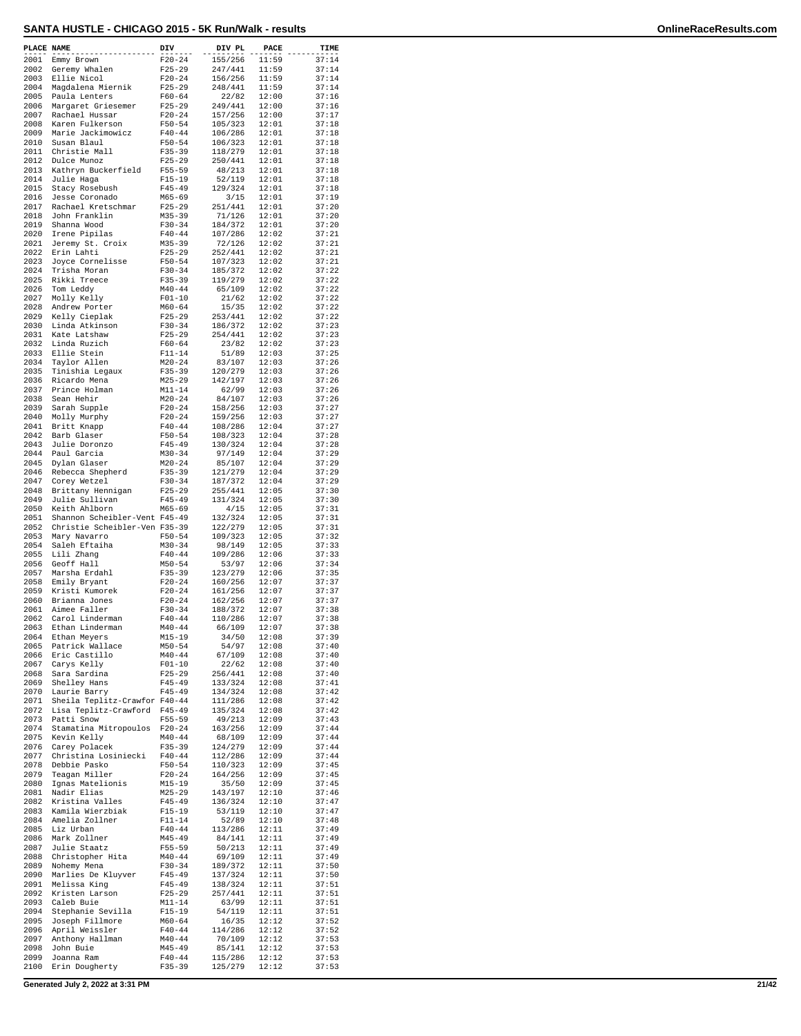# SANTA HUSTLE - CHICAGO 2015 - 5K Run/Walk - results

| PLACE | NAME | DIV | DIV PL | PACE | TIME |
|---|---|---|---|---|---|
| 2001 | Emmy Brown | F20-24 | 155/256 | 11:59 | 37:14 |
| 2002 | Geremy Whalen | F25-29 | 247/441 | 11:59 | 37:14 |
| 2003 | Ellie Nicol | F20-24 | 156/256 | 11:59 | 37:14 |
| 2004 | Magdalena Miernik | F25-29 | 248/441 | 11:59 | 37:14 |
| 2005 | Paula Lenters | F60-64 | 22/82 | 12:00 | 37:16 |
| 2006 | Margaret Griesemer | F25-29 | 249/441 | 12:00 | 37:16 |
| 2007 | Rachael Hussar | F20-24 | 157/256 | 12:00 | 37:17 |
| 2008 | Karen Fulkerson | F50-54 | 105/323 | 12:01 | 37:18 |
| 2009 | Marie Jackimowicz | F40-44 | 106/286 | 12:01 | 37:18 |
| 2010 | Susan Blaul | F50-54 | 106/323 | 12:01 | 37:18 |
| 2011 | Christie Mall | F35-39 | 118/279 | 12:01 | 37:18 |
| 2012 | Dulce Munoz | F25-29 | 250/441 | 12:01 | 37:18 |
| 2013 | Kathryn Buckerfield | F55-59 | 48/213 | 12:01 | 37:18 |
| 2014 | Julie Haga | F15-19 | 52/119 | 12:01 | 37:18 |
| 2015 | Stacy Rosebush | F45-49 | 129/324 | 12:01 | 37:18 |
| 2016 | Jesse Coronado | M65-69 | 3/15 | 12:01 | 37:19 |
| 2017 | Rachael Kretschmar | F25-29 | 251/441 | 12:01 | 37:20 |
| 2018 | John Franklin | M35-39 | 71/126 | 12:01 | 37:20 |
| 2019 | Shanna Wood | F30-34 | 184/372 | 12:01 | 37:20 |
| 2020 | Irene Pipilas | F40-44 | 107/286 | 12:02 | 37:21 |
| 2021 | Jeremy St. Croix | M35-39 | 72/126 | 12:02 | 37:21 |
| 2022 | Erin Lahti | F25-29 | 252/441 | 12:02 | 37:21 |
| 2023 | Joyce Cornelisse | F50-54 | 107/323 | 12:02 | 37:21 |
| 2024 | Trisha Moran | F30-34 | 185/372 | 12:02 | 37:22 |
| 2025 | Rikki Treece | F35-39 | 119/279 | 12:02 | 37:22 |
| 2026 | Tom Leddy | M40-44 | 65/109 | 12:02 | 37:22 |
| 2027 | Molly Kelly | F01-10 | 21/62 | 12:02 | 37:22 |
| 2028 | Andrew Porter | M60-64 | 15/35 | 12:02 | 37:22 |
| 2029 | Kelly Cieplak | F25-29 | 253/441 | 12:02 | 37:22 |
| 2030 | Linda Atkinson | F30-34 | 186/372 | 12:02 | 37:23 |
| 2031 | Kate Latshaw | F25-29 | 254/441 | 12:02 | 37:23 |
| 2032 | Linda Ruzich | F60-64 | 23/82 | 12:02 | 37:23 |
| 2033 | Ellie Stein | F11-14 | 51/89 | 12:03 | 37:25 |
| 2034 | Taylor Allen | M20-24 | 83/107 | 12:03 | 37:26 |
| 2035 | Tinishia Legaux | F35-39 | 120/279 | 12:03 | 37:26 |
| 2036 | Ricardo Mena | M25-29 | 142/197 | 12:03 | 37:26 |
| 2037 | Prince Holman | M11-14 | 62/99 | 12:03 | 37:26 |
| 2038 | Sean Hehir | M20-24 | 84/107 | 12:03 | 37:26 |
| 2039 | Sarah Supple | F20-24 | 158/256 | 12:03 | 37:27 |
| 2040 | Molly Murphy | F20-24 | 159/256 | 12:03 | 37:27 |
| 2041 | Britt Knapp | F40-44 | 108/286 | 12:04 | 37:27 |
| 2042 | Barb Glaser | F50-54 | 108/323 | 12:04 | 37:28 |
| 2043 | Julie Doronzo | F45-49 | 130/324 | 12:04 | 37:28 |
| 2044 | Paul Garcia | M30-34 | 97/149 | 12:04 | 37:29 |
| 2045 | Dylan Glaser | M20-24 | 85/107 | 12:04 | 37:29 |
| 2046 | Rebecca Shepherd | F35-39 | 121/279 | 12:04 | 37:29 |
| 2047 | Corey Wetzel | F30-34 | 187/372 | 12:04 | 37:29 |
| 2048 | Brittany Hennigan | F25-29 | 255/441 | 12:05 | 37:30 |
| 2049 | Julie Sullivan | F45-49 | 131/324 | 12:05 | 37:30 |
| 2050 | Keith Ahlborn | M65-69 | 4/15 | 12:05 | 37:31 |
| 2051 | Shannon Scheibler-Vent | F45-49 | 132/324 | 12:05 | 37:31 |
| 2052 | Christie Scheibler-Ven | F35-39 | 122/279 | 12:05 | 37:31 |
| 2053 | Mary Navarro | F50-54 | 109/323 | 12:05 | 37:32 |
| 2054 | Saleh Eftaiha | M30-34 | 98/149 | 12:05 | 37:33 |
| 2055 | Lili Zhang | F40-44 | 109/286 | 12:06 | 37:33 |
| 2056 | Geoff Hall | M50-54 | 53/97 | 12:06 | 37:34 |
| 2057 | Marsha Erdahl | F35-39 | 123/279 | 12:06 | 37:35 |
| 2058 | Emily Bryant | F20-24 | 160/256 | 12:07 | 37:37 |
| 2059 | Kristi Kumorek | F20-24 | 161/256 | 12:07 | 37:37 |
| 2060 | Brianna Jones | F20-24 | 162/256 | 12:07 | 37:37 |
| 2061 | Aimee Faller | F30-34 | 188/372 | 12:07 | 37:38 |
| 2062 | Carol Linderman | F40-44 | 110/286 | 12:07 | 37:38 |
| 2063 | Ethan Linderman | M40-44 | 66/109 | 12:07 | 37:38 |
| 2064 | Ethan Meyers | M15-19 | 34/50 | 12:08 | 37:39 |
| 2065 | Patrick Wallace | M50-54 | 54/97 | 12:08 | 37:40 |
| 2066 | Eric Castillo | M40-44 | 67/109 | 12:08 | 37:40 |
| 2067 | Carys Kelly | F01-10 | 22/62 | 12:08 | 37:40 |
| 2068 | Sara Sardina | F25-29 | 256/441 | 12:08 | 37:40 |
| 2069 | Shelley Hans | F45-49 | 133/324 | 12:08 | 37:41 |
| 2070 | Laurie Barry | F45-49 | 134/324 | 12:08 | 37:42 |
| 2071 | Sheila Teplitz-Crawfor | F40-44 | 111/286 | 12:08 | 37:42 |
| 2072 | Lisa Teplitz-Crawford | F45-49 | 135/324 | 12:08 | 37:42 |
| 2073 | Patti Snow | F55-59 | 49/213 | 12:09 | 37:43 |
| 2074 | Stamatina Mitropoulos | F20-24 | 163/256 | 12:09 | 37:44 |
| 2075 | Kevin Kelly | M40-44 | 68/109 | 12:09 | 37:44 |
| 2076 | Carey Polacek | F35-39 | 124/279 | 12:09 | 37:44 |
| 2077 | Christina Losiniecki | F40-44 | 112/286 | 12:09 | 37:44 |
| 2078 | Debbie Pasko | F50-54 | 110/323 | 12:09 | 37:45 |
| 2079 | Teagan Miller | F20-24 | 164/256 | 12:09 | 37:45 |
| 2080 | Ignas Matelionis | M15-19 | 35/50 | 12:09 | 37:45 |
| 2081 | Nadir Elias | M25-29 | 143/197 | 12:10 | 37:46 |
| 2082 | Kristina Valles | F45-49 | 136/324 | 12:10 | 37:47 |
| 2083 | Kamila Wierzbiak | F15-19 | 53/119 | 12:10 | 37:47 |
| 2084 | Amelia Zollner | F11-14 | 52/89 | 12:10 | 37:48 |
| 2085 | Liz Urban | F40-44 | 113/286 | 12:11 | 37:49 |
| 2086 | Mark Zollner | M45-49 | 84/141 | 12:11 | 37:49 |
| 2087 | Julie Staatz | F55-59 | 50/213 | 12:11 | 37:49 |
| 2088 | Christopher Hita | M40-44 | 69/109 | 12:11 | 37:49 |
| 2089 | Nohemy Mena | F30-34 | 189/372 | 12:11 | 37:50 |
| 2090 | Marlies De Kluyver | F45-49 | 137/324 | 12:11 | 37:50 |
| 2091 | Melissa King | F45-49 | 138/324 | 12:11 | 37:51 |
| 2092 | Kristen Larson | F25-29 | 257/441 | 12:11 | 37:51 |
| 2093 | Caleb Buie | M11-14 | 63/99 | 12:11 | 37:51 |
| 2094 | Stephanie Sevilla | F15-19 | 54/119 | 12:11 | 37:51 |
| 2095 | Joseph Fillmore | M60-64 | 16/35 | 12:12 | 37:52 |
| 2096 | April Weissler | F40-44 | 114/286 | 12:12 | 37:52 |
| 2097 | Anthony Hallman | M40-44 | 70/109 | 12:12 | 37:53 |
| 2098 | John Buie | M45-49 | 85/141 | 12:12 | 37:53 |
| 2099 | Joanna Ram | F40-44 | 115/286 | 12:12 | 37:53 |
| 2100 | Erin Dougherty | F35-39 | 125/279 | 12:12 | 37:53 |

Generated July 2, 2022 at 3:31 PM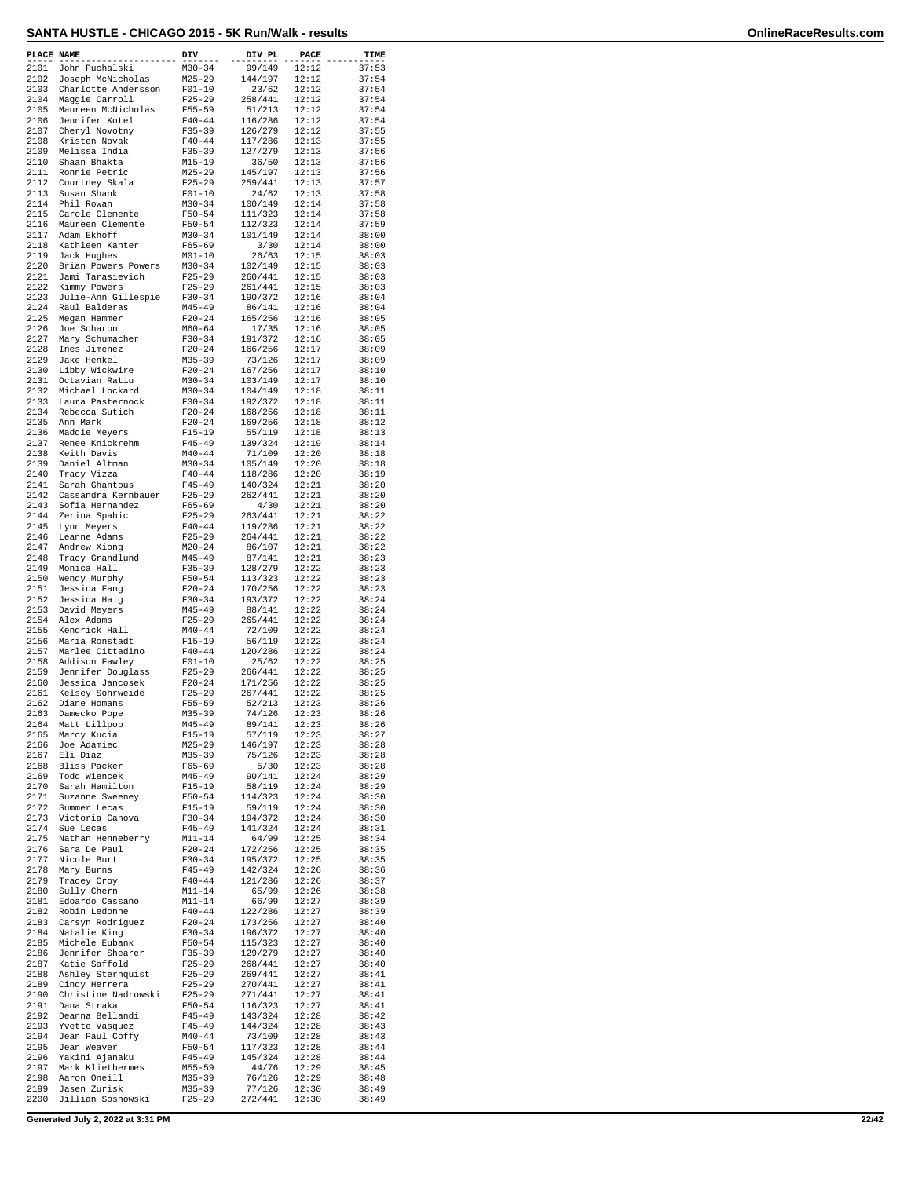# SANTA HUSTLE - CHICAGO 2015 - 5K Run/Walk - results

| PLACE | NAME | DIV | DIV PL | PACE | TIME |
|---|---|---|---|---|---|
| 2101 | John Puchalski | M30-34 | 99/149 | 12:12 | 37:53 |
| 2102 | Joseph McNicholas | M25-29 | 144/197 | 12:12 | 37:54 |
| 2103 | Charlotte Andersson | F01-10 | 23/62 | 12:12 | 37:54 |
| 2104 | Maggie Carroll | F25-29 | 258/441 | 12:12 | 37:54 |
| 2105 | Maureen McNicholas | F55-59 | 51/213 | 12:12 | 37:54 |
| 2106 | Jennifer Kotel | F40-44 | 116/286 | 12:12 | 37:54 |
| 2107 | Cheryl Novotny | F35-39 | 126/279 | 12:12 | 37:55 |
| 2108 | Kristen Novak | F40-44 | 117/286 | 12:13 | 37:55 |
| 2109 | Melissa India | F35-39 | 127/279 | 12:13 | 37:56 |
| 2110 | Shaan Bhakta | M15-19 | 36/50 | 12:13 | 37:56 |
| 2111 | Ronnie Petric | M25-29 | 145/197 | 12:13 | 37:56 |
| 2112 | Courtney Skala | F25-29 | 259/441 | 12:13 | 37:57 |
| 2113 | Susan Shank | F01-10 | 24/62 | 12:13 | 37:58 |
| 2114 | Phil Rowan | M30-34 | 100/149 | 12:14 | 37:58 |
| 2115 | Carole Clemente | F50-54 | 111/323 | 12:14 | 37:58 |
| 2116 | Maureen Clemente | F50-54 | 112/323 | 12:14 | 37:59 |
| 2117 | Adam Ekhoff | M30-34 | 101/149 | 12:14 | 38:00 |
| 2118 | Kathleen Kanter | F65-69 | 3/30 | 12:14 | 38:00 |
| 2119 | Jack Hughes | M01-10 | 26/63 | 12:15 | 38:03 |
| 2120 | Brian Powers Powers | M30-34 | 102/149 | 12:15 | 38:03 |
| 2121 | Jami Tarasievich | F25-29 | 260/441 | 12:15 | 38:03 |
| 2122 | Kimmy Powers | F25-29 | 261/441 | 12:15 | 38:03 |
| 2123 | Julie-Ann Gillespie | F30-34 | 190/372 | 12:16 | 38:04 |
| 2124 | Raul Balderas | M45-49 | 86/141 | 12:16 | 38:04 |
| 2125 | Megan Hammer | F20-24 | 165/256 | 12:16 | 38:05 |
| 2126 | Joe Scharon | M60-64 | 17/35 | 12:16 | 38:05 |
| 2127 | Mary Schumacher | F30-34 | 191/372 | 12:16 | 38:05 |
| 2128 | Ines Jimenez | F20-24 | 166/256 | 12:17 | 38:09 |
| 2129 | Jake Henkel | M35-39 | 73/126 | 12:17 | 38:09 |
| 2130 | Libby Wickwire | F20-24 | 167/256 | 12:17 | 38:10 |
| 2131 | Octavian Ratiu | M30-34 | 103/149 | 12:17 | 38:10 |
| 2132 | Michael Lockard | M30-34 | 104/149 | 12:18 | 38:11 |
| 2133 | Laura Pasternock | F30-34 | 192/372 | 12:18 | 38:11 |
| 2134 | Rebecca Sutich | F20-24 | 168/256 | 12:18 | 38:11 |
| 2135 | Ann Mark | F20-24 | 169/256 | 12:18 | 38:12 |
| 2136 | Maddie Meyers | F15-19 | 55/119 | 12:18 | 38:13 |
| 2137 | Renee Knickrehm | F45-49 | 139/324 | 12:19 | 38:14 |
| 2138 | Keith Davis | M40-44 | 71/109 | 12:20 | 38:18 |
| 2139 | Daniel Altman | M30-34 | 105/149 | 12:20 | 38:18 |
| 2140 | Tracy Vizza | F40-44 | 118/286 | 12:20 | 38:19 |
| 2141 | Sarah Ghantous | F45-49 | 140/324 | 12:21 | 38:20 |
| 2142 | Cassandra Kernbauer | F25-29 | 262/441 | 12:21 | 38:20 |
| 2143 | Sofia Hernandez | F65-69 | 4/30 | 12:21 | 38:20 |
| 2144 | Zerina Spahic | F25-29 | 263/441 | 12:21 | 38:22 |
| 2145 | Lynn Meyers | F40-44 | 119/286 | 12:21 | 38:22 |
| 2146 | Leanne Adams | F25-29 | 264/441 | 12:21 | 38:22 |
| 2147 | Andrew Xiong | M20-24 | 86/107 | 12:21 | 38:22 |
| 2148 | Tracy Grandlund | M45-49 | 87/141 | 12:21 | 38:23 |
| 2149 | Monica Hall | F35-39 | 128/279 | 12:22 | 38:23 |
| 2150 | Wendy Murphy | F50-54 | 113/323 | 12:22 | 38:23 |
| 2151 | Jessica Fang | F20-24 | 170/256 | 12:22 | 38:23 |
| 2152 | Jessica Haig | F30-34 | 193/372 | 12:22 | 38:24 |
| 2153 | David Meyers | M45-49 | 88/141 | 12:22 | 38:24 |
| 2154 | Alex Adams | F25-29 | 265/441 | 12:22 | 38:24 |
| 2155 | Kendrick Hall | M40-44 | 72/109 | 12:22 | 38:24 |
| 2156 | Maria Ronstadt | F15-19 | 56/119 | 12:22 | 38:24 |
| 2157 | Marlee Cittadino | F40-44 | 120/286 | 12:22 | 38:24 |
| 2158 | Addison Fawley | F01-10 | 25/62 | 12:22 | 38:25 |
| 2159 | Jennifer Douglass | F25-29 | 266/441 | 12:22 | 38:25 |
| 2160 | Jessica Jancosek | F20-24 | 171/256 | 12:22 | 38:25 |
| 2161 | Kelsey Sohrweide | F25-29 | 267/441 | 12:22 | 38:25 |
| 2162 | Diane Homans | F55-59 | 52/213 | 12:23 | 38:26 |
| 2163 | Damecko Pope | M35-39 | 74/126 | 12:23 | 38:26 |
| 2164 | Matt Lillpop | M45-49 | 89/141 | 12:23 | 38:26 |
| 2165 | Marcy Kucia | F15-19 | 57/119 | 12:23 | 38:27 |
| 2166 | Joe Adamiec | M25-29 | 146/197 | 12:23 | 38:28 |
| 2167 | Eli Diaz | M35-39 | 75/126 | 12:23 | 38:28 |
| 2168 | Bliss Packer | F65-69 | 5/30 | 12:23 | 38:28 |
| 2169 | Todd Wiencek | M45-49 | 90/141 | 12:24 | 38:29 |
| 2170 | Sarah Hamilton | F15-19 | 58/119 | 12:24 | 38:29 |
| 2171 | Suzanne Sweeney | F50-54 | 114/323 | 12:24 | 38:30 |
| 2172 | Summer Lecas | F15-19 | 59/119 | 12:24 | 38:30 |
| 2173 | Victoria Canova | F30-34 | 194/372 | 12:24 | 38:30 |
| 2174 | Sue Lecas | F45-49 | 141/324 | 12:24 | 38:31 |
| 2175 | Nathan Henneberry | M11-14 | 64/99 | 12:25 | 38:34 |
| 2176 | Sara De Paul | F20-24 | 172/256 | 12:25 | 38:35 |
| 2177 | Nicole Burt | F30-34 | 195/372 | 12:25 | 38:35 |
| 2178 | Mary Burns | F45-49 | 142/324 | 12:26 | 38:36 |
| 2179 | Tracey Croy | F40-44 | 121/286 | 12:26 | 38:37 |
| 2180 | Sully Chern | M11-14 | 65/99 | 12:26 | 38:38 |
| 2181 | Edoardo Cassano | M11-14 | 66/99 | 12:27 | 38:39 |
| 2182 | Robin Ledonne | F40-44 | 122/286 | 12:27 | 38:39 |
| 2183 | Carsyn Rodriguez | F20-24 | 173/256 | 12:27 | 38:40 |
| 2184 | Natalie King | F30-34 | 196/372 | 12:27 | 38:40 |
| 2185 | Michele Eubank | F50-54 | 115/323 | 12:27 | 38:40 |
| 2186 | Jennifer Shearer | F35-39 | 129/279 | 12:27 | 38:40 |
| 2187 | Katie Saffold | F25-29 | 268/441 | 12:27 | 38:40 |
| 2188 | Ashley Sternquist | F25-29 | 269/441 | 12:27 | 38:41 |
| 2189 | Cindy Herrera | F25-29 | 270/441 | 12:27 | 38:41 |
| 2190 | Christine Nadrowski | F25-29 | 271/441 | 12:27 | 38:41 |
| 2191 | Dana Straka | F50-54 | 116/323 | 12:27 | 38:41 |
| 2192 | Deanna Bellandi | F45-49 | 143/324 | 12:28 | 38:42 |
| 2193 | Yvette Vasquez | F45-49 | 144/324 | 12:28 | 38:43 |
| 2194 | Jean Paul Coffy | M40-44 | 73/109 | 12:28 | 38:43 |
| 2195 | Jean Weaver | F50-54 | 117/323 | 12:28 | 38:44 |
| 2196 | Yakini Ajanaku | F45-49 | 145/324 | 12:28 | 38:44 |
| 2197 | Mark Kliethermes | M55-59 | 44/76 | 12:29 | 38:45 |
| 2198 | Aaron Oneill | M35-39 | 76/126 | 12:29 | 38:48 |
| 2199 | Jasen Zurisk | M35-39 | 77/126 | 12:30 | 38:49 |
| 2200 | Jillian Sosnowski | F25-29 | 272/441 | 12:30 | 38:49 |

Generated July 2, 2022 at 3:31 PM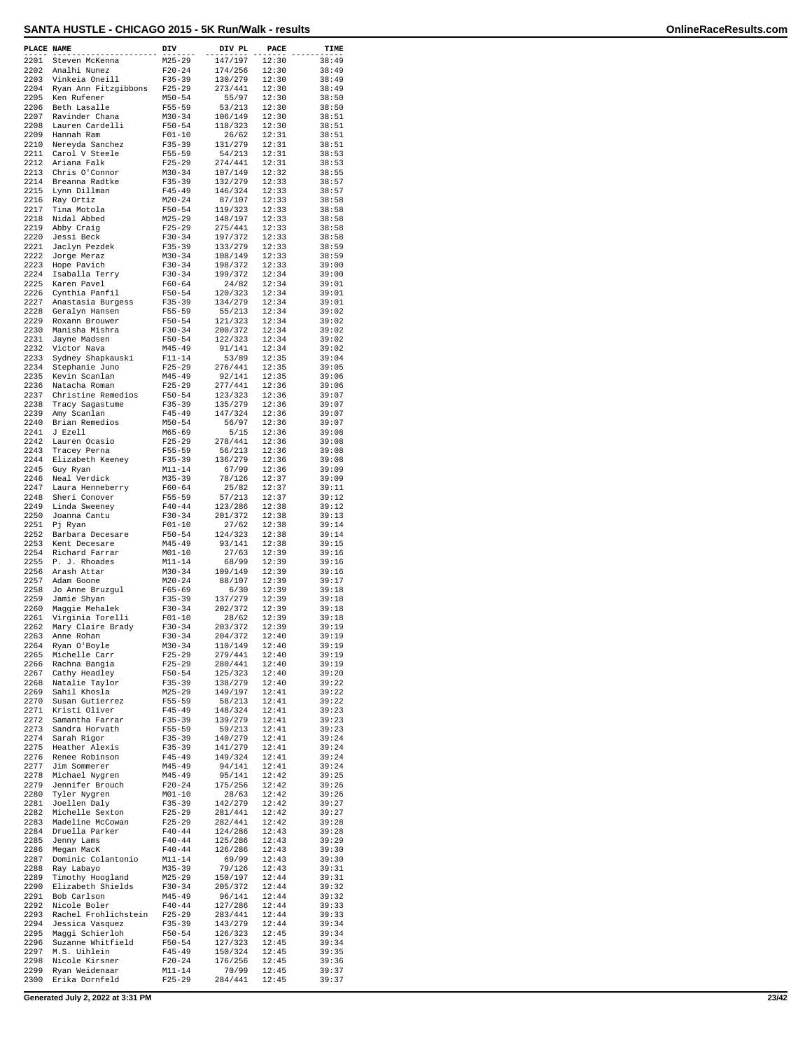# SANTA HUSTLE - CHICAGO 2015 - 5K Run/Walk - results

| PLACE | NAME | DIV | DIV PL | PACE | TIME |
|---|---|---|---|---|---|
| 2201 | Steven McKenna | M25-29 | 147/197 | 12:30 | 38:49 |
| 2202 | Analhi Nunez | F20-24 | 174/256 | 12:30 | 38:49 |
| 2203 | Vinkeia Oneill | F35-39 | 130/279 | 12:30 | 38:49 |
| 2204 | Ryan Ann Fitzgibbons | F25-29 | 273/441 | 12:30 | 38:49 |
| 2205 | Ken Rufener | M50-54 | 55/97 | 12:30 | 38:50 |
| 2206 | Beth Lasalle | F55-59 | 53/213 | 12:30 | 38:50 |
| 2207 | Ravinder Chana | M30-34 | 106/149 | 12:30 | 38:51 |
| 2208 | Lauren Cardelli | F50-54 | 118/323 | 12:30 | 38:51 |
| 2209 | Hannah Ram | F01-10 | 26/62 | 12:31 | 38:51 |
| 2210 | Nereyda Sanchez | F35-39 | 131/279 | 12:31 | 38:51 |
| 2211 | Carol V Steele | F55-59 | 54/213 | 12:31 | 38:53 |
| 2212 | Ariana Falk | F25-29 | 274/441 | 12:31 | 38:53 |
| 2213 | Chris O'Connor | M30-34 | 107/149 | 12:32 | 38:55 |
| 2214 | Breanna Radtke | F35-39 | 132/279 | 12:33 | 38:57 |
| 2215 | Lynn Dillman | F45-49 | 146/324 | 12:33 | 38:57 |
| 2216 | Ray Ortiz | M20-24 | 87/107 | 12:33 | 38:58 |
| 2217 | Tina Motola | F50-54 | 119/323 | 12:33 | 38:58 |
| 2218 | Nidal Abbed | M25-29 | 148/197 | 12:33 | 38:58 |
| 2219 | Abby Craig | F25-29 | 275/441 | 12:33 | 38:58 |
| 2220 | Jessi Beck | F30-34 | 197/372 | 12:33 | 38:58 |
| 2221 | Jaclyn Pezdek | F35-39 | 133/279 | 12:33 | 38:59 |
| 2222 | Jorge Meraz | M30-34 | 108/149 | 12:33 | 38:59 |
| 2223 | Hope Pavich | F30-34 | 198/372 | 12:33 | 39:00 |
| 2224 | Isaballa Terry | F30-34 | 199/372 | 12:34 | 39:00 |
| 2225 | Karen Pavel | F60-64 | 24/82 | 12:34 | 39:01 |
| 2226 | Cynthia Panfil | F50-54 | 120/323 | 12:34 | 39:01 |
| 2227 | Anastasia Burgess | F35-39 | 134/279 | 12:34 | 39:01 |
| 2228 | Geralyn Hansen | F55-59 | 55/213 | 12:34 | 39:02 |
| 2229 | Roxann Brouwer | F50-54 | 121/323 | 12:34 | 39:02 |
| 2230 | Manisha Mishra | F30-34 | 200/372 | 12:34 | 39:02 |
| 2231 | Jayne Madsen | F50-54 | 122/323 | 12:34 | 39:02 |
| 2232 | Victor Nava | M45-49 | 91/141 | 12:34 | 39:02 |
| 2233 | Sydney Shapkauski | F11-14 | 53/89 | 12:35 | 39:04 |
| 2234 | Stephanie Juno | F25-29 | 276/441 | 12:35 | 39:05 |
| 2235 | Kevin Scanlan | M45-49 | 92/141 | 12:35 | 39:06 |
| 2236 | Natacha Roman | F25-29 | 277/441 | 12:36 | 39:06 |
| 2237 | Christine Remedios | F50-54 | 123/323 | 12:36 | 39:07 |
| 2238 | Tracy Sagastume | F35-39 | 135/279 | 12:36 | 39:07 |
| 2239 | Amy Scanlan | F45-49 | 147/324 | 12:36 | 39:07 |
| 2240 | Brian Remedios | M50-54 | 56/97 | 12:36 | 39:07 |
| 2241 | J Ezell | M65-69 | 5/15 | 12:36 | 39:08 |
| 2242 | Lauren Ocasio | F25-29 | 278/441 | 12:36 | 39:08 |
| 2243 | Tracey Perna | F55-59 | 56/213 | 12:36 | 39:08 |
| 2244 | Elizabeth Keeney | F35-39 | 136/279 | 12:36 | 39:08 |
| 2245 | Guy Ryan | M11-14 | 67/99 | 12:36 | 39:09 |
| 2246 | Neal Verdick | M35-39 | 78/126 | 12:37 | 39:09 |
| 2247 | Laura Henneberry | F60-64 | 25/82 | 12:37 | 39:11 |
| 2248 | Sheri Conover | F55-59 | 57/213 | 12:37 | 39:12 |
| 2249 | Linda Sweeney | F40-44 | 123/286 | 12:38 | 39:12 |
| 2250 | Joanna Cantu | F30-34 | 201/372 | 12:38 | 39:13 |
| 2251 | Pj Ryan | F01-10 | 27/62 | 12:38 | 39:14 |
| 2252 | Barbara Decesare | F50-54 | 124/323 | 12:38 | 39:14 |
| 2253 | Kent Decesare | M45-49 | 93/141 | 12:38 | 39:15 |
| 2254 | Richard Farrar | M01-10 | 27/63 | 12:39 | 39:16 |
| 2255 | P. J. Rhoades | M11-14 | 68/99 | 12:39 | 39:16 |
| 2256 | Arash Attar | M30-34 | 109/149 | 12:39 | 39:16 |
| 2257 | Adam Goone | M20-24 | 88/107 | 12:39 | 39:17 |
| 2258 | Jo Anne Bruzgul | F65-69 | 6/30 | 12:39 | 39:18 |
| 2259 | Jamie Shyan | F35-39 | 137/279 | 12:39 | 39:18 |
| 2260 | Maggie Mehalek | F30-34 | 202/372 | 12:39 | 39:18 |
| 2261 | Virginia Torelli | F01-10 | 28/62 | 12:39 | 39:18 |
| 2262 | Mary Claire Brady | F30-34 | 203/372 | 12:39 | 39:19 |
| 2263 | Anne Rohan | F30-34 | 204/372 | 12:40 | 39:19 |
| 2264 | Ryan O'Boyle | M30-34 | 110/149 | 12:40 | 39:19 |
| 2265 | Michelle Carr | F25-29 | 279/441 | 12:40 | 39:19 |
| 2266 | Rachna Bangia | F25-29 | 280/441 | 12:40 | 39:19 |
| 2267 | Cathy Headley | F50-54 | 125/323 | 12:40 | 39:20 |
| 2268 | Natalie Taylor | F35-39 | 138/279 | 12:40 | 39:22 |
| 2269 | Sahil Khosla | M25-29 | 149/197 | 12:41 | 39:22 |
| 2270 | Susan Gutierrez | F55-59 | 58/213 | 12:41 | 39:22 |
| 2271 | Kristi Oliver | F45-49 | 148/324 | 12:41 | 39:23 |
| 2272 | Samantha Farrar | F35-39 | 139/279 | 12:41 | 39:23 |
| 2273 | Sandra Horvath | F55-59 | 59/213 | 12:41 | 39:23 |
| 2274 | Sarah Rigor | F35-39 | 140/279 | 12:41 | 39:24 |
| 2275 | Heather Alexis | F35-39 | 141/279 | 12:41 | 39:24 |
| 2276 | Renee Robinson | F45-49 | 149/324 | 12:41 | 39:24 |
| 2277 | Jim Sommerer | M45-49 | 94/141 | 12:41 | 39:24 |
| 2278 | Michael Nygren | M45-49 | 95/141 | 12:42 | 39:25 |
| 2279 | Jennifer Brouch | F20-24 | 175/256 | 12:42 | 39:26 |
| 2280 | Tyler Nygren | M01-10 | 28/63 | 12:42 | 39:26 |
| 2281 | Joellen Daly | F35-39 | 142/279 | 12:42 | 39:27 |
| 2282 | Michelle Sexton | F25-29 | 281/441 | 12:42 | 39:27 |
| 2283 | Madeline McCowan | F25-29 | 282/441 | 12:42 | 39:28 |
| 2284 | Druella Parker | F40-44 | 124/286 | 12:42 | 39:28 |
| 2285 | Jenny Lams | F40-44 | 125/286 | 12:43 | 39:29 |
| 2286 | Megan MacK | F40-44 | 126/286 | 12:43 | 39:30 |
| 2287 | Dominic Colantonio | M11-14 | 69/99 | 12:43 | 39:30 |
| 2288 | Ray Labayo | M35-39 | 79/126 | 12:43 | 39:31 |
| 2289 | Timothy Hoogland | M25-29 | 150/197 | 12:44 | 39:31 |
| 2290 | Elizabeth Shields | F30-34 | 205/372 | 12:44 | 39:32 |
| 2291 | Bob Carlson | M45-49 | 96/141 | 12:44 | 39:32 |
| 2292 | Nicole Boler | F40-44 | 127/286 | 12:44 | 39:33 |
| 2293 | Rachel Frohlichstein | F25-29 | 283/441 | 12:44 | 39:33 |
| 2294 | Jessica Vasquez | F35-39 | 143/279 | 12:44 | 39:34 |
| 2295 | Maggi Schierloh | F50-54 | 126/323 | 12:45 | 39:34 |
| 2296 | Suzanne Whitfield | F50-54 | 127/323 | 12:45 | 39:34 |
| 2297 | M.S. Uihlein | F45-49 | 150/324 | 12:45 | 39:35 |
| 2298 | Nicole Kirsner | F20-24 | 176/256 | 12:45 | 39:36 |
| 2299 | Ryan Weidenaar | M11-14 | 70/99 | 12:45 | 39:37 |
| 2300 | Erika Dornfeld | F25-29 | 284/441 | 12:45 | 39:37 |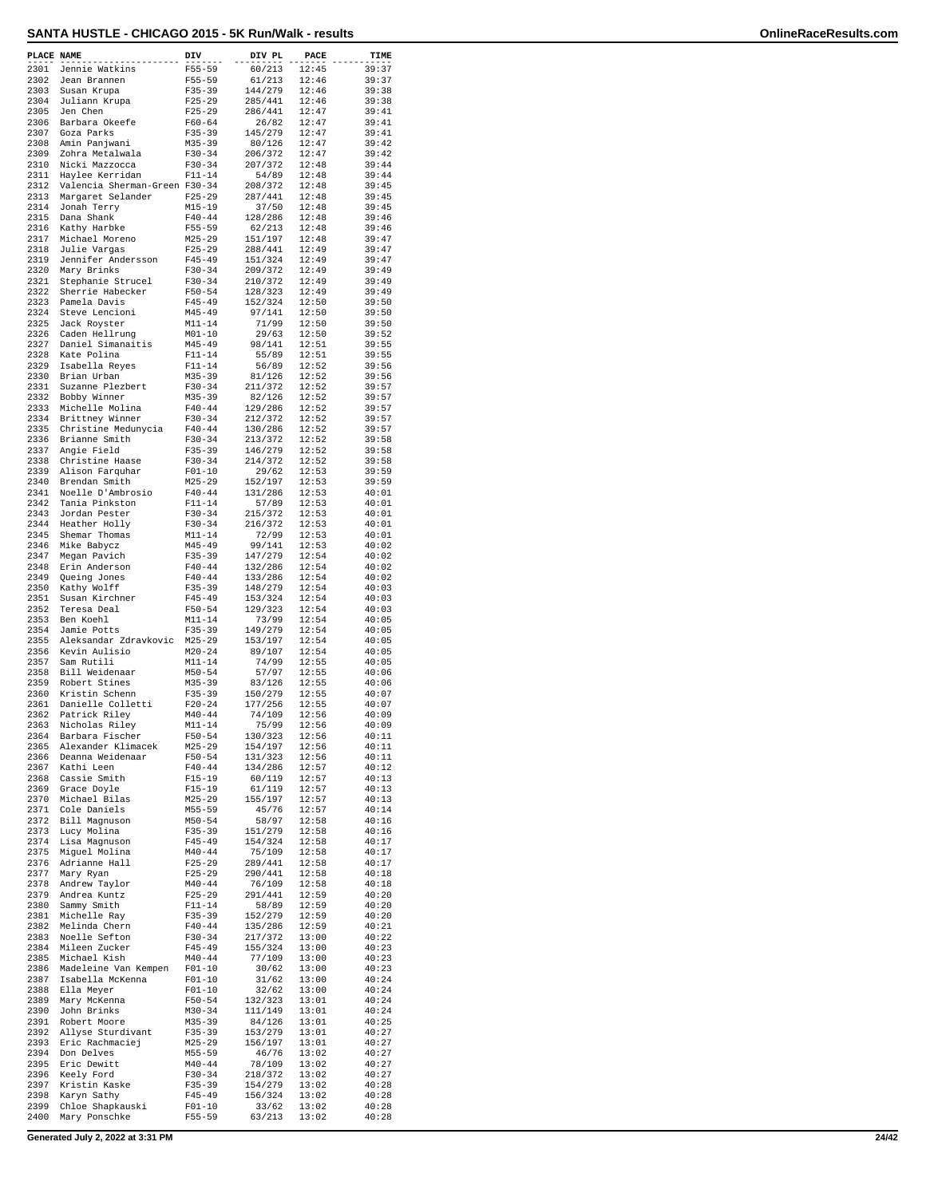# SANTA HUSTLE - CHICAGO 2015 - 5K Run/Walk - results

| PLACE | NAME | DIV | DIV PL | PACE | TIME |
|---|---|---|---|---|---|
| 2301 | Jennie Watkins | F55-59 | 60/213 | 12:45 | 39:37 |
| 2302 | Jean Brannen | F55-59 | 61/213 | 12:46 | 39:37 |
| 2303 | Susan Krupa | F35-39 | 144/279 | 12:46 | 39:38 |
| 2304 | Juliann Krupa | F25-29 | 285/441 | 12:46 | 39:38 |
| 2305 | Jen Chen | F25-29 | 286/441 | 12:47 | 39:41 |
| 2306 | Barbara Okeefe | F60-64 | 26/82 | 12:47 | 39:41 |
| 2307 | Goza Parks | F35-39 | 145/279 | 12:47 | 39:41 |
| 2308 | Amin Panjwani | M35-39 | 80/126 | 12:47 | 39:42 |
| 2309 | Zohra Metalwala | F30-34 | 206/372 | 12:47 | 39:42 |
| 2310 | Nicki Mazzocca | F30-34 | 207/372 | 12:48 | 39:44 |
| 2311 | Haylee Kerridan | F11-14 | 54/89 | 12:48 | 39:44 |
| 2312 | Valencia Sherman-Green | F30-34 | 208/372 | 12:48 | 39:45 |
| 2313 | Margaret Selander | F25-29 | 287/441 | 12:48 | 39:45 |
| 2314 | Jonah Terry | M15-19 | 37/50 | 12:48 | 39:45 |
| 2315 | Dana Shank | F40-44 | 128/286 | 12:48 | 39:46 |
| 2316 | Kathy Harbke | F55-59 | 62/213 | 12:48 | 39:46 |
| 2317 | Michael Moreno | M25-29 | 151/197 | 12:48 | 39:47 |
| 2318 | Julie Vargas | F25-29 | 288/441 | 12:49 | 39:47 |
| 2319 | Jennifer Andersson | F45-49 | 151/324 | 12:49 | 39:47 |
| 2320 | Mary Brinks | F30-34 | 209/372 | 12:49 | 39:49 |
| 2321 | Stephanie Strucel | F30-34 | 210/372 | 12:49 | 39:49 |
| 2322 | Sherrie Habecker | F50-54 | 128/323 | 12:49 | 39:49 |
| 2323 | Pamela Davis | F45-49 | 152/324 | 12:50 | 39:50 |
| 2324 | Steve Lencioni | M45-49 | 97/141 | 12:50 | 39:50 |
| 2325 | Jack Royster | M11-14 | 71/99 | 12:50 | 39:50 |
| 2326 | Caden Hellrung | M01-10 | 29/63 | 12:50 | 39:52 |
| 2327 | Daniel Simanaitis | M45-49 | 98/141 | 12:51 | 39:55 |
| 2328 | Kate Polina | F11-14 | 55/89 | 12:51 | 39:55 |
| 2329 | Isabella Reyes | F11-14 | 56/89 | 12:52 | 39:56 |
| 2330 | Brian Urban | M35-39 | 81/126 | 12:52 | 39:56 |
| 2331 | Suzanne Plezbert | F30-34 | 211/372 | 12:52 | 39:57 |
| 2332 | Bobby Winner | M35-39 | 82/126 | 12:52 | 39:57 |
| 2333 | Michelle Molina | F40-44 | 129/286 | 12:52 | 39:57 |
| 2334 | Brittney Winner | F30-34 | 212/372 | 12:52 | 39:57 |
| 2335 | Christine Medunycia | F40-44 | 130/286 | 12:52 | 39:57 |
| 2336 | Brianne Smith | F30-34 | 213/372 | 12:52 | 39:58 |
| 2337 | Angie Field | F35-39 | 146/279 | 12:52 | 39:58 |
| 2338 | Christine Haase | F30-34 | 214/372 | 12:52 | 39:58 |
| 2339 | Alison Farquhar | F01-10 | 29/62 | 12:53 | 39:59 |
| 2340 | Brendan Smith | M25-29 | 152/197 | 12:53 | 39:59 |
| 2341 | Noelle D'Ambrosio | F40-44 | 131/286 | 12:53 | 40:01 |
| 2342 | Tania Pinkston | F11-14 | 57/89 | 12:53 | 40:01 |
| 2343 | Jordan Pester | F30-34 | 215/372 | 12:53 | 40:01 |
| 2344 | Heather Holly | F30-34 | 216/372 | 12:53 | 40:01 |
| 2345 | Shemar Thomas | M11-14 | 72/99 | 12:53 | 40:01 |
| 2346 | Mike Babycz | M45-49 | 99/141 | 12:53 | 40:02 |
| 2347 | Megan Pavich | F35-39 | 147/279 | 12:54 | 40:02 |
| 2348 | Erin Anderson | F40-44 | 132/286 | 12:54 | 40:02 |
| 2349 | Queing Jones | F40-44 | 133/286 | 12:54 | 40:02 |
| 2350 | Kathy Wolff | F35-39 | 148/279 | 12:54 | 40:03 |
| 2351 | Susan Kirchner | F45-49 | 153/324 | 12:54 | 40:03 |
| 2352 | Teresa Deal | F50-54 | 129/323 | 12:54 | 40:03 |
| 2353 | Ben Koehl | M11-14 | 73/99 | 12:54 | 40:05 |
| 2354 | Jamie Potts | F35-39 | 149/279 | 12:54 | 40:05 |
| 2355 | Aleksandar Zdravkovic | M25-29 | 153/197 | 12:54 | 40:05 |
| 2356 | Kevin Aulisio | M20-24 | 89/107 | 12:54 | 40:05 |
| 2357 | Sam Rutili | M11-14 | 74/99 | 12:55 | 40:05 |
| 2358 | Bill Weidenaar | M50-54 | 57/97 | 12:55 | 40:06 |
| 2359 | Robert Stines | M35-39 | 83/126 | 12:55 | 40:06 |
| 2360 | Kristin Schenn | F35-39 | 150/279 | 12:55 | 40:07 |
| 2361 | Danielle Colletti | F20-24 | 177/256 | 12:55 | 40:07 |
| 2362 | Patrick Riley | M40-44 | 74/109 | 12:56 | 40:09 |
| 2363 | Nicholas Riley | M11-14 | 75/99 | 12:56 | 40:09 |
| 2364 | Barbara Fischer | F50-54 | 130/323 | 12:56 | 40:11 |
| 2365 | Alexander Klimacek | M25-29 | 154/197 | 12:56 | 40:11 |
| 2366 | Deanna Weidenaar | F50-54 | 131/323 | 12:56 | 40:11 |
| 2367 | Kathi Leen | F40-44 | 134/286 | 12:57 | 40:12 |
| 2368 | Cassie Smith | F15-19 | 60/119 | 12:57 | 40:13 |
| 2369 | Grace Doyle | F15-19 | 61/119 | 12:57 | 40:13 |
| 2370 | Michael Bilas | M25-29 | 155/197 | 12:57 | 40:13 |
| 2371 | Cole Daniels | M55-59 | 45/76 | 12:57 | 40:14 |
| 2372 | Bill Magnuson | M50-54 | 58/97 | 12:58 | 40:16 |
| 2373 | Lucy Molina | F35-39 | 151/279 | 12:58 | 40:16 |
| 2374 | Lisa Magnuson | F45-49 | 154/324 | 12:58 | 40:17 |
| 2375 | Miguel Molina | M40-44 | 75/109 | 12:58 | 40:17 |
| 2376 | Adrianne Hall | F25-29 | 289/441 | 12:58 | 40:17 |
| 2377 | Mary Ryan | F25-29 | 290/441 | 12:58 | 40:18 |
| 2378 | Andrew Taylor | M40-44 | 76/109 | 12:58 | 40:18 |
| 2379 | Andrea Kuntz | F25-29 | 291/441 | 12:59 | 40:20 |
| 2380 | Sammy Smith | F11-14 | 58/89 | 12:59 | 40:20 |
| 2381 | Michelle Ray | F35-39 | 152/279 | 12:59 | 40:20 |
| 2382 | Melinda Chern | F40-44 | 135/286 | 12:59 | 40:21 |
| 2383 | Noelle Sefton | F30-34 | 217/372 | 13:00 | 40:22 |
| 2384 | Mileen Zucker | F45-49 | 155/324 | 13:00 | 40:23 |
| 2385 | Michael Kish | M40-44 | 77/109 | 13:00 | 40:23 |
| 2386 | Madeleine Van Kempen | F01-10 | 30/62 | 13:00 | 40:23 |
| 2387 | Isabella McKenna | F01-10 | 31/62 | 13:00 | 40:24 |
| 2388 | Ella Meyer | F01-10 | 32/62 | 13:00 | 40:24 |
| 2389 | Mary McKenna | F50-54 | 132/323 | 13:01 | 40:24 |
| 2390 | John Brinks | M30-34 | 111/149 | 13:01 | 40:24 |
| 2391 | Robert Moore | M35-39 | 84/126 | 13:01 | 40:25 |
| 2392 | Allyse Sturdivant | F35-39 | 153/279 | 13:01 | 40:27 |
| 2393 | Eric Rachmaciej | M25-29 | 156/197 | 13:01 | 40:27 |
| 2394 | Don Delves | M55-59 | 46/76 | 13:02 | 40:27 |
| 2395 | Eric Dewitt | M40-44 | 78/109 | 13:02 | 40:27 |
| 2396 | Keely Ford | F30-34 | 218/372 | 13:02 | 40:27 |
| 2397 | Kristin Kaske | F35-39 | 154/279 | 13:02 | 40:28 |
| 2398 | Karyn Sathy | F45-49 | 156/324 | 13:02 | 40:28 |
| 2399 | Chloe Shapkauski | F01-10 | 33/62 | 13:02 | 40:28 |
| 2400 | Mary Ponschke | F55-59 | 63/213 | 13:02 | 40:28 |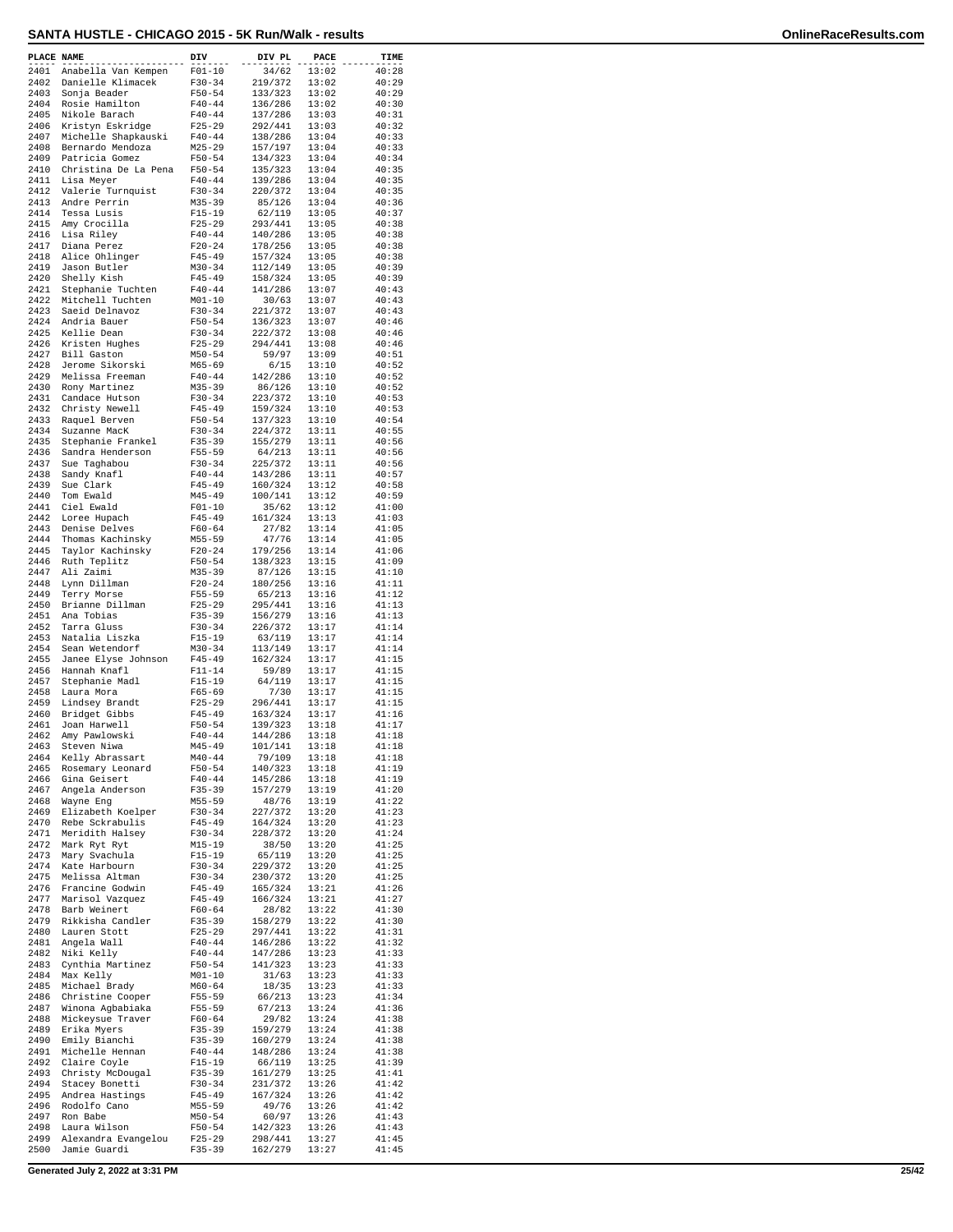# SANTA HUSTLE - CHICAGO 2015 - 5K Run/Walk - results

| PLACE | NAME | DIV | DIV PL | PACE | TIME |
|---|---|---|---|---|---|
| 2401 | Anabella Van Kempen | F01-10 | 34/62 | 13:02 | 40:28 |
| 2402 | Danielle Klimacek | F30-34 | 219/372 | 13:02 | 40:29 |
| 2403 | Sonja Beader | F50-54 | 133/323 | 13:02 | 40:29 |
| 2404 | Rosie Hamilton | F40-44 | 136/286 | 13:02 | 40:30 |
| 2405 | Nikole Barach | F40-44 | 137/286 | 13:03 | 40:31 |
| 2406 | Kristyn Eskridge | F25-29 | 292/441 | 13:03 | 40:32 |
| 2407 | Michelle Shapkauski | F40-44 | 138/286 | 13:04 | 40:33 |
| 2408 | Bernardo Mendoza | M25-29 | 157/197 | 13:04 | 40:33 |
| 2409 | Patricia Gomez | F50-54 | 134/323 | 13:04 | 40:34 |
| 2410 | Christina De La Pena | F50-54 | 135/323 | 13:04 | 40:35 |
| 2411 | Lisa Meyer | F40-44 | 139/286 | 13:04 | 40:35 |
| 2412 | Valerie Turnquist | F30-34 | 220/372 | 13:04 | 40:35 |
| 2413 | Andre Perrin | M35-39 | 85/126 | 13:04 | 40:36 |
| 2414 | Tessa Lusis | F15-19 | 62/119 | 13:05 | 40:37 |
| 2415 | Amy Crocilla | F25-29 | 293/441 | 13:05 | 40:38 |
| 2416 | Lisa Riley | F40-44 | 140/286 | 13:05 | 40:38 |
| 2417 | Diana Perez | F20-24 | 178/256 | 13:05 | 40:38 |
| 2418 | Alice Ohlinger | F45-49 | 157/324 | 13:05 | 40:38 |
| 2419 | Jason Butler | M30-34 | 112/149 | 13:05 | 40:39 |
| 2420 | Shelly Kish | F45-49 | 158/324 | 13:05 | 40:39 |
| 2421 | Stephanie Tuchten | F40-44 | 141/286 | 13:07 | 40:43 |
| 2422 | Mitchell Tuchten | M01-10 | 30/63 | 13:07 | 40:43 |
| 2423 | Saeid Delnavoz | F30-34 | 221/372 | 13:07 | 40:43 |
| 2424 | Andria Bauer | F50-54 | 136/323 | 13:07 | 40:46 |
| 2425 | Kellie Dean | F30-34 | 222/372 | 13:08 | 40:46 |
| 2426 | Kristen Hughes | F25-29 | 294/441 | 13:08 | 40:46 |
| 2427 | Bill Gaston | M50-54 | 59/97 | 13:09 | 40:51 |
| 2428 | Jerome Sikorski | M65-69 | 6/15 | 13:10 | 40:52 |
| 2429 | Melissa Freeman | F40-44 | 142/286 | 13:10 | 40:52 |
| 2430 | Rony Martinez | M35-39 | 86/126 | 13:10 | 40:52 |
| 2431 | Candace Hutson | F30-34 | 223/372 | 13:10 | 40:53 |
| 2432 | Christy Newell | F45-49 | 159/324 | 13:10 | 40:53 |
| 2433 | Raquel Berven | F50-54 | 137/323 | 13:10 | 40:54 |
| 2434 | Suzanne MacK | F30-34 | 224/372 | 13:11 | 40:55 |
| 2435 | Stephanie Frankel | F35-39 | 155/279 | 13:11 | 40:56 |
| 2436 | Sandra Henderson | F55-59 | 64/213 | 13:11 | 40:56 |
| 2437 | Sue Taghabou | F30-34 | 225/372 | 13:11 | 40:56 |
| 2438 | Sandy Knafl | F40-44 | 143/286 | 13:11 | 40:57 |
| 2439 | Sue Clark | F45-49 | 160/324 | 13:12 | 40:58 |
| 2440 | Tom Ewald | M45-49 | 100/141 | 13:12 | 40:59 |
| 2441 | Ciel Ewald | F01-10 | 35/62 | 13:12 | 41:00 |
| 2442 | Loree Hupach | F45-49 | 161/324 | 13:13 | 41:03 |
| 2443 | Denise Delves | F60-64 | 27/82 | 13:14 | 41:05 |
| 2444 | Thomas Kachinsky | M55-59 | 47/76 | 13:14 | 41:05 |
| 2445 | Taylor Kachinsky | F20-24 | 179/256 | 13:14 | 41:06 |
| 2446 | Ruth Teplitz | F50-54 | 138/323 | 13:15 | 41:09 |
| 2447 | Ali Zaimi | M35-39 | 87/126 | 13:15 | 41:10 |
| 2448 | Lynn Dillman | F20-24 | 180/256 | 13:16 | 41:11 |
| 2449 | Terry Morse | F55-59 | 65/213 | 13:16 | 41:12 |
| 2450 | Brianne Dillman | F25-29 | 295/441 | 13:16 | 41:13 |
| 2451 | Ana Tobias | F35-39 | 156/279 | 13:16 | 41:13 |
| 2452 | Tarra Gluss | F30-34 | 226/372 | 13:17 | 41:14 |
| 2453 | Natalia Liszka | F15-19 | 63/119 | 13:17 | 41:14 |
| 2454 | Sean Wetendorf | M30-34 | 113/149 | 13:17 | 41:14 |
| 2455 | Janee Elyse Johnson | F45-49 | 162/324 | 13:17 | 41:15 |
| 2456 | Hannah Knafl | F11-14 | 59/89 | 13:17 | 41:15 |
| 2457 | Stephanie Madl | F15-19 | 64/119 | 13:17 | 41:15 |
| 2458 | Laura Mora | F65-69 | 7/30 | 13:17 | 41:15 |
| 2459 | Lindsey Brandt | F25-29 | 296/441 | 13:17 | 41:15 |
| 2460 | Bridget Gibbs | F45-49 | 163/324 | 13:17 | 41:16 |
| 2461 | Joan Harwell | F50-54 | 139/323 | 13:18 | 41:17 |
| 2462 | Amy Pawlowski | F40-44 | 144/286 | 13:18 | 41:18 |
| 2463 | Steven Niwa | M45-49 | 101/141 | 13:18 | 41:18 |
| 2464 | Kelly Abrassart | M40-44 | 79/109 | 13:18 | 41:18 |
| 2465 | Rosemary Leonard | F50-54 | 140/323 | 13:18 | 41:19 |
| 2466 | Gina Geisert | F40-44 | 145/286 | 13:18 | 41:19 |
| 2467 | Angela Anderson | F35-39 | 157/279 | 13:19 | 41:20 |
| 2468 | Wayne Eng | M55-59 | 48/76 | 13:19 | 41:22 |
| 2469 | Elizabeth Koelper | F30-34 | 227/372 | 13:20 | 41:23 |
| 2470 | Rebe Sckrabulis | F45-49 | 164/324 | 13:20 | 41:23 |
| 2471 | Meridith Halsey | F30-34 | 228/372 | 13:20 | 41:24 |
| 2472 | Mark Ryt Ryt | M15-19 | 38/50 | 13:20 | 41:25 |
| 2473 | Mary Svachula | F15-19 | 65/119 | 13:20 | 41:25 |
| 2474 | Kate Harbourn | F30-34 | 229/372 | 13:20 | 41:25 |
| 2475 | Melissa Altman | F30-34 | 230/372 | 13:20 | 41:25 |
| 2476 | Francine Godwin | F45-49 | 165/324 | 13:21 | 41:26 |
| 2477 | Marisol Vazquez | F45-49 | 166/324 | 13:21 | 41:27 |
| 2478 | Barb Weinert | F60-64 | 28/82 | 13:22 | 41:30 |
| 2479 | Rikkisha Candler | F35-39 | 158/279 | 13:22 | 41:30 |
| 2480 | Lauren Stott | F25-29 | 297/441 | 13:22 | 41:31 |
| 2481 | Angela Wall | F40-44 | 146/286 | 13:22 | 41:32 |
| 2482 | Niki Kelly | F40-44 | 147/286 | 13:23 | 41:33 |
| 2483 | Cynthia Martinez | F50-54 | 141/323 | 13:23 | 41:33 |
| 2484 | Max Kelly | M01-10 | 31/63 | 13:23 | 41:33 |
| 2485 | Michael Brady | M60-64 | 18/35 | 13:23 | 41:33 |
| 2486 | Christine Cooper | F55-59 | 66/213 | 13:23 | 41:34 |
| 2487 | Winona Agbabiaka | F55-59 | 67/213 | 13:24 | 41:36 |
| 2488 | Mickeysue Traver | F60-64 | 29/82 | 13:24 | 41:38 |
| 2489 | Erika Myers | F35-39 | 159/279 | 13:24 | 41:38 |
| 2490 | Emily Bianchi | F35-39 | 160/279 | 13:24 | 41:38 |
| 2491 | Michelle Hennan | F40-44 | 148/286 | 13:24 | 41:38 |
| 2492 | Claire Coyle | F15-19 | 66/119 | 13:25 | 41:39 |
| 2493 | Christy McDougal | F35-39 | 161/279 | 13:25 | 41:41 |
| 2494 | Stacey Bonetti | F30-34 | 231/372 | 13:26 | 41:42 |
| 2495 | Andrea Hastings | F45-49 | 167/324 | 13:26 | 41:42 |
| 2496 | Rodolfo Cano | M55-59 | 49/76 | 13:26 | 41:42 |
| 2497 | Ron Babe | M50-54 | 60/97 | 13:26 | 41:43 |
| 2498 | Laura Wilson | F50-54 | 142/323 | 13:26 | 41:43 |
| 2499 | Alexandra Evangelou | F25-29 | 298/441 | 13:27 | 41:45 |
| 2500 | Jamie Guardi | F35-39 | 162/279 | 13:27 | 41:45 |

Generated July 2, 2022 at 3:31 PM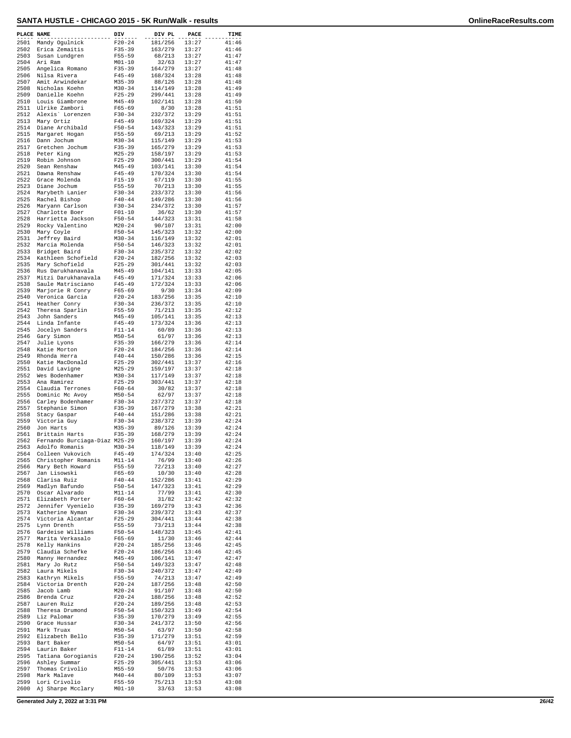# SANTA HUSTLE - CHICAGO 2015 - 5K Run/Walk - results

| PLACE | NAME | DIV | DIV PL | PACE | TIME |
|---|---|---|---|---|---|
| 2501 | Mandy Ogulnick | F20-24 | 181/256 | 13:27 | 41:46 |
| 2502 | Erica Zemaitis | F35-39 | 163/279 | 13:27 | 41:46 |
| 2503 | Susan Lundgren | F55-59 | 68/213 | 13:27 | 41:47 |
| 2504 | Ari Ram | M01-10 | 32/63 | 13:27 | 41:47 |
| 2505 | Angelica Romano | F35-39 | 164/279 | 13:27 | 41:48 |
| 2506 | Nilsa Rivera | F45-49 | 168/324 | 13:28 | 41:48 |
| 2507 | Amit Arwindekar | M35-39 | 88/126 | 13:28 | 41:48 |
| 2508 | Nicholas Koehn | M30-34 | 114/149 | 13:28 | 41:49 |
| 2509 | Danielle Koehn | F25-29 | 299/441 | 13:28 | 41:49 |
| 2510 | Louis Giambrone | M45-49 | 102/141 | 13:28 | 41:50 |
| 2511 | Ulrike Zambori | F65-69 | 8/30 | 13:28 | 41:51 |
| 2512 | Alexis` Lorenzen | F30-34 | 232/372 | 13:29 | 41:51 |
| 2513 | Mary Ortiz | F45-49 | 169/324 | 13:29 | 41:51 |
| 2514 | Diane Archibald | F50-54 | 143/323 | 13:29 | 41:51 |
| 2515 | Margaret Hogan | F55-59 | 69/213 | 13:29 | 41:52 |
| 2516 | Dann Jochum | M30-34 | 115/149 | 13:29 | 41:53 |
| 2517 | Gretchen Jochum | F35-39 | 165/279 | 13:29 | 41:53 |
| 2518 | Peter King | M25-29 | 158/197 | 13:29 | 41:53 |
| 2519 | Robin Johnson | F25-29 | 300/441 | 13:29 | 41:54 |
| 2520 | Sean Renshaw | M45-49 | 103/141 | 13:30 | 41:54 |
| 2521 | Dawna Renshaw | F45-49 | 170/324 | 13:30 | 41:54 |
| 2522 | Grace Molenda | F15-19 | 67/119 | 13:30 | 41:55 |
| 2523 | Diane Jochum | F55-59 | 70/213 | 13:30 | 41:55 |
| 2524 | Marybeth Lanier | F30-34 | 233/372 | 13:30 | 41:56 |
| 2525 | Rachel Bishop | F40-44 | 149/286 | 13:30 | 41:56 |
| 2526 | Maryann Carlson | F30-34 | 234/372 | 13:30 | 41:57 |
| 2527 | Charlotte Boer | F01-10 | 36/62 | 13:30 | 41:57 |
| 2528 | Harrietta Jackson | F50-54 | 144/323 | 13:31 | 41:58 |
| 2529 | Rocky Valentino | M20-24 | 90/107 | 13:31 | 42:00 |
| 2530 | Mary Coyle | F50-54 | 145/323 | 13:32 | 42:00 |
| 2531 | Jeffrey Baird | M30-34 | 116/149 | 13:32 | 42:01 |
| 2532 | Marcia Molenda | F50-54 | 146/323 | 13:32 | 42:01 |
| 2533 | Bridget Baird | F30-34 | 235/372 | 13:32 | 42:02 |
| 2534 | Kathleen Schofield | F20-24 | 182/256 | 13:32 | 42:03 |
| 2535 | Mary Schofield | F25-29 | 301/441 | 13:32 | 42:03 |
| 2536 | Rus Darukhanavala | M45-49 | 104/141 | 13:33 | 42:05 |
| 2537 | Mitzi Darukhanavala | F45-49 | 171/324 | 13:33 | 42:06 |
| 2538 | Saule Matrisciano | F45-49 | 172/324 | 13:33 | 42:06 |
| 2539 | Marjorie R Conry | F65-69 | 9/30 | 13:34 | 42:09 |
| 2540 | Veronica Garcia | F20-24 | 183/256 | 13:35 | 42:10 |
| 2541 | Heather Conry | F30-34 | 236/372 | 13:35 | 42:10 |
| 2542 | Theresa Sparlin | F55-59 | 71/213 | 13:35 | 42:12 |
| 2543 | John Sanders | M45-49 | 105/141 | 13:35 | 42:13 |
| 2544 | Linda Infante | F45-49 | 173/324 | 13:36 | 42:13 |
| 2545 | Jocelyn Sanders | F11-14 | 60/89 | 13:36 | 42:13 |
| 2546 | Gary Simon | M50-54 | 61/97 | 13:36 | 42:13 |
| 2547 | Julie Lyons | F35-39 | 166/279 | 13:36 | 42:14 |
| 2548 | Katie Morton | F20-24 | 184/256 | 13:36 | 42:14 |
| 2549 | Rhonda Herra | F40-44 | 150/286 | 13:36 | 42:15 |
| 2550 | Katie MacDonald | F25-29 | 302/441 | 13:37 | 42:16 |
| 2551 | David Lavigne | M25-29 | 159/197 | 13:37 | 42:18 |
| 2552 | Wes Bodenhamer | M30-34 | 117/149 | 13:37 | 42:18 |
| 2553 | Ana Ramirez | F25-29 | 303/441 | 13:37 | 42:18 |
| 2554 | Claudia Terrones | F60-64 | 30/82 | 13:37 | 42:18 |
| 2555 | Dominic Mc Avoy | M50-54 | 62/97 | 13:37 | 42:18 |
| 2556 | Carley Bodenhamer | F30-34 | 237/372 | 13:37 | 42:18 |
| 2557 | Stephanie Simon | F35-39 | 167/279 | 13:38 | 42:21 |
| 2558 | Stacy Gaspar | F40-44 | 151/286 | 13:38 | 42:21 |
| 2559 | Victoria Guy | F30-34 | 238/372 | 13:39 | 42:24 |
| 2560 | Jon Harts | M35-39 | 89/126 | 13:39 | 42:24 |
| 2561 | Brittain Harts | F35-39 | 168/279 | 13:39 | 42:24 |
| 2562 | Fernando Burciaga-Diaz | M25-29 | 160/197 | 13:39 | 42:24 |
| 2563 | Adolfo Romanis | M30-34 | 118/149 | 13:39 | 42:24 |
| 2564 | Colleen Vukovich | F45-49 | 174/324 | 13:40 | 42:25 |
| 2565 | Christopher Romanis | M11-14 | 76/99 | 13:40 | 42:26 |
| 2566 | Mary Beth Howard | F55-59 | 72/213 | 13:40 | 42:27 |
| 2567 | Jan Lisowski | F65-69 | 10/30 | 13:40 | 42:28 |
| 2568 | Clarisa Ruiz | F40-44 | 152/286 | 13:41 | 42:29 |
| 2569 | Madlyn Bafundo | F50-54 | 147/323 | 13:41 | 42:29 |
| 2570 | Oscar Alvarado | M11-14 | 77/99 | 13:41 | 42:30 |
| 2571 | Elizabeth Porter | F60-64 | 31/82 | 13:42 | 42:32 |
| 2572 | Jennifer Vyenielo | F35-39 | 169/279 | 13:43 | 42:36 |
| 2573 | Katherine Nyman | F30-34 | 239/372 | 13:43 | 42:37 |
| 2574 | Victoria Alcantar | F25-29 | 304/441 | 13:44 | 42:38 |
| 2575 | Lynn Drenth | F55-59 | 73/213 | 13:44 | 42:38 |
| 2576 | Gardeise Williams | F50-54 | 148/323 | 13:45 | 42:41 |
| 2577 | Marita Verkasalo | F65-69 | 11/30 | 13:46 | 42:44 |
| 2578 | Kelly Hankins | F20-24 | 185/256 | 13:46 | 42:45 |
| 2579 | Claudia Schefke | F20-24 | 186/256 | 13:46 | 42:45 |
| 2580 | Manny Hernandez | M45-49 | 106/141 | 13:47 | 42:47 |
| 2581 | Mary Jo Rutz | F50-54 | 149/323 | 13:47 | 42:48 |
| 2582 | Laura Mikels | F30-34 | 240/372 | 13:47 | 42:49 |
| 2583 | Kathryn Mikels | F55-59 | 74/213 | 13:47 | 42:49 |
| 2584 | Victoria Drenth | F20-24 | 187/256 | 13:48 | 42:50 |
| 2585 | Jacob Lamb | M20-24 | 91/107 | 13:48 | 42:50 |
| 2586 | Brenda Cruz | F20-24 | 188/256 | 13:48 | 42:52 |
| 2587 | Lauren Ruiz | F20-24 | 189/256 | 13:48 | 42:53 |
| 2588 | Theresa Drumond | F50-54 | 150/323 | 13:49 | 42:54 |
| 2589 | Liz Palomar | F35-39 | 170/279 | 13:49 | 42:55 |
| 2590 | Grace Hussar | F30-34 | 241/372 | 13:50 | 42:56 |
| 2591 | Mark Truax | M50-54 | 63/97 | 13:50 | 42:58 |
| 2592 | Elizabeth Bello | F35-39 | 171/279 | 13:51 | 42:59 |
| 2593 | Bart Baker | M50-54 | 64/97 | 13:51 | 43:01 |
| 2594 | Laurin Baker | F11-14 | 61/89 | 13:51 | 43:01 |
| 2595 | Tatiana Gorogianis | F20-24 | 190/256 | 13:52 | 43:04 |
| 2596 | Ashley Summar | F25-29 | 305/441 | 13:53 | 43:06 |
| 2597 | Thomas Crivolio | M55-59 | 50/76 | 13:53 | 43:06 |
| 2598 | Mark Malave | M40-44 | 80/109 | 13:53 | 43:07 |
| 2599 | Lori Crivolio | F55-59 | 75/213 | 13:53 | 43:08 |
| 2600 | Aj Sharpe Mcclary | M01-10 | 33/63 | 13:53 | 43:08 |

Generated July 2, 2022 at 3:31 PM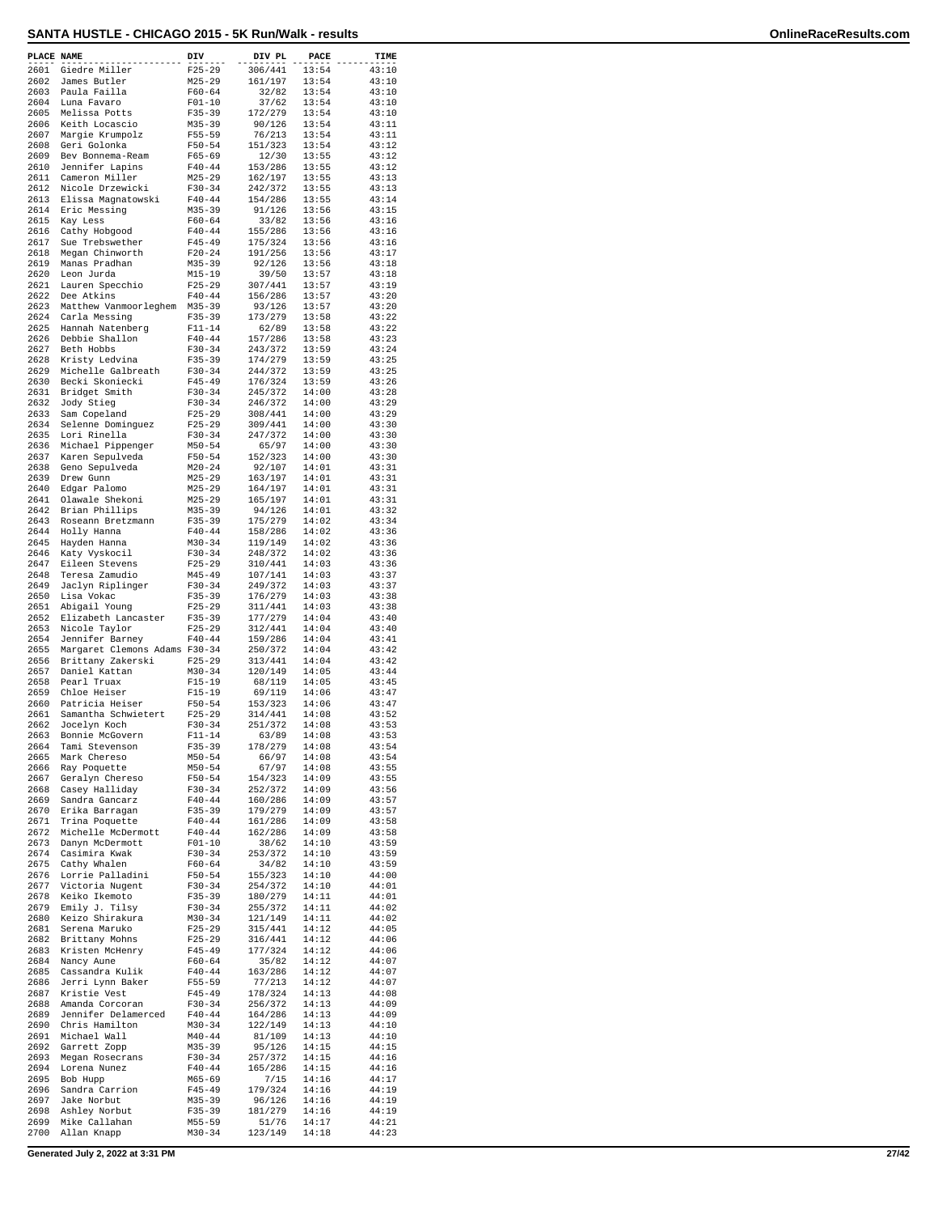## SANTA HUSTLE - CHICAGO 2015 - 5K Run/Walk - results

| PLACE | NAME | DIV | DIV PL | PACE | TIME |
|---|---|---|---|---|---|
| 2601 | Giedre Miller | F25-29 | 306/441 | 13:54 | 43:10 |
| 2602 | James Butler | M25-29 | 161/197 | 13:54 | 43:10 |
| 2603 | Paula Failla | F60-64 | 32/82 | 13:54 | 43:10 |
| 2604 | Luna Favaro | F01-10 | 37/62 | 13:54 | 43:10 |
| 2605 | Melissa Potts | F35-39 | 172/279 | 13:54 | 43:10 |
| 2606 | Keith Locascio | M35-39 | 90/126 | 13:54 | 43:11 |
| 2607 | Margie Krumpolz | F55-59 | 76/213 | 13:54 | 43:11 |
| 2608 | Geri Golonka | F50-54 | 151/323 | 13:54 | 43:12 |
| 2609 | Bev Bonnema-Ream | F65-69 | 12/30 | 13:55 | 43:12 |
| 2610 | Jennifer Lapins | F40-44 | 153/286 | 13:55 | 43:12 |
| 2611 | Cameron Miller | M25-29 | 162/197 | 13:55 | 43:13 |
| 2612 | Nicole Drzewicki | F30-34 | 242/372 | 13:55 | 43:13 |
| 2613 | Elissa Magnatowski | F40-44 | 154/286 | 13:55 | 43:14 |
| 2614 | Eric Messing | M35-39 | 91/126 | 13:56 | 43:15 |
| 2615 | Kay Less | F60-64 | 33/82 | 13:56 | 43:16 |
| 2616 | Cathy Hobgood | F40-44 | 155/286 | 13:56 | 43:16 |
| 2617 | Sue Trebswether | F45-49 | 175/324 | 13:56 | 43:16 |
| 2618 | Megan Chinworth | F20-24 | 191/256 | 13:56 | 43:17 |
| 2619 | Manas Pradhan | M35-39 | 92/126 | 13:56 | 43:18 |
| 2620 | Leon Jurda | M15-19 | 39/50 | 13:57 | 43:18 |
| 2621 | Lauren Specchio | F25-29 | 307/441 | 13:57 | 43:19 |
| 2622 | Dee Atkins | F40-44 | 156/286 | 13:57 | 43:20 |
| 2623 | Matthew Vanmoorleghem | M35-39 | 93/126 | 13:57 | 43:20 |
| 2624 | Carla Messing | F35-39 | 173/279 | 13:58 | 43:22 |
| 2625 | Hannah Natenberg | F11-14 | 62/89 | 13:58 | 43:22 |
| 2626 | Debbie Shallon | F40-44 | 157/286 | 13:58 | 43:23 |
| 2627 | Beth Hobbs | F30-34 | 243/372 | 13:59 | 43:24 |
| 2628 | Kristy Ledvina | F35-39 | 174/279 | 13:59 | 43:25 |
| 2629 | Michelle Galbreath | F30-34 | 244/372 | 13:59 | 43:25 |
| 2630 | Becki Skoniecki | F45-49 | 176/324 | 13:59 | 43:26 |
| 2631 | Bridget Smith | F30-34 | 245/372 | 14:00 | 43:28 |
| 2632 | Jody Stieg | F30-34 | 246/372 | 14:00 | 43:29 |
| 2633 | Sam Copeland | F25-29 | 308/441 | 14:00 | 43:29 |
| 2634 | Selenne Dominguez | F25-29 | 309/441 | 14:00 | 43:30 |
| 2635 | Lori Rinella | F30-34 | 247/372 | 14:00 | 43:30 |
| 2636 | Michael Pippenger | M50-54 | 65/97 | 14:00 | 43:30 |
| 2637 | Karen Sepulveda | F50-54 | 152/323 | 14:00 | 43:30 |
| 2638 | Geno Sepulveda | M20-24 | 92/107 | 14:01 | 43:31 |
| 2639 | Drew Gunn | M25-29 | 163/197 | 14:01 | 43:31 |
| 2640 | Edgar Palomo | M25-29 | 164/197 | 14:01 | 43:31 |
| 2641 | Olawale Shekoni | M25-29 | 165/197 | 14:01 | 43:31 |
| 2642 | Brian Phillips | M35-39 | 94/126 | 14:01 | 43:32 |
| 2643 | Roseann Bretzmann | F35-39 | 175/279 | 14:02 | 43:34 |
| 2644 | Holly Hanna | F40-44 | 158/286 | 14:02 | 43:36 |
| 2645 | Hayden Hanna | M30-34 | 119/149 | 14:02 | 43:36 |
| 2646 | Katy Vyskocil | F30-34 | 248/372 | 14:02 | 43:36 |
| 2647 | Eileen Stevens | F25-29 | 310/441 | 14:03 | 43:36 |
| 2648 | Teresa Zamudio | M45-49 | 107/141 | 14:03 | 43:37 |
| 2649 | Jaclyn Riplinger | F30-34 | 249/372 | 14:03 | 43:37 |
| 2650 | Lisa Vokac | F35-39 | 176/279 | 14:03 | 43:38 |
| 2651 | Abigail Young | F25-29 | 311/441 | 14:03 | 43:38 |
| 2652 | Elizabeth Lancaster | F35-39 | 177/279 | 14:04 | 43:40 |
| 2653 | Nicole Taylor | F25-29 | 312/441 | 14:04 | 43:40 |
| 2654 | Jennifer Barney | F40-44 | 159/286 | 14:04 | 43:41 |
| 2655 | Margaret Clemons Adams | F30-34 | 250/372 | 14:04 | 43:42 |
| 2656 | Brittany Zakerski | F25-29 | 313/441 | 14:04 | 43:42 |
| 2657 | Daniel Kattan | M30-34 | 120/149 | 14:05 | 43:44 |
| 2658 | Pearl Truax | F15-19 | 68/119 | 14:05 | 43:45 |
| 2659 | Chloe Heiser | F15-19 | 69/119 | 14:06 | 43:47 |
| 2660 | Patricia Heiser | F50-54 | 153/323 | 14:06 | 43:47 |
| 2661 | Samantha Schwietert | F25-29 | 314/441 | 14:08 | 43:52 |
| 2662 | Jocelyn Koch | F30-34 | 251/372 | 14:08 | 43:53 |
| 2663 | Bonnie McGovern | F11-14 | 63/89 | 14:08 | 43:53 |
| 2664 | Tami Stevenson | F35-39 | 178/279 | 14:08 | 43:54 |
| 2665 | Mark Chereso | M50-54 | 66/97 | 14:08 | 43:54 |
| 2666 | Ray Poquette | M50-54 | 67/97 | 14:08 | 43:55 |
| 2667 | Geralyn Chereso | F50-54 | 154/323 | 14:09 | 43:55 |
| 2668 | Casey Halliday | F30-34 | 252/372 | 14:09 | 43:56 |
| 2669 | Sandra Gancarz | F40-44 | 160/286 | 14:09 | 43:57 |
| 2670 | Erika Barragan | F35-39 | 179/279 | 14:09 | 43:57 |
| 2671 | Trina Poquette | F40-44 | 161/286 | 14:09 | 43:58 |
| 2672 | Michelle McDermott | F40-44 | 162/286 | 14:09 | 43:58 |
| 2673 | Danyn McDermott | F01-10 | 38/62 | 14:10 | 43:59 |
| 2674 | Casimira Kwak | F30-34 | 253/372 | 14:10 | 43:59 |
| 2675 | Cathy Whalen | F60-64 | 34/82 | 14:10 | 43:59 |
| 2676 | Lorrie Palladini | F50-54 | 155/323 | 14:10 | 44:00 |
| 2677 | Victoria Nugent | F30-34 | 254/372 | 14:10 | 44:01 |
| 2678 | Keiko Ikemoto | F35-39 | 180/279 | 14:11 | 44:01 |
| 2679 | Emily J. Tilsy | F30-34 | 255/372 | 14:11 | 44:02 |
| 2680 | Keizo Shirakura | M30-34 | 121/149 | 14:11 | 44:02 |
| 2681 | Serena Maruko | F25-29 | 315/441 | 14:12 | 44:05 |
| 2682 | Brittany Mohns | F25-29 | 316/441 | 14:12 | 44:06 |
| 2683 | Kristen McHenry | F45-49 | 177/324 | 14:12 | 44:06 |
| 2684 | Nancy Aune | F60-64 | 35/82 | 14:12 | 44:07 |
| 2685 | Cassandra Kulik | F40-44 | 163/286 | 14:12 | 44:07 |
| 2686 | Jerri Lynn Baker | F55-59 | 77/213 | 14:12 | 44:07 |
| 2687 | Kristie Vest | F45-49 | 178/324 | 14:13 | 44:08 |
| 2688 | Amanda Corcoran | F30-34 | 256/372 | 14:13 | 44:09 |
| 2689 | Jennifer Delamerced | F40-44 | 164/286 | 14:13 | 44:09 |
| 2690 | Chris Hamilton | M30-34 | 122/149 | 14:13 | 44:10 |
| 2691 | Michael Wall | M40-44 | 81/109 | 14:13 | 44:10 |
| 2692 | Garrett Zopp | M35-39 | 95/126 | 14:15 | 44:15 |
| 2693 | Megan Rosecrans | F30-34 | 257/372 | 14:15 | 44:16 |
| 2694 | Lorena Nunez | F40-44 | 165/286 | 14:15 | 44:16 |
| 2695 | Bob Hupp | M65-69 | 7/15 | 14:16 | 44:17 |
| 2696 | Sandra Carrion | F45-49 | 179/324 | 14:16 | 44:19 |
| 2697 | Jake Norbut | M35-39 | 96/126 | 14:16 | 44:19 |
| 2698 | Ashley Norbut | F35-39 | 181/279 | 14:16 | 44:19 |
| 2699 | Mike Callahan | M55-59 | 51/76 | 14:17 | 44:21 |
| 2700 | Allan Knapp | M30-34 | 123/149 | 14:18 | 44:23 |

Generated July 2, 2022 at 3:31 PM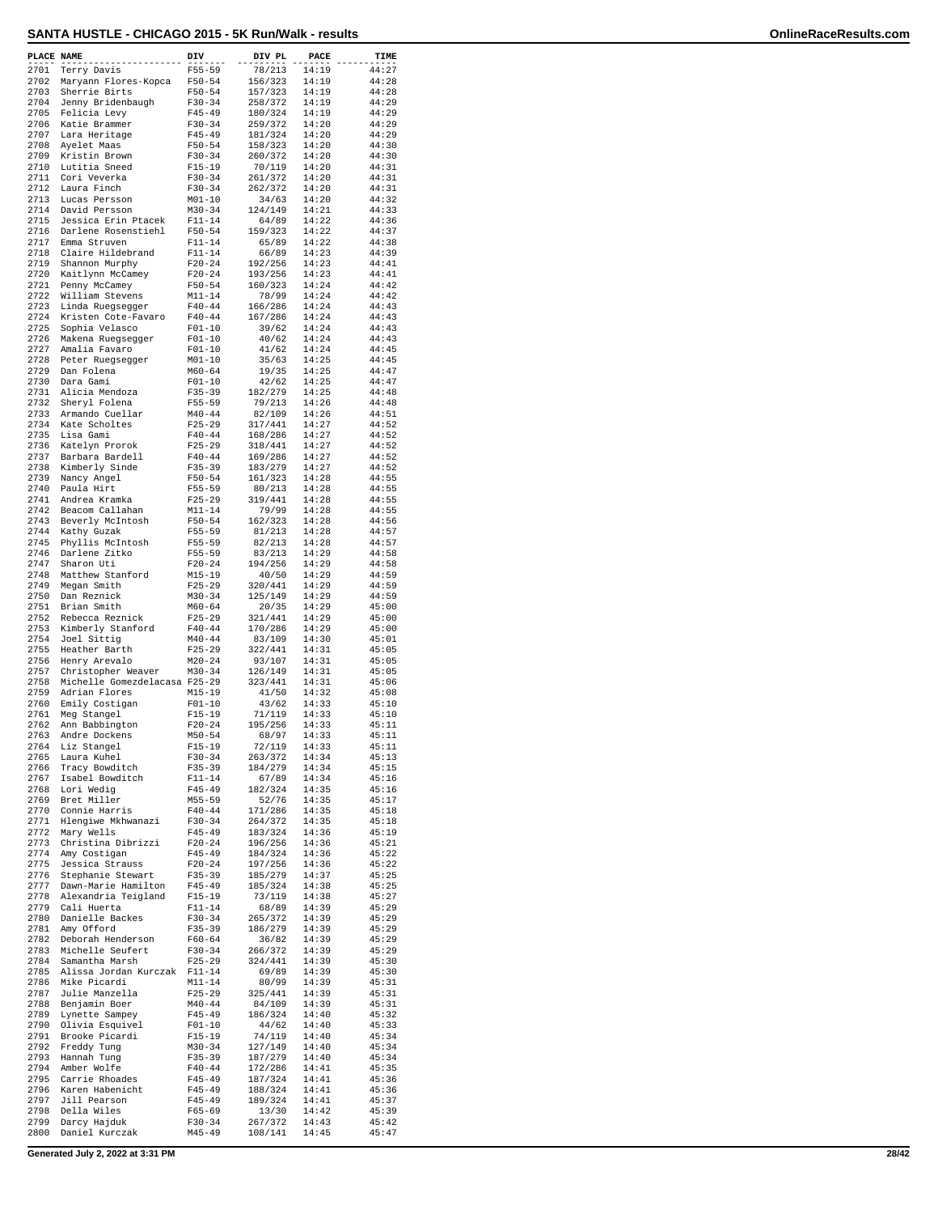# SANTA HUSTLE - CHICAGO 2015 - 5K Run/Walk - results

| PLACE | NAME | DIV | DIV PL | PACE | TIME |
|---|---|---|---|---|---|
| 2701 | Terry Davis | F55-59 | 78/213 | 14:19 | 44:27 |
| 2702 | Maryann Flores-Kopca | F50-54 | 156/323 | 14:19 | 44:28 |
| 2703 | Sherrie Birts | F50-54 | 157/323 | 14:19 | 44:28 |
| 2704 | Jenny Bridenbaugh | F30-34 | 258/372 | 14:19 | 44:29 |
| 2705 | Felicia Levy | F45-49 | 180/324 | 14:19 | 44:29 |
| 2706 | Katie Brammer | F30-34 | 259/372 | 14:20 | 44:29 |
| 2707 | Lara Heritage | F45-49 | 181/324 | 14:20 | 44:29 |
| 2708 | Ayelet Maas | F50-54 | 158/323 | 14:20 | 44:30 |
| 2709 | Kristin Brown | F30-34 | 260/372 | 14:20 | 44:30 |
| 2710 | Lutitia Sneed | F15-19 | 70/119 | 14:20 | 44:31 |
| 2711 | Cori Veverka | F30-34 | 261/372 | 14:20 | 44:31 |
| 2712 | Laura Finch | F30-34 | 262/372 | 14:20 | 44:31 |
| 2713 | Lucas Persson | M01-10 | 34/63 | 14:20 | 44:32 |
| 2714 | David Persson | M30-34 | 124/149 | 14:21 | 44:33 |
| 2715 | Jessica Erin Ptacek | F11-14 | 64/89 | 14:22 | 44:36 |
| 2716 | Darlene Rosenstiehl | F50-54 | 159/323 | 14:22 | 44:37 |
| 2717 | Emma Struven | F11-14 | 65/89 | 14:22 | 44:38 |
| 2718 | Claire Hildebrand | F11-14 | 66/89 | 14:23 | 44:39 |
| 2719 | Shannon Murphy | F20-24 | 192/256 | 14:23 | 44:41 |
| 2720 | Kaitlynn McCamey | F20-24 | 193/256 | 14:23 | 44:41 |
| 2721 | Penny McCamey | F50-54 | 160/323 | 14:24 | 44:42 |
| 2722 | William Stevens | M11-14 | 78/99 | 14:24 | 44:42 |
| 2723 | Linda Ruegsegger | F40-44 | 166/286 | 14:24 | 44:43 |
| 2724 | Kristen Cote-Favaro | F40-44 | 167/286 | 14:24 | 44:43 |
| 2725 | Sophia Velasco | F01-10 | 39/62 | 14:24 | 44:43 |
| 2726 | Makena Ruegsegger | F01-10 | 40/62 | 14:24 | 44:43 |
| 2727 | Amalia Favaro | F01-10 | 41/62 | 14:24 | 44:45 |
| 2728 | Peter Ruegsegger | M01-10 | 35/63 | 14:25 | 44:45 |
| 2729 | Dan Folena | M60-64 | 19/35 | 14:25 | 44:47 |
| 2730 | Dara Gami | F01-10 | 42/62 | 14:25 | 44:47 |
| 2731 | Alicia Mendoza | F35-39 | 182/279 | 14:25 | 44:48 |
| 2732 | Sheryl Folena | F55-59 | 79/213 | 14:26 | 44:48 |
| 2733 | Armando Cuellar | M40-44 | 82/109 | 14:26 | 44:51 |
| 2734 | Kate Scholtes | F25-29 | 317/441 | 14:27 | 44:52 |
| 2735 | Lisa Gami | F40-44 | 168/286 | 14:27 | 44:52 |
| 2736 | Katelyn Prorok | F25-29 | 318/441 | 14:27 | 44:52 |
| 2737 | Barbara Bardell | F40-44 | 169/286 | 14:27 | 44:52 |
| 2738 | Kimberly Sinde | F35-39 | 183/279 | 14:27 | 44:52 |
| 2739 | Nancy Angel | F50-54 | 161/323 | 14:28 | 44:55 |
| 2740 | Paula Hirt | F55-59 | 80/213 | 14:28 | 44:55 |
| 2741 | Andrea Kramka | F25-29 | 319/441 | 14:28 | 44:55 |
| 2742 | Beacom Callahan | M11-14 | 79/99 | 14:28 | 44:55 |
| 2743 | Beverly McIntosh | F50-54 | 162/323 | 14:28 | 44:56 |
| 2744 | Kathy Guzak | F55-59 | 81/213 | 14:28 | 44:57 |
| 2745 | Phyllis McIntosh | F55-59 | 82/213 | 14:28 | 44:57 |
| 2746 | Darlene Zitko | F55-59 | 83/213 | 14:29 | 44:58 |
| 2747 | Sharon Uti | F20-24 | 194/256 | 14:29 | 44:58 |
| 2748 | Matthew Stanford | M15-19 | 40/50 | 14:29 | 44:59 |
| 2749 | Megan Smith | F25-29 | 320/441 | 14:29 | 44:59 |
| 2750 | Dan Reznick | M30-34 | 125/149 | 14:29 | 44:59 |
| 2751 | Brian Smith | M60-64 | 20/35 | 14:29 | 45:00 |
| 2752 | Rebecca Reznick | F25-29 | 321/441 | 14:29 | 45:00 |
| 2753 | Kimberly Stanford | F40-44 | 170/286 | 14:29 | 45:00 |
| 2754 | Joel Sittig | M40-44 | 83/109 | 14:30 | 45:01 |
| 2755 | Heather Barth | F25-29 | 322/441 | 14:31 | 45:05 |
| 2756 | Henry Arevalo | M20-24 | 93/107 | 14:31 | 45:05 |
| 2757 | Christopher Weaver | M30-34 | 126/149 | 14:31 | 45:05 |
| 2758 | Michelle Gomezdelacasa | F25-29 | 323/441 | 14:31 | 45:06 |
| 2759 | Adrian Flores | M15-19 | 41/50 | 14:32 | 45:08 |
| 2760 | Emily Costigan | F01-10 | 43/62 | 14:33 | 45:10 |
| 2761 | Meg Stangel | F15-19 | 71/119 | 14:33 | 45:10 |
| 2762 | Ann Babbington | F20-24 | 195/256 | 14:33 | 45:11 |
| 2763 | Andre Dockens | M50-54 | 68/97 | 14:33 | 45:11 |
| 2764 | Liz Stangel | F15-19 | 72/119 | 14:33 | 45:11 |
| 2765 | Laura Kuhel | F30-34 | 263/372 | 14:34 | 45:13 |
| 2766 | Tracy Bowditch | F35-39 | 184/279 | 14:34 | 45:15 |
| 2767 | Isabel Bowditch | F11-14 | 67/89 | 14:34 | 45:16 |
| 2768 | Lori Wedig | F45-49 | 182/324 | 14:35 | 45:16 |
| 2769 | Bret Miller | M55-59 | 52/76 | 14:35 | 45:17 |
| 2770 | Connie Harris | F40-44 | 171/286 | 14:35 | 45:18 |
| 2771 | Hlengiwe Mkhwanazi | F30-34 | 264/372 | 14:35 | 45:18 |
| 2772 | Mary Wells | F45-49 | 183/324 | 14:36 | 45:19 |
| 2773 | Christina Dibrizzi | F20-24 | 196/256 | 14:36 | 45:21 |
| 2774 | Amy Costigan | F45-49 | 184/324 | 14:36 | 45:22 |
| 2775 | Jessica Strauss | F20-24 | 197/256 | 14:36 | 45:22 |
| 2776 | Stephanie Stewart | F35-39 | 185/279 | 14:37 | 45:25 |
| 2777 | Dawn-Marie Hamilton | F45-49 | 185/324 | 14:38 | 45:25 |
| 2778 | Alexandria Teigland | F15-19 | 73/119 | 14:38 | 45:27 |
| 2779 | Cali Huerta | F11-14 | 68/89 | 14:39 | 45:29 |
| 2780 | Danielle Backes | F30-34 | 265/372 | 14:39 | 45:29 |
| 2781 | Amy Offord | F35-39 | 186/279 | 14:39 | 45:29 |
| 2782 | Deborah Henderson | F60-64 | 36/82 | 14:39 | 45:29 |
| 2783 | Michelle Seufert | F30-34 | 266/372 | 14:39 | 45:29 |
| 2784 | Samantha Marsh | F25-29 | 324/441 | 14:39 | 45:30 |
| 2785 | Alissa Jordan Kurczak | F11-14 | 69/89 | 14:39 | 45:30 |
| 2786 | Mike Picardi | M11-14 | 80/99 | 14:39 | 45:31 |
| 2787 | Julie Manzella | F25-29 | 325/441 | 14:39 | 45:31 |
| 2788 | Benjamin Boer | M40-44 | 84/109 | 14:39 | 45:31 |
| 2789 | Lynette Sampey | F45-49 | 186/324 | 14:40 | 45:32 |
| 2790 | Olivia Esquivel | F01-10 | 44/62 | 14:40 | 45:33 |
| 2791 | Brooke Picardi | F15-19 | 74/119 | 14:40 | 45:34 |
| 2792 | Freddy Tung | M30-34 | 127/149 | 14:40 | 45:34 |
| 2793 | Hannah Tung | F35-39 | 187/279 | 14:40 | 45:34 |
| 2794 | Amber Wolfe | F40-44 | 172/286 | 14:41 | 45:35 |
| 2795 | Carrie Rhoades | F45-49 | 187/324 | 14:41 | 45:36 |
| 2796 | Karen Habenicht | F45-49 | 188/324 | 14:41 | 45:36 |
| 2797 | Jill Pearson | F45-49 | 189/324 | 14:41 | 45:37 |
| 2798 | Della Wiles | F65-69 | 13/30 | 14:42 | 45:39 |
| 2799 | Darcy Hajduk | F30-34 | 267/372 | 14:43 | 45:42 |
| 2800 | Daniel Kurczak | M45-49 | 108/141 | 14:45 | 45:47 |

Generated July 2, 2022 at 3:31 PM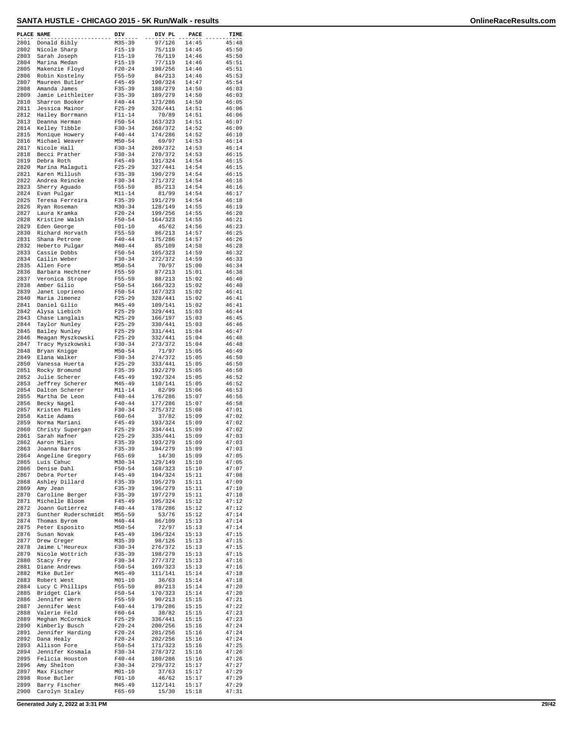# SANTA HUSTLE - CHICAGO 2015 - 5K Run/Walk - results

| PLACE | NAME | DIV | DIV PL | PACE | TIME |
|---|---|---|---|---|---|
| 2801 | Donald Bibly | M35-39 | 97/126 | 14:45 | 45:48 |
| 2802 | Nicole Sharp | F15-19 | 75/119 | 14:45 | 45:50 |
| 2803 | Sarah Joseph | F15-19 | 76/119 | 14:45 | 45:50 |
| 2804 | Marina Medan | F15-19 | 77/119 | 14:46 | 45:51 |
| 2805 | Makenzie Floyd | F20-24 | 198/256 | 14:46 | 45:51 |
| 2806 | Robin Kostelny | F55-59 | 84/213 | 14:46 | 45:53 |
| 2807 | Maureen Butler | F45-49 | 190/324 | 14:47 | 45:54 |
| 2808 | Amanda James | F35-39 | 188/279 | 14:50 | 46:03 |
| 2809 | Jamie Leithleiter | F35-39 | 189/279 | 14:50 | 46:03 |
| 2810 | Sharron Booker | F40-44 | 173/286 | 14:50 | 46:05 |
| 2811 | Jessica Mainor | F25-29 | 326/441 | 14:51 | 46:06 |
| 2812 | Hailey Borrmann | F11-14 | 70/89 | 14:51 | 46:06 |
| 2813 | Deanna Herman | F50-54 | 163/323 | 14:51 | 46:07 |
| 2814 | Kelley Tibble | F30-34 | 268/372 | 14:52 | 46:09 |
| 2815 | Monique Howery | F40-44 | 174/286 | 14:52 | 46:10 |
| 2816 | Michael Weaver | M50-54 | 69/97 | 14:53 | 46:14 |
| 2817 | Nicole Hall | F30-34 | 269/372 | 14:53 | 46:14 |
| 2818 | Becci Prather | F30-34 | 270/372 | 14:53 | 46:15 |
| 2819 | Debra Roth | F45-49 | 191/324 | 14:54 | 46:15 |
| 2820 | Marina Malaguti | F25-29 | 327/441 | 14:54 | 46:15 |
| 2821 | Karen Millush | F35-39 | 190/279 | 14:54 | 46:15 |
| 2822 | Andrea Reincke | F30-34 | 271/372 | 14:54 | 46:16 |
| 2823 | Sherry Aguado | F55-59 | 85/213 | 14:54 | 46:16 |
| 2824 | Evan Pulgar | M11-14 | 81/99 | 14:54 | 46:17 |
| 2825 | Teresa Ferreira | F35-39 | 191/279 | 14:54 | 46:18 |
| 2826 | Ryan Roseman | M30-34 | 128/149 | 14:55 | 46:19 |
| 2827 | Laura Kramka | F20-24 | 199/256 | 14:55 | 46:20 |
| 2828 | Kristine Walsh | F50-54 | 164/323 | 14:55 | 46:21 |
| 2829 | Eden George | F01-10 | 45/62 | 14:56 | 46:23 |
| 2830 | Richard Horvath | F55-59 | 86/213 | 14:57 | 46:25 |
| 2831 | Shana Petrone | F40-44 | 175/286 | 14:57 | 46:26 |
| 2832 | Heberto Pulgar | M40-44 | 85/109 | 14:58 | 46:28 |
| 2833 | Cassie Dobbs | F50-54 | 165/323 | 14:59 | 46:32 |
| 2834 | Cailin Weber | F30-34 | 272/372 | 14:59 | 46:33 |
| 2835 | Allen Fore | M50-54 | 70/97 | 15:00 | 46:34 |
| 2836 | Barbara Hechtner | F55-59 | 87/213 | 15:01 | 46:38 |
| 2837 | Veronica Strope | F55-59 | 88/213 | 15:02 | 46:40 |
| 2838 | Amber Gilio | F50-54 | 166/323 | 15:02 | 46:40 |
| 2839 | Janet Loprieno | F50-54 | 167/323 | 15:02 | 46:41 |
| 2840 | Maria Jimenez | F25-29 | 328/441 | 15:02 | 46:41 |
| 2841 | Daniel Gilio | M45-49 | 109/141 | 15:02 | 46:41 |
| 2842 | Alysa Liebich | F25-29 | 329/441 | 15:03 | 46:44 |
| 2843 | Chase Langlais | M25-29 | 166/197 | 15:03 | 46:45 |
| 2844 | Taylor Nunley | F25-29 | 330/441 | 15:03 | 46:46 |
| 2845 | Bailey Nunley | F25-29 | 331/441 | 15:04 | 46:47 |
| 2846 | Meagan Myszkowski | F25-29 | 332/441 | 15:04 | 46:48 |
| 2847 | Tracy Myszkowski | F30-34 | 273/372 | 15:04 | 46:48 |
| 2848 | Bryan Knigge | M50-54 | 71/97 | 15:05 | 46:49 |
| 2849 | Elana Walker | F30-34 | 274/372 | 15:05 | 46:50 |
| 2850 | Vanessa Huerta | F25-29 | 333/441 | 15:05 | 46:50 |
| 2851 | Rocky Bromund | F35-39 | 192/279 | 15:05 | 46:50 |
| 2852 | Julie Scherer | F45-49 | 192/324 | 15:05 | 46:52 |
| 2853 | Jeffrey Scherer | M45-49 | 110/141 | 15:05 | 46:52 |
| 2854 | Dalton Scherer | M11-14 | 82/99 | 15:06 | 46:53 |
| 2855 | Martha De Leon | F40-44 | 176/286 | 15:07 | 46:56 |
| 2856 | Becky Nagel | F40-44 | 177/286 | 15:07 | 46:58 |
| 2857 | Kristen Miles | F30-34 | 275/372 | 15:08 | 47:01 |
| 2858 | Katie Adams | F60-64 | 37/82 | 15:09 | 47:02 |
| 2859 | Norma Mariani | F45-49 | 193/324 | 15:09 | 47:02 |
| 2860 | Christy Supergan | F25-29 | 334/441 | 15:09 | 47:02 |
| 2861 | Sarah Hafner | F25-29 | 335/441 | 15:09 | 47:03 |
| 2862 | Aaron Miles | F35-39 | 193/279 | 15:09 | 47:03 |
| 2863 | Joanna Barros | F35-39 | 194/279 | 15:09 | 47:03 |
| 2864 | Angeline Gregory | F65-69 | 14/30 | 15:09 | 47:05 |
| 2865 | Luis Cahuc | M30-34 | 129/149 | 15:10 | 47:05 |
| 2866 | Denise Dahl | F50-54 | 168/323 | 15:10 | 47:07 |
| 2867 | Debra Porter | F45-49 | 194/324 | 15:11 | 47:08 |
| 2868 | Ashley Dillard | F35-39 | 195/279 | 15:11 | 47:09 |
| 2869 | Amy Jean | F35-39 | 196/279 | 15:11 | 47:10 |
| 2870 | Caroline Berger | F35-39 | 197/279 | 15:11 | 47:10 |
| 2871 | Michelle Bloom | F45-49 | 195/324 | 15:12 | 47:12 |
| 2872 | Joann Gutierrez | F40-44 | 178/286 | 15:12 | 47:12 |
| 2873 | Gunther Ruderschmidt | M55-59 | 53/76 | 15:12 | 47:14 |
| 2874 | Thomas Byrom | M40-44 | 86/109 | 15:13 | 47:14 |
| 2875 | Peter Esposito | M50-54 | 72/97 | 15:13 | 47:14 |
| 2876 | Susan Novak | F45-49 | 196/324 | 15:13 | 47:15 |
| 2877 | Drew Creger | M35-39 | 98/126 | 15:13 | 47:15 |
| 2878 | Jaime L'Heureux | F30-34 | 276/372 | 15:13 | 47:15 |
| 2879 | Nicole Wottrich | F35-39 | 198/279 | 15:13 | 47:15 |
| 2880 | Stacy Frey | F30-34 | 277/372 | 15:13 | 47:16 |
| 2881 | Diane Andrews | F50-54 | 169/323 | 15:13 | 47:16 |
| 2882 | Mike Butler | M45-49 | 111/141 | 15:14 | 47:18 |
| 2883 | Robert West | M01-10 | 36/63 | 15:14 | 47:18 |
| 2884 | Lucy C Phillips | F55-59 | 89/213 | 15:14 | 47:20 |
| 2885 | Bridget Clark | F50-54 | 170/323 | 15:14 | 47:20 |
| 2886 | Jennifer Wern | F55-59 | 90/213 | 15:15 | 47:21 |
| 2887 | Jennifer West | F40-44 | 179/286 | 15:15 | 47:22 |
| 2888 | Valerie Feld | F60-64 | 38/82 | 15:15 | 47:23 |
| 2889 | Meghan McCormick | F25-29 | 336/441 | 15:15 | 47:23 |
| 2890 | Kimberly Busch | F20-24 | 200/256 | 15:16 | 47:24 |
| 2891 | Jennifer Harding | F20-24 | 201/256 | 15:16 | 47:24 |
| 2892 | Dana Healy | F20-24 | 202/256 | 15:16 | 47:24 |
| 2893 | Allison Fore | F50-54 | 171/323 | 15:16 | 47:25 |
| 2894 | Jennifer Kosmala | F30-34 | 278/372 | 15:16 | 47:26 |
| 2895 | Felicia Houston | F40-44 | 180/286 | 15:16 | 47:26 |
| 2896 | Amy Shelton | F30-34 | 279/372 | 15:17 | 47:27 |
| 2897 | Max Fischer | M01-10 | 37/63 | 15:17 | 47:29 |
| 2898 | Rose Butler | F01-10 | 46/62 | 15:17 | 47:29 |
| 2899 | Barry Fischer | M45-49 | 112/141 | 15:17 | 47:29 |
| 2900 | Carolyn Staley | F65-69 | 15/30 | 15:18 | 47:31 |

Generated July 2, 2022 at 3:31 PM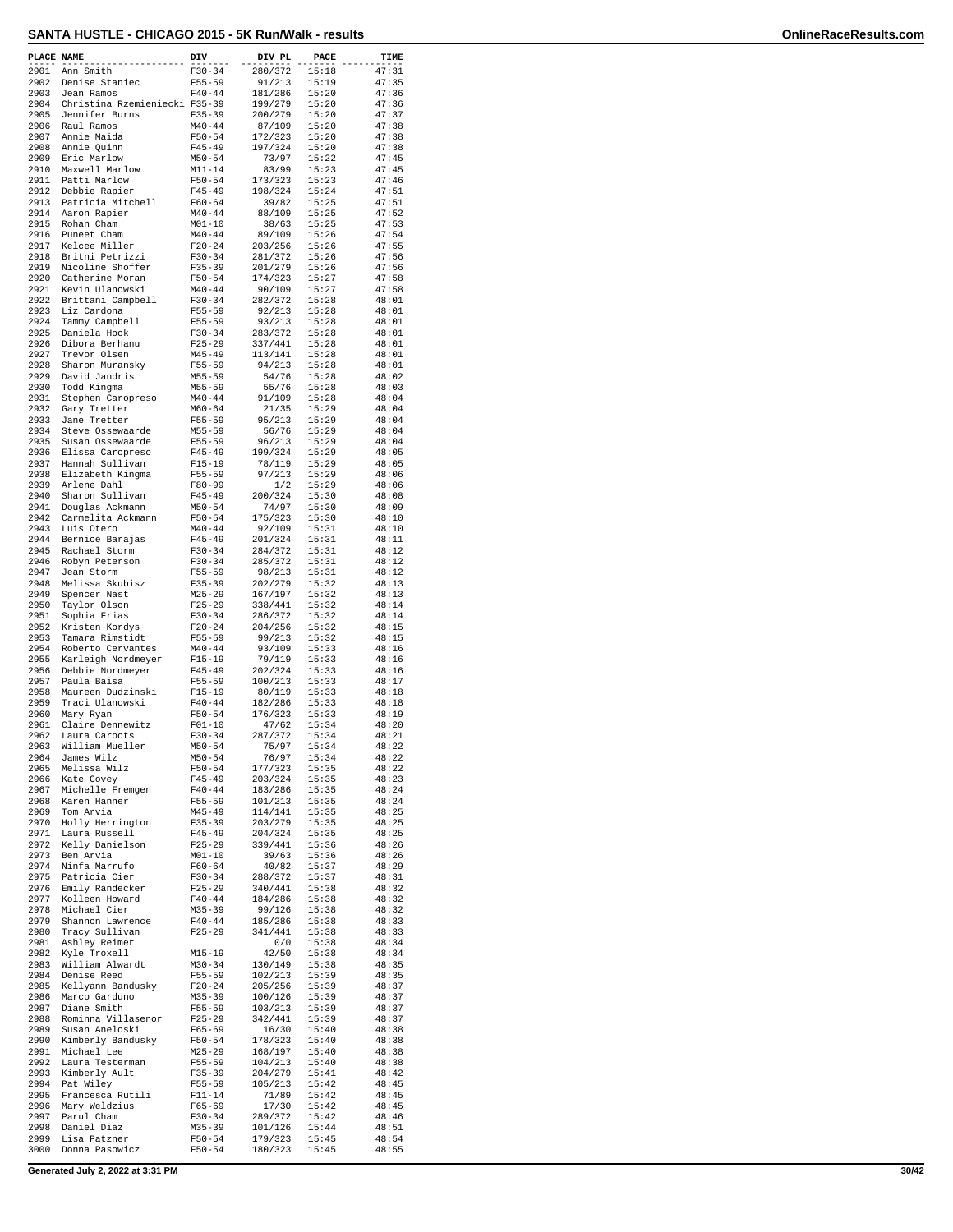# SANTA HUSTLE - CHICAGO 2015 - 5K Run/Walk - results

| PLACE | NAME | DIV | DIV PL | PACE | TIME |
|---|---|---|---|---|---|
| 2901 | Ann Smith | F30-34 | 280/372 | 15:18 | 47:31 |
| 2902 | Denise Staniec | F55-59 | 91/213 | 15:19 | 47:35 |
| 2903 | Jean Ramos | F40-44 | 181/286 | 15:20 | 47:36 |
| 2904 | Christina Rzemieniecki | F35-39 | 199/279 | 15:20 | 47:36 |
| 2905 | Jennifer Burns | F35-39 | 200/279 | 15:20 | 47:37 |
| 2906 | Raul Ramos | M40-44 | 87/109 | 15:20 | 47:38 |
| 2907 | Annie Maida | F50-54 | 172/323 | 15:20 | 47:38 |
| 2908 | Annie Quinn | F45-49 | 197/324 | 15:20 | 47:38 |
| 2909 | Eric Marlow | M50-54 | 73/97 | 15:22 | 47:45 |
| 2910 | Maxwell Marlow | M11-14 | 83/99 | 15:23 | 47:45 |
| 2911 | Patti Marlow | F50-54 | 173/323 | 15:23 | 47:46 |
| 2912 | Debbie Rapier | F45-49 | 198/324 | 15:24 | 47:51 |
| 2913 | Patricia Mitchell | F60-64 | 39/82 | 15:25 | 47:51 |
| 2914 | Aaron Rapier | M40-44 | 88/109 | 15:25 | 47:52 |
| 2915 | Rohan Cham | M01-10 | 38/63 | 15:25 | 47:53 |
| 2916 | Puneet Cham | M40-44 | 89/109 | 15:26 | 47:54 |
| 2917 | Kelcee Miller | F20-24 | 203/256 | 15:26 | 47:55 |
| 2918 | Britni Petrizzi | F30-34 | 281/372 | 15:26 | 47:56 |
| 2919 | Nicoline Shoffer | F35-39 | 201/279 | 15:26 | 47:56 |
| 2920 | Catherine Moran | F50-54 | 174/323 | 15:27 | 47:58 |
| 2921 | Kevin Ulanowski | M40-44 | 90/109 | 15:27 | 47:58 |
| 2922 | Brittani Campbell | F30-34 | 282/372 | 15:28 | 48:01 |
| 2923 | Liz Cardona | F55-59 | 92/213 | 15:28 | 48:01 |
| 2924 | Tammy Campbell | F55-59 | 93/213 | 15:28 | 48:01 |
| 2925 | Daniela Hock | F30-34 | 283/372 | 15:28 | 48:01 |
| 2926 | Dibora Berhanu | F25-29 | 337/441 | 15:28 | 48:01 |
| 2927 | Trevor Olsen | M45-49 | 113/141 | 15:28 | 48:01 |
| 2928 | Sharon Muransky | F55-59 | 94/213 | 15:28 | 48:01 |
| 2929 | David Jandris | M55-59 | 54/76 | 15:28 | 48:02 |
| 2930 | Todd Kingma | M55-59 | 55/76 | 15:28 | 48:03 |
| 2931 | Stephen Caropreso | M40-44 | 91/109 | 15:28 | 48:04 |
| 2932 | Gary Tretter | M60-64 | 21/35 | 15:29 | 48:04 |
| 2933 | Jane Tretter | F55-59 | 95/213 | 15:29 | 48:04 |
| 2934 | Steve Ossewaarde | M55-59 | 56/76 | 15:29 | 48:04 |
| 2935 | Susan Ossewaarde | F55-59 | 96/213 | 15:29 | 48:04 |
| 2936 | Elissa Caropreso | F45-49 | 199/324 | 15:29 | 48:05 |
| 2937 | Hannah Sullivan | F15-19 | 78/119 | 15:29 | 48:05 |
| 2938 | Elizabeth Kingma | F55-59 | 97/213 | 15:29 | 48:06 |
| 2939 | Arlene Dahl | F80-99 | 1/2 | 15:29 | 48:06 |
| 2940 | Sharon Sullivan | F45-49 | 200/324 | 15:30 | 48:08 |
| 2941 | Douglas Ackmann | M50-54 | 74/97 | 15:30 | 48:09 |
| 2942 | Carmelita Ackmann | F50-54 | 175/323 | 15:30 | 48:10 |
| 2943 | Luis Otero | M40-44 | 92/109 | 15:31 | 48:10 |
| 2944 | Bernice Barajas | F45-49 | 201/324 | 15:31 | 48:11 |
| 2945 | Rachael Storm | F30-34 | 284/372 | 15:31 | 48:12 |
| 2946 | Robyn Peterson | F30-34 | 285/372 | 15:31 | 48:12 |
| 2947 | Jean Storm | F55-59 | 98/213 | 15:31 | 48:12 |
| 2948 | Melissa Skubisz | F35-39 | 202/279 | 15:32 | 48:13 |
| 2949 | Spencer Nast | M25-29 | 167/197 | 15:32 | 48:13 |
| 2950 | Taylor Olson | F25-29 | 338/441 | 15:32 | 48:14 |
| 2951 | Sophia Frias | F30-34 | 286/372 | 15:32 | 48:14 |
| 2952 | Kristen Kordys | F20-24 | 204/256 | 15:32 | 48:15 |
| 2953 | Tamara Rimstidt | F55-59 | 99/213 | 15:32 | 48:15 |
| 2954 | Roberto Cervantes | M40-44 | 93/109 | 15:33 | 48:16 |
| 2955 | Karleigh Nordmeyer | F15-19 | 79/119 | 15:33 | 48:16 |
| 2956 | Debbie Nordmeyer | F45-49 | 202/324 | 15:33 | 48:16 |
| 2957 | Paula Baisa | F55-59 | 100/213 | 15:33 | 48:17 |
| 2958 | Maureen Dudzinski | F15-19 | 80/119 | 15:33 | 48:18 |
| 2959 | Traci Ulanowski | F40-44 | 182/286 | 15:33 | 48:18 |
| 2960 | Mary Ryan | F50-54 | 176/323 | 15:33 | 48:19 |
| 2961 | Claire Dennewitz | F01-10 | 47/62 | 15:34 | 48:20 |
| 2962 | Laura Caroots | F30-34 | 287/372 | 15:34 | 48:21 |
| 2963 | William Mueller | M50-54 | 75/97 | 15:34 | 48:22 |
| 2964 | James Wilz | M50-54 | 76/97 | 15:34 | 48:22 |
| 2965 | Melissa Wilz | F50-54 | 177/323 | 15:35 | 48:22 |
| 2966 | Kate Covey | F45-49 | 203/324 | 15:35 | 48:23 |
| 2967 | Michelle Fremgen | F40-44 | 183/286 | 15:35 | 48:24 |
| 2968 | Karen Hanner | F55-59 | 101/213 | 15:35 | 48:24 |
| 2969 | Tom Arvia | M45-49 | 114/141 | 15:35 | 48:25 |
| 2970 | Holly Herrington | F35-39 | 203/279 | 15:35 | 48:25 |
| 2971 | Laura Russell | F45-49 | 204/324 | 15:35 | 48:25 |
| 2972 | Kelly Danielson | F25-29 | 339/441 | 15:36 | 48:26 |
| 2973 | Ben Arvia | M01-10 | 39/63 | 15:36 | 48:26 |
| 2974 | Ninfa Marrufo | F60-64 | 40/82 | 15:37 | 48:29 |
| 2975 | Patricia Cier | F30-34 | 288/372 | 15:37 | 48:31 |
| 2976 | Emily Randecker | F25-29 | 340/441 | 15:38 | 48:32 |
| 2977 | Kolleen Howard | F40-44 | 184/286 | 15:38 | 48:32 |
| 2978 | Michael Cier | M35-39 | 99/126 | 15:38 | 48:32 |
| 2979 | Shannon Lawrence | F40-44 | 185/286 | 15:38 | 48:33 |
| 2980 | Tracy Sullivan | F25-29 | 341/441 | 15:38 | 48:33 |
| 2981 | Ashley Reimer | | 0/0 | 15:38 | 48:34 |
| 2982 | Kyle Troxell | M15-19 | 42/50 | 15:38 | 48:34 |
| 2983 | William Alwardt | M30-34 | 130/149 | 15:38 | 48:35 |
| 2984 | Denise Reed | F55-59 | 102/213 | 15:39 | 48:35 |
| 2985 | Kellyann Bandusky | F20-24 | 205/256 | 15:39 | 48:37 |
| 2986 | Marco Garduno | M35-39 | 100/126 | 15:39 | 48:37 |
| 2987 | Diane Smith | F55-59 | 103/213 | 15:39 | 48:37 |
| 2988 | Rominna Villasenor | F25-29 | 342/441 | 15:39 | 48:37 |
| 2989 | Susan Aneloski | F65-69 | 16/30 | 15:40 | 48:38 |
| 2990 | Kimberly Bandusky | F50-54 | 178/323 | 15:40 | 48:38 |
| 2991 | Michael Lee | M25-29 | 168/197 | 15:40 | 48:38 |
| 2992 | Laura Testerman | F55-59 | 104/213 | 15:40 | 48:38 |
| 2993 | Kimberly Ault | F35-39 | 204/279 | 15:41 | 48:42 |
| 2994 | Pat Wiley | F55-59 | 105/213 | 15:42 | 48:45 |
| 2995 | Francesca Rutili | F11-14 | 71/89 | 15:42 | 48:45 |
| 2996 | Mary Weldzius | F65-69 | 17/30 | 15:42 | 48:45 |
| 2997 | Parul Cham | F30-34 | 289/372 | 15:42 | 48:46 |
| 2998 | Daniel Diaz | M35-39 | 101/126 | 15:44 | 48:51 |
| 2999 | Lisa Patzner | F50-54 | 179/323 | 15:45 | 48:54 |
| 3000 | Donna Pasowicz | F50-54 | 180/323 | 15:45 | 48:55 |

Generated July 2, 2022 at 3:31 PM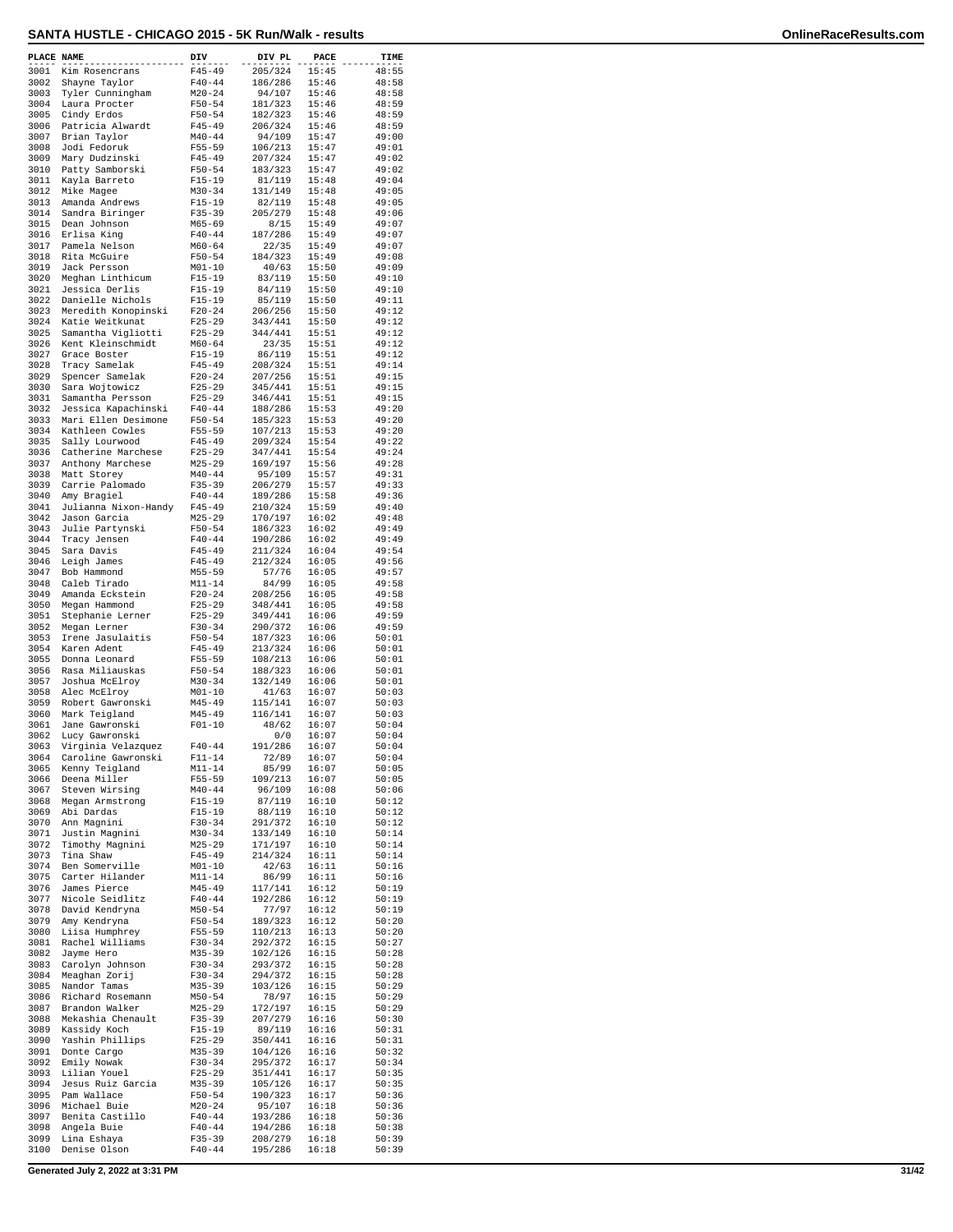# SANTA HUSTLE - CHICAGO 2015 - 5K Run/Walk - results

| PLACE | NAME | DIV | DIV PL | PACE | TIME |
|---|---|---|---|---|---|
| 3001 | Kim Rosencrans | F45-49 | 205/324 | 15:45 | 48:55 |
| 3002 | Shayne Taylor | F40-44 | 186/286 | 15:46 | 48:58 |
| 3003 | Tyler Cunningham | M20-24 | 94/107 | 15:46 | 48:58 |
| 3004 | Laura Procter | F50-54 | 181/323 | 15:46 | 48:59 |
| 3005 | Cindy Erdos | F50-54 | 182/323 | 15:46 | 48:59 |
| 3006 | Patricia Alwardt | F45-49 | 206/324 | 15:46 | 48:59 |
| 3007 | Brian Taylor | M40-44 | 94/109 | 15:47 | 49:00 |
| 3008 | Jodi Fedoruk | F55-59 | 106/213 | 15:47 | 49:01 |
| 3009 | Mary Dudzinski | F45-49 | 207/324 | 15:47 | 49:02 |
| 3010 | Patty Samborski | F50-54 | 183/323 | 15:47 | 49:02 |
| 3011 | Kayla Barreto | F15-19 | 81/119 | 15:48 | 49:04 |
| 3012 | Mike Magee | M30-34 | 131/149 | 15:48 | 49:05 |
| 3013 | Amanda Andrews | F15-19 | 82/119 | 15:48 | 49:05 |
| 3014 | Sandra Biringer | F35-39 | 205/279 | 15:48 | 49:06 |
| 3015 | Dean Johnson | M65-69 | 8/15 | 15:49 | 49:07 |
| 3016 | Erlisa King | F40-44 | 187/286 | 15:49 | 49:07 |
| 3017 | Pamela Nelson | F60-64 | 22/35 | 15:49 | 49:07 |
| 3018 | Rita McGuire | F50-54 | 184/323 | 15:49 | 49:08 |
| 3019 | Jack Persson | M01-10 | 40/63 | 15:50 | 49:09 |
| 3020 | Meghan Linthicum | F15-19 | 83/119 | 15:50 | 49:10 |
| 3021 | Jessica Derlis | F15-19 | 84/119 | 15:50 | 49:10 |
| 3022 | Danielle Nichols | F15-19 | 85/119 | 15:50 | 49:11 |
| 3023 | Meredith Konopinski | F20-24 | 206/256 | 15:50 | 49:12 |
| 3024 | Katie Weitkunat | F25-29 | 343/441 | 15:50 | 49:12 |
| 3025 | Samantha Vigliotti | F25-29 | 344/441 | 15:51 | 49:12 |
| 3026 | Kent Kleinschmidt | M60-64 | 23/35 | 15:51 | 49:12 |
| 3027 | Grace Boster | F15-19 | 86/119 | 15:51 | 49:12 |
| 3028 | Tracy Samelak | F45-49 | 208/324 | 15:51 | 49:14 |
| 3029 | Spencer Samelak | F20-24 | 207/256 | 15:51 | 49:15 |
| 3030 | Sara Wojtowicz | F25-29 | 345/441 | 15:51 | 49:15 |
| 3031 | Samantha Persson | F25-29 | 346/441 | 15:51 | 49:15 |
| 3032 | Jessica Kapachinski | F40-44 | 188/286 | 15:53 | 49:20 |
| 3033 | Mari Ellen Desimone | F50-54 | 185/323 | 15:53 | 49:20 |
| 3034 | Kathleen Cowles | F55-59 | 107/213 | 15:53 | 49:20 |
| 3035 | Sally Lourwood | F45-49 | 209/324 | 15:54 | 49:22 |
| 3036 | Catherine Marchese | F25-29 | 347/441 | 15:54 | 49:24 |
| 3037 | Anthony Marchese | M25-29 | 169/197 | 15:56 | 49:28 |
| 3038 | Matt Storey | M40-44 | 95/109 | 15:57 | 49:31 |
| 3039 | Carrie Palomado | F35-39 | 206/279 | 15:57 | 49:33 |
| 3040 | Amy Bragiel | F40-44 | 189/286 | 15:58 | 49:36 |
| 3041 | Julianna Nixon-Handy | F45-49 | 210/324 | 15:59 | 49:40 |
| 3042 | Jason Garcia | M25-29 | 170/197 | 16:02 | 49:48 |
| 3043 | Julie Partynski | F50-54 | 186/323 | 16:02 | 49:49 |
| 3044 | Tracy Jensen | F40-44 | 190/286 | 16:02 | 49:49 |
| 3045 | Sara Davis | F45-49 | 211/324 | 16:04 | 49:54 |
| 3046 | Leigh James | F45-49 | 212/324 | 16:05 | 49:56 |
| 3047 | Bob Hammond | M55-59 | 57/76 | 16:05 | 49:57 |
| 3048 | Caleb Tirado | M11-14 | 84/99 | 16:05 | 49:58 |
| 3049 | Amanda Eckstein | F20-24 | 208/256 | 16:05 | 49:58 |
| 3050 | Megan Hammond | F25-29 | 348/441 | 16:05 | 49:58 |
| 3051 | Stephanie Lerner | F25-29 | 349/441 | 16:06 | 49:59 |
| 3052 | Megan Lerner | F30-34 | 290/372 | 16:06 | 49:59 |
| 3053 | Irene Jasulaitis | F50-54 | 187/323 | 16:06 | 50:01 |
| 3054 | Karen Adent | F45-49 | 213/324 | 16:06 | 50:01 |
| 3055 | Donna Leonard | F55-59 | 108/213 | 16:06 | 50:01 |
| 3056 | Rasa Miliauskas | F50-54 | 188/323 | 16:06 | 50:01 |
| 3057 | Joshua McElroy | M30-34 | 132/149 | 16:06 | 50:01 |
| 3058 | Alec McElroy | M01-10 | 41/63 | 16:07 | 50:03 |
| 3059 | Robert Gawronski | M45-49 | 115/141 | 16:07 | 50:03 |
| 3060 | Mark Teigland | M45-49 | 116/141 | 16:07 | 50:03 |
| 3061 | Jane Gawronski | F01-10 | 48/62 | 16:07 | 50:04 |
| 3062 | Lucy Gawronski | | 0/0 | 16:07 | 50:04 |
| 3063 | Virginia Velazquez | F40-44 | 191/286 | 16:07 | 50:04 |
| 3064 | Caroline Gawronski | F11-14 | 72/89 | 16:07 | 50:04 |
| 3065 | Kenny Teigland | M11-14 | 85/99 | 16:07 | 50:05 |
| 3066 | Deena Miller | F55-59 | 109/213 | 16:07 | 50:05 |
| 3067 | Steven Wirsing | M40-44 | 96/109 | 16:08 | 50:06 |
| 3068 | Megan Armstrong | F15-19 | 87/119 | 16:10 | 50:12 |
| 3069 | Abi Dardas | F15-19 | 88/119 | 16:10 | 50:12 |
| 3070 | Ann Magnini | F30-34 | 291/372 | 16:10 | 50:12 |
| 3071 | Justin Magnini | M30-34 | 133/149 | 16:10 | 50:14 |
| 3072 | Timothy Magnini | M25-29 | 171/197 | 16:10 | 50:14 |
| 3073 | Tina Shaw | F45-49 | 214/324 | 16:11 | 50:14 |
| 3074 | Ben Somerville | M01-10 | 42/63 | 16:11 | 50:16 |
| 3075 | Carter Hilander | M11-14 | 86/99 | 16:11 | 50:16 |
| 3076 | James Pierce | M45-49 | 117/141 | 16:12 | 50:19 |
| 3077 | Nicole Seidlitz | F40-44 | 192/286 | 16:12 | 50:19 |
| 3078 | David Kendryna | M50-54 | 77/97 | 16:12 | 50:19 |
| 3079 | Amy Kendryna | F50-54 | 189/323 | 16:12 | 50:20 |
| 3080 | Liisa Humphrey | F55-59 | 110/213 | 16:13 | 50:20 |
| 3081 | Rachel Williams | F30-34 | 292/372 | 16:15 | 50:27 |
| 3082 | Jayme Hero | M35-39 | 102/126 | 16:15 | 50:28 |
| 3083 | Carolyn Johnson | F30-34 | 293/372 | 16:15 | 50:28 |
| 3084 | Meaghan Zorij | F30-34 | 294/372 | 16:15 | 50:28 |
| 3085 | Nandor Tamas | M35-39 | 103/126 | 16:15 | 50:29 |
| 3086 | Richard Rosemann | M50-54 | 78/97 | 16:15 | 50:29 |
| 3087 | Brandon Walker | M25-29 | 172/197 | 16:15 | 50:29 |
| 3088 | Mekashia Chenault | F35-39 | 207/279 | 16:16 | 50:30 |
| 3089 | Kassidy Koch | F15-19 | 89/119 | 16:16 | 50:31 |
| 3090 | Yashin Phillips | F25-29 | 350/441 | 16:16 | 50:31 |
| 3091 | Donte Cargo | M35-39 | 104/126 | 16:16 | 50:32 |
| 3092 | Emily Nowak | F30-34 | 295/372 | 16:17 | 50:34 |
| 3093 | Lilian Youel | F25-29 | 351/441 | 16:17 | 50:35 |
| 3094 | Jesus Ruiz Garcia | M35-39 | 105/126 | 16:17 | 50:35 |
| 3095 | Pam Wallace | F50-54 | 190/323 | 16:17 | 50:36 |
| 3096 | Michael Buie | M20-24 | 95/107 | 16:18 | 50:36 |
| 3097 | Benita Castillo | F40-44 | 193/286 | 16:18 | 50:36 |
| 3098 | Angela Buie | F40-44 | 194/286 | 16:18 | 50:38 |
| 3099 | Lina Eshaya | F35-39 | 208/279 | 16:18 | 50:39 |
| 3100 | Denise Olson | F40-44 | 195/286 | 16:18 | 50:39 |

Generated July 2, 2022 at 3:31 PM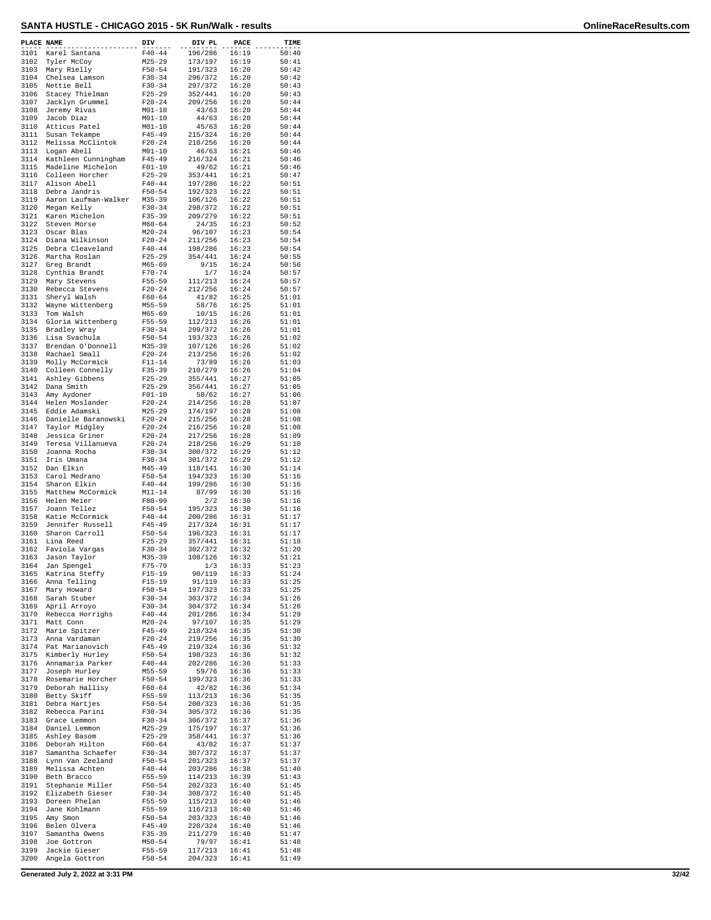# SANTA HUSTLE - CHICAGO 2015 - 5K Run/Walk - results

| PLACE | NAME | DIV | DIV PL | PACE | TIME |
|---|---|---|---|---|---|
| 3101 | Karel Santana | F40-44 | 196/286 | 16:19 | 50:40 |
| 3102 | Tyler McCoy | M25-29 | 173/197 | 16:19 | 50:41 |
| 3103 | Mary Rielly | F50-54 | 191/323 | 16:20 | 50:42 |
| 3104 | Chelsea Lamson | F30-34 | 296/372 | 16:20 | 50:42 |
| 3105 | Nettie Bell | F30-34 | 297/372 | 16:20 | 50:43 |
| 3106 | Stacey Thielman | F25-29 | 352/441 | 16:20 | 50:43 |
| 3107 | Jacklyn Grummel | F20-24 | 209/256 | 16:20 | 50:44 |
| 3108 | Jeremy Rivas | M01-10 | 43/63 | 16:20 | 50:44 |
| 3109 | Jacob Diaz | M01-10 | 44/63 | 16:20 | 50:44 |
| 3110 | Atticus Patel | M01-10 | 45/63 | 16:20 | 50:44 |
| 3111 | Susan Tekampe | F45-49 | 215/324 | 16:20 | 50:44 |
| 3112 | Melissa McClintok | F20-24 | 210/256 | 16:20 | 50:44 |
| 3113 | Logan Abell | M01-10 | 46/63 | 16:21 | 50:46 |
| 3114 | Kathleen Cunningham | F45-49 | 216/324 | 16:21 | 50:46 |
| 3115 | Madeline Michelon | F01-10 | 49/62 | 16:21 | 50:46 |
| 3116 | Colleen Horcher | F25-29 | 353/441 | 16:21 | 50:47 |
| 3117 | Alison Abell | F40-44 | 197/286 | 16:22 | 50:51 |
| 3118 | Debra Jandris | F50-54 | 192/323 | 16:22 | 50:51 |
| 3119 | Aaron Laufman-Walker | M35-39 | 106/126 | 16:22 | 50:51 |
| 3120 | Megan Kelly | F30-34 | 298/372 | 16:22 | 50:51 |
| 3121 | Karen Michelon | F35-39 | 209/279 | 16:22 | 50:51 |
| 3122 | Steven Morse | M60-64 | 24/35 | 16:23 | 50:52 |
| 3123 | Oscar Blas | M20-24 | 96/107 | 16:23 | 50:54 |
| 3124 | Diana Wilkinson | F20-24 | 211/256 | 16:23 | 50:54 |
| 3125 | Debra Cleaveland | F40-44 | 198/286 | 16:23 | 50:54 |
| 3126 | Martha Roslan | F25-29 | 354/441 | 16:24 | 50:55 |
| 3127 | Greg Brandt | M65-69 | 9/15 | 16:24 | 50:56 |
| 3128 | Cynthia Brandt | F70-74 | 1/7 | 16:24 | 50:57 |
| 3129 | Mary Stevens | F55-59 | 111/213 | 16:24 | 50:57 |
| 3130 | Rebecca Stevens | F20-24 | 212/256 | 16:24 | 50:57 |
| 3131 | Sheryl Walsh | F60-64 | 41/82 | 16:25 | 51:01 |
| 3132 | Wayne Wittenberg | M55-59 | 58/76 | 16:25 | 51:01 |
| 3133 | Tom Walsh | M65-69 | 10/15 | 16:26 | 51:01 |
| 3134 | Gloria Wittenberg | F55-59 | 112/213 | 16:26 | 51:01 |
| 3135 | Bradley Wray | F30-34 | 299/372 | 16:26 | 51:01 |
| 3136 | Lisa Svachula | F50-54 | 193/323 | 16:26 | 51:02 |
| 3137 | Brendan O'Donnell | M35-39 | 107/126 | 16:26 | 51:02 |
| 3138 | Rachael Small | F20-24 | 213/256 | 16:26 | 51:02 |
| 3139 | Molly McCormick | F11-14 | 73/89 | 16:26 | 51:03 |
| 3140 | Colleen Connelly | F35-39 | 210/279 | 16:26 | 51:04 |
| 3141 | Ashley Gibbens | F25-29 | 355/441 | 16:27 | 51:05 |
| 3142 | Dana Smith | F25-29 | 356/441 | 16:27 | 51:05 |
| 3143 | Amy Aydoner | F01-10 | 50/62 | 16:27 | 51:06 |
| 3144 | Helen Moslander | F20-24 | 214/256 | 16:28 | 51:07 |
| 3145 | Eddie Adamski | M25-29 | 174/197 | 16:28 | 51:08 |
| 3146 | Danielle Baranowski | F20-24 | 215/256 | 16:28 | 51:08 |
| 3147 | Taylor Midgley | F20-24 | 216/256 | 16:28 | 51:08 |
| 3148 | Jessica Griner | F20-24 | 217/256 | 16:28 | 51:09 |
| 3149 | Teresa Villanueva | F20-24 | 218/256 | 16:29 | 51:10 |
| 3150 | Joanna Rocha | F30-34 | 300/372 | 16:29 | 51:12 |
| 3151 | Iris Umana | F30-34 | 301/372 | 16:29 | 51:12 |
| 3152 | Dan Elkin | M45-49 | 118/141 | 16:30 | 51:14 |
| 3153 | Carol Medrano | F50-54 | 194/323 | 16:30 | 51:16 |
| 3154 | Sharon Elkin | F40-44 | 199/286 | 16:30 | 51:16 |
| 3155 | Matthew McCormick | M11-14 | 87/99 | 16:30 | 51:16 |
| 3156 | Helen Meier | F80-99 | 2/2 | 16:30 | 51:16 |
| 3157 | Joann Tellez | F50-54 | 195/323 | 16:30 | 51:16 |
| 3158 | Katie McCormick | F40-44 | 200/286 | 16:31 | 51:17 |
| 3159 | Jennifer Russell | F45-49 | 217/324 | 16:31 | 51:17 |
| 3160 | Sharon Carroll | F50-54 | 196/323 | 16:31 | 51:17 |
| 3161 | Lina Reed | F25-29 | 357/441 | 16:31 | 51:18 |
| 3162 | Faviola Vargas | F30-34 | 302/372 | 16:32 | 51:20 |
| 3163 | Jason Taylor | M35-39 | 108/126 | 16:32 | 51:21 |
| 3164 | Jan Spengel | F75-79 | 1/3 | 16:33 | 51:23 |
| 3165 | Katrina Steffy | F15-19 | 90/119 | 16:33 | 51:24 |
| 3166 | Anna Telling | F15-19 | 91/119 | 16:33 | 51:25 |
| 3167 | Mary Howard | F50-54 | 197/323 | 16:33 | 51:25 |
| 3168 | Sarah Stuber | F30-34 | 303/372 | 16:34 | 51:26 |
| 3169 | April Arroyo | F30-34 | 304/372 | 16:34 | 51:26 |
| 3170 | Rebecca Horrighs | F40-44 | 201/286 | 16:34 | 51:29 |
| 3171 | Matt Conn | M20-24 | 97/107 | 16:35 | 51:29 |
| 3172 | Marie Spitzer | F45-49 | 218/324 | 16:35 | 51:30 |
| 3173 | Anna Vardaman | F20-24 | 219/256 | 16:35 | 51:30 |
| 3174 | Pat Marianovich | F45-49 | 219/324 | 16:36 | 51:32 |
| 3175 | Kimberly Hurley | F50-54 | 198/323 | 16:36 | 51:32 |
| 3176 | Annamaria Parker | F40-44 | 202/286 | 16:36 | 51:33 |
| 3177 | Joseph Hurley | M55-59 | 59/76 | 16:36 | 51:33 |
| 3178 | Rosemarie Horcher | F50-54 | 199/323 | 16:36 | 51:33 |
| 3179 | Deborah Hallisy | F60-64 | 42/82 | 16:36 | 51:34 |
| 3180 | Betty Skiff | F55-59 | 113/213 | 16:36 | 51:35 |
| 3181 | Debra Hartjes | F50-54 | 200/323 | 16:36 | 51:35 |
| 3182 | Rebecca Parini | F30-34 | 305/372 | 16:36 | 51:35 |
| 3183 | Grace Lemmon | F30-34 | 306/372 | 16:37 | 51:36 |
| 3184 | Daniel Lemmon | M25-29 | 175/197 | 16:37 | 51:36 |
| 3185 | Ashley Basom | F25-29 | 358/441 | 16:37 | 51:36 |
| 3186 | Deborah Hilton | F60-64 | 43/82 | 16:37 | 51:37 |
| 3187 | Samantha Schaefer | F30-34 | 307/372 | 16:37 | 51:37 |
| 3188 | Lynn Van Zeeland | F50-54 | 201/323 | 16:37 | 51:37 |
| 3189 | Melissa Achten | F40-44 | 203/286 | 16:38 | 51:40 |
| 3190 | Beth Bracco | F55-59 | 114/213 | 16:39 | 51:43 |
| 3191 | Stephanie Miller | F50-54 | 202/323 | 16:40 | 51:45 |
| 3192 | Elizabeth Gieser | F30-34 | 308/372 | 16:40 | 51:45 |
| 3193 | Doreen Phelan | F55-59 | 115/213 | 16:40 | 51:46 |
| 3194 | Jane Kohlmann | F55-59 | 116/213 | 16:40 | 51:46 |
| 3195 | Amy Smon | F50-54 | 203/323 | 16:40 | 51:46 |
| 3196 | Belen Olvera | F45-49 | 220/324 | 16:40 | 51:46 |
| 3197 | Samantha Owens | F35-39 | 211/279 | 16:40 | 51:47 |
| 3198 | Joe Gottron | M50-54 | 79/97 | 16:41 | 51:48 |
| 3199 | Jackie Gieser | F55-59 | 117/213 | 16:41 | 51:48 |
| 3200 | Angela Gottron | F50-54 | 204/323 | 16:41 | 51:49 |

Generated July 2, 2022 at 3:31 PM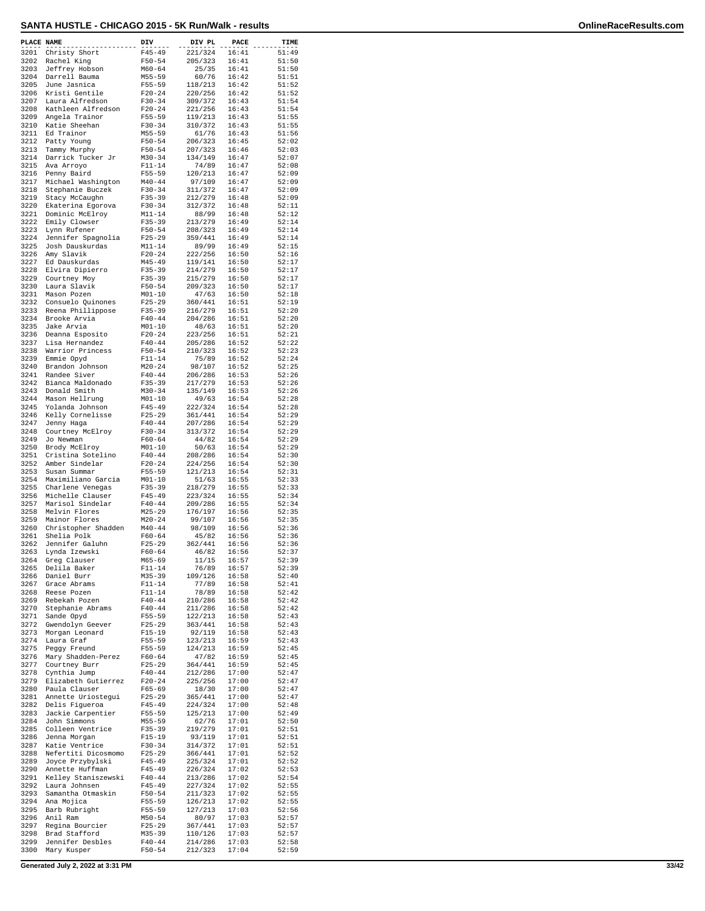# SANTA HUSTLE - CHICAGO 2015 - 5K Run/Walk - results

| PLACE | NAME | DIV | DIV PL | PACE | TIME |
|---|---|---|---|---|---|
| 3201 | Christy Short | F45-49 | 221/324 | 16:41 | 51:49 |
| 3202 | Rachel King | F50-54 | 205/323 | 16:41 | 51:50 |
| 3203 | Jeffrey Hobson | M60-64 | 25/35 | 16:41 | 51:50 |
| 3204 | Darrell Bauma | M55-59 | 60/76 | 16:42 | 51:51 |
| 3205 | June Jasnica | F55-59 | 118/213 | 16:42 | 51:52 |
| 3206 | Kristi Gentile | F20-24 | 220/256 | 16:42 | 51:52 |
| 3207 | Laura Alfredson | F30-34 | 309/372 | 16:43 | 51:54 |
| 3208 | Kathleen Alfredson | F20-24 | 221/256 | 16:43 | 51:54 |
| 3209 | Angela Trainor | F55-59 | 119/213 | 16:43 | 51:55 |
| 3210 | Katie Sheehan | F30-34 | 310/372 | 16:43 | 51:55 |
| 3211 | Ed Trainor | M55-59 | 61/76 | 16:43 | 51:56 |
| 3212 | Patty Young | F50-54 | 206/323 | 16:45 | 52:02 |
| 3213 | Tammy Murphy | F50-54 | 207/323 | 16:46 | 52:03 |
| 3214 | Darrick Tucker Jr | M30-34 | 134/149 | 16:47 | 52:07 |
| 3215 | Ava Arroyo | F11-14 | 74/89 | 16:47 | 52:08 |
| 3216 | Penny Baird | F55-59 | 120/213 | 16:47 | 52:09 |
| 3217 | Michael Washington | M40-44 | 97/109 | 16:47 | 52:09 |
| 3218 | Stephanie Buczek | F30-34 | 311/372 | 16:47 | 52:09 |
| 3219 | Stacy McCaughn | F35-39 | 212/279 | 16:48 | 52:09 |
| 3220 | Ekaterina Egorova | F30-34 | 312/372 | 16:48 | 52:11 |
| 3221 | Dominic McElroy | M11-14 | 88/99 | 16:48 | 52:12 |
| 3222 | Emily Clowser | F35-39 | 213/279 | 16:49 | 52:14 |
| 3223 | Lynn Rufener | F50-54 | 208/323 | 16:49 | 52:14 |
| 3224 | Jennifer Spagnolia | F25-29 | 359/441 | 16:49 | 52:14 |
| 3225 | Josh Dauskurdas | M11-14 | 89/99 | 16:49 | 52:15 |
| 3226 | Amy Slavik | F20-24 | 222/256 | 16:50 | 52:16 |
| 3227 | Ed Dauskurdas | M45-49 | 119/141 | 16:50 | 52:17 |
| 3228 | Elvira Dipierro | F35-39 | 214/279 | 16:50 | 52:17 |
| 3229 | Courtney Moy | F35-39 | 215/279 | 16:50 | 52:17 |
| 3230 | Laura Slavik | F50-54 | 209/323 | 16:50 | 52:17 |
| 3231 | Mason Pozen | M01-10 | 47/63 | 16:50 | 52:18 |
| 3232 | Consuelo Quinones | F25-29 | 360/441 | 16:51 | 52:19 |
| 3233 | Reena Phillippose | F35-39 | 216/279 | 16:51 | 52:20 |
| 3234 | Brooke Arvia | F40-44 | 204/286 | 16:51 | 52:20 |
| 3235 | Jake Arvia | M01-10 | 48/63 | 16:51 | 52:20 |
| 3236 | Deanna Esposito | F20-24 | 223/256 | 16:51 | 52:21 |
| 3237 | Lisa Hernandez | F40-44 | 205/286 | 16:52 | 52:22 |
| 3238 | Warrior Princess | F50-54 | 210/323 | 16:52 | 52:23 |
| 3239 | Emmie Opyd | F11-14 | 75/89 | 16:52 | 52:24 |
| 3240 | Brandon Johnson | M20-24 | 98/107 | 16:52 | 52:25 |
| 3241 | Randee Siver | F40-44 | 206/286 | 16:53 | 52:26 |
| 3242 | Bianca Maldonado | F35-39 | 217/279 | 16:53 | 52:26 |
| 3243 | Donald Smith | M30-34 | 135/149 | 16:53 | 52:26 |
| 3244 | Mason Hellrung | M01-10 | 49/63 | 16:54 | 52:28 |
| 3245 | Yolanda Johnson | F45-49 | 222/324 | 16:54 | 52:28 |
| 3246 | Kelly Cornelisse | F25-29 | 361/441 | 16:54 | 52:29 |
| 3247 | Jenny Haga | F40-44 | 207/286 | 16:54 | 52:29 |
| 3248 | Courtney McElroy | F30-34 | 313/372 | 16:54 | 52:29 |
| 3249 | Jo Newman | F60-64 | 44/82 | 16:54 | 52:29 |
| 3250 | Brody McElroy | M01-10 | 50/63 | 16:54 | 52:29 |
| 3251 | Cristina Sotelino | F40-44 | 208/286 | 16:54 | 52:30 |
| 3252 | Amber Sindelar | F20-24 | 224/256 | 16:54 | 52:30 |
| 3253 | Susan Summar | F55-59 | 121/213 | 16:54 | 52:31 |
| 3254 | Maximiliano Garcia | M01-10 | 51/63 | 16:55 | 52:33 |
| 3255 | Charlene Venegas | F35-39 | 218/279 | 16:55 | 52:33 |
| 3256 | Michelle Clauser | F45-49 | 223/324 | 16:55 | 52:34 |
| 3257 | Marisol Sindelar | F40-44 | 209/286 | 16:55 | 52:34 |
| 3258 | Melvin Flores | M25-29 | 176/197 | 16:56 | 52:35 |
| 3259 | Mainor Flores | M20-24 | 99/107 | 16:56 | 52:35 |
| 3260 | Christopher Shadden | M40-44 | 98/109 | 16:56 | 52:36 |
| 3261 | Shelia Polk | F60-64 | 45/82 | 16:56 | 52:36 |
| 3262 | Jennifer Galuhn | F25-29 | 362/441 | 16:56 | 52:36 |
| 3263 | Lynda Izewski | F60-64 | 46/82 | 16:56 | 52:37 |
| 3264 | Greg Clauser | M65-69 | 11/15 | 16:57 | 52:39 |
| 3265 | Delila Baker | F11-14 | 76/89 | 16:57 | 52:39 |
| 3266 | Daniel Burr | M35-39 | 109/126 | 16:58 | 52:40 |
| 3267 | Grace Abrams | F11-14 | 77/89 | 16:58 | 52:41 |
| 3268 | Reese Pozen | F11-14 | 78/89 | 16:58 | 52:42 |
| 3269 | Rebekah Pozen | F40-44 | 210/286 | 16:58 | 52:42 |
| 3270 | Stephanie Abrams | F40-44 | 211/286 | 16:58 | 52:42 |
| 3271 | Sande Opyd | F55-59 | 122/213 | 16:58 | 52:43 |
| 3272 | Gwendolyn Geever | F25-29 | 363/441 | 16:58 | 52:43 |
| 3273 | Morgan Leonard | F15-19 | 92/119 | 16:58 | 52:43 |
| 3274 | Laura Graf | F55-59 | 123/213 | 16:59 | 52:43 |
| 3275 | Peggy Freund | F55-59 | 124/213 | 16:59 | 52:45 |
| 3276 | Mary Shadden-Perez | F60-64 | 47/82 | 16:59 | 52:45 |
| 3277 | Courtney Burr | F25-29 | 364/441 | 16:59 | 52:45 |
| 3278 | Cynthia Jump | F40-44 | 212/286 | 17:00 | 52:47 |
| 3279 | Elizabeth Gutierrez | F20-24 | 225/256 | 17:00 | 52:47 |
| 3280 | Paula Clauser | F65-69 | 18/30 | 17:00 | 52:47 |
| 3281 | Annette Uriostegui | F25-29 | 365/441 | 17:00 | 52:47 |
| 3282 | Delis Figueroa | F45-49 | 224/324 | 17:00 | 52:48 |
| 3283 | Jackie Carpentier | F55-59 | 125/213 | 17:00 | 52:49 |
| 3284 | John Simmons | M55-59 | 62/76 | 17:01 | 52:50 |
| 3285 | Colleen Ventrice | F35-39 | 219/279 | 17:01 | 52:51 |
| 3286 | Jenna Morgan | F15-19 | 93/119 | 17:01 | 52:51 |
| 3287 | Katie Ventrice | F30-34 | 314/372 | 17:01 | 52:51 |
| 3288 | Nefertiti Dicosmomo | F25-29 | 366/441 | 17:01 | 52:52 |
| 3289 | Joyce Przybylski | F45-49 | 225/324 | 17:01 | 52:52 |
| 3290 | Annette Huffman | F45-49 | 226/324 | 17:02 | 52:53 |
| 3291 | Kelley Staniszewski | F40-44 | 213/286 | 17:02 | 52:54 |
| 3292 | Laura Johnsen | F45-49 | 227/324 | 17:02 | 52:55 |
| 3293 | Samantha Otmaskin | F50-54 | 211/323 | 17:02 | 52:55 |
| 3294 | Ana Mojica | F55-59 | 126/213 | 17:02 | 52:55 |
| 3295 | Barb Rubright | F55-59 | 127/213 | 17:03 | 52:56 |
| 3296 | Anil Ram | M50-54 | 80/97 | 17:03 | 52:57 |
| 3297 | Regina Bourcier | F25-29 | 367/441 | 17:03 | 52:57 |
| 3298 | Brad Stafford | M35-39 | 110/126 | 17:03 | 52:57 |
| 3299 | Jennifer Desbles | F40-44 | 214/286 | 17:03 | 52:58 |
| 3300 | Mary Kusper | F50-54 | 212/323 | 17:04 | 52:59 |

Generated July 2, 2022 at 3:31 PM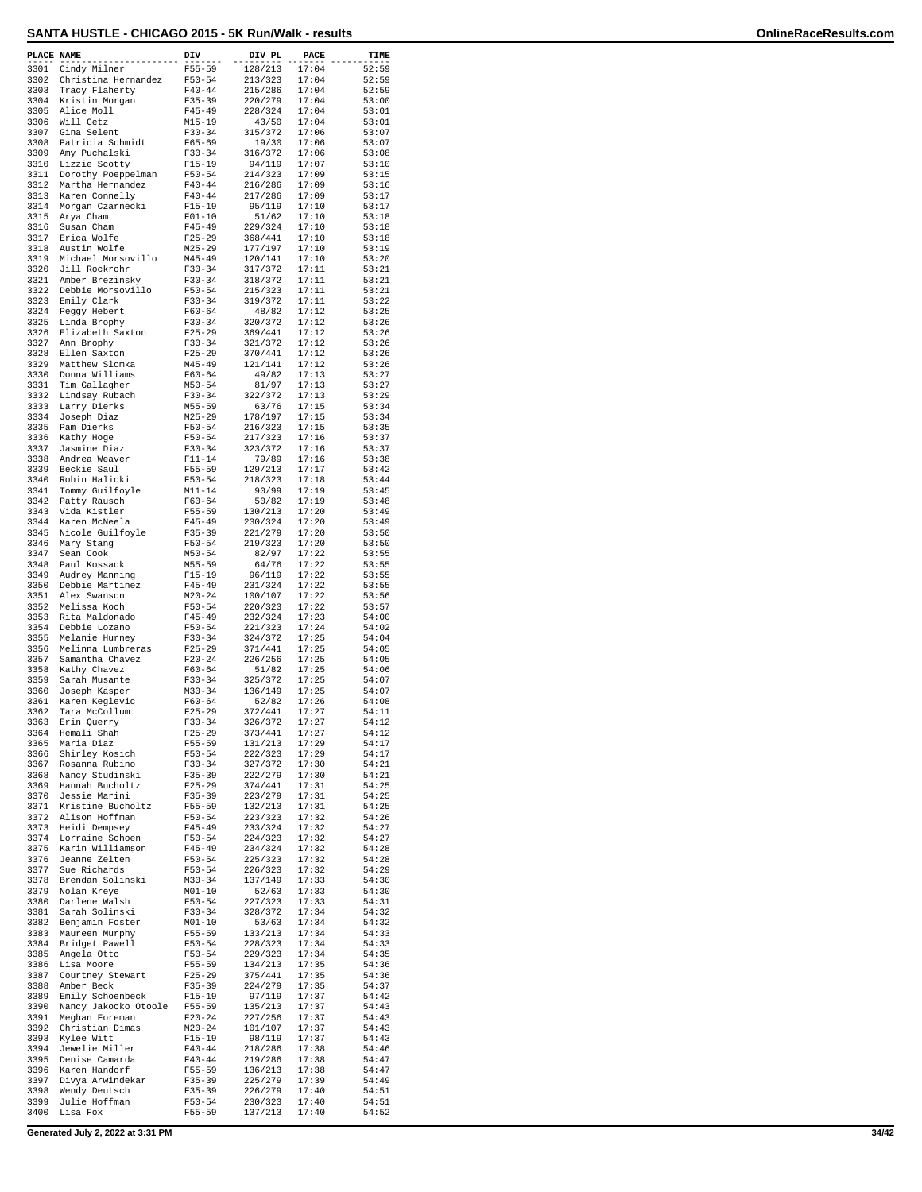## SANTA HUSTLE - CHICAGO 2015 - 5K Run/Walk - results

| PLACE | NAME | DIV | DIV PL | PACE | TIME |
|---|---|---|---|---|---|
| 3301 | Cindy Milner | F55-59 | 128/213 | 17:04 | 52:59 |
| 3302 | Christina Hernandez | F50-54 | 213/323 | 17:04 | 52:59 |
| 3303 | Tracy Flaherty | F40-44 | 215/286 | 17:04 | 52:59 |
| 3304 | Kristin Morgan | F35-39 | 220/279 | 17:04 | 53:00 |
| 3305 | Alice Moll | F45-49 | 228/324 | 17:04 | 53:01 |
| 3306 | Will Getz | M15-19 | 43/50 | 17:04 | 53:01 |
| 3307 | Gina Selent | F30-34 | 315/372 | 17:06 | 53:07 |
| 3308 | Patricia Schmidt | F65-69 | 19/30 | 17:06 | 53:07 |
| 3309 | Amy Puchalski | F30-34 | 316/372 | 17:06 | 53:08 |
| 3310 | Lizzie Scotty | F15-19 | 94/119 | 17:07 | 53:10 |
| 3311 | Dorothy Poeppelman | F50-54 | 214/323 | 17:09 | 53:15 |
| 3312 | Martha Hernandez | F40-44 | 216/286 | 17:09 | 53:16 |
| 3313 | Karen Connelly | F40-44 | 217/286 | 17:09 | 53:17 |
| 3314 | Morgan Czarnecki | F15-19 | 95/119 | 17:10 | 53:17 |
| 3315 | Arya Cham | F01-10 | 51/62 | 17:10 | 53:18 |
| 3316 | Susan Cham | F45-49 | 229/324 | 17:10 | 53:18 |
| 3317 | Erica Wolfe | F25-29 | 368/441 | 17:10 | 53:18 |
| 3318 | Austin Wolfe | M25-29 | 177/197 | 17:10 | 53:19 |
| 3319 | Michael Morsovillo | M45-49 | 120/141 | 17:10 | 53:20 |
| 3320 | Jill Rockrohr | F30-34 | 317/372 | 17:11 | 53:21 |
| 3321 | Amber Brezinsky | F30-34 | 318/372 | 17:11 | 53:21 |
| 3322 | Debbie Morsovillo | F50-54 | 215/323 | 17:11 | 53:21 |
| 3323 | Emily Clark | F30-34 | 319/372 | 17:11 | 53:22 |
| 3324 | Peggy Hebert | F60-64 | 48/82 | 17:12 | 53:25 |
| 3325 | Linda Brophy | F30-34 | 320/372 | 17:12 | 53:26 |
| 3326 | Elizabeth Saxton | F25-29 | 369/441 | 17:12 | 53:26 |
| 3327 | Ann Brophy | F30-34 | 321/372 | 17:12 | 53:26 |
| 3328 | Ellen Saxton | F25-29 | 370/441 | 17:12 | 53:26 |
| 3329 | Matthew Slomka | M45-49 | 121/141 | 17:12 | 53:26 |
| 3330 | Donna Williams | F60-64 | 49/82 | 17:13 | 53:27 |
| 3331 | Tim Gallagher | M50-54 | 81/97 | 17:13 | 53:27 |
| 3332 | Lindsay Rubach | F30-34 | 322/372 | 17:13 | 53:29 |
| 3333 | Larry Dierks | M55-59 | 63/76 | 17:15 | 53:34 |
| 3334 | Joseph Diaz | M25-29 | 178/197 | 17:15 | 53:34 |
| 3335 | Pam Dierks | F50-54 | 216/323 | 17:15 | 53:35 |
| 3336 | Kathy Hoge | F50-54 | 217/323 | 17:16 | 53:37 |
| 3337 | Jasmine Diaz | F30-34 | 323/372 | 17:16 | 53:37 |
| 3338 | Andrea Weaver | F11-14 | 79/89 | 17:16 | 53:38 |
| 3339 | Beckie Saul | F55-59 | 129/213 | 17:17 | 53:42 |
| 3340 | Robin Halicki | F50-54 | 218/323 | 17:18 | 53:44 |
| 3341 | Tommy Guilfoyle | M11-14 | 90/99 | 17:19 | 53:45 |
| 3342 | Patty Rausch | F60-64 | 50/82 | 17:19 | 53:48 |
| 3343 | Vida Kistler | F55-59 | 130/213 | 17:20 | 53:49 |
| 3344 | Karen McNeela | F45-49 | 230/324 | 17:20 | 53:49 |
| 3345 | Nicole Guilfoyle | F35-39 | 221/279 | 17:20 | 53:50 |
| 3346 | Mary Stang | F50-54 | 219/323 | 17:20 | 53:50 |
| 3347 | Sean Cook | M50-54 | 82/97 | 17:22 | 53:55 |
| 3348 | Paul Kossack | M55-59 | 64/76 | 17:22 | 53:55 |
| 3349 | Audrey Manning | F15-19 | 96/119 | 17:22 | 53:55 |
| 3350 | Debbie Martinez | F45-49 | 231/324 | 17:22 | 53:55 |
| 3351 | Alex Swanson | M20-24 | 100/107 | 17:22 | 53:56 |
| 3352 | Melissa Koch | F50-54 | 220/323 | 17:22 | 53:57 |
| 3353 | Rita Maldonado | F45-49 | 232/324 | 17:23 | 54:00 |
| 3354 | Debbie Lozano | F50-54 | 221/323 | 17:24 | 54:02 |
| 3355 | Melanie Hurney | F30-34 | 324/372 | 17:25 | 54:04 |
| 3356 | Melinna Lumbreras | F25-29 | 371/441 | 17:25 | 54:05 |
| 3357 | Samantha Chavez | F20-24 | 226/256 | 17:25 | 54:05 |
| 3358 | Kathy Chavez | F60-64 | 51/82 | 17:25 | 54:06 |
| 3359 | Sarah Musante | F30-34 | 325/372 | 17:25 | 54:07 |
| 3360 | Joseph Kasper | M30-34 | 136/149 | 17:25 | 54:07 |
| 3361 | Karen Keglevic | F60-64 | 52/82 | 17:26 | 54:08 |
| 3362 | Tara McCollum | F25-29 | 372/441 | 17:27 | 54:11 |
| 3363 | Erin Querry | F30-34 | 326/372 | 17:27 | 54:12 |
| 3364 | Hemali Shah | F25-29 | 373/441 | 17:27 | 54:12 |
| 3365 | Maria Diaz | F55-59 | 131/213 | 17:29 | 54:17 |
| 3366 | Shirley Kosich | F50-54 | 222/323 | 17:29 | 54:17 |
| 3367 | Rosanna Rubino | F30-34 | 327/372 | 17:30 | 54:21 |
| 3368 | Nancy Studinski | F35-39 | 222/279 | 17:30 | 54:21 |
| 3369 | Hannah Bucholtz | F25-29 | 374/441 | 17:31 | 54:25 |
| 3370 | Jessie Marini | F35-39 | 223/279 | 17:31 | 54:25 |
| 3371 | Kristine Bucholtz | F55-59 | 132/213 | 17:31 | 54:25 |
| 3372 | Alison Hoffman | F50-54 | 223/323 | 17:32 | 54:26 |
| 3373 | Heidi Dempsey | F45-49 | 233/324 | 17:32 | 54:27 |
| 3374 | Lorraine Schoen | F50-54 | 224/323 | 17:32 | 54:27 |
| 3375 | Karin Williamson | F45-49 | 234/324 | 17:32 | 54:28 |
| 3376 | Jeanne Zelten | F50-54 | 225/323 | 17:32 | 54:28 |
| 3377 | Sue Richards | F50-54 | 226/323 | 17:32 | 54:29 |
| 3378 | Brendan Solinski | M30-34 | 137/149 | 17:33 | 54:30 |
| 3379 | Nolan Kreye | M01-10 | 52/63 | 17:33 | 54:30 |
| 3380 | Darlene Walsh | F50-54 | 227/323 | 17:33 | 54:31 |
| 3381 | Sarah Solinski | F30-34 | 328/372 | 17:34 | 54:32 |
| 3382 | Benjamin Foster | M01-10 | 53/63 | 17:34 | 54:32 |
| 3383 | Maureen Murphy | F55-59 | 133/213 | 17:34 | 54:33 |
| 3384 | Bridget Pawell | F50-54 | 228/323 | 17:34 | 54:33 |
| 3385 | Angela Otto | F50-54 | 229/323 | 17:34 | 54:35 |
| 3386 | Lisa Moore | F55-59 | 134/213 | 17:35 | 54:36 |
| 3387 | Courtney Stewart | F25-29 | 375/441 | 17:35 | 54:36 |
| 3388 | Amber Beck | F35-39 | 224/279 | 17:35 | 54:37 |
| 3389 | Emily Schoenbeck | F15-19 | 97/119 | 17:37 | 54:42 |
| 3390 | Nancy Jakocko Otoole | F55-59 | 135/213 | 17:37 | 54:43 |
| 3391 | Meghan Foreman | F20-24 | 227/256 | 17:37 | 54:43 |
| 3392 | Christian Dimas | M20-24 | 101/107 | 17:37 | 54:43 |
| 3393 | Kylee Witt | F15-19 | 98/119 | 17:37 | 54:43 |
| 3394 | Jewelie Miller | F40-44 | 218/286 | 17:38 | 54:46 |
| 3395 | Denise Camarda | F40-44 | 219/286 | 17:38 | 54:47 |
| 3396 | Karen Handorf | F55-59 | 136/213 | 17:38 | 54:47 |
| 3397 | Divya Arwindekar | F35-39 | 225/279 | 17:39 | 54:49 |
| 3398 | Wendy Deutsch | F35-39 | 226/279 | 17:40 | 54:51 |
| 3399 | Julie Hoffman | F50-54 | 230/323 | 17:40 | 54:51 |
| 3400 | Lisa Fox | F55-59 | 137/213 | 17:40 | 54:52 |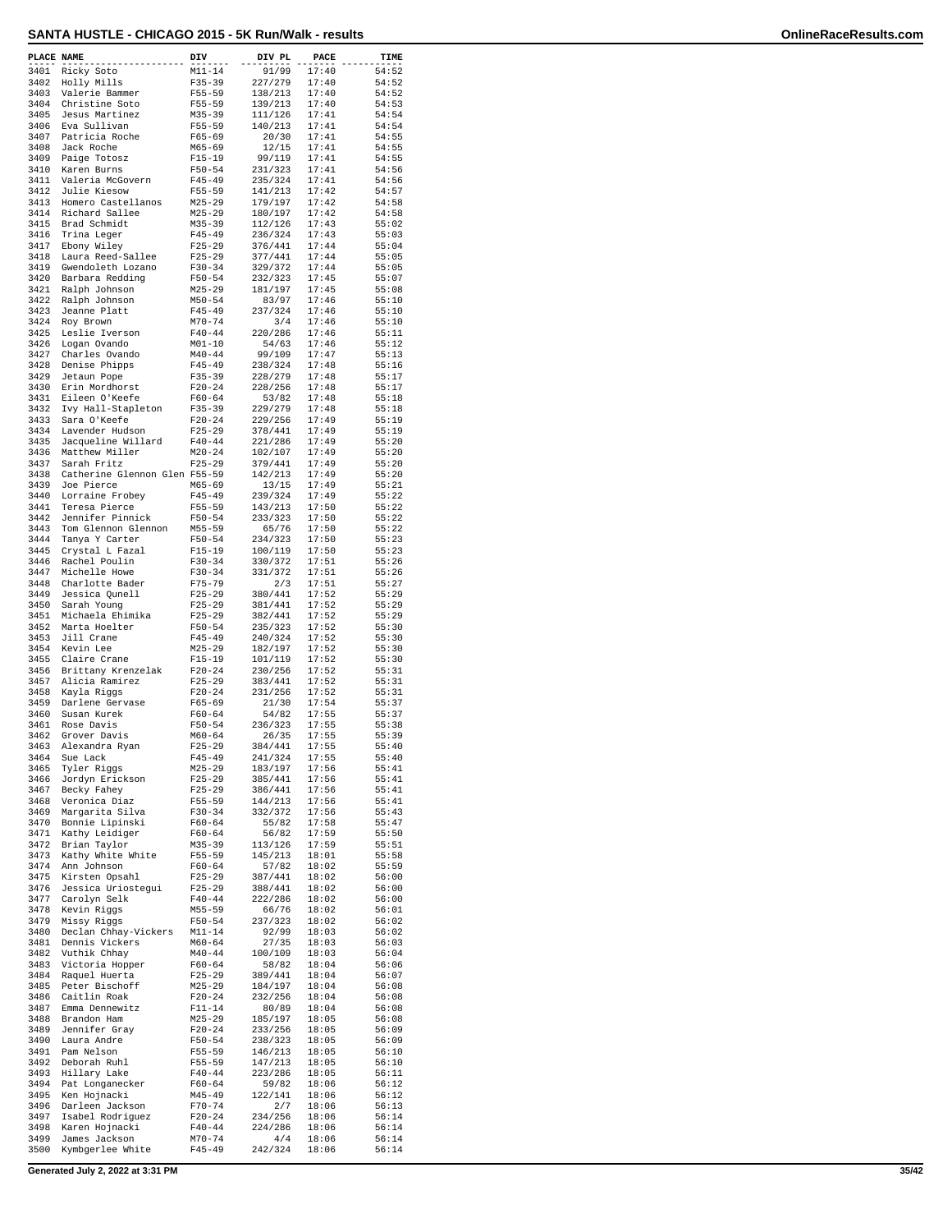# SANTA HUSTLE - CHICAGO 2015 - 5K Run/Walk - results

| PLACE | NAME | DIV | DIV PL | PACE | TIME |
|---|---|---|---|---|---|
| 3401 | Ricky Soto | M11-14 | 91/99 | 17:40 | 54:52 |
| 3402 | Holly Mills | F35-39 | 227/279 | 17:40 | 54:52 |
| 3403 | Valerie Bammer | F55-59 | 138/213 | 17:40 | 54:52 |
| 3404 | Christine Soto | F55-59 | 139/213 | 17:40 | 54:53 |
| 3405 | Jesus Martinez | M35-39 | 111/126 | 17:41 | 54:54 |
| 3406 | Eva Sullivan | F55-59 | 140/213 | 17:41 | 54:54 |
| 3407 | Patricia Roche | F65-69 | 20/30 | 17:41 | 54:55 |
| 3408 | Jack Roche | M65-69 | 12/15 | 17:41 | 54:55 |
| 3409 | Paige Totosz | F15-19 | 99/119 | 17:41 | 54:55 |
| 3410 | Karen Burns | F50-54 | 231/323 | 17:41 | 54:56 |
| 3411 | Valeria McGovern | F45-49 | 235/324 | 17:41 | 54:56 |
| 3412 | Julie Kiesow | F55-59 | 141/213 | 17:42 | 54:57 |
| 3413 | Homero Castellanos | M25-29 | 179/197 | 17:42 | 54:58 |
| 3414 | Richard Sallee | M25-29 | 180/197 | 17:42 | 54:58 |
| 3415 | Brad Schmidt | M35-39 | 112/126 | 17:43 | 55:02 |
| 3416 | Trina Leger | F45-49 | 236/324 | 17:43 | 55:03 |
| 3417 | Ebony Wiley | F25-29 | 376/441 | 17:44 | 55:04 |
| 3418 | Laura Reed-Sallee | F25-29 | 377/441 | 17:44 | 55:05 |
| 3419 | Gwendoleth Lozano | F30-34 | 329/372 | 17:44 | 55:05 |
| 3420 | Barbara Redding | F50-54 | 232/323 | 17:45 | 55:07 |
| 3421 | Ralph Johnson | M25-29 | 181/197 | 17:45 | 55:08 |
| 3422 | Ralph Johnson | M50-54 | 83/97 | 17:46 | 55:10 |
| 3423 | Jeanne Platt | F45-49 | 237/324 | 17:46 | 55:10 |
| 3424 | Roy Brown | M70-74 | 3/4 | 17:46 | 55:10 |
| 3425 | Leslie Iverson | F40-44 | 220/286 | 17:46 | 55:11 |
| 3426 | Logan Ovando | M01-10 | 54/63 | 17:46 | 55:12 |
| 3427 | Charles Ovando | M40-44 | 99/109 | 17:47 | 55:13 |
| 3428 | Denise Phipps | F45-49 | 238/324 | 17:48 | 55:16 |
| 3429 | Jetaun Pope | F35-39 | 228/279 | 17:48 | 55:17 |
| 3430 | Erin Mordhorst | F20-24 | 228/256 | 17:48 | 55:17 |
| 3431 | Eileen O'Keefe | F60-64 | 53/82 | 17:48 | 55:18 |
| 3432 | Ivy Hall-Stapleton | F35-39 | 229/279 | 17:48 | 55:18 |
| 3433 | Sara O'Keefe | F20-24 | 229/256 | 17:49 | 55:19 |
| 3434 | Lavender Hudson | F25-29 | 378/441 | 17:49 | 55:19 |
| 3435 | Jacqueline Willard | F40-44 | 221/286 | 17:49 | 55:20 |
| 3436 | Matthew Miller | M20-24 | 102/107 | 17:49 | 55:20 |
| 3437 | Sarah Fritz | F25-29 | 379/441 | 17:49 | 55:20 |
| 3438 | Catherine Glennon Glen | F55-59 | 142/213 | 17:49 | 55:20 |
| 3439 | Joe Pierce | M65-69 | 13/15 | 17:49 | 55:21 |
| 3440 | Lorraine Frobey | F45-49 | 239/324 | 17:49 | 55:22 |
| 3441 | Teresa Pierce | F55-59 | 143/213 | 17:50 | 55:22 |
| 3442 | Jennifer Pinnick | F50-54 | 233/323 | 17:50 | 55:22 |
| 3443 | Tom Glennon Glennon | M55-59 | 65/76 | 17:50 | 55:22 |
| 3444 | Tanya Y Carter | F50-54 | 234/323 | 17:50 | 55:23 |
| 3445 | Crystal L Fazal | F15-19 | 100/119 | 17:50 | 55:23 |
| 3446 | Rachel Poulin | F30-34 | 330/372 | 17:51 | 55:26 |
| 3447 | Michelle Howe | F30-34 | 331/372 | 17:51 | 55:26 |
| 3448 | Charlotte Bader | F75-79 | 2/3 | 17:51 | 55:27 |
| 3449 | Jessica Qunell | F25-29 | 380/441 | 17:52 | 55:29 |
| 3450 | Sarah Young | F25-29 | 381/441 | 17:52 | 55:29 |
| 3451 | Michaela Ehimika | F25-29 | 382/441 | 17:52 | 55:29 |
| 3452 | Marta Hoelter | F50-54 | 235/323 | 17:52 | 55:30 |
| 3453 | Jill Crane | F45-49 | 240/324 | 17:52 | 55:30 |
| 3454 | Kevin Lee | M25-29 | 182/197 | 17:52 | 55:30 |
| 3455 | Claire Crane | F15-19 | 101/119 | 17:52 | 55:30 |
| 3456 | Brittany Krenzelak | F20-24 | 230/256 | 17:52 | 55:31 |
| 3457 | Alicia Ramirez | F25-29 | 383/441 | 17:52 | 55:31 |
| 3458 | Kayla Riggs | F20-24 | 231/256 | 17:52 | 55:31 |
| 3459 | Darlene Gervase | F65-69 | 21/30 | 17:54 | 55:37 |
| 3460 | Susan Kurek | F60-64 | 54/82 | 17:55 | 55:37 |
| 3461 | Rose Davis | F50-54 | 236/323 | 17:55 | 55:38 |
| 3462 | Grover Davis | M60-64 | 26/35 | 17:55 | 55:39 |
| 3463 | Alexandra Ryan | F25-29 | 384/441 | 17:55 | 55:40 |
| 3464 | Sue Lack | F45-49 | 241/324 | 17:55 | 55:40 |
| 3465 | Tyler Riggs | M25-29 | 183/197 | 17:56 | 55:41 |
| 3466 | Jordyn Erickson | F25-29 | 385/441 | 17:56 | 55:41 |
| 3467 | Becky Fahey | F25-29 | 386/441 | 17:56 | 55:41 |
| 3468 | Veronica Diaz | F55-59 | 144/213 | 17:56 | 55:41 |
| 3469 | Margarita Silva | F30-34 | 332/372 | 17:56 | 55:43 |
| 3470 | Bonnie Lipinski | F60-64 | 55/82 | 17:58 | 55:47 |
| 3471 | Kathy Leidiger | F60-64 | 56/82 | 17:59 | 55:50 |
| 3472 | Brian Taylor | M35-39 | 113/126 | 17:59 | 55:51 |
| 3473 | Kathy White White | F55-59 | 145/213 | 18:01 | 55:58 |
| 3474 | Ann Johnson | F60-64 | 57/82 | 18:02 | 55:59 |
| 3475 | Kirsten Opsahl | F25-29 | 387/441 | 18:02 | 56:00 |
| 3476 | Jessica Uriostegui | F25-29 | 388/441 | 18:02 | 56:00 |
| 3477 | Carolyn Selk | F40-44 | 222/286 | 18:02 | 56:00 |
| 3478 | Kevin Riggs | M55-59 | 66/76 | 18:02 | 56:01 |
| 3479 | Missy Riggs | F50-54 | 237/323 | 18:02 | 56:02 |
| 3480 | Declan Chhay-Vickers | M11-14 | 92/99 | 18:03 | 56:02 |
| 3481 | Dennis Vickers | M60-64 | 27/35 | 18:03 | 56:03 |
| 3482 | Vuthik Chhay | M40-44 | 100/109 | 18:03 | 56:04 |
| 3483 | Victoria Hopper | F60-64 | 58/82 | 18:04 | 56:06 |
| 3484 | Raquel Huerta | F25-29 | 389/441 | 18:04 | 56:07 |
| 3485 | Peter Bischoff | M25-29 | 184/197 | 18:04 | 56:08 |
| 3486 | Caitlin Roak | F20-24 | 232/256 | 18:04 | 56:08 |
| 3487 | Emma Dennewitz | F11-14 | 80/89 | 18:04 | 56:08 |
| 3488 | Brandon Ham | M25-29 | 185/197 | 18:05 | 56:08 |
| 3489 | Jennifer Gray | F20-24 | 233/256 | 18:05 | 56:09 |
| 3490 | Laura Andre | F50-54 | 238/323 | 18:05 | 56:09 |
| 3491 | Pam Nelson | F55-59 | 146/213 | 18:05 | 56:10 |
| 3492 | Deborah Ruhl | F55-59 | 147/213 | 18:05 | 56:10 |
| 3493 | Hillary Lake | F40-44 | 223/286 | 18:05 | 56:11 |
| 3494 | Pat Longanecker | F60-64 | 59/82 | 18:06 | 56:12 |
| 3495 | Ken Hojnacki | M45-49 | 122/141 | 18:06 | 56:12 |
| 3496 | Darleen Jackson | F70-74 | 2/7 | 18:06 | 56:13 |
| 3497 | Isabel Rodriguez | F20-24 | 234/256 | 18:06 | 56:14 |
| 3498 | Karen Hojnacki | F40-44 | 224/286 | 18:06 | 56:14 |
| 3499 | James Jackson | M70-74 | 4/4 | 18:06 | 56:14 |
| 3500 | Kymbgerlee White | F45-49 | 242/324 | 18:06 | 56:14 |

Generated July 2, 2022 at 3:31 PM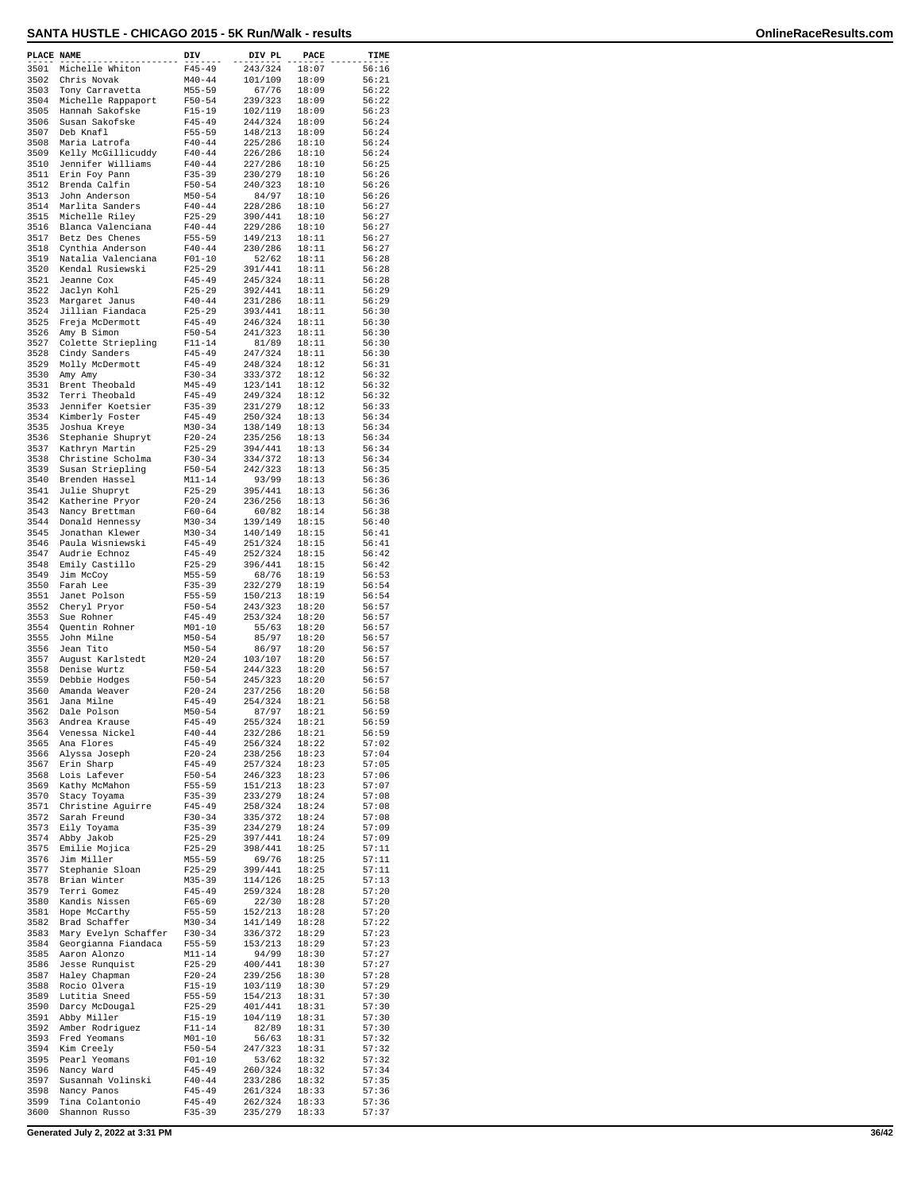# SANTA HUSTLE - CHICAGO 2015 - 5K Run/Walk - results

| PLACE | NAME | DIV | DIV PL | PACE | TIME |
|---|---|---|---|---|---|
| 3501 | Michelle Whiton | F45-49 | 243/324 | 18:07 | 56:16 |
| 3502 | Chris Novak | M40-44 | 101/109 | 18:09 | 56:21 |
| 3503 | Tony Carravetta | M55-59 | 67/76 | 18:09 | 56:22 |
| 3504 | Michelle Rappaport | F50-54 | 239/323 | 18:09 | 56:22 |
| 3505 | Hannah Sakofske | F15-19 | 102/119 | 18:09 | 56:23 |
| 3506 | Susan Sakofske | F45-49 | 244/324 | 18:09 | 56:24 |
| 3507 | Deb Knafl | F55-59 | 148/213 | 18:09 | 56:24 |
| 3508 | Maria Latrofa | F40-44 | 225/286 | 18:10 | 56:24 |
| 3509 | Kelly McGillicuddy | F40-44 | 226/286 | 18:10 | 56:24 |
| 3510 | Jennifer Williams | F40-44 | 227/286 | 18:10 | 56:25 |
| 3511 | Erin Foy Pann | F35-39 | 230/279 | 18:10 | 56:26 |
| 3512 | Brenda Calfin | F50-54 | 240/323 | 18:10 | 56:26 |
| 3513 | John Anderson | M50-54 | 84/97 | 18:10 | 56:26 |
| 3514 | Marlita Sanders | F40-44 | 228/286 | 18:10 | 56:27 |
| 3515 | Michelle Riley | F25-29 | 390/441 | 18:10 | 56:27 |
| 3516 | Blanca Valenciana | F40-44 | 229/286 | 18:10 | 56:27 |
| 3517 | Betz Des Chenes | F55-59 | 149/213 | 18:11 | 56:27 |
| 3518 | Cynthia Anderson | F40-44 | 230/286 | 18:11 | 56:27 |
| 3519 | Natalia Valenciana | F01-10 | 52/62 | 18:11 | 56:28 |
| 3520 | Kendal Rusiewski | F25-29 | 391/441 | 18:11 | 56:28 |
| 3521 | Jeanne Cox | F45-49 | 245/324 | 18:11 | 56:28 |
| 3522 | Jaclyn Kohl | F25-29 | 392/441 | 18:11 | 56:29 |
| 3523 | Margaret Janus | F40-44 | 231/286 | 18:11 | 56:29 |
| 3524 | Jillian Fiandaca | F25-29 | 393/441 | 18:11 | 56:30 |
| 3525 | Freja McDermott | F45-49 | 246/324 | 18:11 | 56:30 |
| 3526 | Amy B Simon | F50-54 | 241/323 | 18:11 | 56:30 |
| 3527 | Colette Striepling | F11-14 | 81/89 | 18:11 | 56:30 |
| 3528 | Cindy Sanders | F45-49 | 247/324 | 18:11 | 56:30 |
| 3529 | Molly McDermott | F45-49 | 248/324 | 18:12 | 56:31 |
| 3530 | Amy Amy | F30-34 | 333/372 | 18:12 | 56:32 |
| 3531 | Brent Theobald | M45-49 | 123/141 | 18:12 | 56:32 |
| 3532 | Terri Theobald | F45-49 | 249/324 | 18:12 | 56:32 |
| 3533 | Jennifer Koetsier | F35-39 | 231/279 | 18:12 | 56:33 |
| 3534 | Kimberly Foster | F45-49 | 250/324 | 18:13 | 56:34 |
| 3535 | Joshua Kreye | M30-34 | 138/149 | 18:13 | 56:34 |
| 3536 | Stephanie Shupryt | F20-24 | 235/256 | 18:13 | 56:34 |
| 3537 | Kathryn Martin | F25-29 | 394/441 | 18:13 | 56:34 |
| 3538 | Christine Scholma | F30-34 | 334/372 | 18:13 | 56:34 |
| 3539 | Susan Striepling | F50-54 | 242/323 | 18:13 | 56:35 |
| 3540 | Brenden Hassel | M11-14 | 93/99 | 18:13 | 56:36 |
| 3541 | Julie Shupryt | F25-29 | 395/441 | 18:13 | 56:36 |
| 3542 | Katherine Pryor | F20-24 | 236/256 | 18:13 | 56:36 |
| 3543 | Nancy Brettman | F60-64 | 60/82 | 18:14 | 56:38 |
| 3544 | Donald Hennessy | M30-34 | 139/149 | 18:15 | 56:40 |
| 3545 | Jonathan Klewer | M30-34 | 140/149 | 18:15 | 56:41 |
| 3546 | Paula Wisniewski | F45-49 | 251/324 | 18:15 | 56:41 |
| 3547 | Audrie Echnoz | F45-49 | 252/324 | 18:15 | 56:42 |
| 3548 | Emily Castillo | F25-29 | 396/441 | 18:15 | 56:42 |
| 3549 | Jim McCoy | M55-59 | 68/76 | 18:19 | 56:53 |
| 3550 | Farah Lee | F35-39 | 232/279 | 18:19 | 56:54 |
| 3551 | Janet Polson | F55-59 | 150/213 | 18:19 | 56:54 |
| 3552 | Cheryl Pryor | F50-54 | 243/323 | 18:20 | 56:57 |
| 3553 | Sue Rohner | F45-49 | 253/324 | 18:20 | 56:57 |
| 3554 | Quentin Rohner | M01-10 | 55/63 | 18:20 | 56:57 |
| 3555 | John Milne | M50-54 | 85/97 | 18:20 | 56:57 |
| 3556 | Jean Tito | M50-54 | 86/97 | 18:20 | 56:57 |
| 3557 | August Karlstedt | M20-24 | 103/107 | 18:20 | 56:57 |
| 3558 | Denise Wurtz | F50-54 | 244/323 | 18:20 | 56:57 |
| 3559 | Debbie Hodges | F50-54 | 245/323 | 18:20 | 56:57 |
| 3560 | Amanda Weaver | F20-24 | 237/256 | 18:20 | 56:58 |
| 3561 | Jana Milne | F45-49 | 254/324 | 18:21 | 56:58 |
| 3562 | Dale Polson | M50-54 | 87/97 | 18:21 | 56:59 |
| 3563 | Andrea Krause | F45-49 | 255/324 | 18:21 | 56:59 |
| 3564 | Venessa Nickel | F40-44 | 232/286 | 18:21 | 56:59 |
| 3565 | Ana Flores | F45-49 | 256/324 | 18:22 | 57:02 |
| 3566 | Alyssa Joseph | F20-24 | 238/256 | 18:23 | 57:04 |
| 3567 | Erin Sharp | F45-49 | 257/324 | 18:23 | 57:05 |
| 3568 | Lois Lafever | F50-54 | 246/323 | 18:23 | 57:06 |
| 3569 | Kathy McMahon | F55-59 | 151/213 | 18:23 | 57:07 |
| 3570 | Stacy Toyama | F35-39 | 233/279 | 18:24 | 57:08 |
| 3571 | Christine Aguirre | F45-49 | 258/324 | 18:24 | 57:08 |
| 3572 | Sarah Freund | F30-34 | 335/372 | 18:24 | 57:08 |
| 3573 | Eily Toyama | F35-39 | 234/279 | 18:24 | 57:09 |
| 3574 | Abby Jakob | F25-29 | 397/441 | 18:24 | 57:09 |
| 3575 | Emilie Mojica | F25-29 | 398/441 | 18:25 | 57:11 |
| 3576 | Jim Miller | M55-59 | 69/76 | 18:25 | 57:11 |
| 3577 | Stephanie Sloan | F25-29 | 399/441 | 18:25 | 57:11 |
| 3578 | Brian Winter | M35-39 | 114/126 | 18:25 | 57:13 |
| 3579 | Terri Gomez | F45-49 | 259/324 | 18:28 | 57:20 |
| 3580 | Kandis Nissen | F65-69 | 22/30 | 18:28 | 57:20 |
| 3581 | Hope McCarthy | F55-59 | 152/213 | 18:28 | 57:20 |
| 3582 | Brad Schaffer | M30-34 | 141/149 | 18:28 | 57:22 |
| 3583 | Mary Evelyn Schaffer | F30-34 | 336/372 | 18:29 | 57:23 |
| 3584 | Georgianna Fiandaca | F55-59 | 153/213 | 18:29 | 57:23 |
| 3585 | Aaron Alonzo | M11-14 | 94/99 | 18:30 | 57:27 |
| 3586 | Jesse Runquist | F25-29 | 400/441 | 18:30 | 57:27 |
| 3587 | Haley Chapman | F20-24 | 239/256 | 18:30 | 57:28 |
| 3588 | Rocio Olvera | F15-19 | 103/119 | 18:30 | 57:29 |
| 3589 | Lutitia Sneed | F55-59 | 154/213 | 18:31 | 57:30 |
| 3590 | Darcy McDougal | F25-29 | 401/441 | 18:31 | 57:30 |
| 3591 | Abby Miller | F15-19 | 104/119 | 18:31 | 57:30 |
| 3592 | Amber Rodriguez | F11-14 | 82/89 | 18:31 | 57:30 |
| 3593 | Fred Yeomans | M01-10 | 56/63 | 18:31 | 57:32 |
| 3594 | Kim Creely | F50-54 | 247/323 | 18:31 | 57:32 |
| 3595 | Pearl Yeomans | F01-10 | 53/62 | 18:32 | 57:32 |
| 3596 | Nancy Ward | F45-49 | 260/324 | 18:32 | 57:34 |
| 3597 | Susannah Volinski | F40-44 | 233/286 | 18:32 | 57:35 |
| 3598 | Nancy Panos | F45-49 | 261/324 | 18:33 | 57:36 |
| 3599 | Tina Colantonio | F45-49 | 262/324 | 18:33 | 57:36 |
| 3600 | Shannon Russo | F35-39 | 235/279 | 18:33 | 57:37 |

Generated July 2, 2022 at 3:31 PM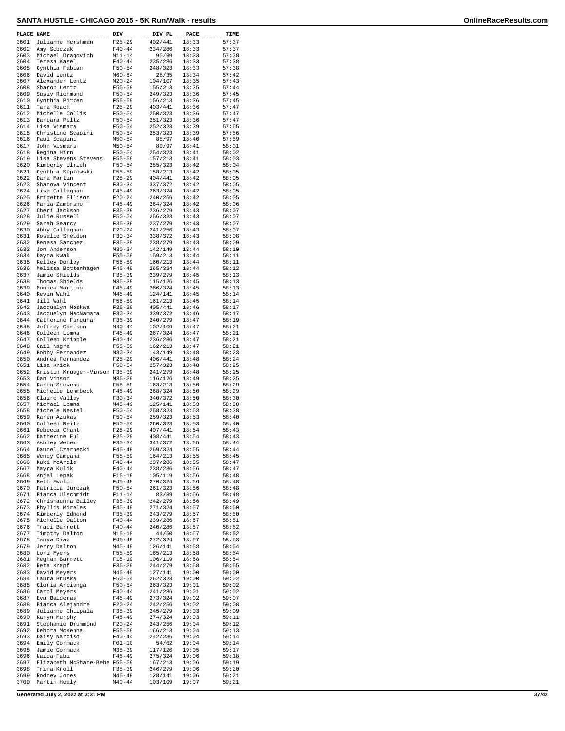# SANTA HUSTLE - CHICAGO 2015 - 5K Run/Walk - results

| PLACE | NAME | DIV | DIV PL | PACE | TIME |
|---|---|---|---|---|---|
| 3601 | Julianne Hershman | F25-29 | 402/441 | 18:33 | 57:37 |
| 3602 | Amy Sobczak | F40-44 | 234/286 | 18:33 | 57:37 |
| 3603 | Michael Dragovich | M11-14 | 95/99 | 18:33 | 57:38 |
| 3604 | Teresa Kasel | F40-44 | 235/286 | 18:33 | 57:38 |
| 3605 | Cynthia Fabian | F50-54 | 248/323 | 18:33 | 57:38 |
| 3606 | David Lentz | M60-64 | 28/35 | 18:34 | 57:42 |
| 3607 | Alexander Lentz | M20-24 | 104/107 | 18:35 | 57:43 |
| 3608 | Sharon Lentz | F55-59 | 155/213 | 18:35 | 57:44 |
| 3609 | Susiy Richmond | F50-54 | 249/323 | 18:36 | 57:45 |
| 3610 | Cynthia Pitzen | F55-59 | 156/213 | 18:36 | 57:45 |
| 3611 | Tara Roach | F25-29 | 403/441 | 18:36 | 57:47 |
| 3612 | Michelle Collis | F50-54 | 250/323 | 18:36 | 57:47 |
| 3613 | Barbara Peltz | F50-54 | 251/323 | 18:36 | 57:47 |
| 3614 | Lisa Vismara | F50-54 | 252/323 | 18:39 | 57:55 |
| 3615 | Christine Scapini | F50-54 | 253/323 | 18:39 | 57:56 |
| 3616 | Paul Scapini | M50-54 | 88/97 | 18:40 | 57:59 |
| 3617 | John Vismara | M50-54 | 89/97 | 18:41 | 58:01 |
| 3618 | Regina Hirn | F50-54 | 254/323 | 18:41 | 58:02 |
| 3619 | Lisa Stevens Stevens | F55-59 | 157/213 | 18:41 | 58:03 |
| 3620 | Kimberly Ulrich | F50-54 | 255/323 | 18:42 | 58:04 |
| 3621 | Cynthia Sepkowski | F55-59 | 158/213 | 18:42 | 58:05 |
| 3622 | Dara Martin | F25-29 | 404/441 | 18:42 | 58:05 |
| 3623 | Shanova Vincent | F30-34 | 337/372 | 18:42 | 58:05 |
| 3624 | Lisa Callaghan | F45-49 | 263/324 | 18:42 | 58:05 |
| 3625 | Brigette Ellison | F20-24 | 240/256 | 18:42 | 58:05 |
| 3626 | Maria Zambrano | F45-49 | 264/324 | 18:42 | 58:06 |
| 3627 | Cheri Jackson | F35-39 | 236/279 | 18:43 | 58:07 |
| 3628 | Julie Russell | F50-54 | 256/323 | 18:43 | 58:07 |
| 3629 | Sarah Searcy | F35-39 | 237/279 | 18:43 | 58:07 |
| 3630 | Abby Callaghan | F20-24 | 241/256 | 18:43 | 58:07 |
| 3631 | Rosalie Sheldon | F30-34 | 338/372 | 18:43 | 58:08 |
| 3632 | Benesa Sanchez | F35-39 | 238/279 | 18:43 | 58:09 |
| 3633 | Jon Anderson | M30-34 | 142/149 | 18:44 | 58:10 |
| 3634 | Dayna Kwak | F55-59 | 159/213 | 18:44 | 58:11 |
| 3635 | Kelley Donley | F55-59 | 160/213 | 18:44 | 58:11 |
| 3636 | Melissa Bottenhagen | F45-49 | 265/324 | 18:44 | 58:12 |
| 3637 | Jamie Shields | F35-39 | 239/279 | 18:45 | 58:13 |
| 3638 | Thomas Shields | M35-39 | 115/126 | 18:45 | 58:13 |
| 3639 | Monica Martino | F45-49 | 266/324 | 18:45 | 58:13 |
| 3640 | Kevin Wahl | M45-49 | 124/141 | 18:45 | 58:14 |
| 3641 | Jill Wahl | F55-59 | 161/213 | 18:45 | 58:14 |
| 3642 | Jacquelyn Moskwa | F25-29 | 405/441 | 18:46 | 58:17 |
| 3643 | Jacquelyn MacNamara | F30-34 | 339/372 | 18:46 | 58:17 |
| 3644 | Catherine Farquhar | F35-39 | 240/279 | 18:47 | 58:19 |
| 3645 | Jeffrey Carlson | M40-44 | 102/109 | 18:47 | 58:21 |
| 3646 | Colleen Lomma | F45-49 | 267/324 | 18:47 | 58:21 |
| 3647 | Colleen Knipple | F40-44 | 236/286 | 18:47 | 58:21 |
| 3648 | Gail Nagra | F55-59 | 162/213 | 18:47 | 58:21 |
| 3649 | Bobby Fernandez | M30-34 | 143/149 | 18:48 | 58:23 |
| 3650 | Andrea Fernandez | F25-29 | 406/441 | 18:48 | 58:24 |
| 3651 | Lisa Krick | F50-54 | 257/323 | 18:48 | 58:25 |
| 3652 | Kristin Krueger-Vinson | F35-39 | 241/279 | 18:48 | 58:25 |
| 3653 | Dan Vinson | M35-39 | 116/126 | 18:49 | 58:25 |
| 3654 | Karen Stevens | F55-59 | 163/213 | 18:50 | 58:29 |
| 3655 | Michelle Lehmbeck | F45-49 | 268/324 | 18:50 | 58:29 |
| 3656 | Claire Valley | F30-34 | 340/372 | 18:50 | 58:30 |
| 3657 | Michael Lomma | M45-49 | 125/141 | 18:53 | 58:38 |
| 3658 | Michele Nestel | F50-54 | 258/323 | 18:53 | 58:38 |
| 3659 | Karen Azukas | F50-54 | 259/323 | 18:53 | 58:40 |
| 3660 | Colleen Reitz | F50-54 | 260/323 | 18:53 | 58:40 |
| 3661 | Rebecca Chant | F25-29 | 407/441 | 18:54 | 58:43 |
| 3662 | Katherine Eul | F25-29 | 408/441 | 18:54 | 58:43 |
| 3663 | Ashley Weber | F30-34 | 341/372 | 18:55 | 58:44 |
| 3664 | Daunel Czarnecki | F45-49 | 269/324 | 18:55 | 58:44 |
| 3665 | Wendy Campana | F55-59 | 164/213 | 18:55 | 58:45 |
| 3666 | Kuki McArdle | F40-44 | 237/286 | 18:55 | 58:47 |
| 3667 | Mayra Kulik | F40-44 | 238/286 | 18:56 | 58:47 |
| 3668 | Anjel Lepak | F15-19 | 105/119 | 18:56 | 58:48 |
| 3669 | Beth Ewoldt | F45-49 | 270/324 | 18:56 | 58:48 |
| 3670 | Patricia Jurczak | F50-54 | 261/323 | 18:56 | 58:48 |
| 3671 | Bianca Ulschmidt | F11-14 | 83/89 | 18:56 | 58:48 |
| 3672 | Chrishaunna Bailey | F35-39 | 242/279 | 18:56 | 58:49 |
| 3673 | Phyllis Mireles | F45-49 | 271/324 | 18:57 | 58:50 |
| 3674 | Kimberly Edmond | F35-39 | 243/279 | 18:57 | 58:50 |
| 3675 | Michelle Dalton | F40-44 | 239/286 | 18:57 | 58:51 |
| 3676 | Traci Barrett | F40-44 | 240/286 | 18:57 | 58:52 |
| 3677 | Timothy Dalton | M15-19 | 44/50 | 18:57 | 58:52 |
| 3678 | Tanya Diaz | F45-49 | 272/324 | 18:57 | 58:53 |
| 3679 | Jerry Dalton | M45-49 | 126/141 | 18:58 | 58:54 |
| 3680 | Lori Myers | F55-59 | 165/213 | 18:58 | 58:54 |
| 3681 | Meghan Barrett | F15-19 | 106/119 | 18:58 | 58:54 |
| 3682 | Reta Krapf | F35-39 | 244/279 | 18:58 | 58:55 |
| 3683 | David Meyers | M45-49 | 127/141 | 19:00 | 59:00 |
| 3684 | Laura Hruska | F50-54 | 262/323 | 19:00 | 59:02 |
| 3685 | Gloria Arcienga | F50-54 | 263/323 | 19:01 | 59:02 |
| 3686 | Carol Meyers | F40-44 | 241/286 | 19:01 | 59:02 |
| 3687 | Eva Balderas | F45-49 | 273/324 | 19:02 | 59:07 |
| 3688 | Bianca Alejandre | F20-24 | 242/256 | 19:02 | 59:08 |
| 3689 | Julianne Chlipala | F35-39 | 245/279 | 19:03 | 59:09 |
| 3690 | Karyn Murphy | F45-49 | 274/324 | 19:03 | 59:11 |
| 3691 | Stephanie Drummond | F20-24 | 243/256 | 19:04 | 59:12 |
| 3692 | Debora McKenna | F55-59 | 166/213 | 19:04 | 59:13 |
| 3693 | Daisy Narciso | F40-44 | 242/286 | 19:04 | 59:14 |
| 3694 | Emily Gormack | F01-10 | 54/62 | 19:04 | 59:14 |
| 3695 | Jamie Gormack | M35-39 | 117/126 | 19:05 | 59:17 |
| 3696 | Naida Fabi | F45-49 | 275/324 | 19:06 | 59:18 |
| 3697 | Elizabeth McShane-Bebe | F55-59 | 167/213 | 19:06 | 59:19 |
| 3698 | Trina Kroll | F35-39 | 246/279 | 19:06 | 59:20 |
| 3699 | Rodney Jones | M45-49 | 128/141 | 19:06 | 59:21 |
| 3700 | Martin Healy | M40-44 | 103/109 | 19:07 | 59:21 |

Generated July 2, 2022 at 3:31 PM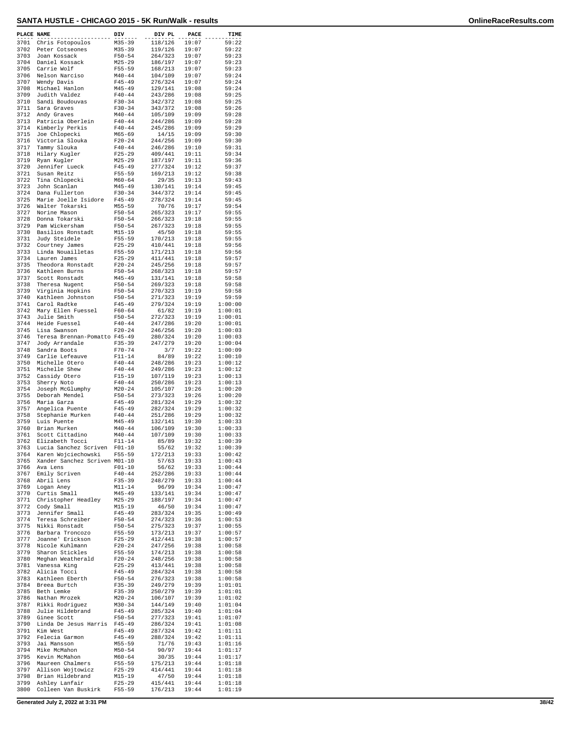# SANTA HUSTLE - CHICAGO 2015 - 5K Run/Walk - results

| PLACE | NAME | DIV | DIV PL | PACE | TIME |
|---|---|---|---|---|---|
| 3701 | Chris Fotopoulos | M35-39 | 118/126 | 19:07 | 59:22 |
| 3702 | Peter Cotseones | M35-39 | 119/126 | 19:07 | 59:22 |
| 3703 | Joan Kossack | F50-54 | 264/323 | 19:07 | 59:23 |
| 3704 | Daniel Kossack | M25-29 | 186/197 | 19:07 | 59:23 |
| 3705 | Carrie Wolf | F55-59 | 168/213 | 19:07 | 59:23 |
| 3706 | Nelson Narciso | M40-44 | 104/109 | 19:07 | 59:24 |
| 3707 | Wendy Davis | F45-49 | 276/324 | 19:07 | 59:24 |
| 3708 | Michael Hanlon | M45-49 | 129/141 | 19:08 | 59:24 |
| 3709 | Judith Valdez | F40-44 | 243/286 | 19:08 | 59:25 |
| 3710 | Sandi Boudouvas | F30-34 | 342/372 | 19:08 | 59:25 |
| 3711 | Sara Graves | F30-34 | 343/372 | 19:08 | 59:26 |
| 3712 | Andy Graves | M40-44 | 105/109 | 19:09 | 59:28 |
| 3713 | Patricia Oberlein | F40-44 | 244/286 | 19:09 | 59:28 |
| 3714 | Kimberly Perkis | F40-44 | 245/286 | 19:09 | 59:29 |
| 3715 | Joe Chlopecki | M65-69 | 14/15 | 19:09 | 59:30 |
| 3716 | Victoria Slouka | F20-24 | 244/256 | 19:09 | 59:30 |
| 3717 | Tammy Slouka | F40-44 | 246/286 | 19:10 | 59:31 |
| 3718 | Hilary Kugler | F25-29 | 409/441 | 19:11 | 59:34 |
| 3719 | Ryan Kugler | M25-29 | 187/197 | 19:11 | 59:36 |
| 3720 | Jennifer Lueck | F45-49 | 277/324 | 19:12 | 59:37 |
| 3721 | Susan Reitz | F55-59 | 169/213 | 19:12 | 59:38 |
| 3722 | Tina Chlopecki | M60-64 | 29/35 | 19:13 | 59:43 |
| 3723 | John Scanlan | M45-49 | 130/141 | 19:14 | 59:45 |
| 3724 | Dana Fullerton | F30-34 | 344/372 | 19:14 | 59:45 |
| 3725 | Marie Joelle Isidore | F45-49 | 278/324 | 19:14 | 59:45 |
| 3726 | Walter Tokarski | M55-59 | 70/76 | 19:17 | 59:54 |
| 3727 | Norine Mason | F50-54 | 265/323 | 19:17 | 59:55 |
| 3728 | Donna Tokarski | F50-54 | 266/323 | 19:18 | 59:55 |
| 3729 | Pam Wickersham | F50-54 | 267/323 | 19:18 | 59:55 |
| 3730 | Basilios Ronstadt | M15-19 | 45/50 | 19:18 | 59:55 |
| 3731 | Judy Steidele | F55-59 | 170/213 | 19:18 | 59:55 |
| 3732 | Courtney James | F25-29 | 410/441 | 19:18 | 59:56 |
| 3733 | Linda Nouailletas | F55-59 | 171/213 | 19:18 | 59:56 |
| 3734 | Lauren James | F25-29 | 411/441 | 19:18 | 59:57 |
| 3735 | Theodora Ronstadt | F20-24 | 245/256 | 19:18 | 59:57 |
| 3736 | Kathleen Burns | F50-54 | 268/323 | 19:18 | 59:57 |
| 3737 | Scott Ronstadt | M45-49 | 131/141 | 19:18 | 59:58 |
| 3738 | Theresa Nugent | F50-54 | 269/323 | 19:18 | 59:58 |
| 3739 | Virginia Hopkins | F50-54 | 270/323 | 19:19 | 59:58 |
| 3740 | Kathleen Johnston | F50-54 | 271/323 | 19:19 | 59:59 |
| 3741 | Carol Radtke | F45-49 | 279/324 | 19:19 | 1:00:00 |
| 3742 | Mary Ellen Fuessel | F60-64 | 61/82 | 19:19 | 1:00:01 |
| 3743 | Julie Smith | F50-54 | 272/323 | 19:19 | 1:00:01 |
| 3744 | Heide Fuessel | F40-44 | 247/286 | 19:20 | 1:00:01 |
| 3745 | Lisa Swanson | F20-24 | 246/256 | 19:20 | 1:00:03 |
| 3746 | Teresa Brennan-Pomatto | F45-49 | 280/324 | 19:20 | 1:00:03 |
| 3747 | Jody Arrandale | F35-39 | 247/279 | 19:20 | 1:00:04 |
| 3748 | Sandra Boots | F70-74 | 3/7 | 19:22 | 1:00:09 |
| 3749 | Carlie Lefeauve | F11-14 | 84/89 | 19:22 | 1:00:10 |
| 3750 | Michelle Otero | F40-44 | 248/286 | 19:23 | 1:00:12 |
| 3751 | Michelle Shew | F40-44 | 249/286 | 19:23 | 1:00:12 |
| 3752 | Cassidy Otero | F15-19 | 107/119 | 19:23 | 1:00:13 |
| 3753 | Sherry Noto | F40-44 | 250/286 | 19:23 | 1:00:13 |
| 3754 | Joseph McGlumphy | M20-24 | 105/107 | 19:26 | 1:00:20 |
| 3755 | Deborah Mendel | F50-54 | 273/323 | 19:26 | 1:00:20 |
| 3756 | Maria Garza | F45-49 | 281/324 | 19:29 | 1:00:32 |
| 3757 | Angelica Puente | F45-49 | 282/324 | 19:29 | 1:00:32 |
| 3758 | Stephanie Murken | F40-44 | 251/286 | 19:29 | 1:00:32 |
| 3759 | Luis Puente | M45-49 | 132/141 | 19:30 | 1:00:33 |
| 3760 | Brian Murken | M40-44 | 106/109 | 19:30 | 1:00:33 |
| 3761 | Scott Cittadino | M40-44 | 107/109 | 19:30 | 1:00:33 |
| 3762 | Elizabeth Tocci | F11-14 | 85/89 | 19:32 | 1:00:39 |
| 3763 | Lucia Sanchez Scriven | F01-10 | 55/62 | 19:32 | 1:00:39 |
| 3764 | Karen Wojciechowski | F55-59 | 172/213 | 19:33 | 1:00:42 |
| 3765 | Xander Sanchez Scriven | M01-10 | 57/63 | 19:33 | 1:00:43 |
| 3766 | Ava Lens | F01-10 | 56/62 | 19:33 | 1:00:44 |
| 3767 | Emily Scriven | F40-44 | 252/286 | 19:33 | 1:00:44 |
| 3768 | Abril Lens | F35-39 | 248/279 | 19:33 | 1:00:44 |
| 3769 | Logan Aney | M11-14 | 96/99 | 19:34 | 1:00:47 |
| 3770 | Curtis Small | M45-49 | 133/141 | 19:34 | 1:00:47 |
| 3771 | Christopher Headley | M25-29 | 188/197 | 19:34 | 1:00:47 |
| 3772 | Cody Small | M15-19 | 46/50 | 19:34 | 1:00:47 |
| 3773 | Jennifer Small | F45-49 | 283/324 | 19:35 | 1:00:49 |
| 3774 | Teresa Schreiber | F50-54 | 274/323 | 19:36 | 1:00:53 |
| 3775 | Nikki Ronstadt | F50-54 | 275/323 | 19:37 | 1:00:55 |
| 3776 | Barbara Troncozo | F55-59 | 173/213 | 19:37 | 1:00:57 |
| 3777 | Joanne' Erickson | F25-29 | 412/441 | 19:38 | 1:00:57 |
| 3778 | Nicole Kuhlmann | F20-24 | 247/256 | 19:38 | 1:00:58 |
| 3779 | Sharon Stickles | F55-59 | 174/213 | 19:38 | 1:00:58 |
| 3780 | Meghan Weatherald | F20-24 | 248/256 | 19:38 | 1:00:58 |
| 3781 | Vanessa King | F25-29 | 413/441 | 19:38 | 1:00:58 |
| 3782 | Alicia Tocci | F45-49 | 284/324 | 19:38 | 1:00:58 |
| 3783 | Kathleen Eberth | F50-54 | 276/323 | 19:38 | 1:00:58 |
| 3784 | Breea Burtch | F35-39 | 249/279 | 19:39 | 1:01:01 |
| 3785 | Beth Lemke | F35-39 | 250/279 | 19:39 | 1:01:01 |
| 3786 | Nathan Mrozek | M20-24 | 106/107 | 19:39 | 1:01:02 |
| 3787 | Rikki Rodriguez | M30-34 | 144/149 | 19:40 | 1:01:04 |
| 3788 | Julie Hildebrand | F45-49 | 285/324 | 19:40 | 1:01:04 |
| 3789 | Ginee Scott | F50-54 | 277/323 | 19:41 | 1:01:07 |
| 3790 | Linda De Jesus Harris | F45-49 | 286/324 | 19:41 | 1:01:08 |
| 3791 | Kim West | F45-49 | 287/324 | 19:42 | 1:01:11 |
| 3792 | Felecia Garmon | F45-49 | 288/324 | 19:42 | 1:01:11 |
| 3793 | Jai Mansson | M55-59 | 71/76 | 19:43 | 1:01:16 |
| 3794 | Mike McMahon | M50-54 | 90/97 | 19:44 | 1:01:17 |
| 3795 | Kevin McMahon | M60-64 | 30/35 | 19:44 | 1:01:17 |
| 3796 | Maureen Chalmers | F55-59 | 175/213 | 19:44 | 1:01:18 |
| 3797 | Allison Wojtowicz | F25-29 | 414/441 | 19:44 | 1:01:18 |
| 3798 | Brian Hildebrand | M15-19 | 47/50 | 19:44 | 1:01:18 |
| 3799 | Ashley Lanfair | F25-29 | 415/441 | 19:44 | 1:01:18 |
| 3800 | Colleen Van Buskirk | F55-59 | 176/213 | 19:44 | 1:01:19 |

Generated July 2, 2022 at 3:31 PM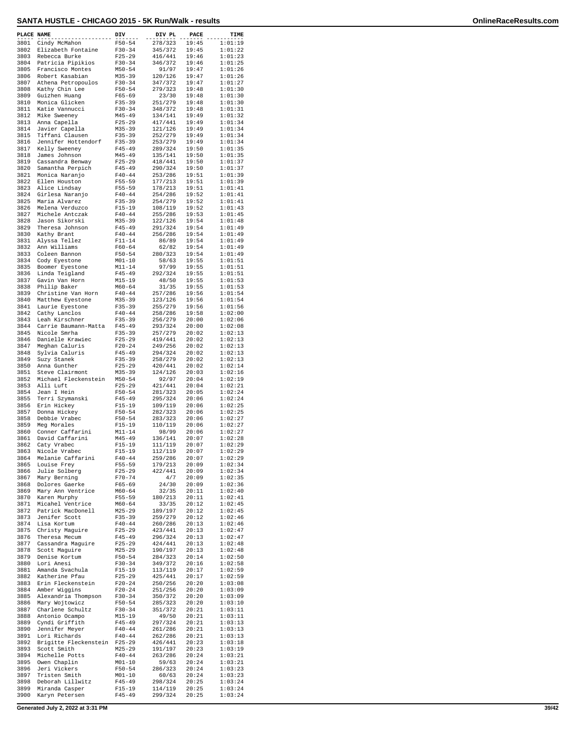## SANTA HUSTLE - CHICAGO 2015 - 5K Run/Walk - results

| PLACE | NAME | DIV | DIV PL | PACE | TIME |
|---|---|---|---|---|---|
| 3801 | Cindy McMahon | F50-54 | 278/323 | 19:45 | 1:01:19 |
| 3802 | Elizabeth Fontaine | F30-34 | 345/372 | 19:45 | 1:01:22 |
| 3803 | Rebecca Burke | F25-29 | 416/441 | 19:46 | 1:01:23 |
| 3804 | Patricia Pipikios | F30-34 | 346/372 | 19:46 | 1:01:25 |
| 3805 | Francisco Montes | M50-54 | 91/97 | 19:47 | 1:01:26 |
| 3806 | Robert Kasabian | M35-39 | 120/126 | 19:47 | 1:01:26 |
| 3807 | Athena Petropoulos | F30-34 | 347/372 | 19:47 | 1:01:27 |
| 3808 | Kathy Chin Lee | F50-54 | 279/323 | 19:48 | 1:01:30 |
| 3809 | Guizhen Huang | F65-69 | 23/30 | 19:48 | 1:01:30 |
| 3810 | Monica Glicken | F35-39 | 251/279 | 19:48 | 1:01:30 |
| 3811 | Katie Vannucci | F30-34 | 348/372 | 19:48 | 1:01:31 |
| 3812 | Mike Sweeney | M45-49 | 134/141 | 19:49 | 1:01:32 |
| 3813 | Anna Capella | F25-29 | 417/441 | 19:49 | 1:01:34 |
| 3814 | Javier Capella | M35-39 | 121/126 | 19:49 | 1:01:34 |
| 3815 | Tiffani Clausen | F35-39 | 252/279 | 19:49 | 1:01:34 |
| 3816 | Jennifer Hottendorf | F35-39 | 253/279 | 19:49 | 1:01:34 |
| 3817 | Kelly Sweeney | F45-49 | 289/324 | 19:50 | 1:01:35 |
| 3818 | James Johnson | M45-49 | 135/141 | 19:50 | 1:01:35 |
| 3819 | Cassandra Benway | F25-29 | 418/441 | 19:50 | 1:01:37 |
| 3820 | Samantha Perpich | F45-49 | 290/324 | 19:50 | 1:01:37 |
| 3821 | Monica Naranjo | F40-44 | 253/286 | 19:51 | 1:01:39 |
| 3822 | Ellen Houston | F55-59 | 177/213 | 19:51 | 1:01:39 |
| 3823 | Alice Lindsay | F55-59 | 178/213 | 19:51 | 1:01:41 |
| 3824 | Girlesa Naranjo | F40-44 | 254/286 | 19:52 | 1:01:41 |
| 3825 | Maria Alvarez | F35-39 | 254/279 | 19:52 | 1:01:41 |
| 3826 | Melena Verduzco | F15-19 | 108/119 | 19:52 | 1:01:43 |
| 3827 | Michele Antczak | F40-44 | 255/286 | 19:53 | 1:01:45 |
| 3828 | Jason Sikorski | M35-39 | 122/126 | 19:54 | 1:01:48 |
| 3829 | Theresa Johnson | F45-49 | 291/324 | 19:54 | 1:01:49 |
| 3830 | Kathy Brant | F40-44 | 256/286 | 19:54 | 1:01:49 |
| 3831 | Alyssa Tellez | F11-14 | 86/89 | 19:54 | 1:01:49 |
| 3832 | Ann Williams | F60-64 | 62/82 | 19:54 | 1:01:49 |
| 3833 | Coleen Bannon | F50-54 | 280/323 | 19:54 | 1:01:49 |
| 3834 | Cody Eyestone | M01-10 | 58/63 | 19:55 | 1:01:51 |
| 3835 | Boomer Eyestone | M11-14 | 97/99 | 19:55 | 1:01:51 |
| 3836 | Linda Teigland | F45-49 | 292/324 | 19:55 | 1:01:51 |
| 3837 | Gavin Van Horn | M15-19 | 48/50 | 19:55 | 1:01:53 |
| 3838 | Philip Baker | M60-64 | 31/35 | 19:55 | 1:01:53 |
| 3839 | Christine Van Horn | F40-44 | 257/286 | 19:56 | 1:01:54 |
| 3840 | Matthew Eyestone | M35-39 | 123/126 | 19:56 | 1:01:54 |
| 3841 | Laurie Eyestone | F35-39 | 255/279 | 19:56 | 1:01:56 |
| 3842 | Cathy Lanclos | F40-44 | 258/286 | 19:58 | 1:02:00 |
| 3843 | Leah Kirschner | F35-39 | 256/279 | 20:00 | 1:02:06 |
| 3844 | Carrie Baumann-Matta | F45-49 | 293/324 | 20:00 | 1:02:08 |
| 3845 | Nicole Smrha | F35-39 | 257/279 | 20:02 | 1:02:13 |
| 3846 | Danielle Krawiec | F25-29 | 419/441 | 20:02 | 1:02:13 |
| 3847 | Meghan Caluris | F20-24 | 249/256 | 20:02 | 1:02:13 |
| 3848 | Sylvia Caluris | F45-49 | 294/324 | 20:02 | 1:02:13 |
| 3849 | Suzy Stanek | F35-39 | 258/279 | 20:02 | 1:02:13 |
| 3850 | Anna Gunther | F25-29 | 420/441 | 20:02 | 1:02:14 |
| 3851 | Steve Clairmont | M35-39 | 124/126 | 20:03 | 1:02:16 |
| 3852 | Michael Fleckenstein | M50-54 | 92/97 | 20:04 | 1:02:19 |
| 3853 | Alli Luft | F25-29 | 421/441 | 20:04 | 1:02:21 |
| 3854 | Jean I Hein | F50-54 | 281/323 | 20:05 | 1:02:24 |
| 3855 | Terri Szymanski | F45-49 | 295/324 | 20:06 | 1:02:24 |
| 3856 | Erin Hickey | F15-19 | 109/119 | 20:06 | 1:02:25 |
| 3857 | Donna Hickey | F50-54 | 282/323 | 20:06 | 1:02:25 |
| 3858 | Debbie Vrabec | F50-54 | 283/323 | 20:06 | 1:02:27 |
| 3859 | Meg Morales | F15-19 | 110/119 | 20:06 | 1:02:27 |
| 3860 | Conner Caffarini | M11-14 | 98/99 | 20:06 | 1:02:27 |
| 3861 | David Caffarini | M45-49 | 136/141 | 20:07 | 1:02:28 |
| 3862 | Caty Vrabec | F15-19 | 111/119 | 20:07 | 1:02:29 |
| 3863 | Nicole Vrabec | F15-19 | 112/119 | 20:07 | 1:02:29 |
| 3864 | Melanie Caffarini | F40-44 | 259/286 | 20:07 | 1:02:29 |
| 3865 | Louise Frey | F55-59 | 179/213 | 20:09 | 1:02:34 |
| 3866 | Julie Solberg | F25-29 | 422/441 | 20:09 | 1:02:34 |
| 3867 | Mary Berning | F70-74 | 4/7 | 20:09 | 1:02:35 |
| 3868 | Dolores Gaerke | F65-69 | 24/30 | 20:09 | 1:02:36 |
| 3869 | Mary Ann Ventrice | M60-64 | 32/35 | 20:11 | 1:02:40 |
| 3870 | Karen Murphy | F55-59 | 180/213 | 20:11 | 1:02:41 |
| 3871 | Micahel Ventrice | M60-64 | 33/35 | 20:12 | 1:02:45 |
| 3872 | Patrick MacDonell | M25-29 | 189/197 | 20:12 | 1:02:45 |
| 3873 | Jenifer Scott | F35-39 | 259/279 | 20:12 | 1:02:46 |
| 3874 | Lisa Kortum | F40-44 | 260/286 | 20:13 | 1:02:46 |
| 3875 | Christy Maguire | F25-29 | 423/441 | 20:13 | 1:02:47 |
| 3876 | Theresa Mecum | F45-49 | 296/324 | 20:13 | 1:02:47 |
| 3877 | Cassandra Maguire | F25-29 | 424/441 | 20:13 | 1:02:48 |
| 3878 | Scott Maguire | M25-29 | 190/197 | 20:13 | 1:02:48 |
| 3879 | Denise Kortum | F50-54 | 284/323 | 20:14 | 1:02:50 |
| 3880 | Lori Anesi | F30-34 | 349/372 | 20:16 | 1:02:58 |
| 3881 | Amanda Svachula | F15-19 | 113/119 | 20:17 | 1:02:59 |
| 3882 | Katherine Pfau | F25-29 | 425/441 | 20:17 | 1:02:59 |
| 3883 | Erin Fleckenstein | F20-24 | 250/256 | 20:20 | 1:03:08 |
| 3884 | Amber Wiggins | F20-24 | 251/256 | 20:20 | 1:03:09 |
| 3885 | Alexandria Thompson | F30-34 | 350/372 | 20:20 | 1:03:09 |
| 3886 | Mary Wojtowicz | F50-54 | 285/323 | 20:20 | 1:03:10 |
| 3887 | Charlene Schultz | F30-34 | 351/372 | 20:21 | 1:03:11 |
| 3888 | Antonio Ocampo | M15-19 | 49/50 | 20:21 | 1:03:11 |
| 3889 | Cyndi Griffith | F45-49 | 297/324 | 20:21 | 1:03:13 |
| 3890 | Jennifer Meyer | F40-44 | 261/286 | 20:21 | 1:03:13 |
| 3891 | Lori Richards | F40-44 | 262/286 | 20:21 | 1:03:13 |
| 3892 | Brigitte Fleckenstein | F25-29 | 426/441 | 20:23 | 1:03:18 |
| 3893 | Scott Smith | M25-29 | 191/197 | 20:23 | 1:03:19 |
| 3894 | Michelle Potts | F40-44 | 263/286 | 20:24 | 1:03:21 |
| 3895 | Owen Chaplin | M01-10 | 59/63 | 20:24 | 1:03:21 |
| 3896 | Jeri Vickers | F50-54 | 286/323 | 20:24 | 1:03:23 |
| 3897 | Tristen Smith | M01-10 | 60/63 | 20:24 | 1:03:23 |
| 3898 | Deborah Lillwitz | F45-49 | 298/324 | 20:25 | 1:03:24 |
| 3899 | Miranda Casper | F15-19 | 114/119 | 20:25 | 1:03:24 |
| 3900 | Karyn Petersen | F45-49 | 299/324 | 20:25 | 1:03:24 |

Generated July 2, 2022 at 3:31 PM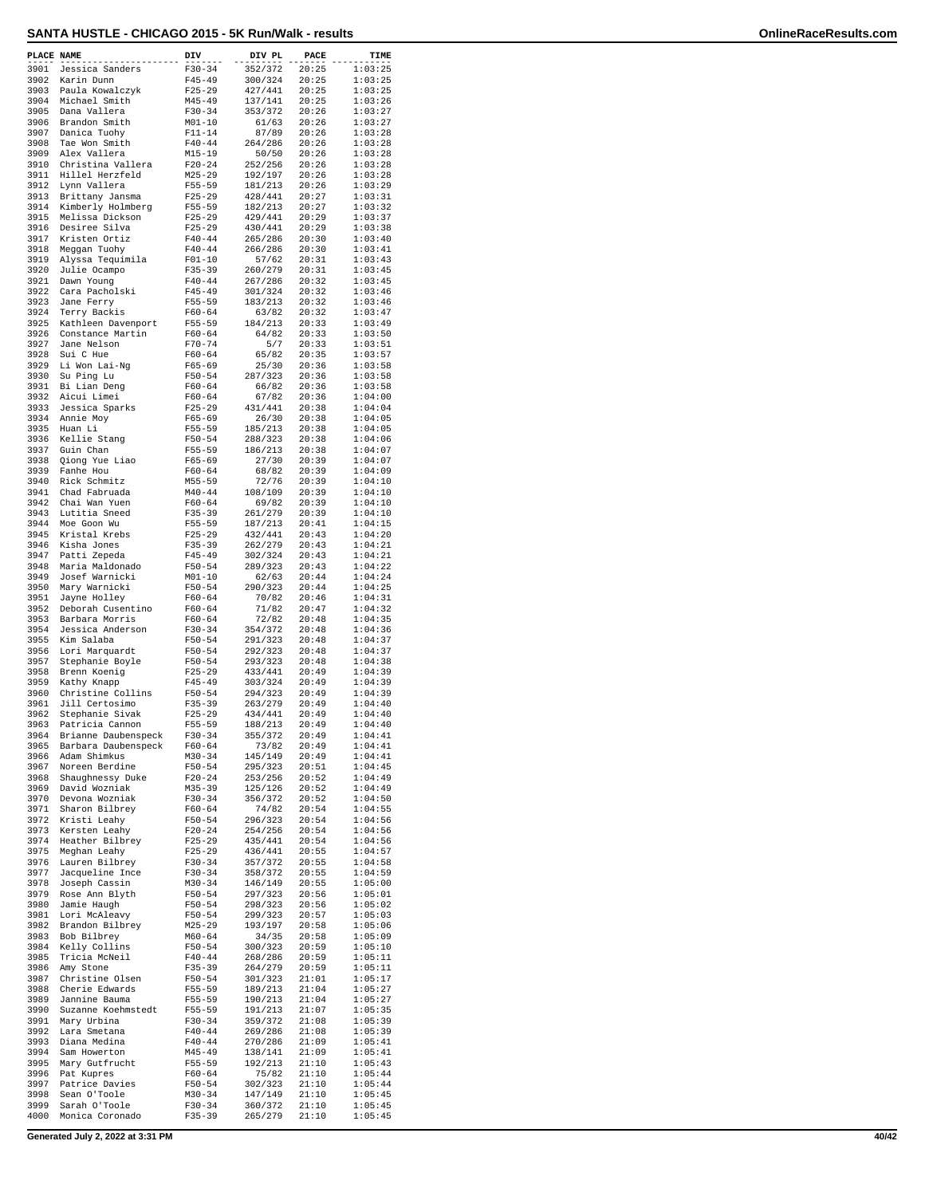# SANTA HUSTLE - CHICAGO 2015 - 5K Run/Walk - results

| PLACE | NAME | DIV | DIV PL | PACE | TIME |
|---|---|---|---|---|---|
| 3901 | Jessica Sanders | F30-34 | 352/372 | 20:25 | 1:03:25 |
| 3902 | Karin Dunn | F45-49 | 300/324 | 20:25 | 1:03:25 |
| 3903 | Paula Kowalczyk | F25-29 | 427/441 | 20:25 | 1:03:25 |
| 3904 | Michael Smith | M45-49 | 137/141 | 20:25 | 1:03:26 |
| 3905 | Dana Vallera | F30-34 | 353/372 | 20:26 | 1:03:27 |
| 3906 | Brandon Smith | M01-10 | 61/63 | 20:26 | 1:03:27 |
| 3907 | Danica Tuohy | F11-14 | 87/89 | 20:26 | 1:03:28 |
| 3908 | Tae Won Smith | F40-44 | 264/286 | 20:26 | 1:03:28 |
| 3909 | Alex Vallera | M15-19 | 50/50 | 20:26 | 1:03:28 |
| 3910 | Christina Vallera | F20-24 | 252/256 | 20:26 | 1:03:28 |
| 3911 | Hillel Herzfeld | M25-29 | 192/197 | 20:26 | 1:03:28 |
| 3912 | Lynn Vallera | F55-59 | 181/213 | 20:26 | 1:03:29 |
| 3913 | Brittany Jansma | F25-29 | 428/441 | 20:27 | 1:03:31 |
| 3914 | Kimberly Holmberg | F55-59 | 182/213 | 20:27 | 1:03:32 |
| 3915 | Melissa Dickson | F25-29 | 429/441 | 20:29 | 1:03:37 |
| 3916 | Desiree Silva | F25-29 | 430/441 | 20:29 | 1:03:38 |
| 3917 | Kristen Ortiz | F40-44 | 265/286 | 20:30 | 1:03:40 |
| 3918 | Meggan Tuohy | F40-44 | 266/286 | 20:30 | 1:03:41 |
| 3919 | Alyssa Tequimila | F01-10 | 57/62 | 20:31 | 1:03:43 |
| 3920 | Julie Ocampo | F35-39 | 260/279 | 20:31 | 1:03:45 |
| 3921 | Dawn Young | F40-44 | 267/286 | 20:32 | 1:03:45 |
| 3922 | Cara Pacholski | F45-49 | 301/324 | 20:32 | 1:03:46 |
| 3923 | Jane Ferry | F55-59 | 183/213 | 20:32 | 1:03:46 |
| 3924 | Terry Backis | F60-64 | 63/82 | 20:32 | 1:03:47 |
| 3925 | Kathleen Davenport | F55-59 | 184/213 | 20:33 | 1:03:49 |
| 3926 | Constance Martin | F60-64 | 64/82 | 20:33 | 1:03:50 |
| 3927 | Jane Nelson | F70-74 | 5/7 | 20:33 | 1:03:51 |
| 3928 | Sui C Hue | F60-64 | 65/82 | 20:35 | 1:03:57 |
| 3929 | Li Won Lai-Ng | F65-69 | 25/30 | 20:36 | 1:03:58 |
| 3930 | Su Ping Lu | F50-54 | 287/323 | 20:36 | 1:03:58 |
| 3931 | Bi Lian Deng | F60-64 | 66/82 | 20:36 | 1:03:58 |
| 3932 | Aicui Limei | F60-64 | 67/82 | 20:36 | 1:04:00 |
| 3933 | Jessica Sparks | F25-29 | 431/441 | 20:38 | 1:04:04 |
| 3934 | Annie Moy | F65-69 | 26/30 | 20:38 | 1:04:05 |
| 3935 | Huan Li | F55-59 | 185/213 | 20:38 | 1:04:05 |
| 3936 | Kellie Stang | F50-54 | 288/323 | 20:38 | 1:04:06 |
| 3937 | Guin Chan | F55-59 | 186/213 | 20:38 | 1:04:07 |
| 3938 | Qiong Yue Liao | F65-69 | 27/30 | 20:39 | 1:04:07 |
| 3939 | Fanhe Hou | F60-64 | 68/82 | 20:39 | 1:04:09 |
| 3940 | Rick Schmitz | M55-59 | 72/76 | 20:39 | 1:04:10 |
| 3941 | Chad Fabruada | M40-44 | 108/109 | 20:39 | 1:04:10 |
| 3942 | Chai Wan Yuen | F60-64 | 69/82 | 20:39 | 1:04:10 |
| 3943 | Lutitia Sneed | F35-39 | 261/279 | 20:39 | 1:04:10 |
| 3944 | Moe Goon Wu | F55-59 | 187/213 | 20:41 | 1:04:15 |
| 3945 | Kristal Krebs | F25-29 | 432/441 | 20:43 | 1:04:20 |
| 3946 | Kisha Jones | F35-39 | 262/279 | 20:43 | 1:04:21 |
| 3947 | Patti Zepeda | F45-49 | 302/324 | 20:43 | 1:04:21 |
| 3948 | Maria Maldonado | F50-54 | 289/323 | 20:43 | 1:04:22 |
| 3949 | Josef Warnicki | M01-10 | 62/63 | 20:44 | 1:04:24 |
| 3950 | Mary Warnicki | F50-54 | 290/323 | 20:44 | 1:04:25 |
| 3951 | Jayne Holley | F60-64 | 70/82 | 20:46 | 1:04:31 |
| 3952 | Deborah Cusentino | F60-64 | 71/82 | 20:47 | 1:04:32 |
| 3953 | Barbara Morris | F60-64 | 72/82 | 20:48 | 1:04:35 |
| 3954 | Jessica Anderson | F30-34 | 354/372 | 20:48 | 1:04:36 |
| 3955 | Kim Salaba | F50-54 | 291/323 | 20:48 | 1:04:37 |
| 3956 | Lori Marquardt | F50-54 | 292/323 | 20:48 | 1:04:37 |
| 3957 | Stephanie Boyle | F50-54 | 293/323 | 20:48 | 1:04:38 |
| 3958 | Brenn Koenig | F25-29 | 433/441 | 20:49 | 1:04:39 |
| 3959 | Kathy Knapp | F45-49 | 303/324 | 20:49 | 1:04:39 |
| 3960 | Christine Collins | F50-54 | 294/323 | 20:49 | 1:04:39 |
| 3961 | Jill Certosimo | F35-39 | 263/279 | 20:49 | 1:04:40 |
| 3962 | Stephanie Sivak | F25-29 | 434/441 | 20:49 | 1:04:40 |
| 3963 | Patricia Cannon | F55-59 | 188/213 | 20:49 | 1:04:40 |
| 3964 | Brianne Daubenspeck | F30-34 | 355/372 | 20:49 | 1:04:41 |
| 3965 | Barbara Daubenspeck | F60-64 | 73/82 | 20:49 | 1:04:41 |
| 3966 | Adam Shimkus | M30-34 | 145/149 | 20:49 | 1:04:41 |
| 3967 | Noreen Berdine | F50-54 | 295/323 | 20:51 | 1:04:45 |
| 3968 | Shaughnessy Duke | F20-24 | 253/256 | 20:52 | 1:04:49 |
| 3969 | David Wozniak | M35-39 | 125/126 | 20:52 | 1:04:49 |
| 3970 | Devona Wozniak | F30-34 | 356/372 | 20:52 | 1:04:50 |
| 3971 | Sharon Bilbrey | F60-64 | 74/82 | 20:54 | 1:04:55 |
| 3972 | Kristi Leahy | F50-54 | 296/323 | 20:54 | 1:04:56 |
| 3973 | Kersten Leahy | F20-24 | 254/256 | 20:54 | 1:04:56 |
| 3974 | Heather Bilbrey | F25-29 | 435/441 | 20:54 | 1:04:56 |
| 3975 | Meghan Leahy | F25-29 | 436/441 | 20:55 | 1:04:57 |
| 3976 | Lauren Bilbrey | F30-34 | 357/372 | 20:55 | 1:04:58 |
| 3977 | Jacqueline Ince | F30-34 | 358/372 | 20:55 | 1:04:59 |
| 3978 | Joseph Cassin | M30-34 | 146/149 | 20:55 | 1:05:00 |
| 3979 | Rose Ann Blyth | F50-54 | 297/323 | 20:56 | 1:05:01 |
| 3980 | Jamie Haugh | F50-54 | 298/323 | 20:56 | 1:05:02 |
| 3981 | Lori McAleavy | F50-54 | 299/323 | 20:57 | 1:05:03 |
| 3982 | Brandon Bilbrey | M25-29 | 193/197 | 20:58 | 1:05:06 |
| 3983 | Bob Bilbrey | M60-64 | 34/35 | 20:58 | 1:05:09 |
| 3984 | Kelly Collins | F50-54 | 300/323 | 20:59 | 1:05:10 |
| 3985 | Tricia McNeil | F40-44 | 268/286 | 20:59 | 1:05:11 |
| 3986 | Amy Stone | F35-39 | 264/279 | 20:59 | 1:05:11 |
| 3987 | Christine Olsen | F50-54 | 301/323 | 21:01 | 1:05:17 |
| 3988 | Cherie Edwards | F55-59 | 189/213 | 21:04 | 1:05:27 |
| 3989 | Jannine Bauma | F55-59 | 190/213 | 21:04 | 1:05:27 |
| 3990 | Suzanne Koehmstedt | F55-59 | 191/213 | 21:07 | 1:05:35 |
| 3991 | Mary Urbina | F30-34 | 359/372 | 21:08 | 1:05:39 |
| 3992 | Lara Smetana | F40-44 | 269/286 | 21:08 | 1:05:39 |
| 3993 | Diana Medina | F40-44 | 270/286 | 21:09 | 1:05:41 |
| 3994 | Sam Howerton | M45-49 | 138/141 | 21:09 | 1:05:41 |
| 3995 | Mary Gutfrucht | F55-59 | 192/213 | 21:10 | 1:05:43 |
| 3996 | Pat Kupres | F60-64 | 75/82 | 21:10 | 1:05:44 |
| 3997 | Patrice Davies | F50-54 | 302/323 | 21:10 | 1:05:44 |
| 3998 | Sean O'Toole | M30-34 | 147/149 | 21:10 | 1:05:45 |
| 3999 | Sarah O'Toole | F30-34 | 360/372 | 21:10 | 1:05:45 |
| 4000 | Monica Coronado | F35-39 | 265/279 | 21:10 | 1:05:45 |

Generated July 2, 2022 at 3:31 PM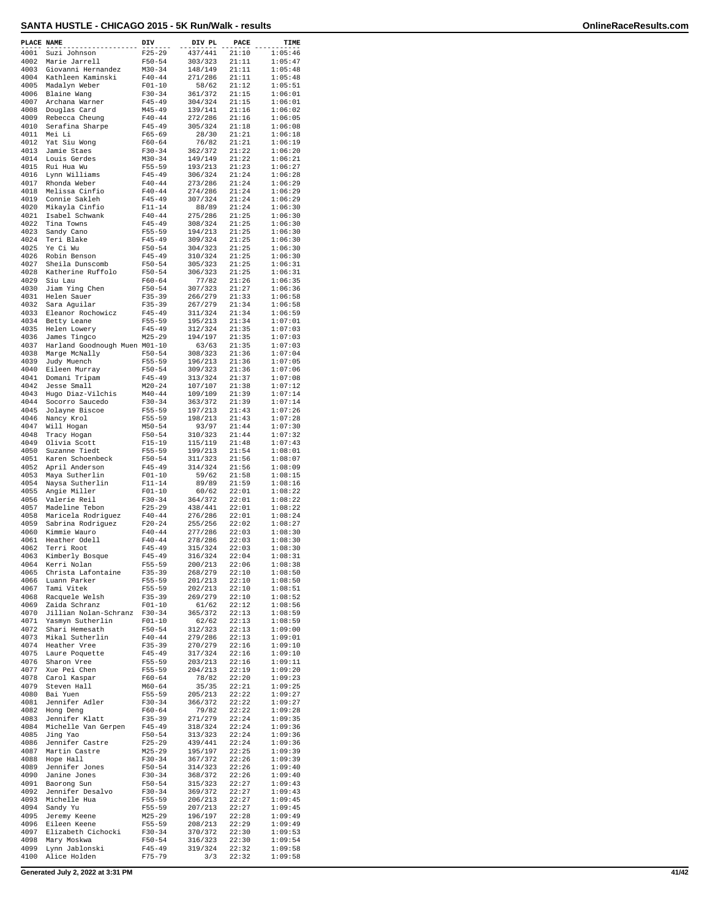# SANTA HUSTLE - CHICAGO 2015 - 5K Run/Walk - results

| PLACE | NAME | DIV | DIV PL | PACE | TIME |
|---|---|---|---|---|---|
| 4001 | Suzi Johnson | F25-29 | 437/441 | 21:10 | 1:05:46 |
| 4002 | Marie Jarrell | F50-54 | 303/323 | 21:11 | 1:05:47 |
| 4003 | Giovanni Hernandez | M30-34 | 148/149 | 21:11 | 1:05:48 |
| 4004 | Kathleen Kaminski | F40-44 | 271/286 | 21:11 | 1:05:48 |
| 4005 | Madalyn Weber | F01-10 | 58/62 | 21:12 | 1:05:51 |
| 4006 | Blaine Wang | F30-34 | 361/372 | 21:15 | 1:06:01 |
| 4007 | Archana Warner | F45-49 | 304/324 | 21:15 | 1:06:01 |
| 4008 | Douglas Card | M45-49 | 139/141 | 21:16 | 1:06:02 |
| 4009 | Rebecca Cheung | F40-44 | 272/286 | 21:16 | 1:06:05 |
| 4010 | Serafina Sharpe | F45-49 | 305/324 | 21:18 | 1:06:08 |
| 4011 | Mei Li | F65-69 | 28/30 | 21:21 | 1:06:18 |
| 4012 | Yat Siu Wong | F60-64 | 76/82 | 21:21 | 1:06:19 |
| 4013 | Jamie Staes | F30-34 | 362/372 | 21:22 | 1:06:20 |
| 4014 | Louis Gerdes | M30-34 | 149/149 | 21:22 | 1:06:21 |
| 4015 | Rui Hua Wu | F55-59 | 193/213 | 21:23 | 1:06:27 |
| 4016 | Lynn Williams | F45-49 | 306/324 | 21:24 | 1:06:28 |
| 4017 | Rhonda Weber | F40-44 | 273/286 | 21:24 | 1:06:29 |
| 4018 | Melissa Cinfio | F40-44 | 274/286 | 21:24 | 1:06:29 |
| 4019 | Connie Sakleh | F45-49 | 307/324 | 21:24 | 1:06:29 |
| 4020 | Mikayla Cinfio | F11-14 | 88/89 | 21:24 | 1:06:30 |
| 4021 | Isabel Schwank | F40-44 | 275/286 | 21:25 | 1:06:30 |
| 4022 | Tina Towns | F45-49 | 308/324 | 21:25 | 1:06:30 |
| 4023 | Sandy Cano | F55-59 | 194/213 | 21:25 | 1:06:30 |
| 4024 | Teri Blake | F45-49 | 309/324 | 21:25 | 1:06:30 |
| 4025 | Ye Ci Wu | F50-54 | 304/323 | 21:25 | 1:06:30 |
| 4026 | Robin Benson | F45-49 | 310/324 | 21:25 | 1:06:30 |
| 4027 | Sheila Dunscomb | F50-54 | 305/323 | 21:25 | 1:06:31 |
| 4028 | Katherine Ruffolo | F50-54 | 306/323 | 21:25 | 1:06:31 |
| 4029 | Siu Lau | F60-64 | 77/82 | 21:26 | 1:06:35 |
| 4030 | Jiam Ying Chen | F50-54 | 307/323 | 21:27 | 1:06:36 |
| 4031 | Helen Sauer | F35-39 | 266/279 | 21:33 | 1:06:58 |
| 4032 | Sara Aguilar | F35-39 | 267/279 | 21:34 | 1:06:58 |
| 4033 | Eleanor Rochowicz | F45-49 | 311/324 | 21:34 | 1:06:59 |
| 4034 | Betty Leane | F55-59 | 195/213 | 21:34 | 1:07:01 |
| 4035 | Helen Lowery | F45-49 | 312/324 | 21:35 | 1:07:03 |
| 4036 | James Tingco | M25-29 | 194/197 | 21:35 | 1:07:03 |
| 4037 | Harland Goodnough Muen | M01-10 | 63/63 | 21:35 | 1:07:03 |
| 4038 | Marge McNally | F50-54 | 308/323 | 21:36 | 1:07:04 |
| 4039 | Judy Muench | F55-59 | 196/213 | 21:36 | 1:07:05 |
| 4040 | Eileen Murray | F50-54 | 309/323 | 21:36 | 1:07:06 |
| 4041 | Domani Tripam | F45-49 | 313/324 | 21:37 | 1:07:08 |
| 4042 | Jesse Small | M20-24 | 107/107 | 21:38 | 1:07:12 |
| 4043 | Hugo Diaz-Vilchis | M40-44 | 109/109 | 21:39 | 1:07:14 |
| 4044 | Socorro Saucedo | F30-34 | 363/372 | 21:39 | 1:07:14 |
| 4045 | Jolayne Biscoe | F55-59 | 197/213 | 21:43 | 1:07:26 |
| 4046 | Nancy Krol | F55-59 | 198/213 | 21:43 | 1:07:28 |
| 4047 | Will Hogan | M50-54 | 93/97 | 21:44 | 1:07:30 |
| 4048 | Tracy Hogan | F50-54 | 310/323 | 21:44 | 1:07:32 |
| 4049 | Olivia Scott | F15-19 | 115/119 | 21:48 | 1:07:43 |
| 4050 | Suzanne Tiedt | F55-59 | 199/213 | 21:54 | 1:08:01 |
| 4051 | Karen Schoenbeck | F50-54 | 311/323 | 21:56 | 1:08:07 |
| 4052 | April Anderson | F45-49 | 314/324 | 21:56 | 1:08:09 |
| 4053 | Maya Sutherlin | F01-10 | 59/62 | 21:58 | 1:08:15 |
| 4054 | Naysa Sutherlin | F11-14 | 89/89 | 21:59 | 1:08:16 |
| 4055 | Angie Miller | F01-10 | 60/62 | 22:01 | 1:08:22 |
| 4056 | Valerie Reil | F30-34 | 364/372 | 22:01 | 1:08:22 |
| 4057 | Madeline Tebon | F25-29 | 438/441 | 22:01 | 1:08:22 |
| 4058 | Maricela Rodriguez | F40-44 | 276/286 | 22:01 | 1:08:24 |
| 4059 | Sabrina Rodriguez | F20-24 | 255/256 | 22:02 | 1:08:27 |
| 4060 | Kimmie Wauro | F40-44 | 277/286 | 22:03 | 1:08:30 |
| 4061 | Heather Odell | F40-44 | 278/286 | 22:03 | 1:08:30 |
| 4062 | Terri Root | F45-49 | 315/324 | 22:03 | 1:08:30 |
| 4063 | Kimberly Bosque | F45-49 | 316/324 | 22:04 | 1:08:31 |
| 4064 | Kerri Nolan | F55-59 | 200/213 | 22:06 | 1:08:38 |
| 4065 | Christa Lafontaine | F35-39 | 268/279 | 22:10 | 1:08:50 |
| 4066 | Luann Parker | F55-59 | 201/213 | 22:10 | 1:08:50 |
| 4067 | Tami Vitek | F55-59 | 202/213 | 22:10 | 1:08:51 |
| 4068 | Racquele Welsh | F35-39 | 269/279 | 22:10 | 1:08:52 |
| 4069 | Zaida Schranz | F01-10 | 61/62 | 22:12 | 1:08:56 |
| 4070 | Jillian Nolan-Schranz | F30-34 | 365/372 | 22:13 | 1:08:59 |
| 4071 | Yasmyn Sutherlin | F01-10 | 62/62 | 22:13 | 1:08:59 |
| 4072 | Shari Hemesath | F50-54 | 312/323 | 22:13 | 1:09:00 |
| 4073 | Mikal Sutherlin | F40-44 | 279/286 | 22:13 | 1:09:01 |
| 4074 | Heather Vree | F35-39 | 270/279 | 22:16 | 1:09:10 |
| 4075 | Laure Poquette | F45-49 | 317/324 | 22:16 | 1:09:10 |
| 4076 | Sharon Vree | F55-59 | 203/213 | 22:16 | 1:09:11 |
| 4077 | Xue Pei Chen | F55-59 | 204/213 | 22:19 | 1:09:20 |
| 4078 | Carol Kaspar | F60-64 | 78/82 | 22:20 | 1:09:23 |
| 4079 | Steven Hall | M60-64 | 35/35 | 22:21 | 1:09:25 |
| 4080 | Bai Yuen | F55-59 | 205/213 | 22:22 | 1:09:27 |
| 4081 | Jennifer Adler | F30-34 | 366/372 | 22:22 | 1:09:27 |
| 4082 | Hong Deng | F60-64 | 79/82 | 22:22 | 1:09:28 |
| 4083 | Jennifer Klatt | F35-39 | 271/279 | 22:24 | 1:09:35 |
| 4084 | Michelle Van Gerpen | F45-49 | 318/324 | 22:24 | 1:09:36 |
| 4085 | Jing Yao | F50-54 | 313/323 | 22:24 | 1:09:36 |
| 4086 | Jennifer Castre | F25-29 | 439/441 | 22:24 | 1:09:36 |
| 4087 | Martin Castre | M25-29 | 195/197 | 22:25 | 1:09:39 |
| 4088 | Hope Hall | F30-34 | 367/372 | 22:26 | 1:09:39 |
| 4089 | Jennifer Jones | F50-54 | 314/323 | 22:26 | 1:09:40 |
| 4090 | Janine Jones | F30-34 | 368/372 | 22:26 | 1:09:40 |
| 4091 | Baorong Sun | F50-54 | 315/323 | 22:27 | 1:09:43 |
| 4092 | Jennifer Desalvo | F30-34 | 369/372 | 22:27 | 1:09:43 |
| 4093 | Michelle Hua | F55-59 | 206/213 | 22:27 | 1:09:45 |
| 4094 | Sandy Yu | F55-59 | 207/213 | 22:27 | 1:09:45 |
| 4095 | Jeremy Keene | M25-29 | 196/197 | 22:28 | 1:09:49 |
| 4096 | Eileen Keene | F55-59 | 208/213 | 22:29 | 1:09:49 |
| 4097 | Elizabeth Cichocki | F30-34 | 370/372 | 22:30 | 1:09:53 |
| 4098 | Mary Moskwa | F50-54 | 316/323 | 22:30 | 1:09:54 |
| 4099 | Lynn Jablonski | F45-49 | 319/324 | 22:32 | 1:09:58 |
| 4100 | Alice Holden | F75-79 | 3/3 | 22:32 | 1:09:58 |

Generated July 2, 2022 at 3:31 PM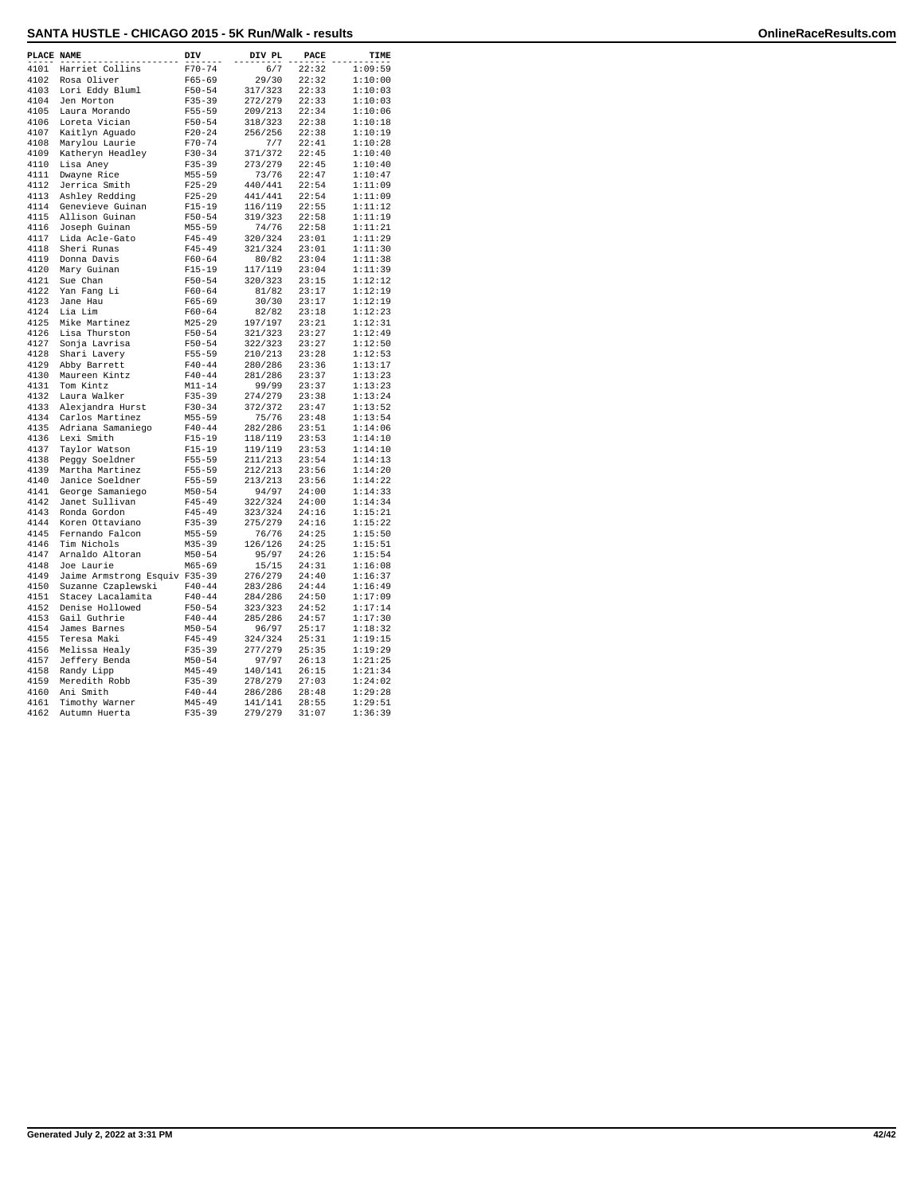# SANTA HUSTLE - CHICAGO 2015 - 5K Run/Walk - results

| PLACE | NAME | DIV | DIV PL | PACE | TIME |
|---|---|---|---|---|---|
| 4101 | Harriet Collins | F70-74 | 6/7 | 22:32 | 1:09:59 |
| 4102 | Rosa Oliver | F65-69 | 29/30 | 22:32 | 1:10:00 |
| 4103 | Lori Eddy Bluml | F50-54 | 317/323 | 22:33 | 1:10:03 |
| 4104 | Jen Morton | F35-39 | 272/279 | 22:33 | 1:10:03 |
| 4105 | Laura Morando | F55-59 | 209/213 | 22:34 | 1:10:06 |
| 4106 | Loreta Vician | F50-54 | 318/323 | 22:38 | 1:10:18 |
| 4107 | Kaitlyn Aguado | F20-24 | 256/256 | 22:38 | 1:10:19 |
| 4108 | Marylou Laurie | F70-74 | 7/7 | 22:41 | 1:10:28 |
| 4109 | Katheryn Headley | F30-34 | 371/372 | 22:45 | 1:10:40 |
| 4110 | Lisa Aney | F35-39 | 273/279 | 22:45 | 1:10:40 |
| 4111 | Dwayne Rice | M55-59 | 73/76 | 22:47 | 1:10:47 |
| 4112 | Jerrica Smith | F25-29 | 440/441 | 22:54 | 1:11:09 |
| 4113 | Ashley Redding | F25-29 | 441/441 | 22:54 | 1:11:09 |
| 4114 | Genevieve Guinan | F15-19 | 116/119 | 22:55 | 1:11:12 |
| 4115 | Allison Guinan | F50-54 | 319/323 | 22:58 | 1:11:19 |
| 4116 | Joseph Guinan | M55-59 | 74/76 | 22:58 | 1:11:21 |
| 4117 | Lida Acle-Gato | F45-49 | 320/324 | 23:01 | 1:11:29 |
| 4118 | Sheri Runas | F45-49 | 321/324 | 23:01 | 1:11:30 |
| 4119 | Donna Davis | F60-64 | 80/82 | 23:04 | 1:11:38 |
| 4120 | Mary Guinan | F15-19 | 117/119 | 23:04 | 1:11:39 |
| 4121 | Sue Chan | F50-54 | 320/323 | 23:15 | 1:12:12 |
| 4122 | Yan Fang Li | F60-64 | 81/82 | 23:17 | 1:12:19 |
| 4123 | Jane Hau | F65-69 | 30/30 | 23:17 | 1:12:19 |
| 4124 | Lia Lim | F60-64 | 82/82 | 23:18 | 1:12:23 |
| 4125 | Mike Martinez | M25-29 | 197/197 | 23:21 | 1:12:31 |
| 4126 | Lisa Thurston | F50-54 | 321/323 | 23:27 | 1:12:49 |
| 4127 | Sonja Lavrisa | F50-54 | 322/323 | 23:27 | 1:12:50 |
| 4128 | Shari Lavery | F55-59 | 210/213 | 23:28 | 1:12:53 |
| 4129 | Abby Barrett | F40-44 | 280/286 | 23:36 | 1:13:17 |
| 4130 | Maureen Kintz | F40-44 | 281/286 | 23:37 | 1:13:23 |
| 4131 | Tom Kintz | M11-14 | 99/99 | 23:37 | 1:13:23 |
| 4132 | Laura Walker | F35-39 | 274/279 | 23:38 | 1:13:24 |
| 4133 | Alexjandra Hurst | F30-34 | 372/372 | 23:47 | 1:13:52 |
| 4134 | Carlos Martinez | M55-59 | 75/76 | 23:48 | 1:13:54 |
| 4135 | Adriana Samaniego | F40-44 | 282/286 | 23:51 | 1:14:06 |
| 4136 | Lexi Smith | F15-19 | 118/119 | 23:53 | 1:14:10 |
| 4137 | Taylor Watson | F15-19 | 119/119 | 23:53 | 1:14:10 |
| 4138 | Peggy Soeldner | F55-59 | 211/213 | 23:54 | 1:14:13 |
| 4139 | Martha Martinez | F55-59 | 212/213 | 23:56 | 1:14:20 |
| 4140 | Janice Soeldner | F55-59 | 213/213 | 23:56 | 1:14:22 |
| 4141 | George Samaniego | M50-54 | 94/97 | 24:00 | 1:14:33 |
| 4142 | Janet Sullivan | F45-49 | 322/324 | 24:00 | 1:14:34 |
| 4143 | Ronda Gordon | F45-49 | 323/324 | 24:16 | 1:15:21 |
| 4144 | Koren Ottaviano | F35-39 | 275/279 | 24:16 | 1:15:22 |
| 4145 | Fernando Falcon | M55-59 | 76/76 | 24:25 | 1:15:50 |
| 4146 | Tim Nichols | M35-39 | 126/126 | 24:25 | 1:15:51 |
| 4147 | Arnaldo Altoran | M50-54 | 95/97 | 24:26 | 1:15:54 |
| 4148 | Joe Laurie | M65-69 | 15/15 | 24:31 | 1:16:08 |
| 4149 | Jaime Armstrong Esquiv | F35-39 | 276/279 | 24:40 | 1:16:37 |
| 4150 | Suzanne Czaplewski | F40-44 | 283/286 | 24:44 | 1:16:49 |
| 4151 | Stacey Lacalamita | F40-44 | 284/286 | 24:50 | 1:17:09 |
| 4152 | Denise Hollowed | F50-54 | 323/323 | 24:52 | 1:17:14 |
| 4153 | Gail Guthrie | F40-44 | 285/286 | 24:57 | 1:17:30 |
| 4154 | James Barnes | M50-54 | 96/97 | 25:17 | 1:18:32 |
| 4155 | Teresa Maki | F45-49 | 324/324 | 25:31 | 1:19:15 |
| 4156 | Melissa Healy | F35-39 | 277/279 | 25:35 | 1:19:29 |
| 4157 | Jeffery Benda | M50-54 | 97/97 | 26:13 | 1:21:25 |
| 4158 | Randy Lipp | M45-49 | 140/141 | 26:15 | 1:21:34 |
| 4159 | Meredith Robb | F35-39 | 278/279 | 27:03 | 1:24:02 |
| 4160 | Ani Smith | F40-44 | 286/286 | 28:48 | 1:29:28 |
| 4161 | Timothy Warner | M45-49 | 141/141 | 28:55 | 1:29:51 |
| 4162 | Autumn Huerta | F35-39 | 279/279 | 31:07 | 1:36:39 |

Generated July 2, 2022 at 3:31 PM